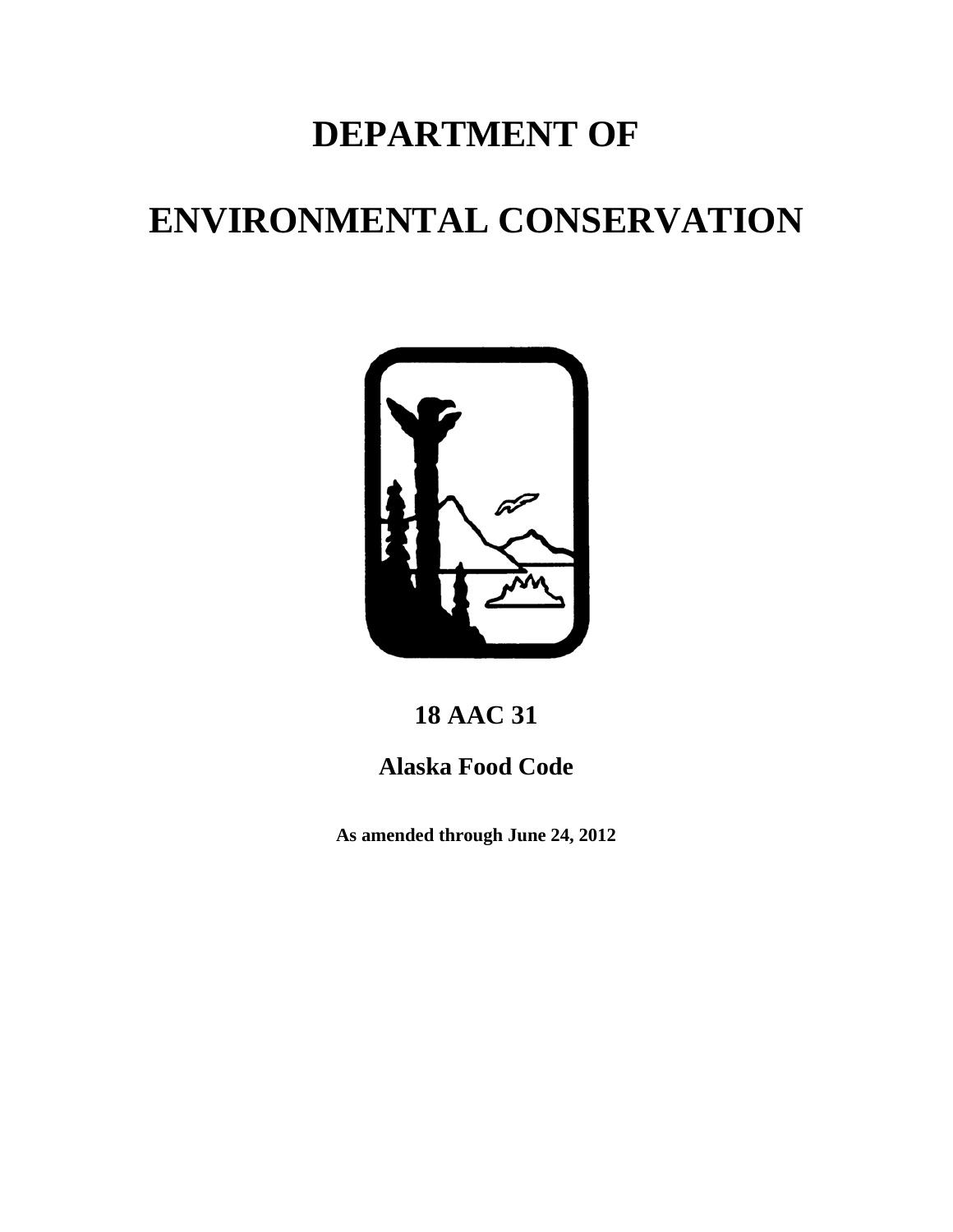# DEPARTMENT OF

# ENVIRONMENTAL CONSERVATION

## 18 AAC 31

## Alaska Food Code

**As amended through June 24, 2012**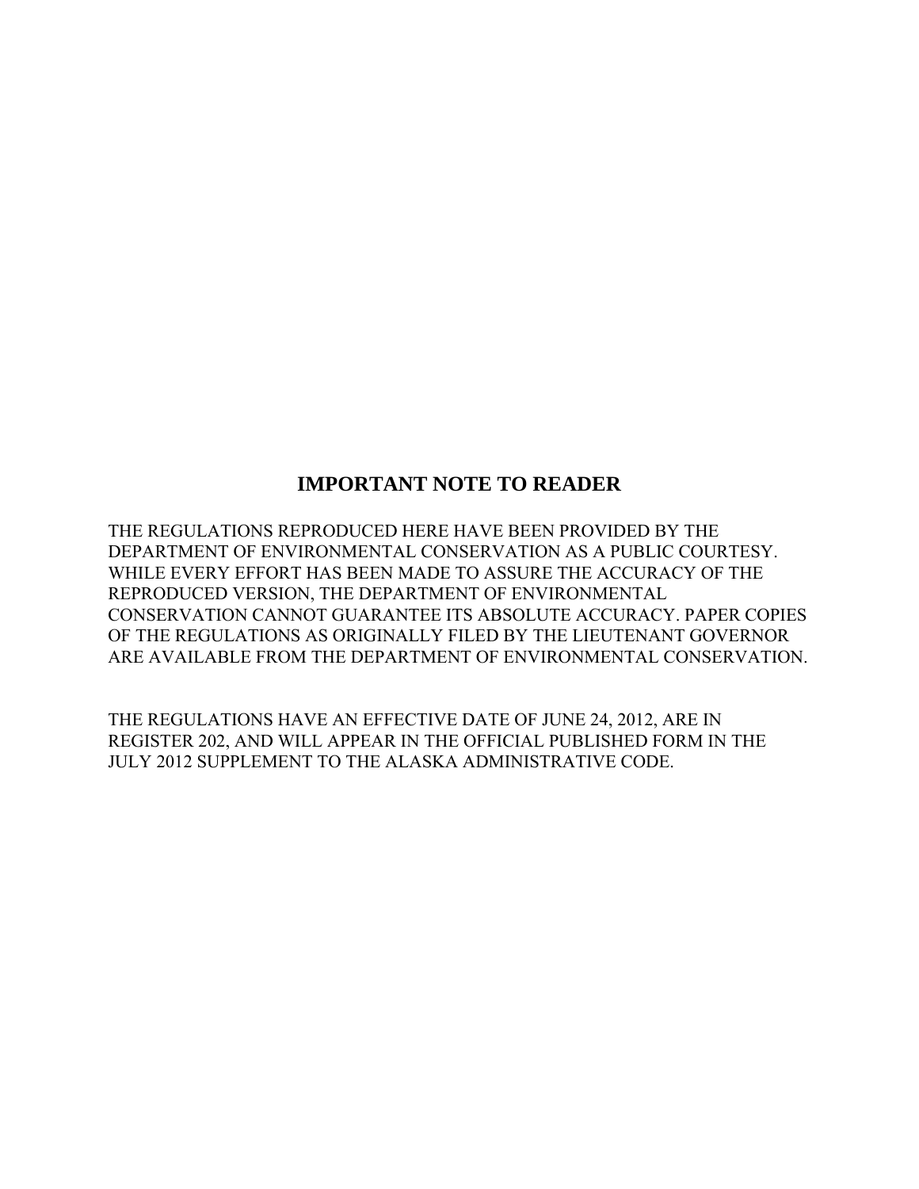## IMPORTANT NOTE TO READER

THE REGULATIONS REPRODUCED HERE HAVE BEEN PROVIDED BY THE DEPARTMENT OF ENVIRONMENTAL CONSERVATION AS A PUBLIC COURTESY. WHILE EVERY EFFORT HAS BEEN MADE TO ASSURE THE ACCURACY OF THE REPRODUCED VERSION, THE DEPARTMENT OF ENVIRONMENTAL CONSERVATION CANNOT GUARANTEE ITS ABSOLUTE ACCURACY. PAPER COPIES OF THE REGULATIONS AS ORIGINALLY FILED BY THE LIEUTENANT GOVERNOR ARE AVAILABLE FROM THE DEPARTMENT OF ENVIRONMENTAL CONSERVATION.

THE REGULATIONS HAVE AN EFFECTIVE DATE OF JUNE 24, 2012, ARE IN REGISTER 202, AND WILL APPEAR IN THE OFFICIAL PUBLISHED FORM IN THE JULY 2012 SUPPLEMENT TO THE ALASKA ADMINISTRATIVE CODE.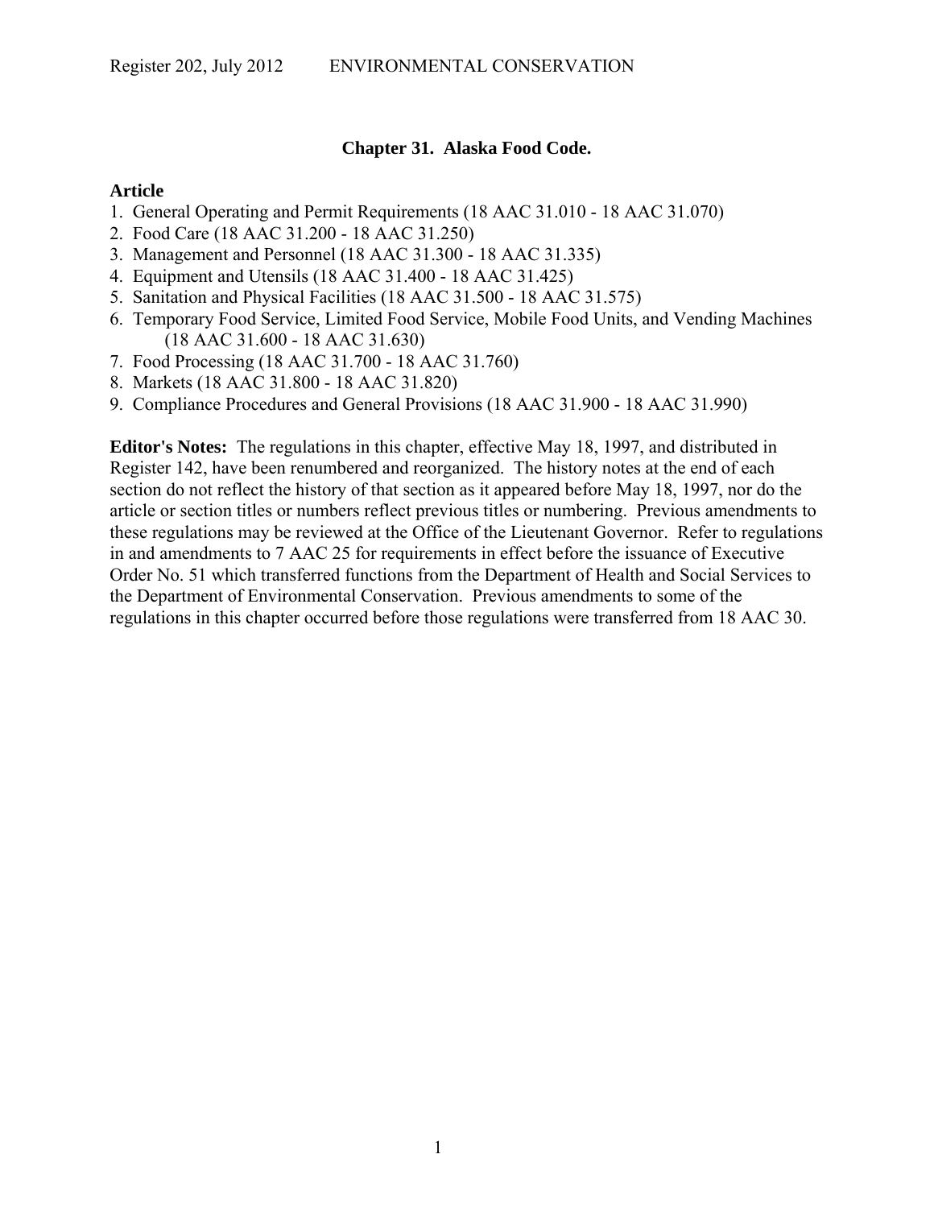## Chapter 31. Alaska Food Code.

**Article**

1. General Operating and Permit Requirements (18 AAC 31.010 - 18 AAC 31.070)
2. Food Care (18 AAC 31.200 - 18 AAC 31.250)
3. Management and Personnel (18 AAC 31.300 - 18 AAC 31.335)
4. Equipment and Utensils (18 AAC 31.400 - 18 AAC 31.425)
5. Sanitation and Physical Facilities (18 AAC 31.500 - 18 AAC 31.575)
6. Temporary Food Service, Limited Food Service, Mobile Food Units, and Vending Machines (18 AAC 31.600 - 18 AAC 31.630)
7. Food Processing (18 AAC 31.700 - 18 AAC 31.760)
8. Markets (18 AAC 31.800 - 18 AAC 31.820)
9. Compliance Procedures and General Provisions (18 AAC 31.900 - 18 AAC 31.990)

**Editor's Notes:** The regulations in this chapter, effective May 18, 1997, and distributed in Register 142, have been renumbered and reorganized. The history notes at the end of each section do not reflect the history of that section as it appeared before May 18, 1997, nor do the article or section titles or numbers reflect previous titles or numbering. Previous amendments to these regulations may be reviewed at the Office of the Lieutenant Governor. Refer to regulations in and amendments to 7 AAC 25 for requirements in effect before the issuance of Executive Order No. 51 which transferred functions from the Department of Health and Social Services to the Department of Environmental Conservation. Previous amendments to some of the regulations in this chapter occurred before those regulations were transferred from 18 AAC 30.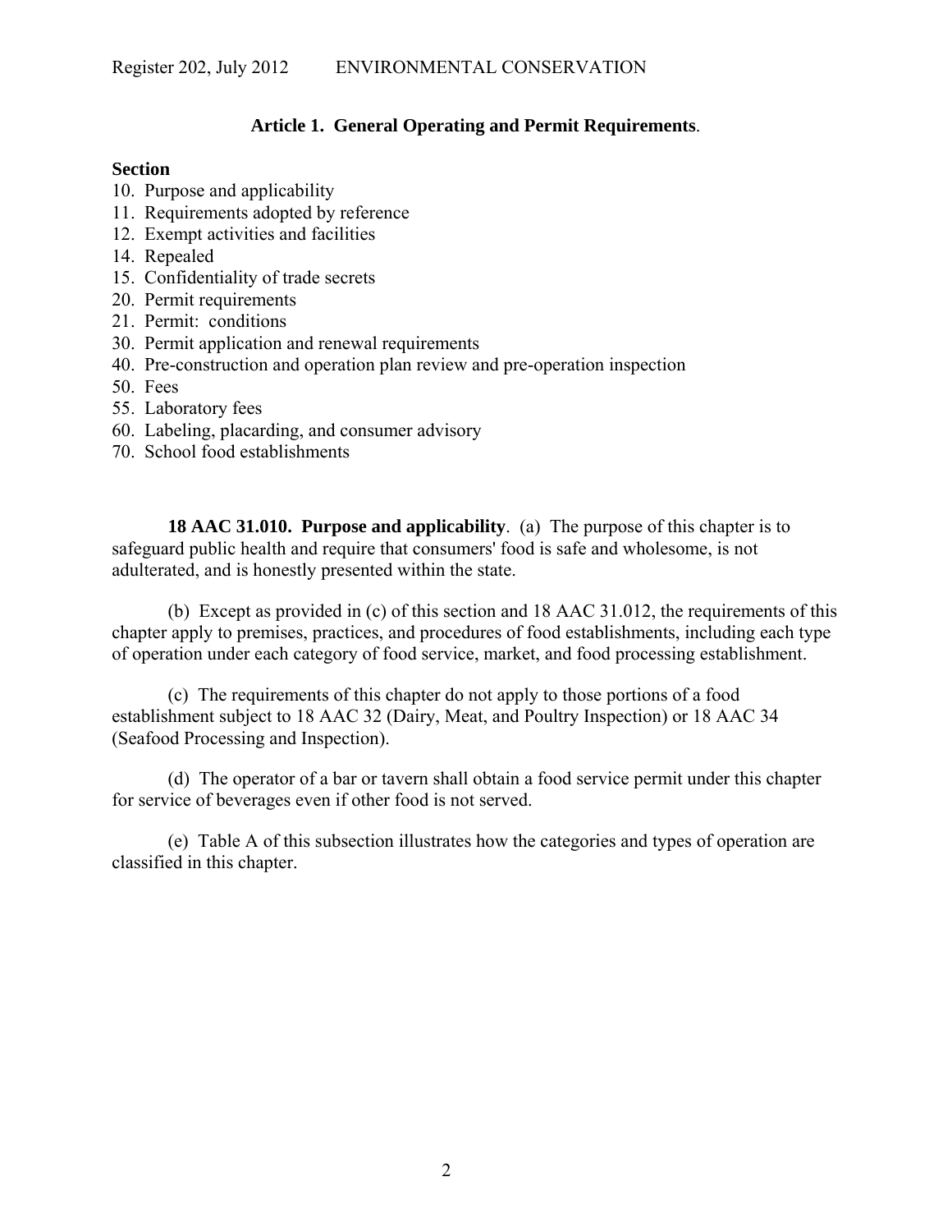### Article 1. General Operating and Permit Requirements.

**Section**

10. Purpose and applicability
11. Requirements adopted by reference
12. Exempt activities and facilities
14. Repealed
15. Confidentiality of trade secrets
20. Permit requirements
21. Permit: conditions
30. Permit application and renewal requirements
40. Pre-construction and operation plan review and pre-operation inspection
50. Fees
55. Laboratory fees
60. Labeling, placarding, and consumer advisory
70. School food establishments

**18 AAC 31.010. Purpose and applicability**. (a) The purpose of this chapter is to safeguard public health and require that consumers' food is safe and wholesome, is not adulterated, and is honestly presented within the state.

(b) Except as provided in (c) of this section and 18 AAC 31.012, the requirements of this chapter apply to premises, practices, and procedures of food establishments, including each type of operation under each category of food service, market, and food processing establishment.

(c) The requirements of this chapter do not apply to those portions of a food establishment subject to 18 AAC 32 (Dairy, Meat, and Poultry Inspection) or 18 AAC 34 (Seafood Processing and Inspection).

(d) The operator of a bar or tavern shall obtain a food service permit under this chapter for service of beverages even if other food is not served.

(e) Table A of this subsection illustrates how the categories and types of operation are classified in this chapter.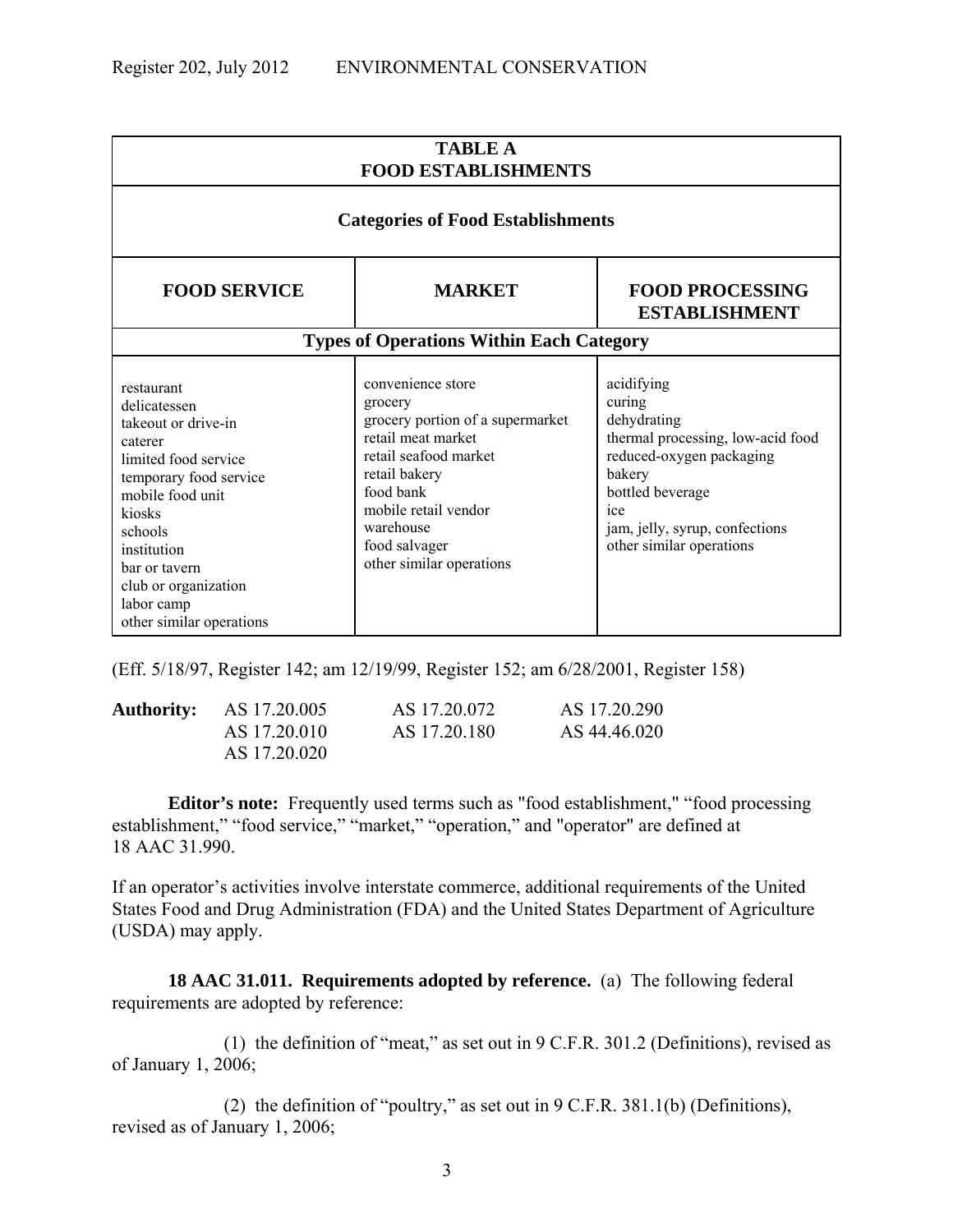| TABLE A FOOD ESTABLISHMENTS | | |
|---|---|---|
| **Categories of Food Establishments** | | |
| **FOOD SERVICE** | **MARKET** | **FOOD PROCESSING ESTABLISHMENT** |
| **Types of Operations Within Each Category** | | |
| restaurant<br>delicatessen<br>takeout or drive-in<br>caterer<br>limited food service<br>temporary food service<br>mobile food unit<br>kiosks<br>schools<br>institution<br>bar or tavern<br>club or organization<br>labor camp<br>other similar operations | convenience store<br>grocery<br>grocery portion of a supermarket<br>retail meat market<br>retail seafood market<br>retail bakery<br>food bank<br>mobile retail vendor<br>warehouse<br>food salvager<br>other similar operations | acidifying<br>curing<br>dehydrating<br>thermal processing, low-acid food<br>reduced-oxygen packaging<br>bakery<br>bottled beverage<br>ice<br>jam, jelly, syrup, confections<br>other similar operations |

(Eff. 5/18/97, Register 142; am 12/19/99, Register 152; am 6/28/2001, Register 158)

**Authority:** AS 17.20.005 AS 17.20.072 AS 17.20.290
AS 17.20.010 AS 17.20.180 AS 44.46.020
AS 17.20.020

**Editor's note:** Frequently used terms such as "food establishment," "food processing establishment," "food service," "market," "operation," and "operator" are defined at 18 AAC 31.990.

If an operator's activities involve interstate commerce, additional requirements of the United States Food and Drug Administration (FDA) and the United States Department of Agriculture (USDA) may apply.

**18 AAC 31.011. Requirements adopted by reference.** (a) The following federal requirements are adopted by reference:

(1) the definition of "meat," as set out in 9 C.F.R. 301.2 (Definitions), revised as of January 1, 2006;

(2) the definition of "poultry," as set out in 9 C.F.R. 381.1(b) (Definitions), revised as of January 1, 2006;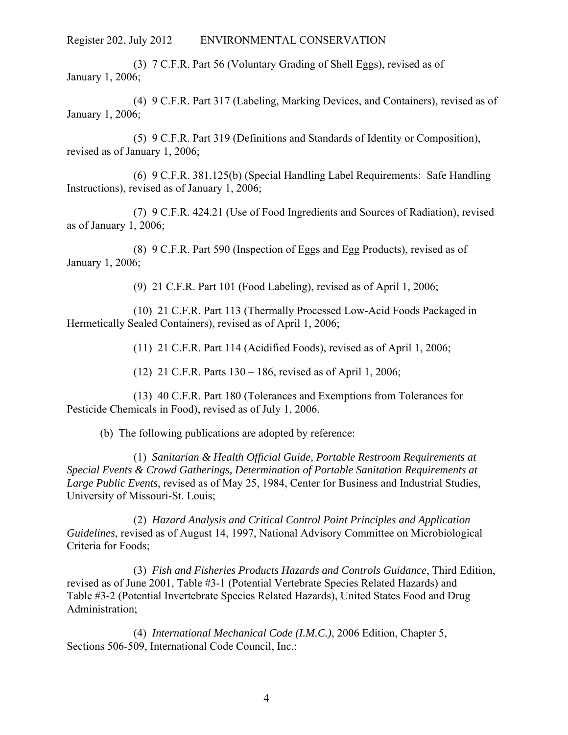(3) 7 C.F.R. Part 56 (Voluntary Grading of Shell Eggs), revised as of January 1, 2006;

(4) 9 C.F.R. Part 317 (Labeling, Marking Devices, and Containers), revised as of January 1, 2006;

(5) 9 C.F.R. Part 319 (Definitions and Standards of Identity or Composition), revised as of January 1, 2006;

(6) 9 C.F.R. 381.125(b) (Special Handling Label Requirements: Safe Handling Instructions), revised as of January 1, 2006;

(7) 9 C.F.R. 424.21 (Use of Food Ingredients and Sources of Radiation), revised as of January 1, 2006;

(8) 9 C.F.R. Part 590 (Inspection of Eggs and Egg Products), revised as of January 1, 2006;

(9) 21 C.F.R. Part 101 (Food Labeling), revised as of April 1, 2006;

(10) 21 C.F.R. Part 113 (Thermally Processed Low-Acid Foods Packaged in Hermetically Sealed Containers), revised as of April 1, 2006;

(11) 21 C.F.R. Part 114 (Acidified Foods), revised as of April 1, 2006;

(12) 21 C.F.R. Parts 130 – 186, revised as of April 1, 2006;

(13) 40 C.F.R. Part 180 (Tolerances and Exemptions from Tolerances for Pesticide Chemicals in Food), revised as of July 1, 2006.

(b) The following publications are adopted by reference:

(1) *Sanitarian & Health Official Guide, Portable Restroom Requirements at Special Events & Crowd Gatherings, Determination of Portable Sanitation Requirements at Large Public Events*, revised as of May 25, 1984, Center for Business and Industrial Studies, University of Missouri-St. Louis;

(2) *Hazard Analysis and Critical Control Point Principles and Application Guidelines*, revised as of August 14, 1997, National Advisory Committee on Microbiological Criteria for Foods;

(3) *Fish and Fisheries Products Hazards and Controls Guidance*, Third Edition, revised as of June 2001, Table #3-1 (Potential Vertebrate Species Related Hazards) and Table #3-2 (Potential Invertebrate Species Related Hazards), United States Food and Drug Administration;

(4) *International Mechanical Code (I.M.C.)*, 2006 Edition, Chapter 5, Sections 506-509, International Code Council, Inc.;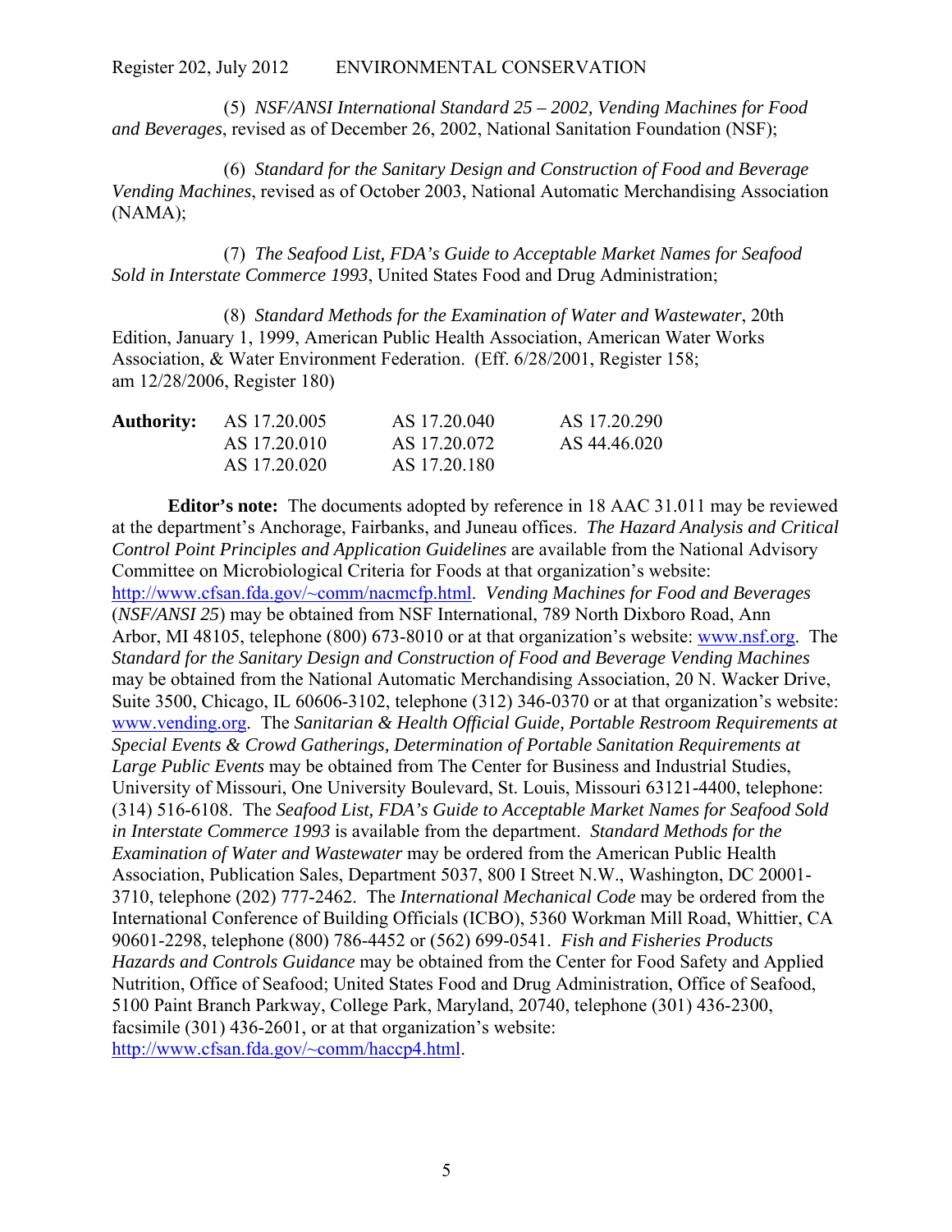(5) *NSF/ANSI International Standard 25 – 2002, Vending Machines for Food and Beverages*, revised as of December 26, 2002, National Sanitation Foundation (NSF);

(6) *Standard for the Sanitary Design and Construction of Food and Beverage Vending Machines*, revised as of October 2003, National Automatic Merchandising Association (NAMA);

(7) *The Seafood List, FDA's Guide to Acceptable Market Names for Seafood Sold in Interstate Commerce 1993*, United States Food and Drug Administration;

(8) *Standard Methods for the Examination of Water and Wastewater*, 20th Edition, January 1, 1999, American Public Health Association, American Water Works Association, & Water Environment Federation. (Eff. 6/28/2001, Register 158; am 12/28/2006, Register 180)

| **Authority:** | AS 17.20.005 | AS 17.20.040 | AS 17.20.290 |
|---|---|---|---|
| | AS 17.20.010 | AS 17.20.072 | AS 44.46.020 |
| | AS 17.20.020 | AS 17.20.180 | |

**Editor's note:** The documents adopted by reference in 18 AAC 31.011 may be reviewed at the department's Anchorage, Fairbanks, and Juneau offices. *The Hazard Analysis and Critical Control Point Principles and Application Guidelines* are available from the National Advisory Committee on Microbiological Criteria for Foods at that organization's website: http://www.cfsan.fda.gov/~comm/nacmcfp.html. *Vending Machines for Food and Beverages* (*NSF/ANSI 25*) may be obtained from NSF International, 789 North Dixboro Road, Ann Arbor, MI 48105, telephone (800) 673-8010 or at that organization's website: www.nsf.org. The *Standard for the Sanitary Design and Construction of Food and Beverage Vending Machines* may be obtained from the National Automatic Merchandising Association, 20 N. Wacker Drive, Suite 3500, Chicago, IL 60606-3102, telephone (312) 346-0370 or at that organization's website: www.vending.org. The *Sanitarian & Health Official Guide, Portable Restroom Requirements at Special Events & Crowd Gatherings, Determination of Portable Sanitation Requirements at Large Public Events* may be obtained from The Center for Business and Industrial Studies, University of Missouri, One University Boulevard, St. Louis, Missouri 63121-4400, telephone: (314) 516-6108. The *Seafood List, FDA's Guide to Acceptable Market Names for Seafood Sold in Interstate Commerce 1993* is available from the department. *Standard Methods for the Examination of Water and Wastewater* may be ordered from the American Public Health Association, Publication Sales, Department 5037, 800 I Street N.W., Washington, DC 20001-3710, telephone (202) 777-2462. The *International Mechanical Code* may be ordered from the International Conference of Building Officials (ICBO), 5360 Workman Mill Road, Whittier, CA 90601-2298, telephone (800) 786-4452 or (562) 699-0541. *Fish and Fisheries Products Hazards and Controls Guidance* may be obtained from the Center for Food Safety and Applied Nutrition, Office of Seafood; United States Food and Drug Administration, Office of Seafood, 5100 Paint Branch Parkway, College Park, Maryland, 20740, telephone (301) 436-2300, facsimile (301) 436-2601, or at that organization's website: http://www.cfsan.fda.gov/~comm/haccp4.html.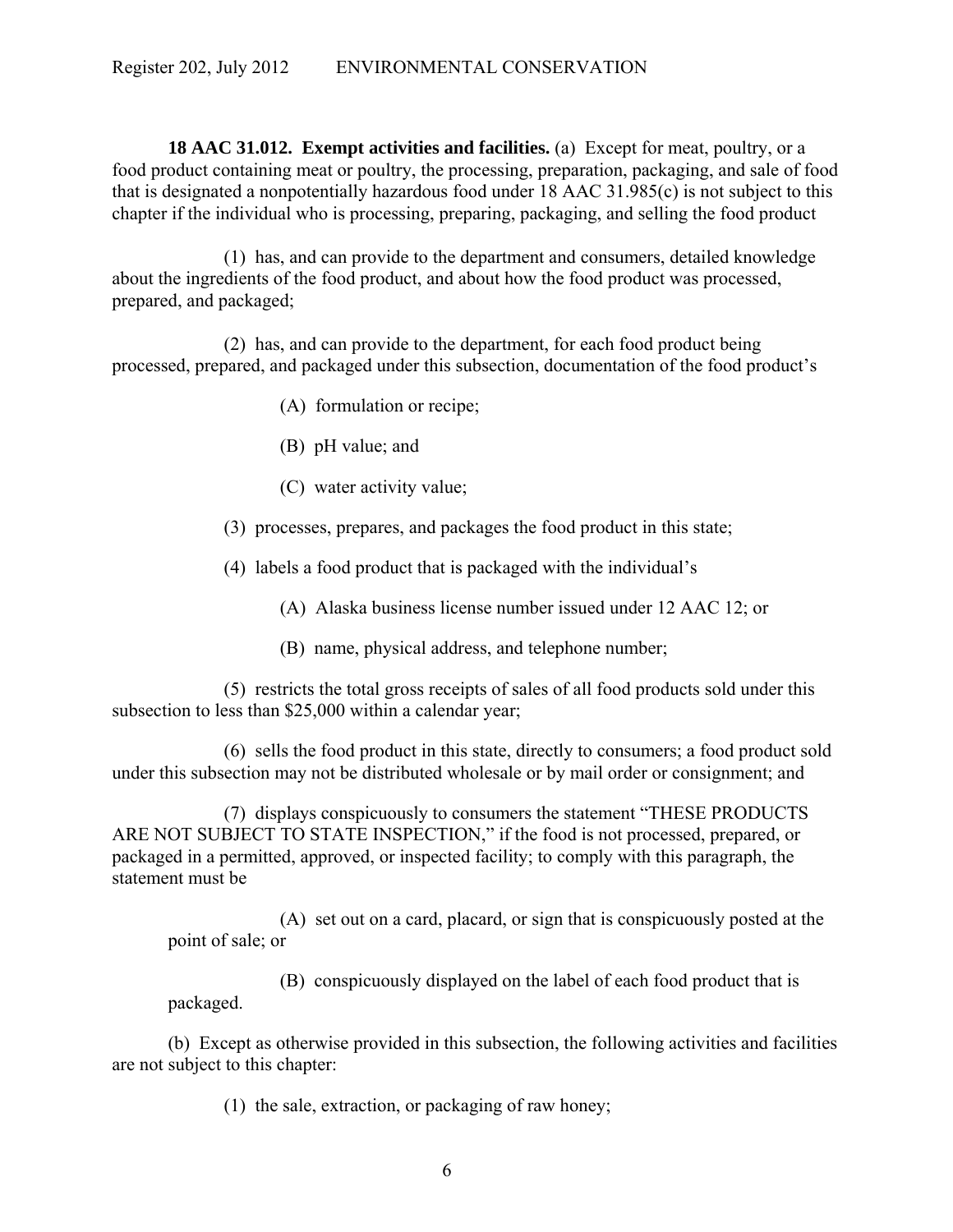**18 AAC 31.012. Exempt activities and facilities.** (a) Except for meat, poultry, or a food product containing meat or poultry, the processing, preparation, packaging, and sale of food that is designated a nonpotentially hazardous food under 18 AAC 31.985(c) is not subject to this chapter if the individual who is processing, preparing, packaging, and selling the food product

(1) has, and can provide to the department and consumers, detailed knowledge about the ingredients of the food product, and about how the food product was processed, prepared, and packaged;

(2) has, and can provide to the department, for each food product being processed, prepared, and packaged under this subsection, documentation of the food product's

(A) formulation or recipe;

(B) pH value; and

(C) water activity value;

(3) processes, prepares, and packages the food product in this state;

(4) labels a food product that is packaged with the individual's

(A) Alaska business license number issued under 12 AAC 12; or

(B) name, physical address, and telephone number;

(5) restricts the total gross receipts of sales of all food products sold under this subsection to less than $25,000 within a calendar year;

(6) sells the food product in this state, directly to consumers; a food product sold under this subsection may not be distributed wholesale or by mail order or consignment; and

(7) displays conspicuously to consumers the statement "THESE PRODUCTS ARE NOT SUBJECT TO STATE INSPECTION," if the food is not processed, prepared, or packaged in a permitted, approved, or inspected facility; to comply with this paragraph, the statement must be

(A) set out on a card, placard, or sign that is conspicuously posted at the point of sale; or

(B) conspicuously displayed on the label of each food product that is packaged.

(b) Except as otherwise provided in this subsection, the following activities and facilities are not subject to this chapter:

(1) the sale, extraction, or packaging of raw honey;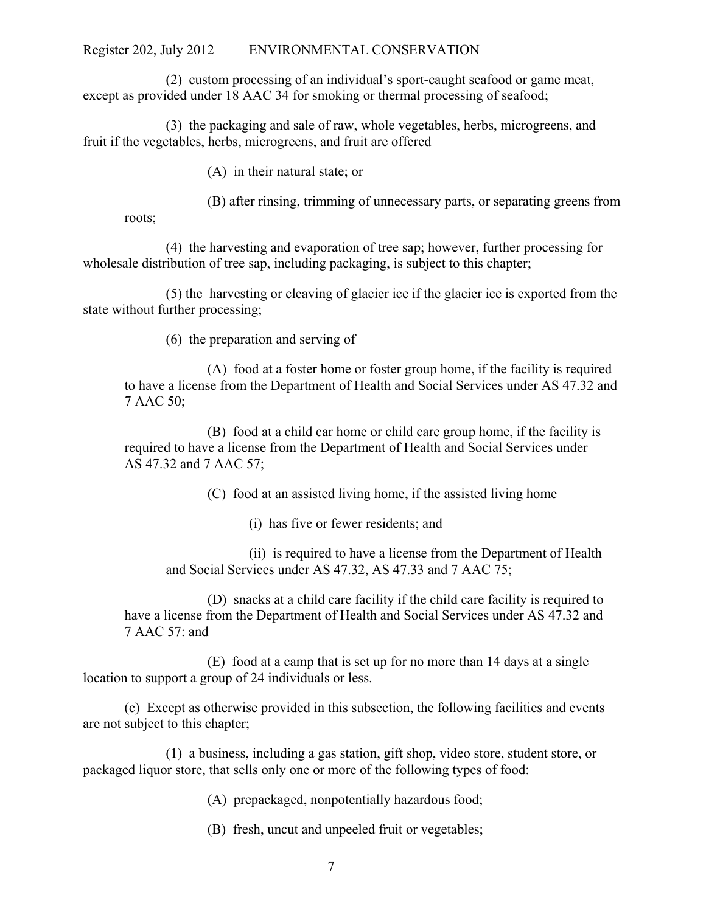(2) custom processing of an individual's sport-caught seafood or game meat, except as provided under 18 AAC 34 for smoking or thermal processing of seafood;

(3) the packaging and sale of raw, whole vegetables, herbs, microgreens, and fruit if the vegetables, herbs, microgreens, and fruit are offered

(A) in their natural state; or

(B) after rinsing, trimming of unnecessary parts, or separating greens from roots;

(4) the harvesting and evaporation of tree sap; however, further processing for wholesale distribution of tree sap, including packaging, is subject to this chapter;

(5) the harvesting or cleaving of glacier ice if the glacier ice is exported from the state without further processing;

(6) the preparation and serving of

(A) food at a foster home or foster group home, if the facility is required to have a license from the Department of Health and Social Services under AS 47.32 and 7 AAC 50;

(B) food at a child car home or child care group home, if the facility is required to have a license from the Department of Health and Social Services under AS 47.32 and 7 AAC 57;

(C) food at an assisted living home, if the assisted living home

(i) has five or fewer residents; and

(ii) is required to have a license from the Department of Health and Social Services under AS 47.32, AS 47.33 and 7 AAC 75;

(D) snacks at a child care facility if the child care facility is required to have a license from the Department of Health and Social Services under AS 47.32 and 7 AAC 57: and

(E) food at a camp that is set up for no more than 14 days at a single location to support a group of 24 individuals or less.

(c) Except as otherwise provided in this subsection, the following facilities and events are not subject to this chapter;

(1) a business, including a gas station, gift shop, video store, student store, or packaged liquor store, that sells only one or more of the following types of food:

(A) prepackaged, nonpotentially hazardous food;

(B) fresh, uncut and unpeeled fruit or vegetables;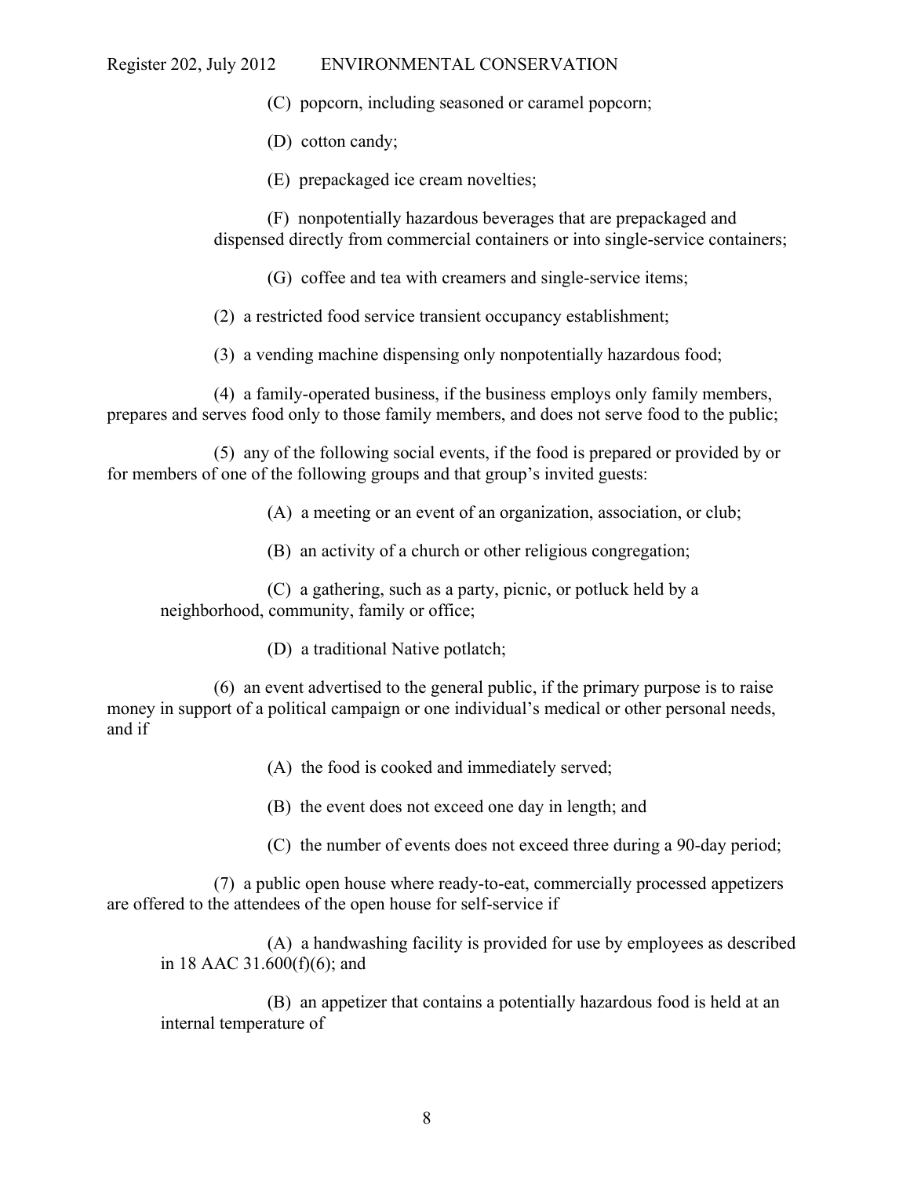(C) popcorn, including seasoned or caramel popcorn;

(D) cotton candy;

(E) prepackaged ice cream novelties;

(F) nonpotentially hazardous beverages that are prepackaged and dispensed directly from commercial containers or into single-service containers;

(G) coffee and tea with creamers and single-service items;

(2) a restricted food service transient occupancy establishment;

(3) a vending machine dispensing only nonpotentially hazardous food;

(4) a family-operated business, if the business employs only family members, prepares and serves food only to those family members, and does not serve food to the public;

(5) any of the following social events, if the food is prepared or provided by or for members of one of the following groups and that group's invited guests:

(A) a meeting or an event of an organization, association, or club;

(B) an activity of a church or other religious congregation;

(C) a gathering, such as a party, picnic, or potluck held by a neighborhood, community, family or office;

(D) a traditional Native potlatch;

(6) an event advertised to the general public, if the primary purpose is to raise money in support of a political campaign or one individual's medical or other personal needs, and if

(A) the food is cooked and immediately served;

(B) the event does not exceed one day in length; and

(C) the number of events does not exceed three during a 90-day period;

(7) a public open house where ready-to-eat, commercially processed appetizers are offered to the attendees of the open house for self-service if

(A) a handwashing facility is provided for use by employees as described in 18 AAC 31.600(f)(6); and

(B) an appetizer that contains a potentially hazardous food is held at an internal temperature of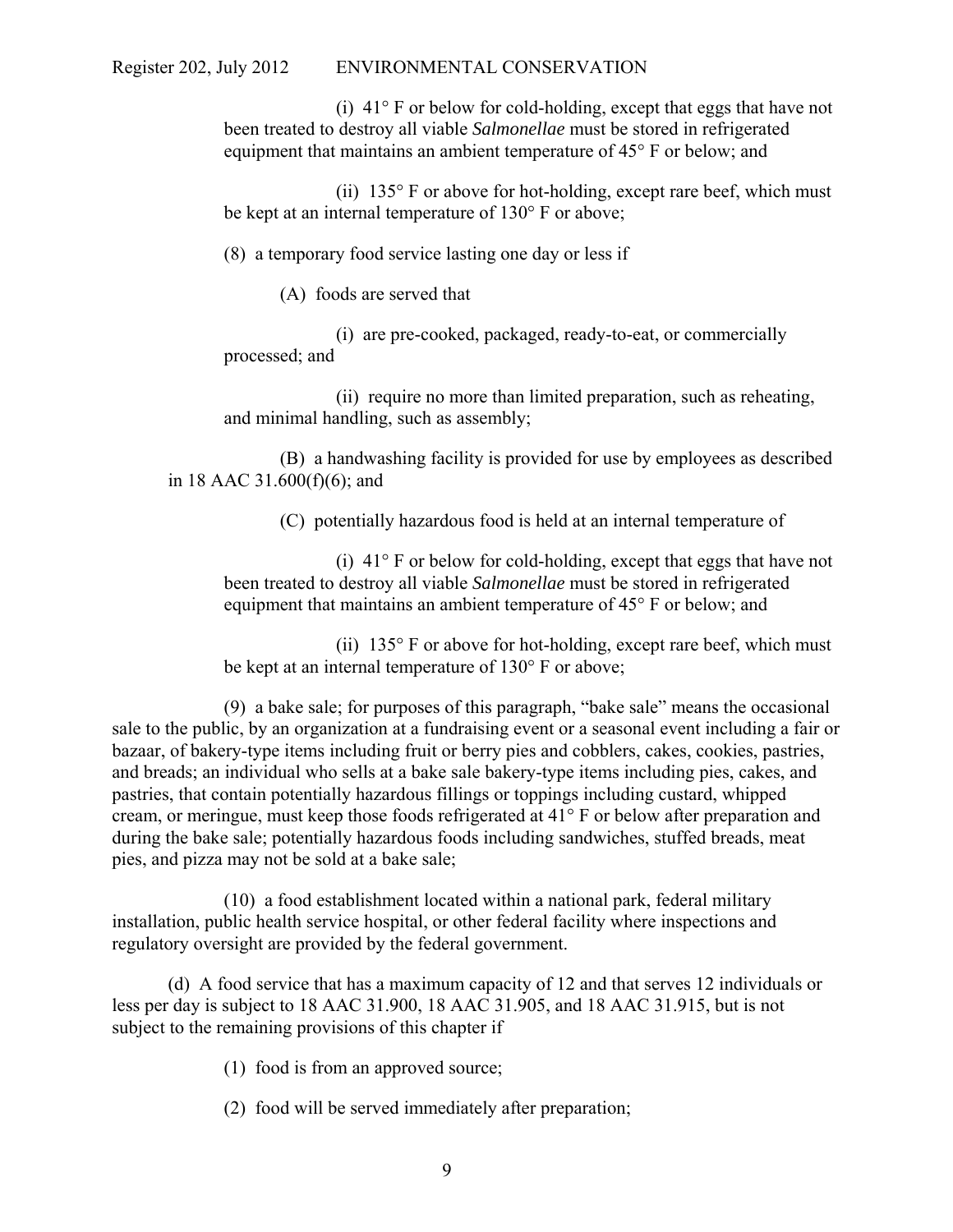(i) 41° F or below for cold-holding, except that eggs that have not been treated to destroy all viable *Salmonellae* must be stored in refrigerated equipment that maintains an ambient temperature of 45° F or below; and

(ii) 135° F or above for hot-holding, except rare beef, which must be kept at an internal temperature of 130° F or above;

(8) a temporary food service lasting one day or less if

(A) foods are served that

(i) are pre-cooked, packaged, ready-to-eat, or commercially processed; and

(ii) require no more than limited preparation, such as reheating, and minimal handling, such as assembly;

(B) a handwashing facility is provided for use by employees as described in 18 AAC 31.600(f)(6); and

(C) potentially hazardous food is held at an internal temperature of

(i) 41° F or below for cold-holding, except that eggs that have not been treated to destroy all viable *Salmonellae* must be stored in refrigerated equipment that maintains an ambient temperature of 45° F or below; and

(ii) 135° F or above for hot-holding, except rare beef, which must be kept at an internal temperature of 130° F or above;

(9) a bake sale; for purposes of this paragraph, "bake sale" means the occasional sale to the public, by an organization at a fundraising event or a seasonal event including a fair or bazaar, of bakery-type items including fruit or berry pies and cobblers, cakes, cookies, pastries, and breads; an individual who sells at a bake sale bakery-type items including pies, cakes, and pastries, that contain potentially hazardous fillings or toppings including custard, whipped cream, or meringue, must keep those foods refrigerated at 41° F or below after preparation and during the bake sale; potentially hazardous foods including sandwiches, stuffed breads, meat pies, and pizza may not be sold at a bake sale;

(10) a food establishment located within a national park, federal military installation, public health service hospital, or other federal facility where inspections and regulatory oversight are provided by the federal government.

(d) A food service that has a maximum capacity of 12 and that serves 12 individuals or less per day is subject to 18 AAC 31.900, 18 AAC 31.905, and 18 AAC 31.915, but is not subject to the remaining provisions of this chapter if

(1) food is from an approved source;

(2) food will be served immediately after preparation;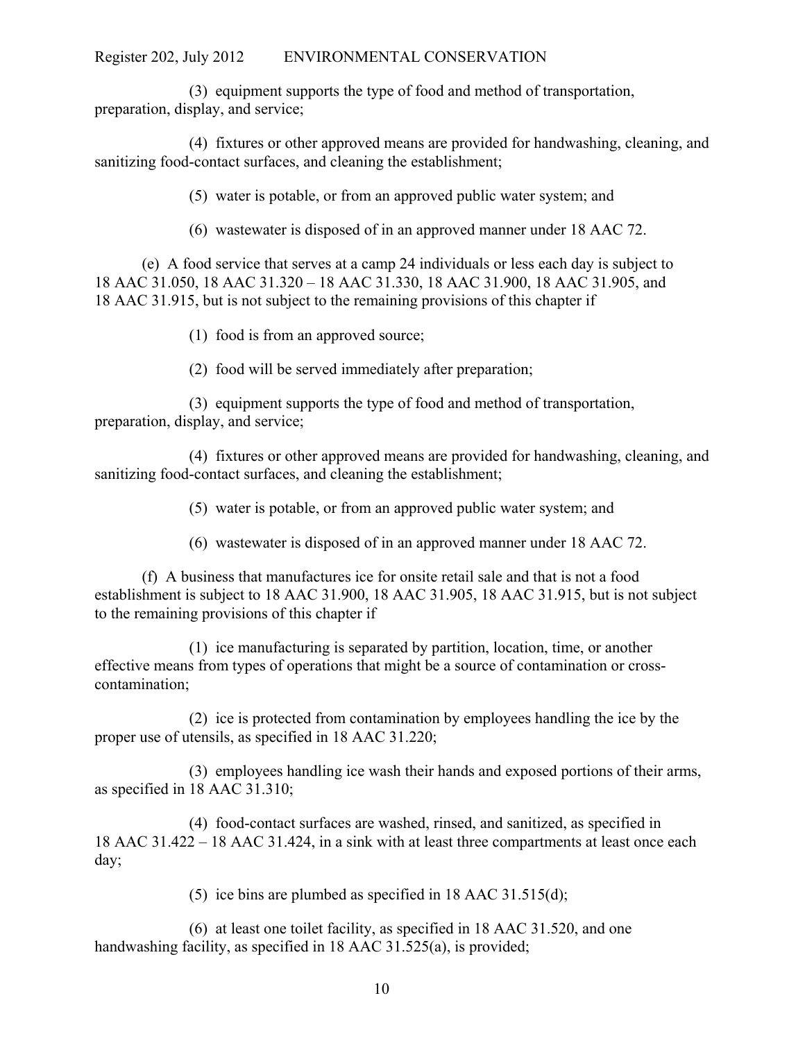(3) equipment supports the type of food and method of transportation, preparation, display, and service;

(4) fixtures or other approved means are provided for handwashing, cleaning, and sanitizing food-contact surfaces, and cleaning the establishment;

(5) water is potable, or from an approved public water system; and

(6) wastewater is disposed of in an approved manner under 18 AAC 72.

(e) A food service that serves at a camp 24 individuals or less each day is subject to 18 AAC 31.050, 18 AAC 31.320 – 18 AAC 31.330, 18 AAC 31.900, 18 AAC 31.905, and 18 AAC 31.915, but is not subject to the remaining provisions of this chapter if

(1) food is from an approved source;

(2) food will be served immediately after preparation;

(3) equipment supports the type of food and method of transportation, preparation, display, and service;

(4) fixtures or other approved means are provided for handwashing, cleaning, and sanitizing food-contact surfaces, and cleaning the establishment;

(5) water is potable, or from an approved public water system; and

(6) wastewater is disposed of in an approved manner under 18 AAC 72.

(f) A business that manufactures ice for onsite retail sale and that is not a food establishment is subject to 18 AAC 31.900, 18 AAC 31.905, 18 AAC 31.915, but is not subject to the remaining provisions of this chapter if

(1) ice manufacturing is separated by partition, location, time, or another effective means from types of operations that might be a source of contamination or cross-contamination;

(2) ice is protected from contamination by employees handling the ice by the proper use of utensils, as specified in 18 AAC 31.220;

(3) employees handling ice wash their hands and exposed portions of their arms, as specified in 18 AAC 31.310;

(4) food-contact surfaces are washed, rinsed, and sanitized, as specified in 18 AAC 31.422 – 18 AAC 31.424, in a sink with at least three compartments at least once each day;

(5) ice bins are plumbed as specified in 18 AAC 31.515(d);

(6) at least one toilet facility, as specified in 18 AAC 31.520, and one handwashing facility, as specified in 18 AAC 31.525(a), is provided;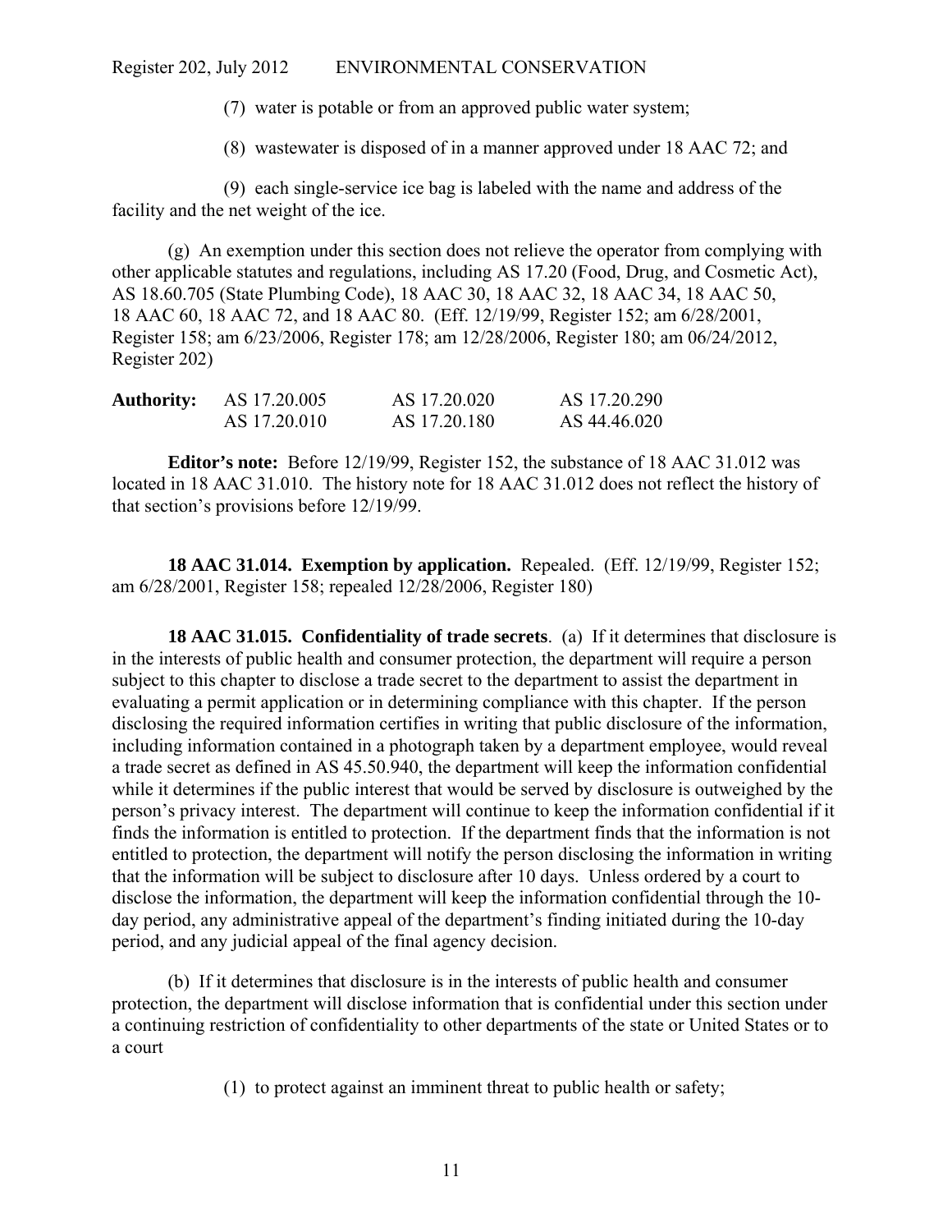(7) water is potable or from an approved public water system;

(8) wastewater is disposed of in a manner approved under 18 AAC 72; and

(9) each single-service ice bag is labeled with the name and address of the facility and the net weight of the ice.

(g) An exemption under this section does not relieve the operator from complying with other applicable statutes and regulations, including AS 17.20 (Food, Drug, and Cosmetic Act), AS 18.60.705 (State Plumbing Code), 18 AAC 30, 18 AAC 32, 18 AAC 34, 18 AAC 50, 18 AAC 60, 18 AAC 72, and 18 AAC 80. (Eff. 12/19/99, Register 152; am 6/28/2001, Register 158; am 6/23/2006, Register 178; am 12/28/2006, Register 180; am 06/24/2012, Register 202)

| **Authority:** | AS 17.20.005 | AS 17.20.020 | AS 17.20.290 |
|---|---|---|---|
| | AS 17.20.010 | AS 17.20.180 | AS 44.46.020 |

**Editor's note:** Before 12/19/99, Register 152, the substance of 18 AAC 31.012 was located in 18 AAC 31.010. The history note for 18 AAC 31.012 does not reflect the history of that section's provisions before 12/19/99.

**18 AAC 31.014. Exemption by application.** Repealed. (Eff. 12/19/99, Register 152; am 6/28/2001, Register 158; repealed 12/28/2006, Register 180)

**18 AAC 31.015. Confidentiality of trade secrets**. (a) If it determines that disclosure is in the interests of public health and consumer protection, the department will require a person subject to this chapter to disclose a trade secret to the department to assist the department in evaluating a permit application or in determining compliance with this chapter. If the person disclosing the required information certifies in writing that public disclosure of the information, including information contained in a photograph taken by a department employee, would reveal a trade secret as defined in AS 45.50.940, the department will keep the information confidential while it determines if the public interest that would be served by disclosure is outweighed by the person's privacy interest. The department will continue to keep the information confidential if it finds the information is entitled to protection. If the department finds that the information is not entitled to protection, the department will notify the person disclosing the information in writing that the information will be subject to disclosure after 10 days. Unless ordered by a court to disclose the information, the department will keep the information confidential through the 10-day period, any administrative appeal of the department's finding initiated during the 10-day period, and any judicial appeal of the final agency decision.

(b) If it determines that disclosure is in the interests of public health and consumer protection, the department will disclose information that is confidential under this section under a continuing restriction of confidentiality to other departments of the state or United States or to a court

(1) to protect against an imminent threat to public health or safety;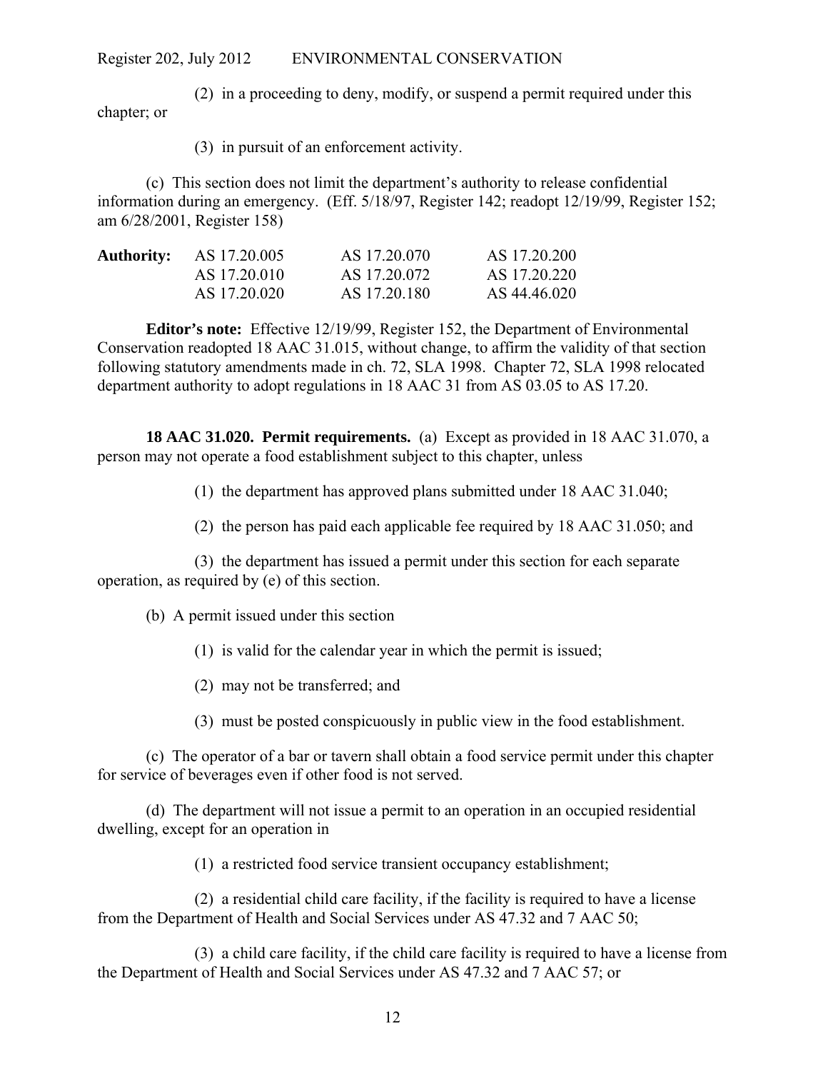(2) in a proceeding to deny, modify, or suspend a permit required under this chapter; or

(3) in pursuit of an enforcement activity.

(c) This section does not limit the department's authority to release confidential information during an emergency. (Eff. 5/18/97, Register 142; readopt 12/19/99, Register 152; am 6/28/2001, Register 158)

| **Authority:** | AS 17.20.005 | AS 17.20.070 | AS 17.20.200 |
|---|---|---|---|
| | AS 17.20.010 | AS 17.20.072 | AS 17.20.220 |
| | AS 17.20.020 | AS 17.20.180 | AS 44.46.020 |

**Editor's note:** Effective 12/19/99, Register 152, the Department of Environmental Conservation readopted 18 AAC 31.015, without change, to affirm the validity of that section following statutory amendments made in ch. 72, SLA 1998. Chapter 72, SLA 1998 relocated department authority to adopt regulations in 18 AAC 31 from AS 03.05 to AS 17.20.

**18 AAC 31.020. Permit requirements.** (a) Except as provided in 18 AAC 31.070, a person may not operate a food establishment subject to this chapter, unless

(1) the department has approved plans submitted under 18 AAC 31.040;

(2) the person has paid each applicable fee required by 18 AAC 31.050; and

(3) the department has issued a permit under this section for each separate operation, as required by (e) of this section.

(b) A permit issued under this section

(1) is valid for the calendar year in which the permit is issued;

(2) may not be transferred; and

(3) must be posted conspicuously in public view in the food establishment.

(c) The operator of a bar or tavern shall obtain a food service permit under this chapter for service of beverages even if other food is not served.

(d) The department will not issue a permit to an operation in an occupied residential dwelling, except for an operation in

(1) a restricted food service transient occupancy establishment;

(2) a residential child care facility, if the facility is required to have a license from the Department of Health and Social Services under AS 47.32 and 7 AAC 50;

(3) a child care facility, if the child care facility is required to have a license from the Department of Health and Social Services under AS 47.32 and 7 AAC 57; or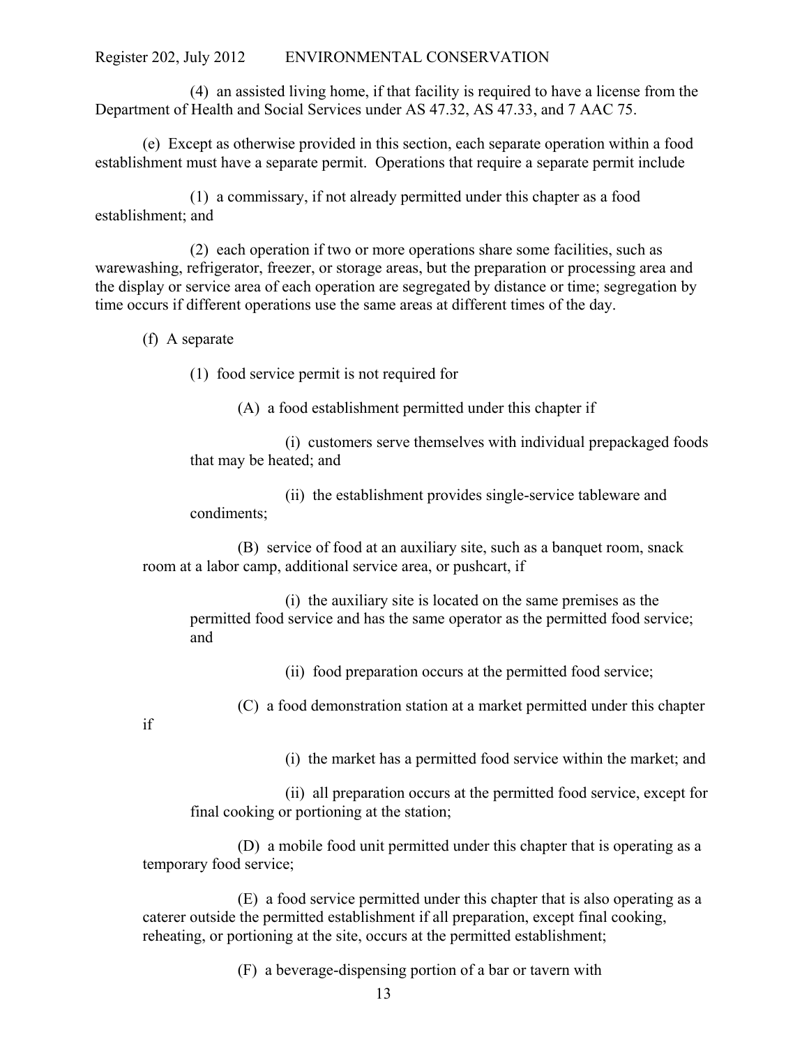(4) an assisted living home, if that facility is required to have a license from the Department of Health and Social Services under AS 47.32, AS 47.33, and 7 AAC 75.

(e) Except as otherwise provided in this section, each separate operation within a food establishment must have a separate permit. Operations that require a separate permit include

(1) a commissary, if not already permitted under this chapter as a food establishment; and

(2) each operation if two or more operations share some facilities, such as warewashing, refrigerator, freezer, or storage areas, but the preparation or processing area and the display or service area of each operation are segregated by distance or time; segregation by time occurs if different operations use the same areas at different times of the day.

(f) A separate

(1) food service permit is not required for

(A) a food establishment permitted under this chapter if

(i) customers serve themselves with individual prepackaged foods that may be heated; and

(ii) the establishment provides single-service tableware and condiments;

(B) service of food at an auxiliary site, such as a banquet room, snack room at a labor camp, additional service area, or pushcart, if

(i) the auxiliary site is located on the same premises as the permitted food service and has the same operator as the permitted food service; and

(ii) food preparation occurs at the permitted food service;

(C) a food demonstration station at a market permitted under this chapter if

(i) the market has a permitted food service within the market; and

(ii) all preparation occurs at the permitted food service, except for final cooking or portioning at the station;

(D) a mobile food unit permitted under this chapter that is operating as a temporary food service;

(E) a food service permitted under this chapter that is also operating as a caterer outside the permitted establishment if all preparation, except final cooking, reheating, or portioning at the site, occurs at the permitted establishment;

(F) a beverage-dispensing portion of a bar or tavern with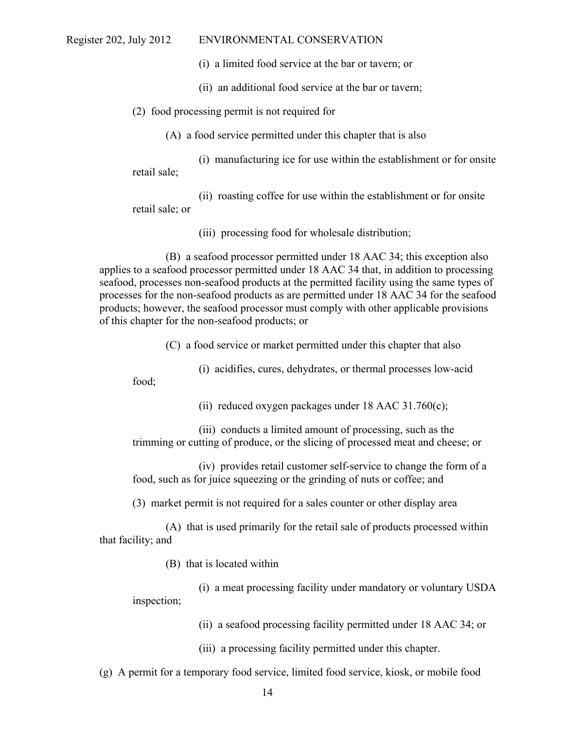(i) a limited food service at the bar or tavern; or

(ii) an additional food service at the bar or tavern;

(2) food processing permit is not required for

(A) a food service permitted under this chapter that is also

(i) manufacturing ice for use within the establishment or for onsite retail sale;

(ii) roasting coffee for use within the establishment or for onsite retail sale; or

(iii) processing food for wholesale distribution;

(B) a seafood processor permitted under 18 AAC 34; this exception also applies to a seafood processor permitted under 18 AAC 34 that, in addition to processing seafood, processes non-seafood products at the permitted facility using the same types of processes for the non-seafood products as are permitted under 18 AAC 34 for the seafood products; however, the seafood processor must comply with other applicable provisions of this chapter for the non-seafood products; or

(C) a food service or market permitted under this chapter that also

(i) acidifies, cures, dehydrates, or thermal processes low-acid food;

(ii) reduced oxygen packages under 18 AAC 31.760(c);

(iii) conducts a limited amount of processing, such as the trimming or cutting of produce, or the slicing of processed meat and cheese; or

(iv) provides retail customer self-service to change the form of a food, such as for juice squeezing or the grinding of nuts or coffee; and

(3) market permit is not required for a sales counter or other display area

(A) that is used primarily for the retail sale of products processed within that facility; and

(B) that is located within

(i) a meat processing facility under mandatory or voluntary USDA inspection;

(ii) a seafood processing facility permitted under 18 AAC 34; or

(iii) a processing facility permitted under this chapter.

(g) A permit for a temporary food service, limited food service, kiosk, or mobile food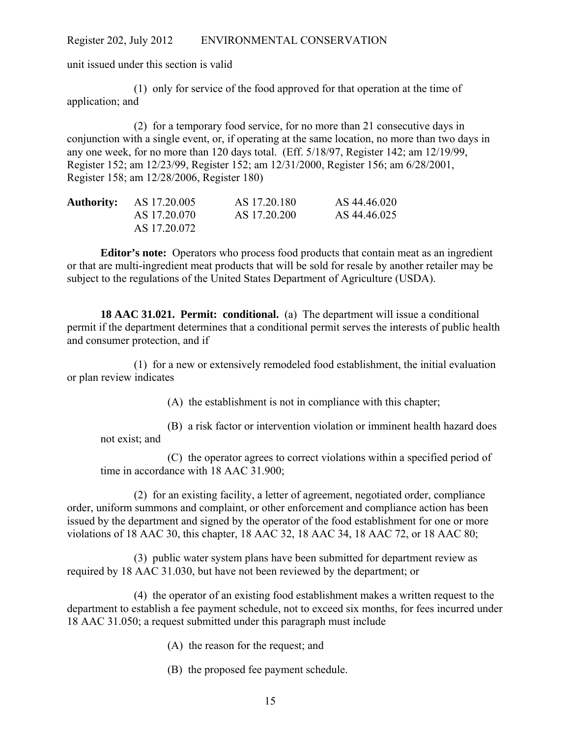unit issued under this section is valid

(1) only for service of the food approved for that operation at the time of application; and

(2) for a temporary food service, for no more than 21 consecutive days in conjunction with a single event, or, if operating at the same location, no more than two days in any one week, for no more than 120 days total. (Eff. 5/18/97, Register 142; am 12/19/99, Register 152; am 12/23/99, Register 152; am 12/31/2000, Register 156; am 6/28/2001, Register 158; am 12/28/2006, Register 180)

| **Authority:** | AS 17.20.005 | AS 17.20.180 | AS 44.46.020 |
|---|---|---|---|
| | AS 17.20.070 | AS 17.20.200 | AS 44.46.025 |
| | AS 17.20.072 | | |

**Editor's note:** Operators who process food products that contain meat as an ingredient or that are multi-ingredient meat products that will be sold for resale by another retailer may be subject to the regulations of the United States Department of Agriculture (USDA).

**18 AAC 31.021. Permit: conditional.** (a) The department will issue a conditional permit if the department determines that a conditional permit serves the interests of public health and consumer protection, and if

(1) for a new or extensively remodeled food establishment, the initial evaluation or plan review indicates

(A) the establishment is not in compliance with this chapter;

(B) a risk factor or intervention violation or imminent health hazard does not exist; and

(C) the operator agrees to correct violations within a specified period of time in accordance with 18 AAC 31.900;

(2) for an existing facility, a letter of agreement, negotiated order, compliance order, uniform summons and complaint, or other enforcement and compliance action has been issued by the department and signed by the operator of the food establishment for one or more violations of 18 AAC 30, this chapter, 18 AAC 32, 18 AAC 34, 18 AAC 72, or 18 AAC 80;

(3) public water system plans have been submitted for department review as required by 18 AAC 31.030, but have not been reviewed by the department; or

(4) the operator of an existing food establishment makes a written request to the department to establish a fee payment schedule, not to exceed six months, for fees incurred under 18 AAC 31.050; a request submitted under this paragraph must include

(A) the reason for the request; and

(B) the proposed fee payment schedule.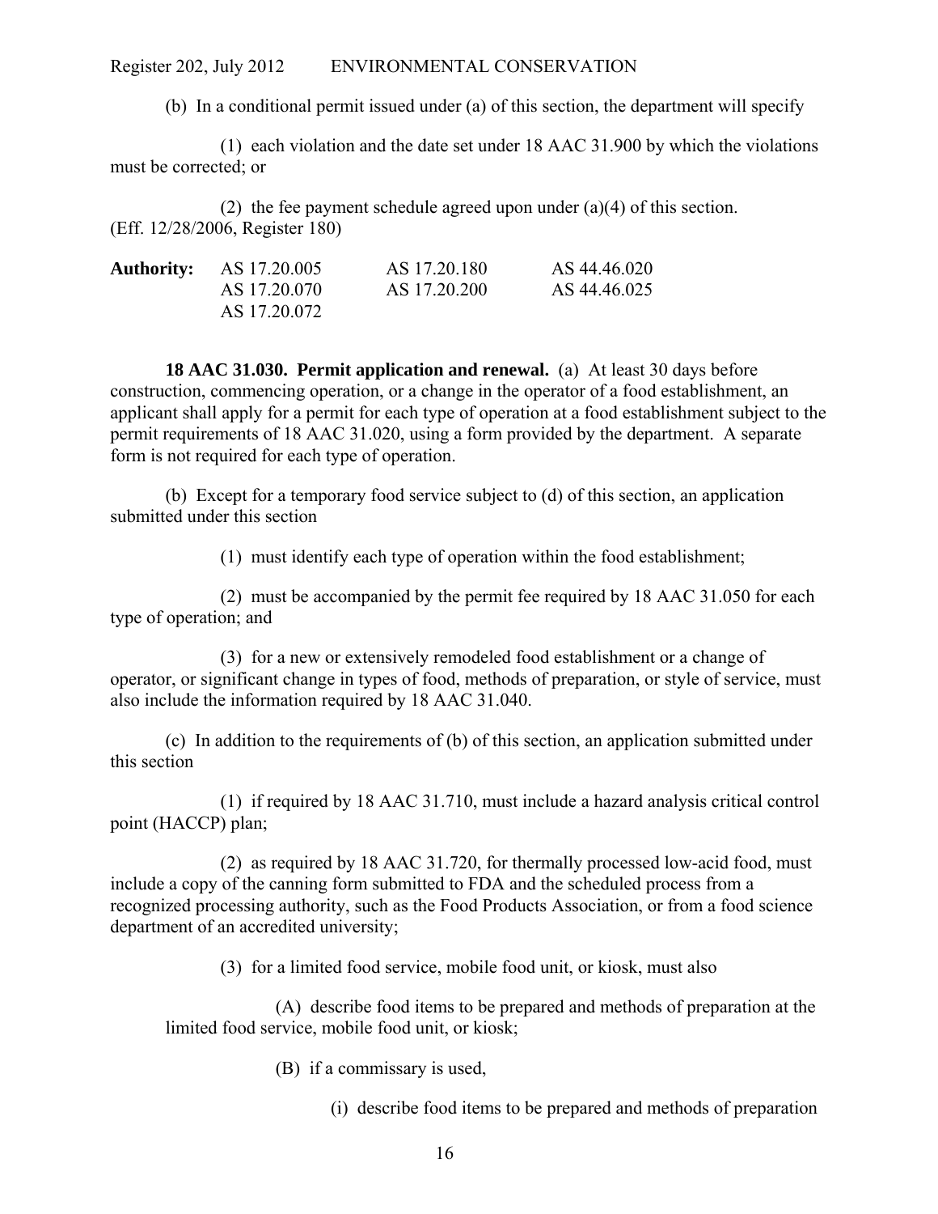(b) In a conditional permit issued under (a) of this section, the department will specify

(1) each violation and the date set under 18 AAC 31.900 by which the violations must be corrected; or

(2) the fee payment schedule agreed upon under (a)(4) of this section.
(Eff. 12/28/2006, Register 180)

| **Authority:** | AS 17.20.005 | AS 17.20.180 | AS 44.46.020 |
|---|---|---|---|
| | AS 17.20.070 | AS 17.20.200 | AS 44.46.025 |
| | AS 17.20.072 | | |

**18 AAC 31.030. Permit application and renewal.** (a) At least 30 days before construction, commencing operation, or a change in the operator of a food establishment, an applicant shall apply for a permit for each type of operation at a food establishment subject to the permit requirements of 18 AAC 31.020, using a form provided by the department. A separate form is not required for each type of operation.

(b) Except for a temporary food service subject to (d) of this section, an application submitted under this section

(1) must identify each type of operation within the food establishment;

(2) must be accompanied by the permit fee required by 18 AAC 31.050 for each type of operation; and

(3) for a new or extensively remodeled food establishment or a change of operator, or significant change in types of food, methods of preparation, or style of service, must also include the information required by 18 AAC 31.040.

(c) In addition to the requirements of (b) of this section, an application submitted under this section

(1) if required by 18 AAC 31.710, must include a hazard analysis critical control point (HACCP) plan;

(2) as required by 18 AAC 31.720, for thermally processed low-acid food, must include a copy of the canning form submitted to FDA and the scheduled process from a recognized processing authority, such as the Food Products Association, or from a food science department of an accredited university;

(3) for a limited food service, mobile food unit, or kiosk, must also

(A) describe food items to be prepared and methods of preparation at the limited food service, mobile food unit, or kiosk;

(B) if a commissary is used,

(i) describe food items to be prepared and methods of preparation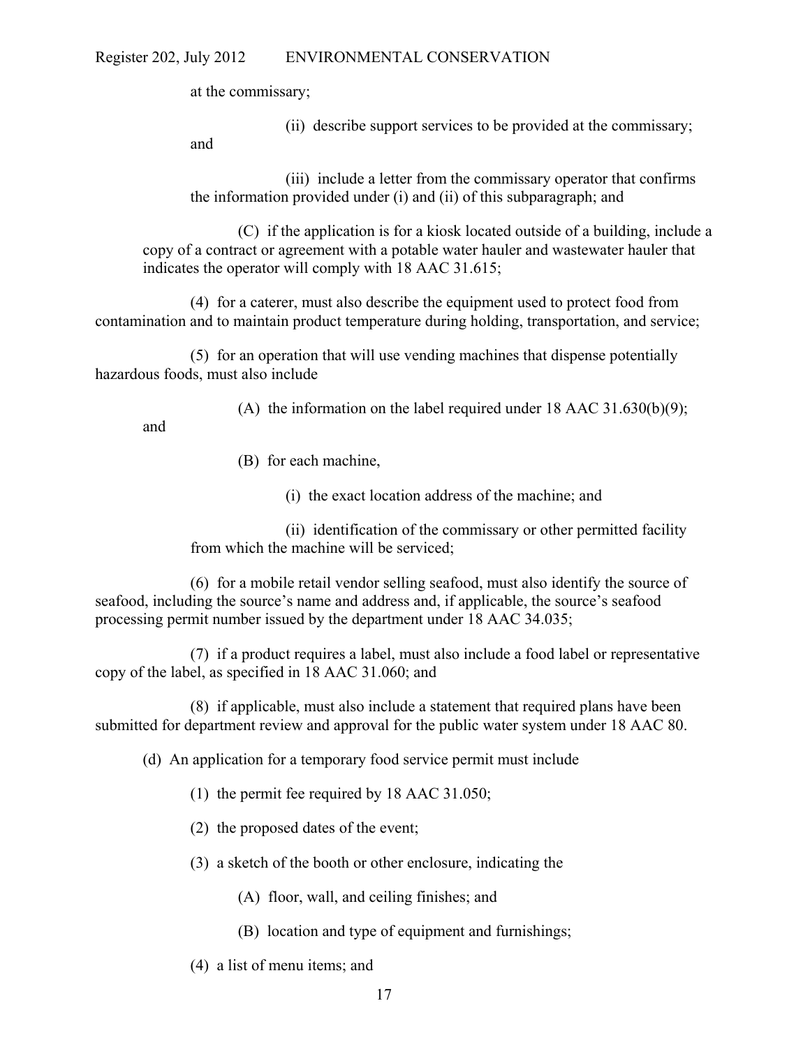at the commissary;

(ii) describe support services to be provided at the commissary; and

(iii) include a letter from the commissary operator that confirms the information provided under (i) and (ii) of this subparagraph; and

(C) if the application is for a kiosk located outside of a building, include a copy of a contract or agreement with a potable water hauler and wastewater hauler that indicates the operator will comply with 18 AAC 31.615;

(4) for a caterer, must also describe the equipment used to protect food from contamination and to maintain product temperature during holding, transportation, and service;

(5) for an operation that will use vending machines that dispense potentially hazardous foods, must also include

(A) the information on the label required under 18 AAC 31.630(b)(9); and

(B) for each machine,

(i) the exact location address of the machine; and

(ii) identification of the commissary or other permitted facility from which the machine will be serviced;

(6) for a mobile retail vendor selling seafood, must also identify the source of seafood, including the source's name and address and, if applicable, the source's seafood processing permit number issued by the department under 18 AAC 34.035;

(7) if a product requires a label, must also include a food label or representative copy of the label, as specified in 18 AAC 31.060; and

(8) if applicable, must also include a statement that required plans have been submitted for department review and approval for the public water system under 18 AAC 80.

(d) An application for a temporary food service permit must include

(1) the permit fee required by 18 AAC 31.050;

(2) the proposed dates of the event;

(3) a sketch of the booth or other enclosure, indicating the

(A) floor, wall, and ceiling finishes; and

(B) location and type of equipment and furnishings;

(4) a list of menu items; and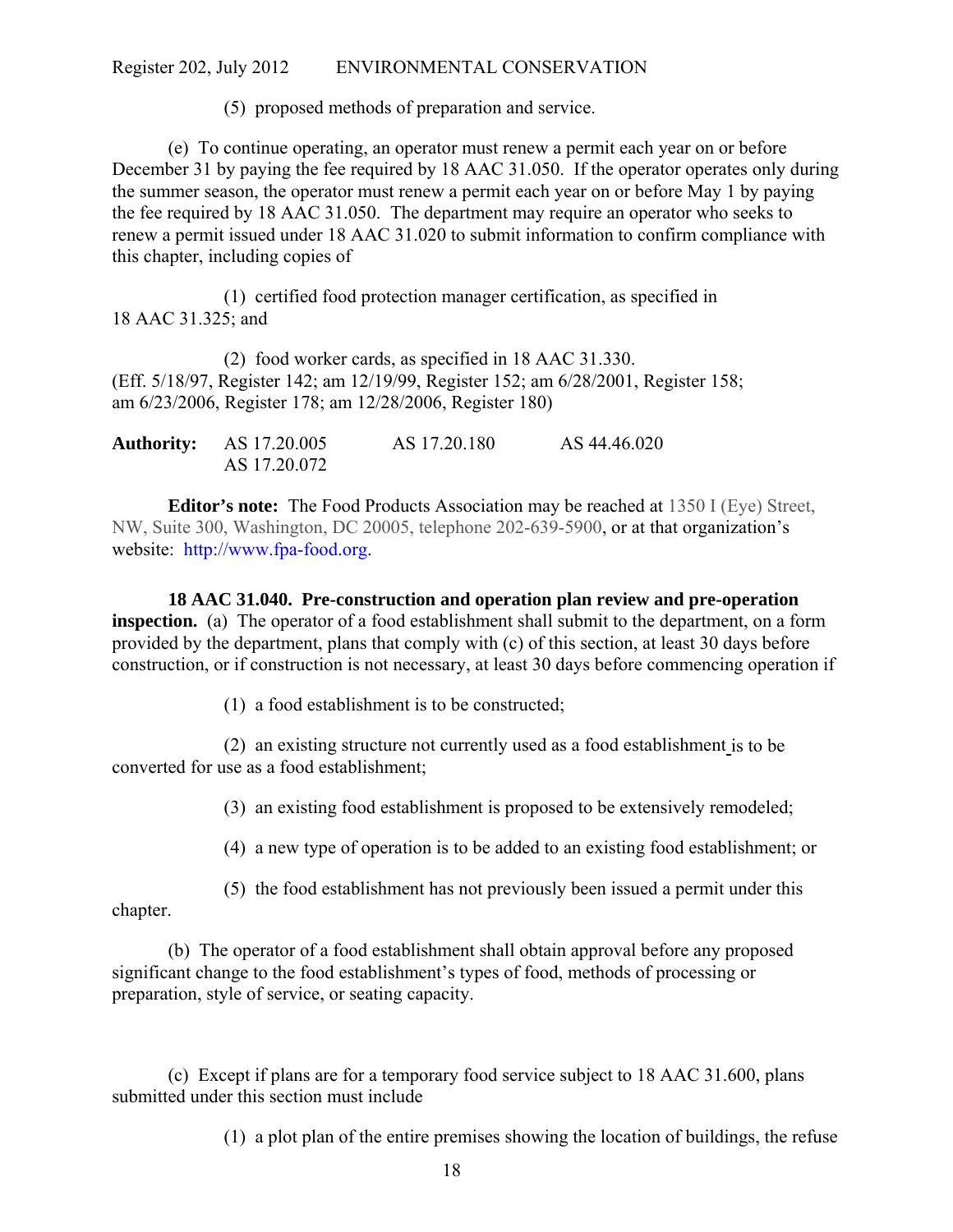(5) proposed methods of preparation and service.

(e) To continue operating, an operator must renew a permit each year on or before December 31 by paying the fee required by 18 AAC 31.050. If the operator operates only during the summer season, the operator must renew a permit each year on or before May 1 by paying the fee required by 18 AAC 31.050. The department may require an operator who seeks to renew a permit issued under 18 AAC 31.020 to submit information to confirm compliance with this chapter, including copies of

(1) certified food protection manager certification, as specified in 18 AAC 31.325; and

(2) food worker cards, as specified in 18 AAC 31.330.

(Eff. 5/18/97, Register 142; am 12/19/99, Register 152; am 6/28/2001, Register 158; am 6/23/2006, Register 178; am 12/28/2006, Register 180)

**Authority:** AS 17.20.005 AS 17.20.180 AS 44.46.020
AS 17.20.072

**Editor's note:** The Food Products Association may be reached at 1350 I (Eye) Street, NW, Suite 300, Washington, DC 20005, telephone 202-639-5900, or at that organization's website: http://www.fpa-food.org.

**18 AAC 31.040. Pre-construction and operation plan review and pre-operation inspection.** (a) The operator of a food establishment shall submit to the department, on a form provided by the department, plans that comply with (c) of this section, at least 30 days before construction, or if construction is not necessary, at least 30 days before commencing operation if

(1) a food establishment is to be constructed;

(2) an existing structure not currently used as a food establishment is to be converted for use as a food establishment;

(3) an existing food establishment is proposed to be extensively remodeled;

(4) a new type of operation is to be added to an existing food establishment; or

(5) the food establishment has not previously been issued a permit under this chapter.

(b) The operator of a food establishment shall obtain approval before any proposed significant change to the food establishment's types of food, methods of processing or preparation, style of service, or seating capacity.

(c) Except if plans are for a temporary food service subject to 18 AAC 31.600, plans submitted under this section must include

(1) a plot plan of the entire premises showing the location of buildings, the refuse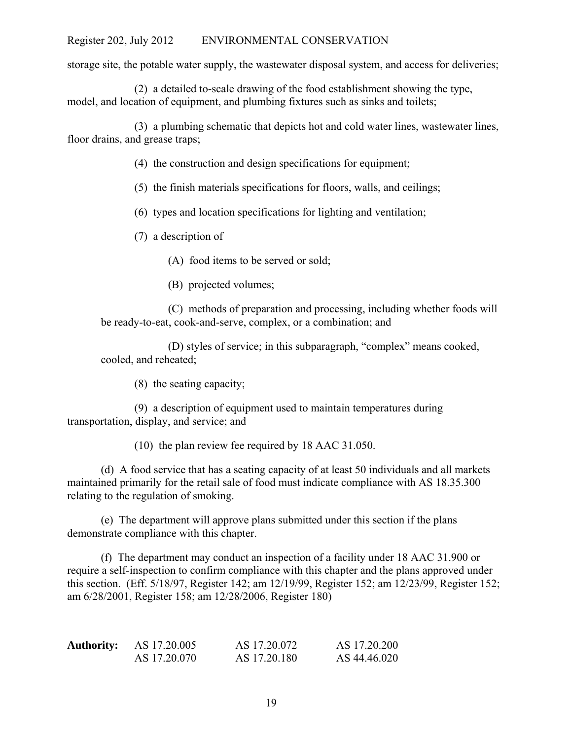storage site, the potable water supply, the wastewater disposal system, and access for deliveries;

(2) a detailed to-scale drawing of the food establishment showing the type, model, and location of equipment, and plumbing fixtures such as sinks and toilets;

(3) a plumbing schematic that depicts hot and cold water lines, wastewater lines, floor drains, and grease traps;

(4) the construction and design specifications for equipment;

(5) the finish materials specifications for floors, walls, and ceilings;

(6) types and location specifications for lighting and ventilation;

(7) a description of

(A) food items to be served or sold;

(B) projected volumes;

(C) methods of preparation and processing, including whether foods will be ready-to-eat, cook-and-serve, complex, or a combination; and

(D) styles of service; in this subparagraph, "complex" means cooked, cooled, and reheated;

(8) the seating capacity;

(9) a description of equipment used to maintain temperatures during transportation, display, and service; and

(10) the plan review fee required by 18 AAC 31.050.

(d) A food service that has a seating capacity of at least 50 individuals and all markets maintained primarily for the retail sale of food must indicate compliance with AS 18.35.300 relating to the regulation of smoking.

(e) The department will approve plans submitted under this section if the plans demonstrate compliance with this chapter.

(f) The department may conduct an inspection of a facility under 18 AAC 31.900 or require a self-inspection to confirm compliance with this chapter and the plans approved under this section. (Eff. 5/18/97, Register 142; am 12/19/99, Register 152; am 12/23/99, Register 152; am 6/28/2001, Register 158; am 12/28/2006, Register 180)

| **Authority:** | AS 17.20.005 | AS 17.20.072 | AS 17.20.200 |
|---|---|---|---|
| | AS 17.20.070 | AS 17.20.180 | AS 44.46.020 |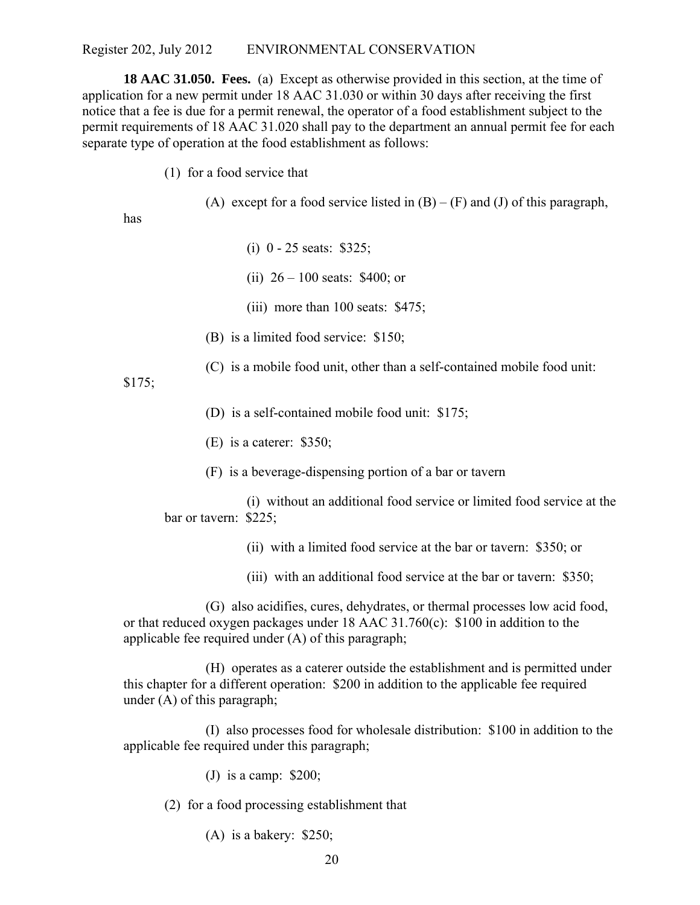**18 AAC 31.050. Fees.** (a) Except as otherwise provided in this section, at the time of application for a new permit under 18 AAC 31.030 or within 30 days after receiving the first notice that a fee is due for a permit renewal, the operator of a food establishment subject to the permit requirements of 18 AAC 31.020 shall pay to the department an annual permit fee for each separate type of operation at the food establishment as follows:

(1) for a food service that

(A) except for a food service listed in (B) – (F) and (J) of this paragraph, has

(i) 0 - 25 seats: $325;

(ii) 26 – 100 seats: $400; or

(iii) more than 100 seats: $475;

(B) is a limited food service: $150;

(C) is a mobile food unit, other than a self-contained mobile food unit: $175;

(D) is a self-contained mobile food unit: $175;

(E) is a caterer: $350;

(F) is a beverage-dispensing portion of a bar or tavern

(i) without an additional food service or limited food service at the bar or tavern: $225;

(ii) with a limited food service at the bar or tavern: $350; or

(iii) with an additional food service at the bar or tavern: $350;

(G) also acidifies, cures, dehydrates, or thermal processes low acid food, or that reduced oxygen packages under 18 AAC 31.760(c): $100 in addition to the applicable fee required under (A) of this paragraph;

(H) operates as a caterer outside the establishment and is permitted under this chapter for a different operation: $200 in addition to the applicable fee required under (A) of this paragraph;

(I) also processes food for wholesale distribution: $100 in addition to the applicable fee required under this paragraph;

(J) is a camp: $200;

(2) for a food processing establishment that

(A) is a bakery: $250;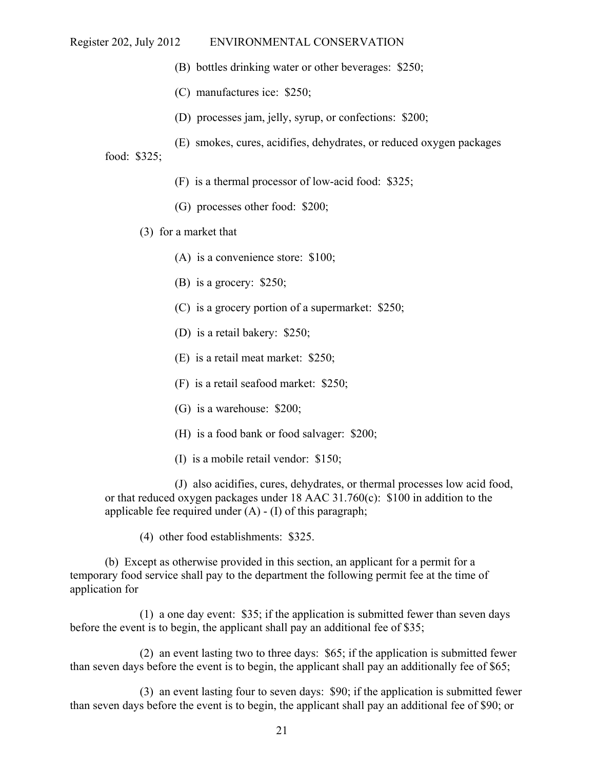(B) bottles drinking water or other beverages: $250;

(C) manufactures ice: $250;

(D) processes jam, jelly, syrup, or confections: $200;

(E) smokes, cures, acidifies, dehydrates, or reduced oxygen packages food: $325;

(F) is a thermal processor of low-acid food: $325;

(G) processes other food: $200;

(3) for a market that

(A) is a convenience store: $100;

(B) is a grocery: $250;

(C) is a grocery portion of a supermarket: $250;

(D) is a retail bakery: $250;

(E) is a retail meat market: $250;

(F) is a retail seafood market: $250;

(G) is a warehouse: $200;

(H) is a food bank or food salvager: $200;

(I) is a mobile retail vendor: $150;

(J) also acidifies, cures, dehydrates, or thermal processes low acid food, or that reduced oxygen packages under 18 AAC 31.760(c): $100 in addition to the applicable fee required under (A) - (I) of this paragraph;

(4) other food establishments: $325.

(b) Except as otherwise provided in this section, an applicant for a permit for a temporary food service shall pay to the department the following permit fee at the time of application for

(1) a one day event: $35; if the application is submitted fewer than seven days before the event is to begin, the applicant shall pay an additional fee of $35;

(2) an event lasting two to three days: $65; if the application is submitted fewer than seven days before the event is to begin, the applicant shall pay an additionally fee of $65;

(3) an event lasting four to seven days: $90; if the application is submitted fewer than seven days before the event is to begin, the applicant shall pay an additional fee of $90; or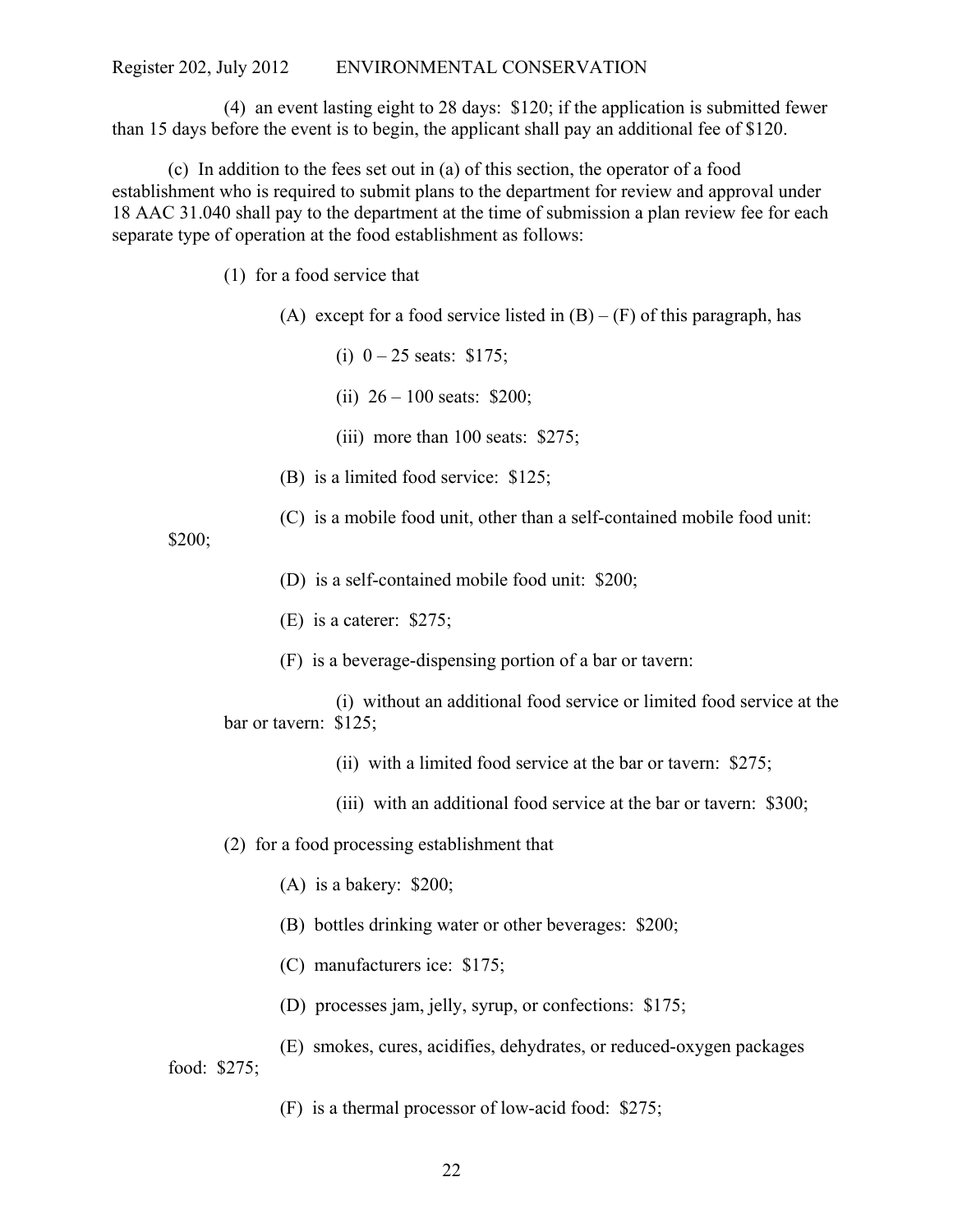(4) an event lasting eight to 28 days: $120; if the application is submitted fewer than 15 days before the event is to begin, the applicant shall pay an additional fee of $120.

(c) In addition to the fees set out in (a) of this section, the operator of a food establishment who is required to submit plans to the department for review and approval under 18 AAC 31.040 shall pay to the department at the time of submission a plan review fee for each separate type of operation at the food establishment as follows:

(1) for a food service that

(A) except for a food service listed in (B) – (F) of this paragraph, has

(i) 0 – 25 seats: $175;

(ii) 26 – 100 seats: $200;

(iii) more than 100 seats: $275;

(B) is a limited food service: $125;

(C) is a mobile food unit, other than a self-contained mobile food unit: $200;

(D) is a self-contained mobile food unit: $200;

(E) is a caterer: $275;

(F) is a beverage-dispensing portion of a bar or tavern:

(i) without an additional food service or limited food service at the bar or tavern: $125;

(ii) with a limited food service at the bar or tavern: $275;

(iii) with an additional food service at the bar or tavern: $300;

(2) for a food processing establishment that

(A) is a bakery: $200;

(B) bottles drinking water or other beverages: $200;

(C) manufacturers ice: $175;

(D) processes jam, jelly, syrup, or confections: $175;

(E) smokes, cures, acidifies, dehydrates, or reduced-oxygen packages food: $275;

(F) is a thermal processor of low-acid food: $275;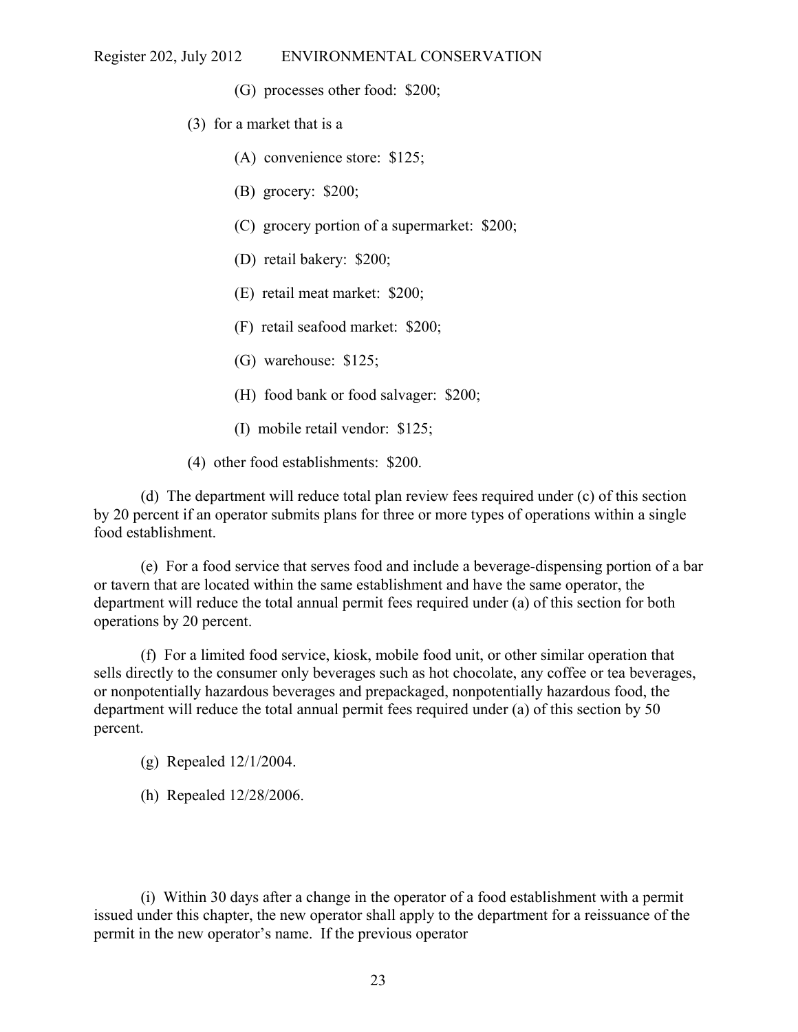(G) processes other food: $200;

(3) for a market that is a

(A) convenience store: $125;

(B) grocery: $200;

(C) grocery portion of a supermarket: $200;

(D) retail bakery: $200;

(E) retail meat market: $200;

(F) retail seafood market: $200;

(G) warehouse: $125;

(H) food bank or food salvager: $200;

(I) mobile retail vendor: $125;

(4) other food establishments: $200.

(d) The department will reduce total plan review fees required under (c) of this section by 20 percent if an operator submits plans for three or more types of operations within a single food establishment.

(e) For a food service that serves food and include a beverage-dispensing portion of a bar or tavern that are located within the same establishment and have the same operator, the department will reduce the total annual permit fees required under (a) of this section for both operations by 20 percent.

(f) For a limited food service, kiosk, mobile food unit, or other similar operation that sells directly to the consumer only beverages such as hot chocolate, any coffee or tea beverages, or nonpotentially hazardous beverages and prepackaged, nonpotentially hazardous food, the department will reduce the total annual permit fees required under (a) of this section by 50 percent.

(g) Repealed 12/1/2004.

(h) Repealed 12/28/2006.

(i) Within 30 days after a change in the operator of a food establishment with a permit issued under this chapter, the new operator shall apply to the department for a reissuance of the permit in the new operator's name. If the previous operator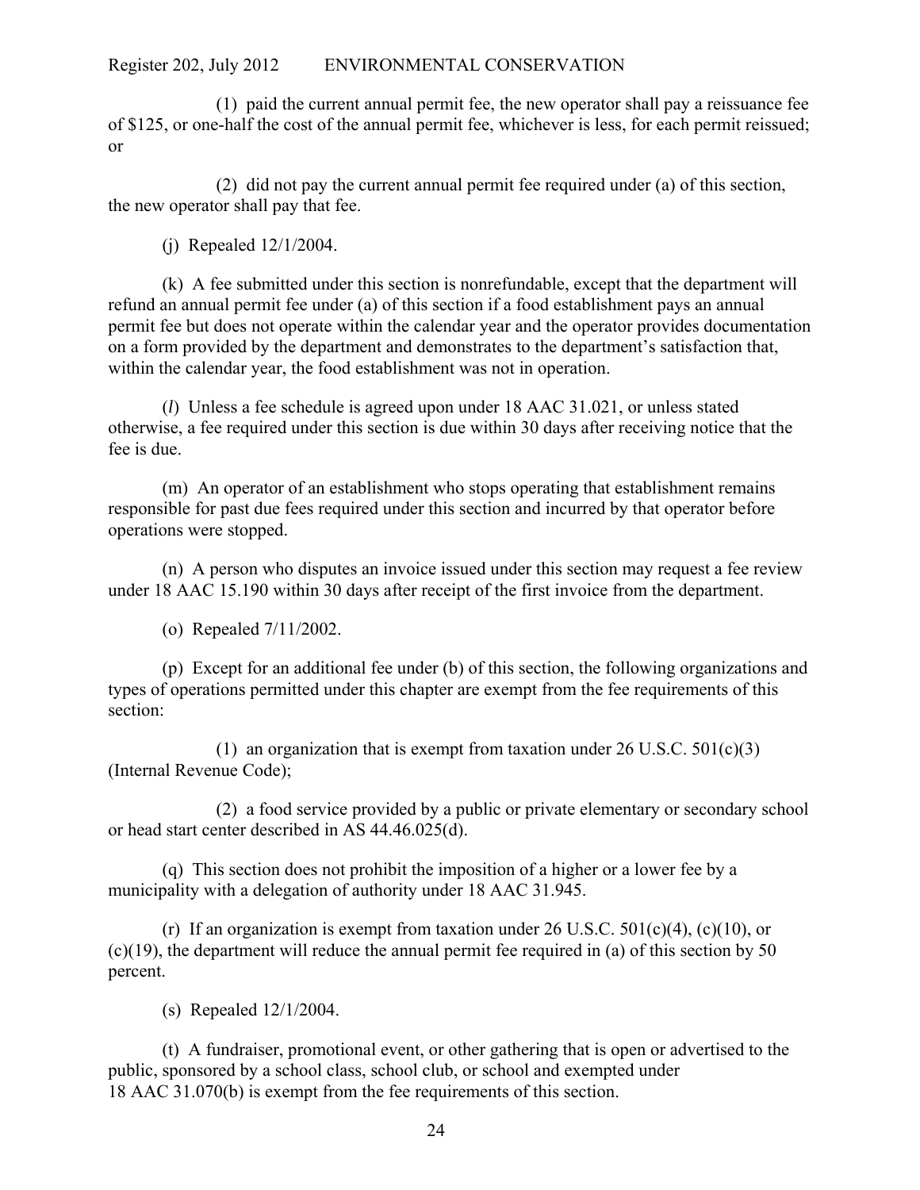(1) paid the current annual permit fee, the new operator shall pay a reissuance fee of $125, or one-half the cost of the annual permit fee, whichever is less, for each permit reissued; or

(2) did not pay the current annual permit fee required under (a) of this section, the new operator shall pay that fee.

(j) Repealed 12/1/2004.

(k) A fee submitted under this section is nonrefundable, except that the department will refund an annual permit fee under (a) of this section if a food establishment pays an annual permit fee but does not operate within the calendar year and the operator provides documentation on a form provided by the department and demonstrates to the department's satisfaction that, within the calendar year, the food establishment was not in operation.

(*l*) Unless a fee schedule is agreed upon under 18 AAC 31.021, or unless stated otherwise, a fee required under this section is due within 30 days after receiving notice that the fee is due.

(m) An operator of an establishment who stops operating that establishment remains responsible for past due fees required under this section and incurred by that operator before operations were stopped.

(n) A person who disputes an invoice issued under this section may request a fee review under 18 AAC 15.190 within 30 days after receipt of the first invoice from the department.

(o) Repealed 7/11/2002.

(p) Except for an additional fee under (b) of this section, the following organizations and types of operations permitted under this chapter are exempt from the fee requirements of this section:

(1) an organization that is exempt from taxation under 26 U.S.C. 501(c)(3) (Internal Revenue Code);

(2) a food service provided by a public or private elementary or secondary school or head start center described in AS 44.46.025(d).

(q) This section does not prohibit the imposition of a higher or a lower fee by a municipality with a delegation of authority under 18 AAC 31.945.

(r) If an organization is exempt from taxation under 26 U.S.C. 501(c)(4), (c)(10), or (c)(19), the department will reduce the annual permit fee required in (a) of this section by 50 percent.

(s) Repealed 12/1/2004.

(t) A fundraiser, promotional event, or other gathering that is open or advertised to the public, sponsored by a school class, school club, or school and exempted under 18 AAC 31.070(b) is exempt from the fee requirements of this section.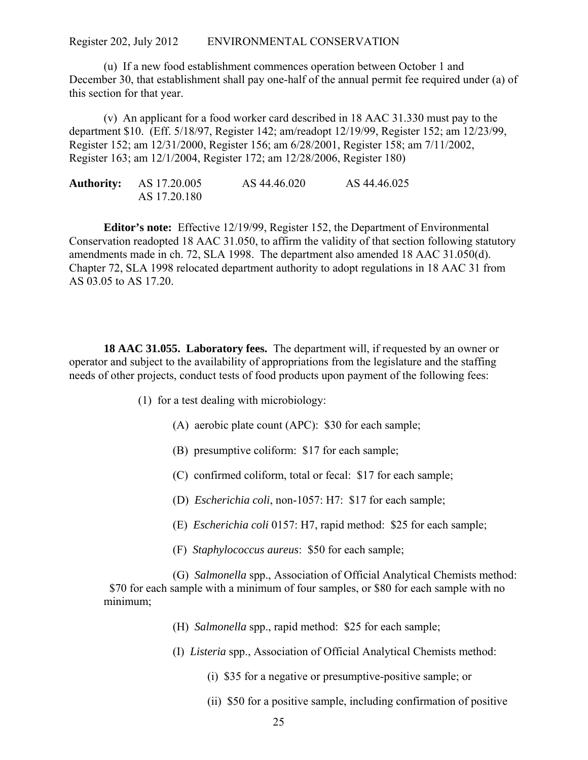(u) If a new food establishment commences operation between October 1 and December 30, that establishment shall pay one-half of the annual permit fee required under (a) of this section for that year.

(v) An applicant for a food worker card described in 18 AAC 31.330 must pay to the department $10. (Eff. 5/18/97, Register 142; am/readopt 12/19/99, Register 152; am 12/23/99, Register 152; am 12/31/2000, Register 156; am 6/28/2001, Register 158; am 7/11/2002, Register 163; am 12/1/2004, Register 172; am 12/28/2006, Register 180)

**Authority:** AS 17.20.005 AS 44.46.020 AS 44.46.025
AS 17.20.180

**Editor's note:** Effective 12/19/99, Register 152, the Department of Environmental Conservation readopted 18 AAC 31.050, to affirm the validity of that section following statutory amendments made in ch. 72, SLA 1998. The department also amended 18 AAC 31.050(d). Chapter 72, SLA 1998 relocated department authority to adopt regulations in 18 AAC 31 from AS 03.05 to AS 17.20.

**18 AAC 31.055. Laboratory fees.** The department will, if requested by an owner or operator and subject to the availability of appropriations from the legislature and the staffing needs of other projects, conduct tests of food products upon payment of the following fees:

(1) for a test dealing with microbiology:

(A) aerobic plate count (APC): $30 for each sample;

(B) presumptive coliform: $17 for each sample;

(C) confirmed coliform, total or fecal: $17 for each sample;

(D) *Escherichia coli*, non-1057: H7: $17 for each sample;

(E) *Escherichia coli* 0157: H7, rapid method: $25 for each sample;

(F) *Staphylococcus aureus*: $50 for each sample;

(G) *Salmonella* spp., Association of Official Analytical Chemists method: $70 for each sample with a minimum of four samples, or $80 for each sample with no minimum;

(H) *Salmonella* spp., rapid method: $25 for each sample;

(I) *Listeria* spp., Association of Official Analytical Chemists method:

(i) $35 for a negative or presumptive-positive sample; or

(ii) $50 for a positive sample, including confirmation of positive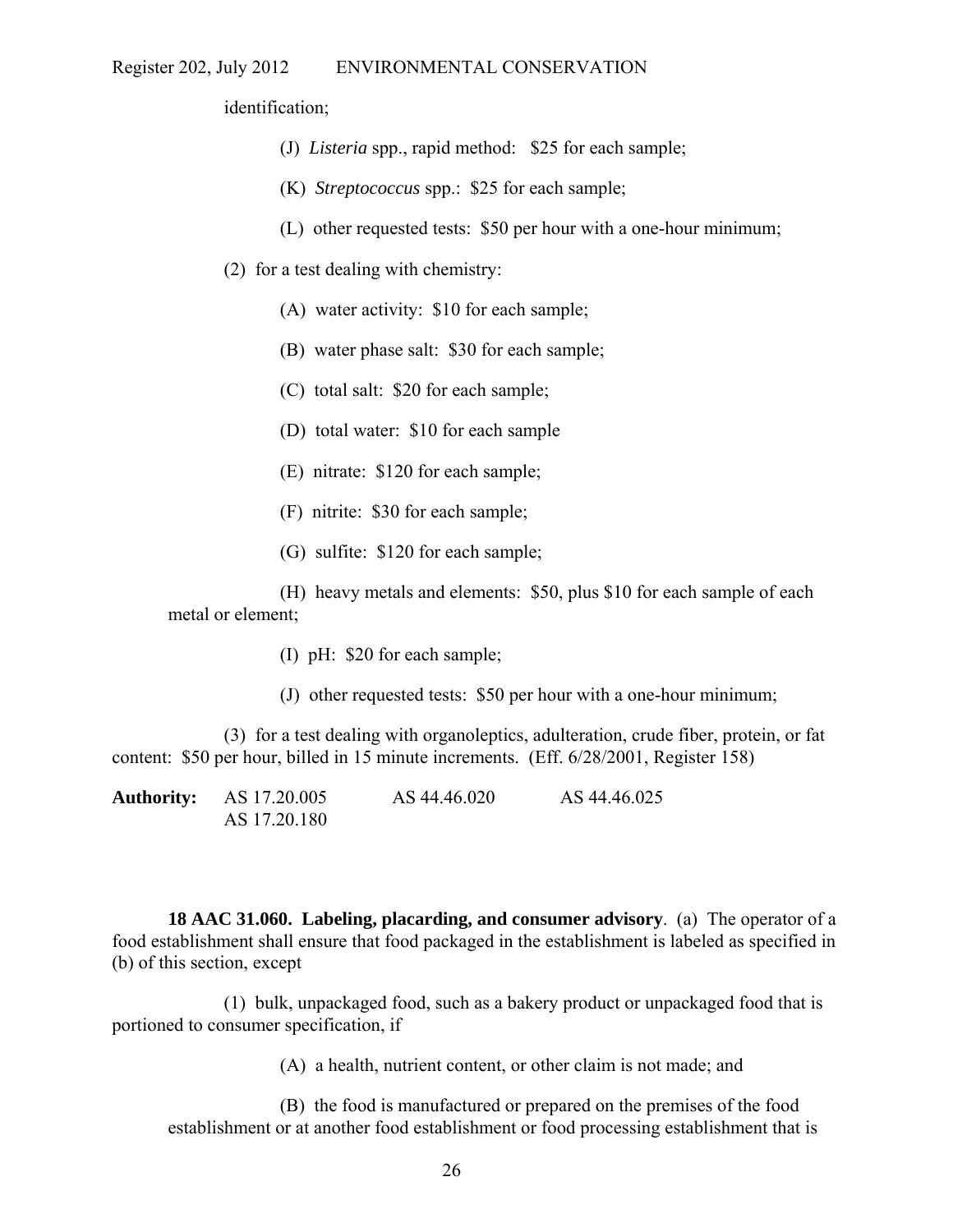identification;

(J) *Listeria* spp., rapid method: $25 for each sample;

(K) *Streptococcus* spp.: $25 for each sample;

(L) other requested tests: $50 per hour with a one-hour minimum;

(2) for a test dealing with chemistry:

(A) water activity: $10 for each sample;

(B) water phase salt: $30 for each sample;

(C) total salt: $20 for each sample;

(D) total water: $10 for each sample

(E) nitrate: $120 for each sample;

(F) nitrite: $30 for each sample;

(G) sulfite: $120 for each sample;

(H) heavy metals and elements: $50, plus $10 for each sample of each metal or element;

(I) pH: $20 for each sample;

(J) other requested tests: $50 per hour with a one-hour minimum;

(3) for a test dealing with organoleptics, adulteration, crude fiber, protein, or fat content: $50 per hour, billed in 15 minute increments. (Eff. 6/28/2001, Register 158)

**Authority:** AS 17.20.005 AS 44.46.020 AS 44.46.025
AS 17.20.180

**18 AAC 31.060. Labeling, placarding, and consumer advisory**. (a) The operator of a food establishment shall ensure that food packaged in the establishment is labeled as specified in (b) of this section, except

(1) bulk, unpackaged food, such as a bakery product or unpackaged food that is portioned to consumer specification, if

(A) a health, nutrient content, or other claim is not made; and

(B) the food is manufactured or prepared on the premises of the food establishment or at another food establishment or food processing establishment that is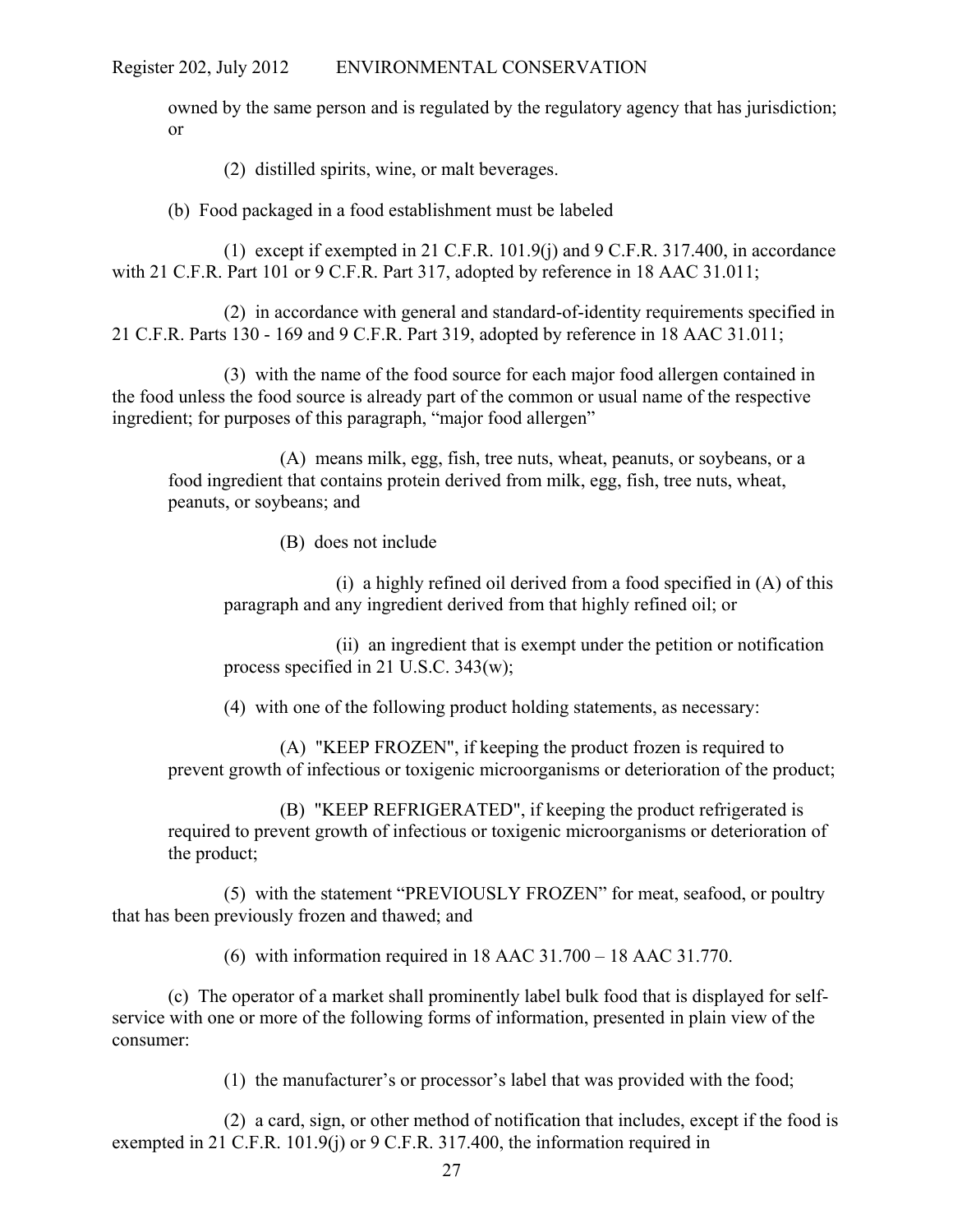owned by the same person and is regulated by the regulatory agency that has jurisdiction; or

(2) distilled spirits, wine, or malt beverages.

(b) Food packaged in a food establishment must be labeled

(1) except if exempted in 21 C.F.R. 101.9(j) and 9 C.F.R. 317.400, in accordance with 21 C.F.R. Part 101 or 9 C.F.R. Part 317, adopted by reference in 18 AAC 31.011;

(2) in accordance with general and standard-of-identity requirements specified in 21 C.F.R. Parts 130 - 169 and 9 C.F.R. Part 319, adopted by reference in 18 AAC 31.011;

(3) with the name of the food source for each major food allergen contained in the food unless the food source is already part of the common or usual name of the respective ingredient; for purposes of this paragraph, "major food allergen"

(A) means milk, egg, fish, tree nuts, wheat, peanuts, or soybeans, or a food ingredient that contains protein derived from milk, egg, fish, tree nuts, wheat, peanuts, or soybeans; and

(B) does not include

(i) a highly refined oil derived from a food specified in (A) of this paragraph and any ingredient derived from that highly refined oil; or

(ii) an ingredient that is exempt under the petition or notification process specified in 21 U.S.C. 343(w);

(4) with one of the following product holding statements, as necessary:

(A) "KEEP FROZEN", if keeping the product frozen is required to prevent growth of infectious or toxigenic microorganisms or deterioration of the product;

(B) "KEEP REFRIGERATED", if keeping the product refrigerated is required to prevent growth of infectious or toxigenic microorganisms or deterioration of the product;

(5) with the statement "PREVIOUSLY FROZEN" for meat, seafood, or poultry that has been previously frozen and thawed; and

(6) with information required in 18 AAC 31.700 – 18 AAC 31.770.

(c) The operator of a market shall prominently label bulk food that is displayed for self-service with one or more of the following forms of information, presented in plain view of the consumer:

(1) the manufacturer's or processor's label that was provided with the food;

(2) a card, sign, or other method of notification that includes, except if the food is exempted in 21 C.F.R. 101.9(j) or 9 C.F.R. 317.400, the information required in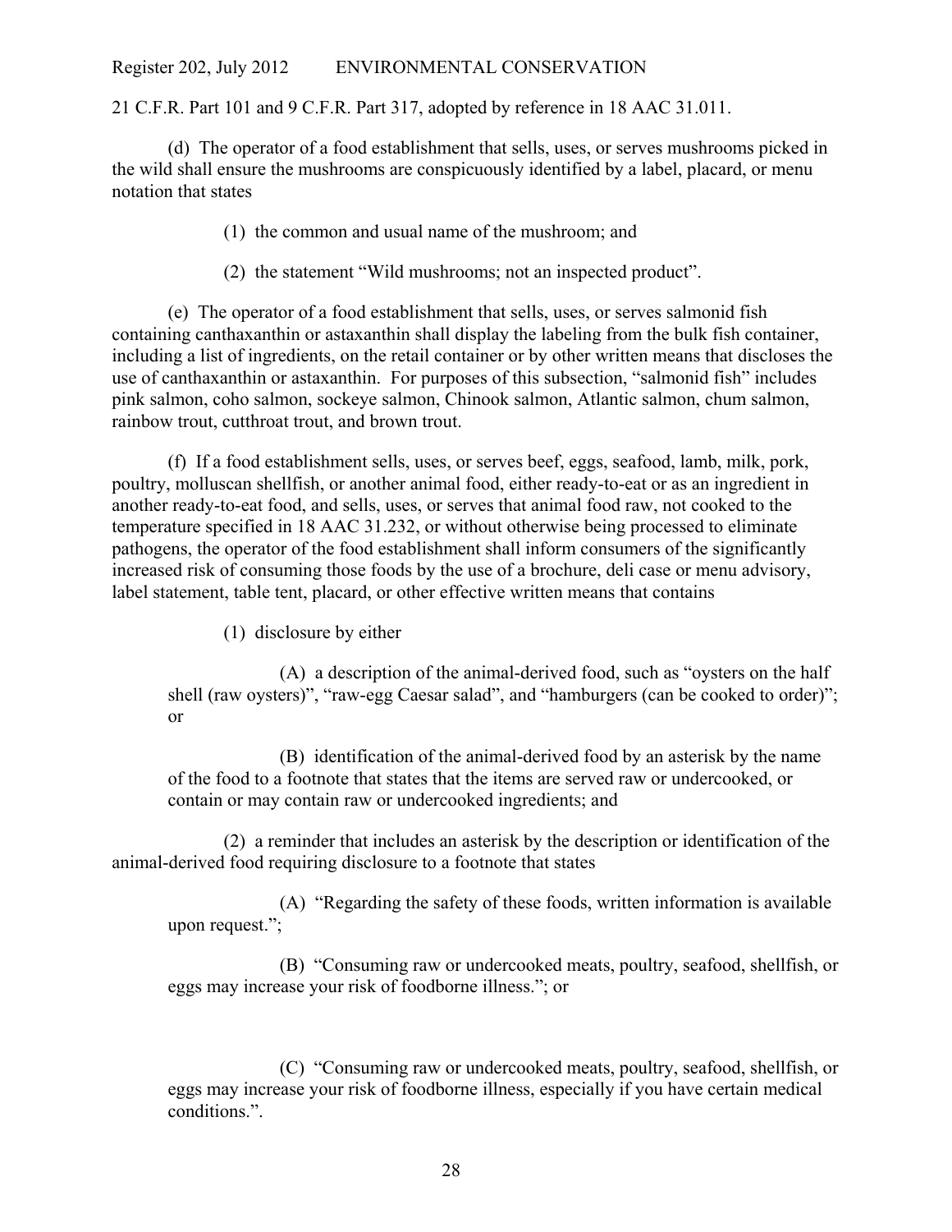21 C.F.R. Part 101 and 9 C.F.R. Part 317, adopted by reference in 18 AAC 31.011.

(d) The operator of a food establishment that sells, uses, or serves mushrooms picked in the wild shall ensure the mushrooms are conspicuously identified by a label, placard, or menu notation that states

(1) the common and usual name of the mushroom; and

(2) the statement "Wild mushrooms; not an inspected product".

(e) The operator of a food establishment that sells, uses, or serves salmonid fish containing canthaxanthin or astaxanthin shall display the labeling from the bulk fish container, including a list of ingredients, on the retail container or by other written means that discloses the use of canthaxanthin or astaxanthin. For purposes of this subsection, "salmonid fish" includes pink salmon, coho salmon, sockeye salmon, Chinook salmon, Atlantic salmon, chum salmon, rainbow trout, cutthroat trout, and brown trout.

(f) If a food establishment sells, uses, or serves beef, eggs, seafood, lamb, milk, pork, poultry, molluscan shellfish, or another animal food, either ready-to-eat or as an ingredient in another ready-to-eat food, and sells, uses, or serves that animal food raw, not cooked to the temperature specified in 18 AAC 31.232, or without otherwise being processed to eliminate pathogens, the operator of the food establishment shall inform consumers of the significantly increased risk of consuming those foods by the use of a brochure, deli case or menu advisory, label statement, table tent, placard, or other effective written means that contains

(1) disclosure by either

(A) a description of the animal-derived food, such as "oysters on the half shell (raw oysters)", "raw-egg Caesar salad", and "hamburgers (can be cooked to order)"; or

(B) identification of the animal-derived food by an asterisk by the name of the food to a footnote that states that the items are served raw or undercooked, or contain or may contain raw or undercooked ingredients; and

(2) a reminder that includes an asterisk by the description or identification of the animal-derived food requiring disclosure to a footnote that states

(A) "Regarding the safety of these foods, written information is available upon request.";

(B) "Consuming raw or undercooked meats, poultry, seafood, shellfish, or eggs may increase your risk of foodborne illness."; or

(C) "Consuming raw or undercooked meats, poultry, seafood, shellfish, or eggs may increase your risk of foodborne illness, especially if you have certain medical conditions.".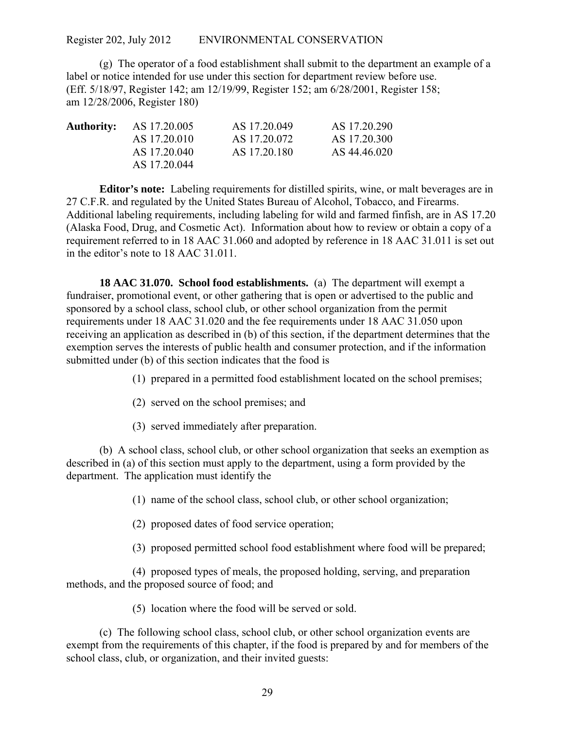(g) The operator of a food establishment shall submit to the department an example of a label or notice intended for use under this section for department review before use.
(Eff. 5/18/97, Register 142; am 12/19/99, Register 152; am 6/28/2001, Register 158; am 12/28/2006, Register 180)

| **Authority:** | AS 17.20.005 | AS 17.20.049 | AS 17.20.290 |
|---|---|---|---|
| | AS 17.20.010 | AS 17.20.072 | AS 17.20.300 |
| | AS 17.20.040 | AS 17.20.180 | AS 44.46.020 |
| | AS 17.20.044 | | |

**Editor's note:** Labeling requirements for distilled spirits, wine, or malt beverages are in 27 C.F.R. and regulated by the United States Bureau of Alcohol, Tobacco, and Firearms. Additional labeling requirements, including labeling for wild and farmed finfish, are in AS 17.20 (Alaska Food, Drug, and Cosmetic Act). Information about how to review or obtain a copy of a requirement referred to in 18 AAC 31.060 and adopted by reference in 18 AAC 31.011 is set out in the editor's note to 18 AAC 31.011.

**18 AAC 31.070. School food establishments.** (a) The department will exempt a fundraiser, promotional event, or other gathering that is open or advertised to the public and sponsored by a school class, school club, or other school organization from the permit requirements under 18 AAC 31.020 and the fee requirements under 18 AAC 31.050 upon receiving an application as described in (b) of this section, if the department determines that the exemption serves the interests of public health and consumer protection, and if the information submitted under (b) of this section indicates that the food is

(1) prepared in a permitted food establishment located on the school premises;

(2) served on the school premises; and

(3) served immediately after preparation.

(b) A school class, school club, or other school organization that seeks an exemption as described in (a) of this section must apply to the department, using a form provided by the department. The application must identify the

(1) name of the school class, school club, or other school organization;

(2) proposed dates of food service operation;

(3) proposed permitted school food establishment where food will be prepared;

(4) proposed types of meals, the proposed holding, serving, and preparation methods, and the proposed source of food; and

(5) location where the food will be served or sold.

(c) The following school class, school club, or other school organization events are exempt from the requirements of this chapter, if the food is prepared by and for members of the school class, club, or organization, and their invited guests: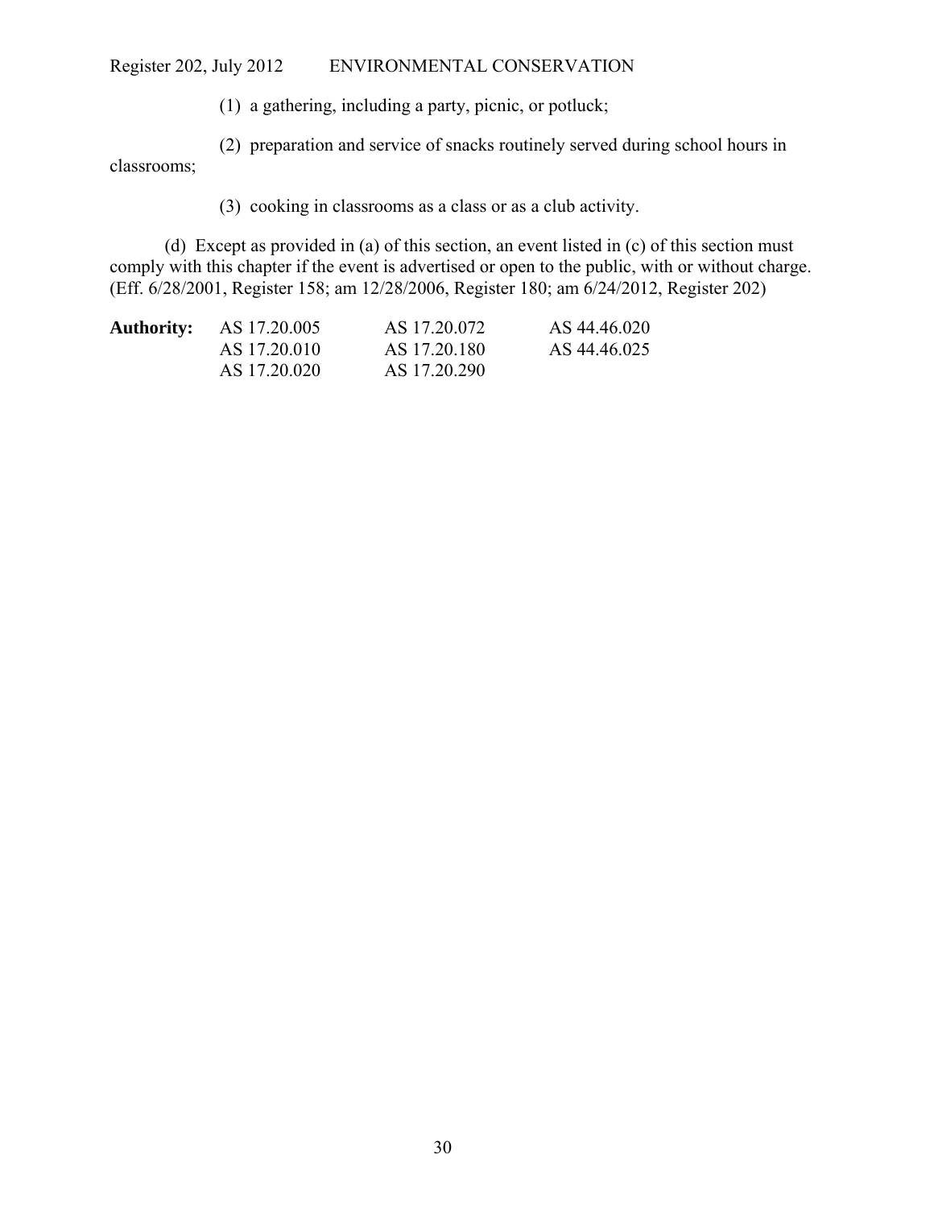(1) a gathering, including a party, picnic, or potluck;

(2) preparation and service of snacks routinely served during school hours in classrooms;

(3) cooking in classrooms as a class or as a club activity.

(d) Except as provided in (a) of this section, an event listed in (c) of this section must comply with this chapter if the event is advertised or open to the public, with or without charge. (Eff. 6/28/2001, Register 158; am 12/28/2006, Register 180; am 6/24/2012, Register 202)

| **Authority:** | AS 17.20.005 | AS 17.20.072 | AS 44.46.020 |
|---|---|---|---|
| | AS 17.20.010 | AS 17.20.180 | AS 44.46.025 |
| | AS 17.20.020 | AS 17.20.290 | |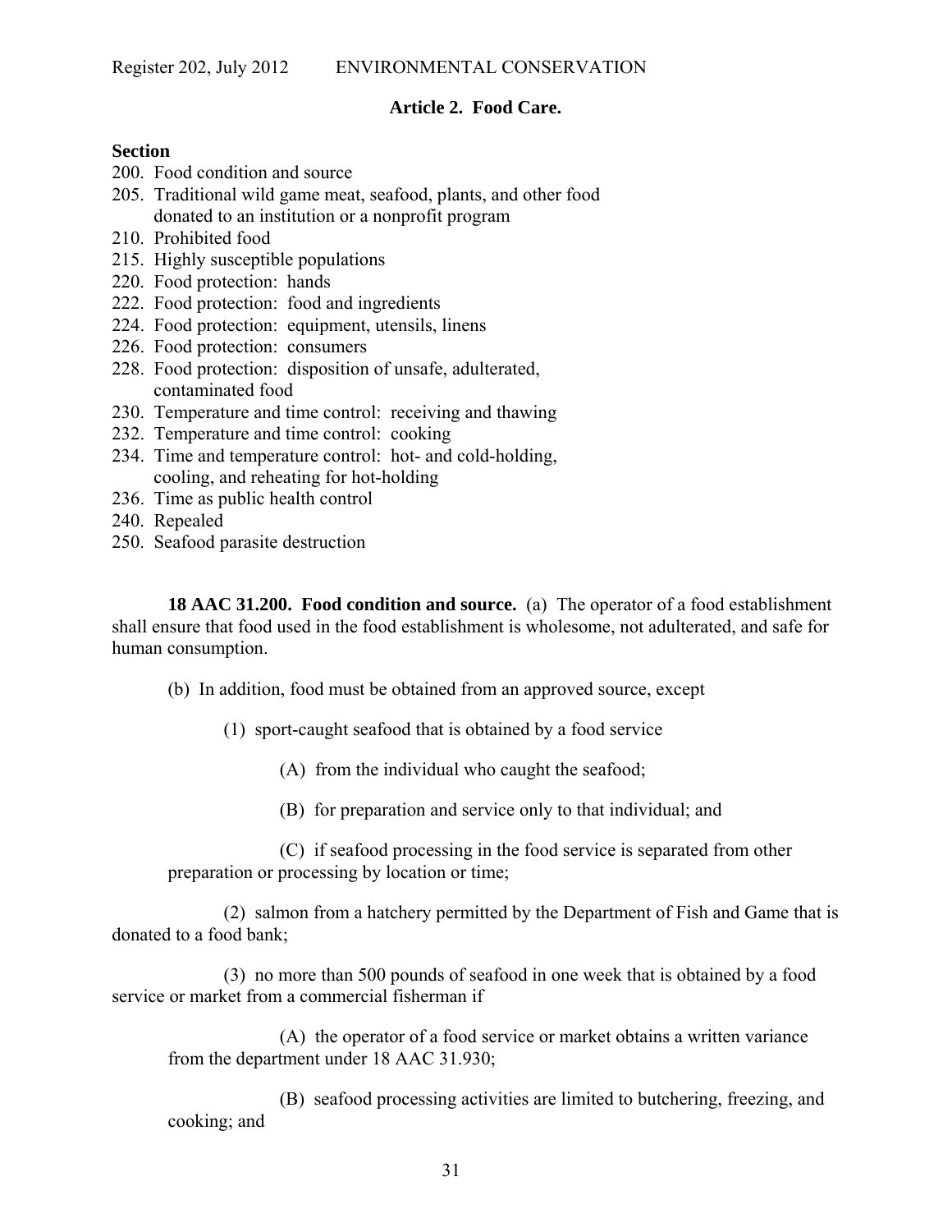### Article 2. Food Care.

**Section**

200. Food condition and source
205. Traditional wild game meat, seafood, plants, and other food donated to an institution or a nonprofit program
210. Prohibited food
215. Highly susceptible populations
220. Food protection: hands
222. Food protection: food and ingredients
224. Food protection: equipment, utensils, linens
226. Food protection: consumers
228. Food protection: disposition of unsafe, adulterated, contaminated food
230. Temperature and time control: receiving and thawing
232. Temperature and time control: cooking
234. Time and temperature control: hot- and cold-holding, cooling, and reheating for hot-holding
236. Time as public health control
240. Repealed
250. Seafood parasite destruction

**18 AAC 31.200. Food condition and source.** (a) The operator of a food establishment shall ensure that food used in the food establishment is wholesome, not adulterated, and safe for human consumption.

(b) In addition, food must be obtained from an approved source, except

(1) sport-caught seafood that is obtained by a food service

(A) from the individual who caught the seafood;

(B) for preparation and service only to that individual; and

(C) if seafood processing in the food service is separated from other preparation or processing by location or time;

(2) salmon from a hatchery permitted by the Department of Fish and Game that is donated to a food bank;

(3) no more than 500 pounds of seafood in one week that is obtained by a food service or market from a commercial fisherman if

(A) the operator of a food service or market obtains a written variance from the department under 18 AAC 31.930;

(B) seafood processing activities are limited to butchering, freezing, and cooking; and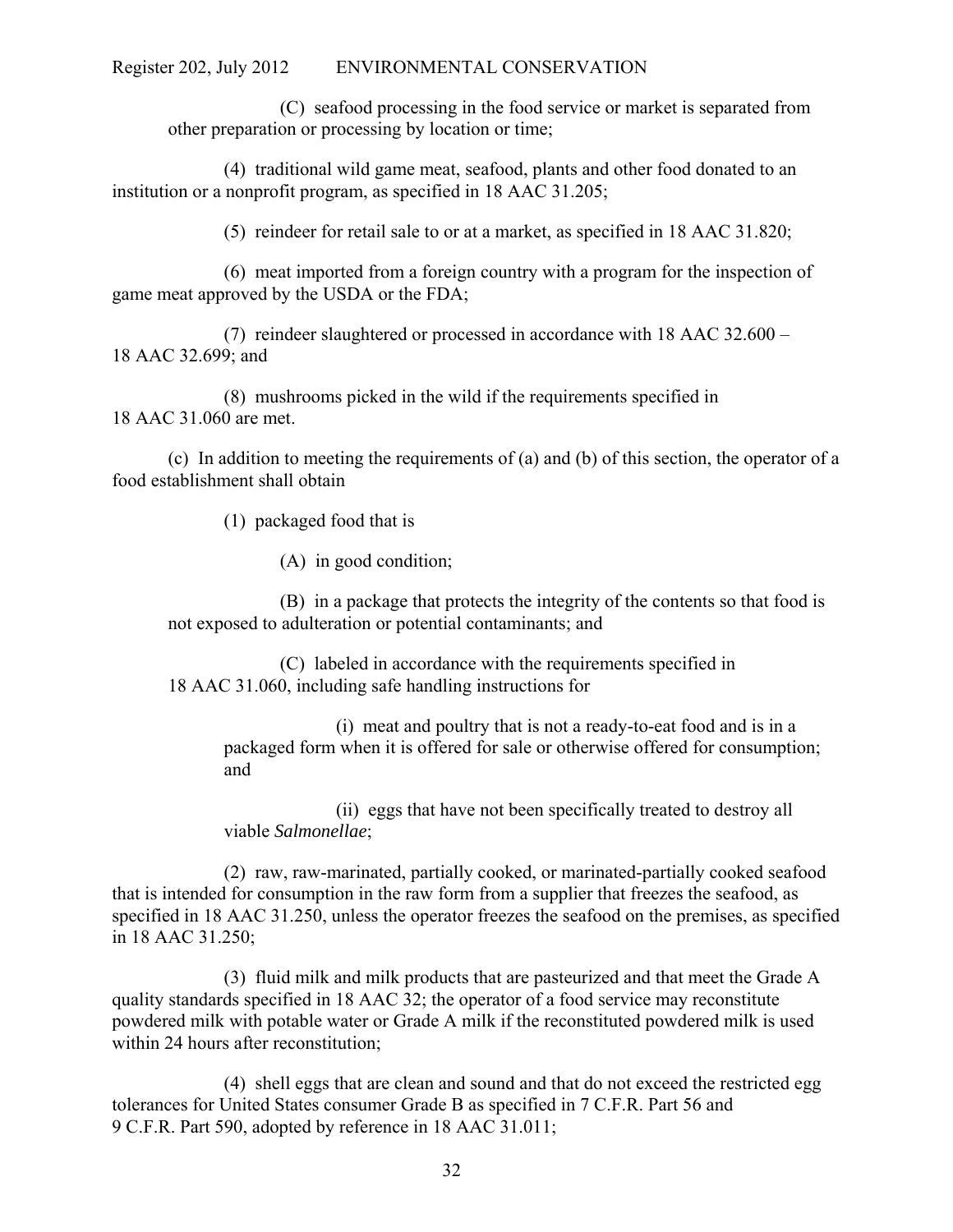(C) seafood processing in the food service or market is separated from other preparation or processing by location or time;

(4) traditional wild game meat, seafood, plants and other food donated to an institution or a nonprofit program, as specified in 18 AAC 31.205;

(5) reindeer for retail sale to or at a market, as specified in 18 AAC 31.820;

(6) meat imported from a foreign country with a program for the inspection of game meat approved by the USDA or the FDA;

(7) reindeer slaughtered or processed in accordance with 18 AAC 32.600 – 18 AAC 32.699; and

(8) mushrooms picked in the wild if the requirements specified in 18 AAC 31.060 are met.

(c) In addition to meeting the requirements of (a) and (b) of this section, the operator of a food establishment shall obtain

(1) packaged food that is

(A) in good condition;

(B) in a package that protects the integrity of the contents so that food is not exposed to adulteration or potential contaminants; and

(C) labeled in accordance with the requirements specified in 18 AAC 31.060, including safe handling instructions for

(i) meat and poultry that is not a ready-to-eat food and is in a packaged form when it is offered for sale or otherwise offered for consumption; and

(ii) eggs that have not been specifically treated to destroy all viable *Salmonellae*;

(2) raw, raw-marinated, partially cooked, or marinated-partially cooked seafood that is intended for consumption in the raw form from a supplier that freezes the seafood, as specified in 18 AAC 31.250, unless the operator freezes the seafood on the premises, as specified in 18 AAC 31.250;

(3) fluid milk and milk products that are pasteurized and that meet the Grade A quality standards specified in 18 AAC 32; the operator of a food service may reconstitute powdered milk with potable water or Grade A milk if the reconstituted powdered milk is used within 24 hours after reconstitution;

(4) shell eggs that are clean and sound and that do not exceed the restricted egg tolerances for United States consumer Grade B as specified in 7 C.F.R. Part 56 and 9 C.F.R. Part 590, adopted by reference in 18 AAC 31.011;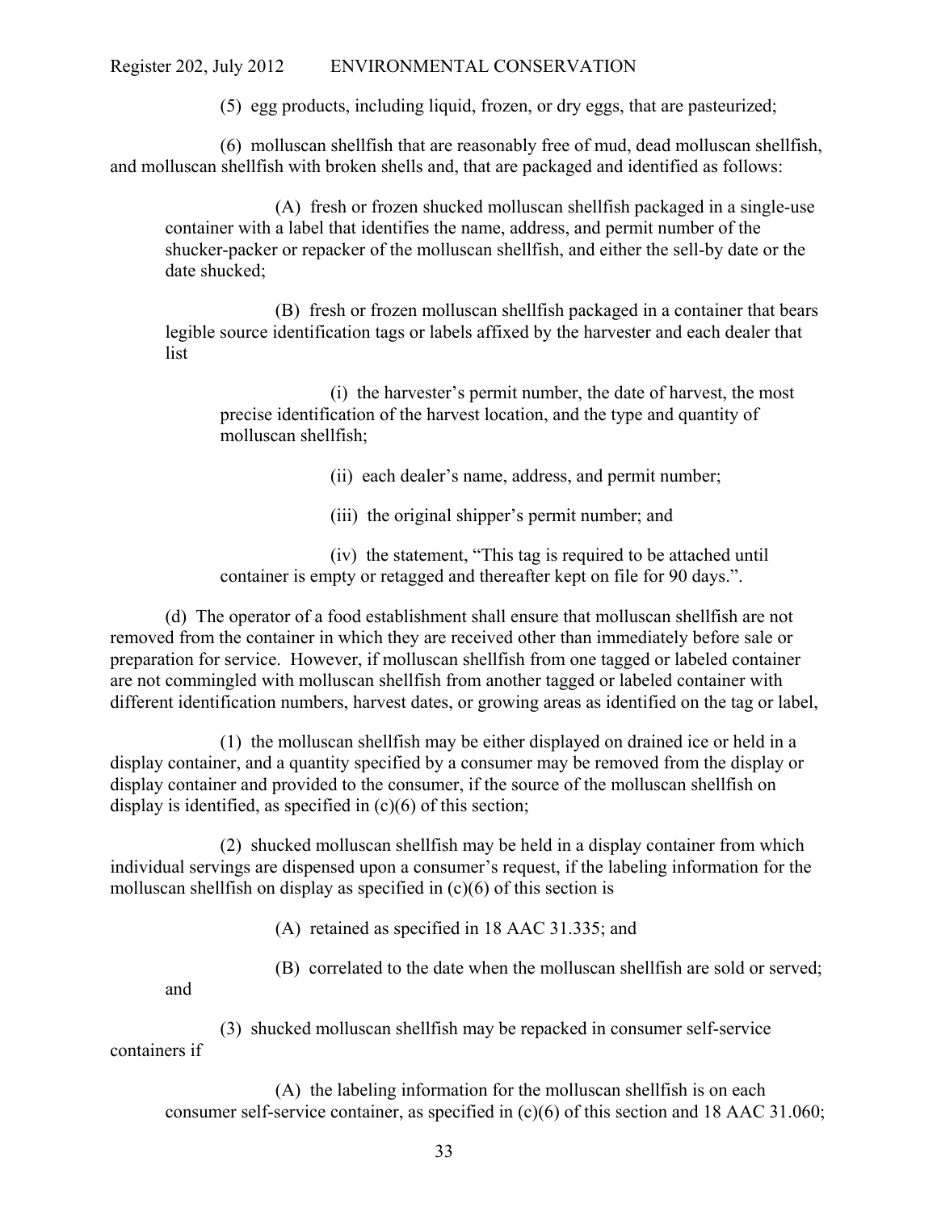(5) egg products, including liquid, frozen, or dry eggs, that are pasteurized;

(6) molluscan shellfish that are reasonably free of mud, dead molluscan shellfish, and molluscan shellfish with broken shells and, that are packaged and identified as follows:

(A) fresh or frozen shucked molluscan shellfish packaged in a single-use container with a label that identifies the name, address, and permit number of the shucker-packer or repacker of the molluscan shellfish, and either the sell-by date or the date shucked;

(B) fresh or frozen molluscan shellfish packaged in a container that bears legible source identification tags or labels affixed by the harvester and each dealer that list

(i) the harvester's permit number, the date of harvest, the most precise identification of the harvest location, and the type and quantity of molluscan shellfish;

(ii) each dealer's name, address, and permit number;

(iii) the original shipper's permit number; and

(iv) the statement, "This tag is required to be attached until container is empty or retagged and thereafter kept on file for 90 days.".

(d) The operator of a food establishment shall ensure that molluscan shellfish are not removed from the container in which they are received other than immediately before sale or preparation for service. However, if molluscan shellfish from one tagged or labeled container are not commingled with molluscan shellfish from another tagged or labeled container with different identification numbers, harvest dates, or growing areas as identified on the tag or label,

(1) the molluscan shellfish may be either displayed on drained ice or held in a display container, and a quantity specified by a consumer may be removed from the display or display container and provided to the consumer, if the source of the molluscan shellfish on display is identified, as specified in (c)(6) of this section;

(2) shucked molluscan shellfish may be held in a display container from which individual servings are dispensed upon a consumer's request, if the labeling information for the molluscan shellfish on display as specified in (c)(6) of this section is

(A) retained as specified in 18 AAC 31.335; and

(B) correlated to the date when the molluscan shellfish are sold or served; and

(3) shucked molluscan shellfish may be repacked in consumer self-service containers if

(A) the labeling information for the molluscan shellfish is on each consumer self-service container, as specified in (c)(6) of this section and 18 AAC 31.060;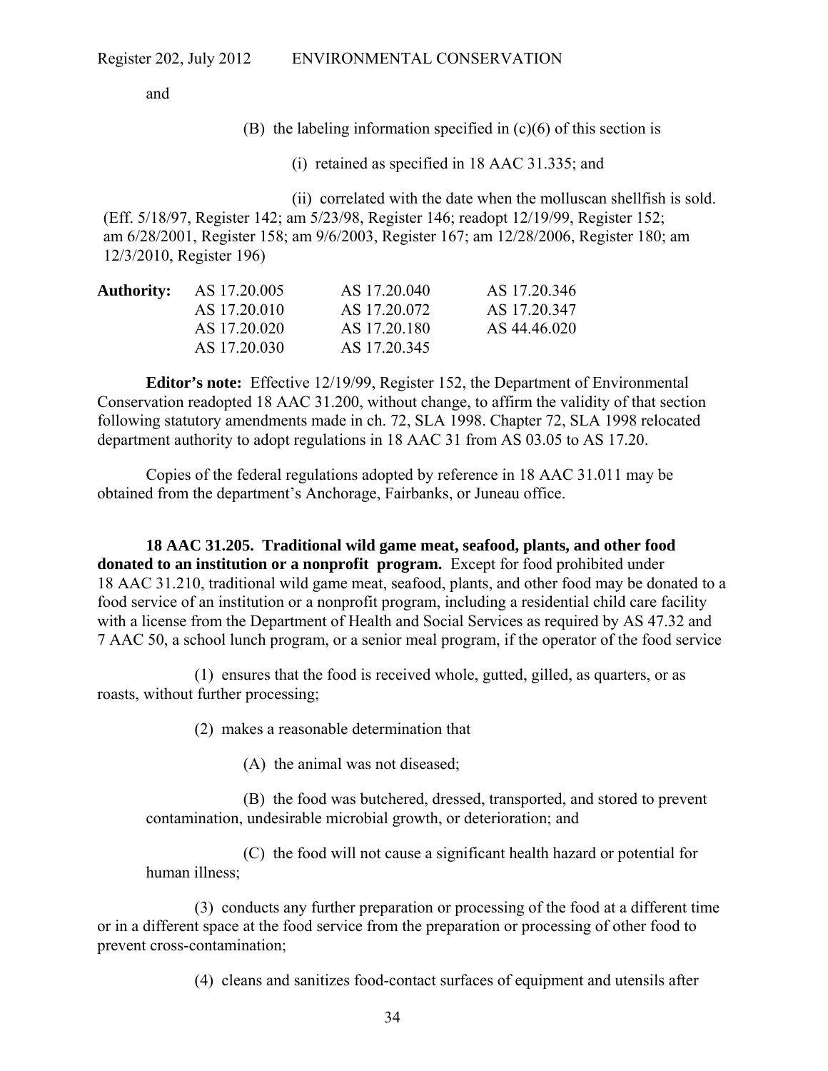and

(B) the labeling information specified in (c)(6) of this section is

(i) retained as specified in 18 AAC 31.335; and

(ii) correlated with the date when the molluscan shellfish is sold.

(Eff. 5/18/97, Register 142; am 5/23/98, Register 146; readopt 12/19/99, Register 152; am 6/28/2001, Register 158; am 9/6/2003, Register 167; am 12/28/2006, Register 180; am 12/3/2010, Register 196)

| **Authority:** | AS 17.20.005 | AS 17.20.040 | AS 17.20.346 |
|---|---|---|---|
| | AS 17.20.010 | AS 17.20.072 | AS 17.20.347 |
| | AS 17.20.020 | AS 17.20.180 | AS 44.46.020 |
| | AS 17.20.030 | AS 17.20.345 | |

**Editor's note:** Effective 12/19/99, Register 152, the Department of Environmental Conservation readopted 18 AAC 31.200, without change, to affirm the validity of that section following statutory amendments made in ch. 72, SLA 1998. Chapter 72, SLA 1998 relocated department authority to adopt regulations in 18 AAC 31 from AS 03.05 to AS 17.20.

Copies of the federal regulations adopted by reference in 18 AAC 31.011 may be obtained from the department's Anchorage, Fairbanks, or Juneau office.

**18 AAC 31.205. Traditional wild game meat, seafood, plants, and other food donated to an institution or a nonprofit program.** Except for food prohibited under 18 AAC 31.210, traditional wild game meat, seafood, plants, and other food may be donated to a food service of an institution or a nonprofit program, including a residential child care facility with a license from the Department of Health and Social Services as required by AS 47.32 and 7 AAC 50, a school lunch program, or a senior meal program, if the operator of the food service

(1) ensures that the food is received whole, gutted, gilled, as quarters, or as roasts, without further processing;

(2) makes a reasonable determination that

(A) the animal was not diseased;

(B) the food was butchered, dressed, transported, and stored to prevent contamination, undesirable microbial growth, or deterioration; and

(C) the food will not cause a significant health hazard or potential for human illness;

(3) conducts any further preparation or processing of the food at a different time or in a different space at the food service from the preparation or processing of other food to prevent cross-contamination;

(4) cleans and sanitizes food-contact surfaces of equipment and utensils after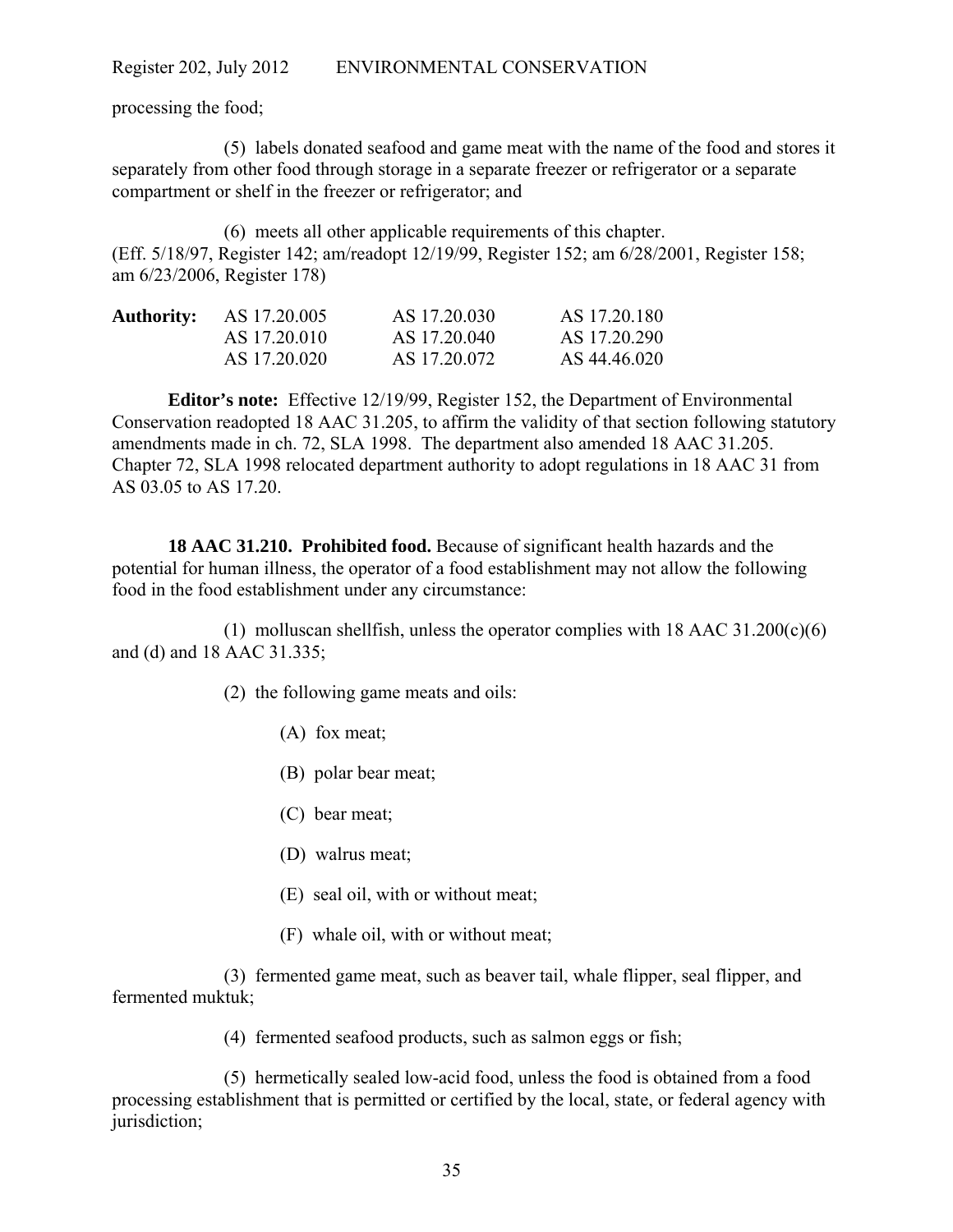processing the food;

(5) labels donated seafood and game meat with the name of the food and stores it separately from other food through storage in a separate freezer or refrigerator or a separate compartment or shelf in the freezer or refrigerator; and

(6) meets all other applicable requirements of this chapter.
(Eff. 5/18/97, Register 142; am/readopt 12/19/99, Register 152; am 6/28/2001, Register 158; am 6/23/2006, Register 178)

| **Authority:** | AS 17.20.005 | AS 17.20.030 | AS 17.20.180 |
|---|---|---|---|
| | AS 17.20.010 | AS 17.20.040 | AS 17.20.290 |
| | AS 17.20.020 | AS 17.20.072 | AS 44.46.020 |

**Editor's note:** Effective 12/19/99, Register 152, the Department of Environmental Conservation readopted 18 AAC 31.205, to affirm the validity of that section following statutory amendments made in ch. 72, SLA 1998. The department also amended 18 AAC 31.205. Chapter 72, SLA 1998 relocated department authority to adopt regulations in 18 AAC 31 from AS 03.05 to AS 17.20.

**18 AAC 31.210. Prohibited food.** Because of significant health hazards and the potential for human illness, the operator of a food establishment may not allow the following food in the food establishment under any circumstance:

(1) molluscan shellfish, unless the operator complies with 18 AAC 31.200(c)(6) and (d) and 18 AAC 31.335;

(2) the following game meats and oils:

(A) fox meat;

(B) polar bear meat;

(C) bear meat;

(D) walrus meat;

(E) seal oil, with or without meat;

(F) whale oil, with or without meat;

(3) fermented game meat, such as beaver tail, whale flipper, seal flipper, and fermented muktuk;

(4) fermented seafood products, such as salmon eggs or fish;

(5) hermetically sealed low-acid food, unless the food is obtained from a food processing establishment that is permitted or certified by the local, state, or federal agency with jurisdiction;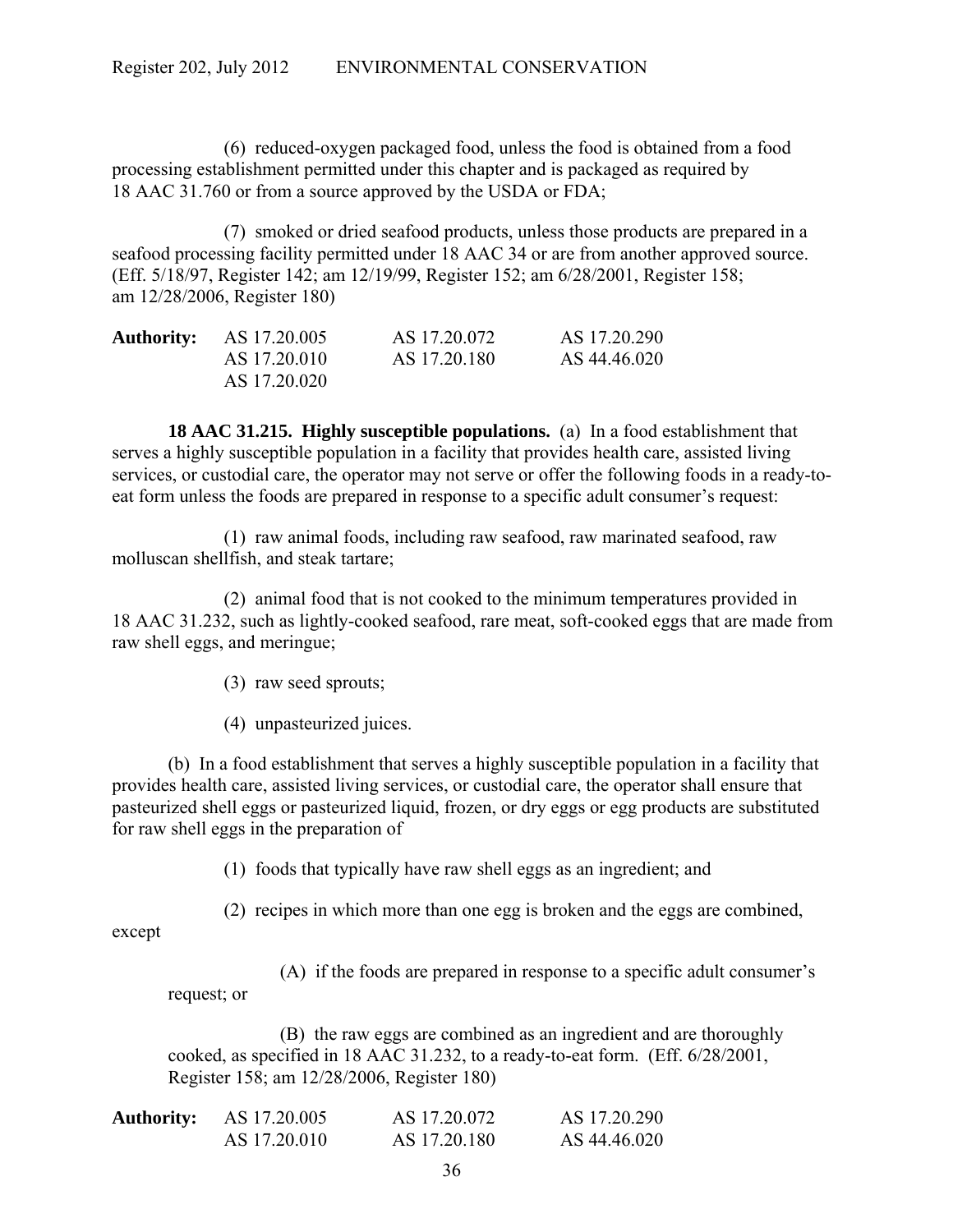(6) reduced-oxygen packaged food, unless the food is obtained from a food processing establishment permitted under this chapter and is packaged as required by 18 AAC 31.760 or from a source approved by the USDA or FDA;

(7) smoked or dried seafood products, unless those products are prepared in a seafood processing facility permitted under 18 AAC 34 or are from another approved source. (Eff. 5/18/97, Register 142; am 12/19/99, Register 152; am 6/28/2001, Register 158; am 12/28/2006, Register 180)

| **Authority:** | AS 17.20.005 | AS 17.20.072 | AS 17.20.290 |
|---|---|---|---|
| | AS 17.20.010 | AS 17.20.180 | AS 44.46.020 |
| | AS 17.20.020 | | |

**18 AAC 31.215. Highly susceptible populations.** (a) In a food establishment that serves a highly susceptible population in a facility that provides health care, assisted living services, or custodial care, the operator may not serve or offer the following foods in a ready-to-eat form unless the foods are prepared in response to a specific adult consumer's request:

(1) raw animal foods, including raw seafood, raw marinated seafood, raw molluscan shellfish, and steak tartare;

(2) animal food that is not cooked to the minimum temperatures provided in 18 AAC 31.232, such as lightly-cooked seafood, rare meat, soft-cooked eggs that are made from raw shell eggs, and meringue;

(3) raw seed sprouts;

(4) unpasteurized juices.

(b) In a food establishment that serves a highly susceptible population in a facility that provides health care, assisted living services, or custodial care, the operator shall ensure that pasteurized shell eggs or pasteurized liquid, frozen, or dry eggs or egg products are substituted for raw shell eggs in the preparation of

(1) foods that typically have raw shell eggs as an ingredient; and

(2) recipes in which more than one egg is broken and the eggs are combined, except

(A) if the foods are prepared in response to a specific adult consumer's request; or

(B) the raw eggs are combined as an ingredient and are thoroughly cooked, as specified in 18 AAC 31.232, to a ready-to-eat form. (Eff. 6/28/2001, Register 158; am 12/28/2006, Register 180)

| **Authority:** | AS 17.20.005 | AS 17.20.072 | AS 17.20.290 |
|---|---|---|---|
| | AS 17.20.010 | AS 17.20.180 | AS 44.46.020 |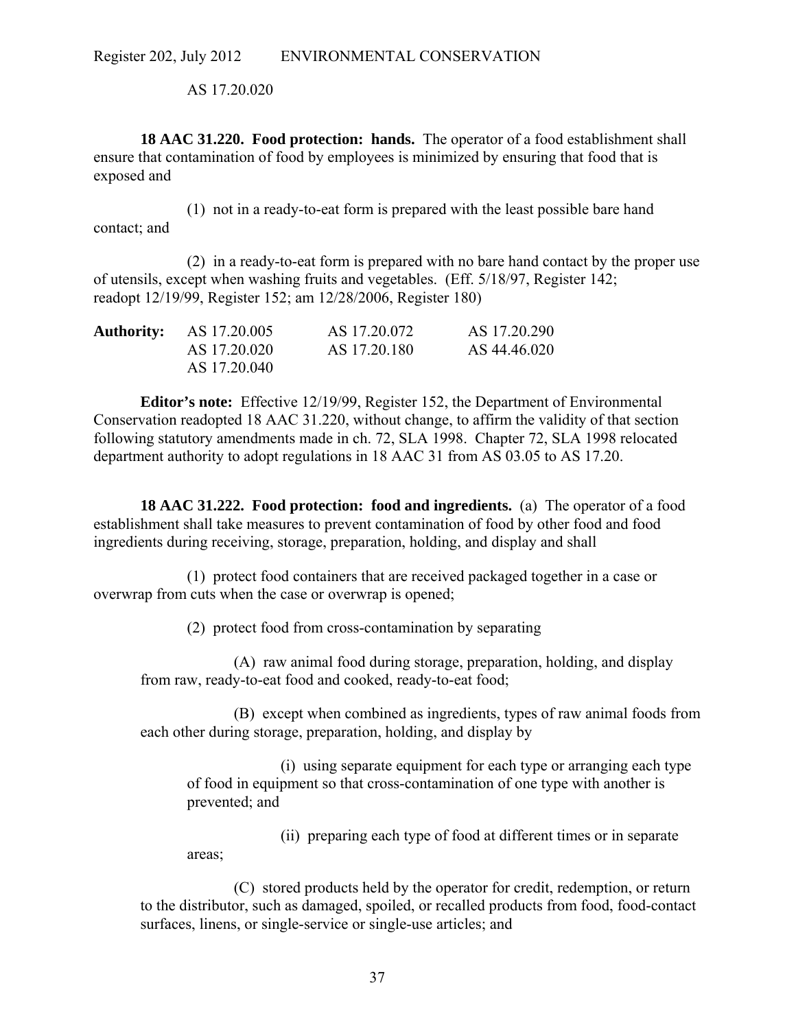AS 17.20.020

**18 AAC 31.220. Food protection: hands.** The operator of a food establishment shall ensure that contamination of food by employees is minimized by ensuring that food that is exposed and

(1) not in a ready-to-eat form is prepared with the least possible bare hand contact; and

(2) in a ready-to-eat form is prepared with no bare hand contact by the proper use of utensils, except when washing fruits and vegetables. (Eff. 5/18/97, Register 142; readopt 12/19/99, Register 152; am 12/28/2006, Register 180)

| **Authority:** | AS 17.20.005 | AS 17.20.072 | AS 17.20.290 |
|---|---|---|---|
| | AS 17.20.020 | AS 17.20.180 | AS 44.46.020 |
| | AS 17.20.040 | | |

**Editor's note:** Effective 12/19/99, Register 152, the Department of Environmental Conservation readopted 18 AAC 31.220, without change, to affirm the validity of that section following statutory amendments made in ch. 72, SLA 1998. Chapter 72, SLA 1998 relocated department authority to adopt regulations in 18 AAC 31 from AS 03.05 to AS 17.20.

**18 AAC 31.222. Food protection: food and ingredients.** (a) The operator of a food establishment shall take measures to prevent contamination of food by other food and food ingredients during receiving, storage, preparation, holding, and display and shall

(1) protect food containers that are received packaged together in a case or overwrap from cuts when the case or overwrap is opened;

(2) protect food from cross-contamination by separating

(A) raw animal food during storage, preparation, holding, and display from raw, ready-to-eat food and cooked, ready-to-eat food;

(B) except when combined as ingredients, types of raw animal foods from each other during storage, preparation, holding, and display by

(i) using separate equipment for each type or arranging each type of food in equipment so that cross-contamination of one type with another is prevented; and

(ii) preparing each type of food at different times or in separate areas;

(C) stored products held by the operator for credit, redemption, or return to the distributor, such as damaged, spoiled, or recalled products from food, food-contact surfaces, linens, or single-service or single-use articles; and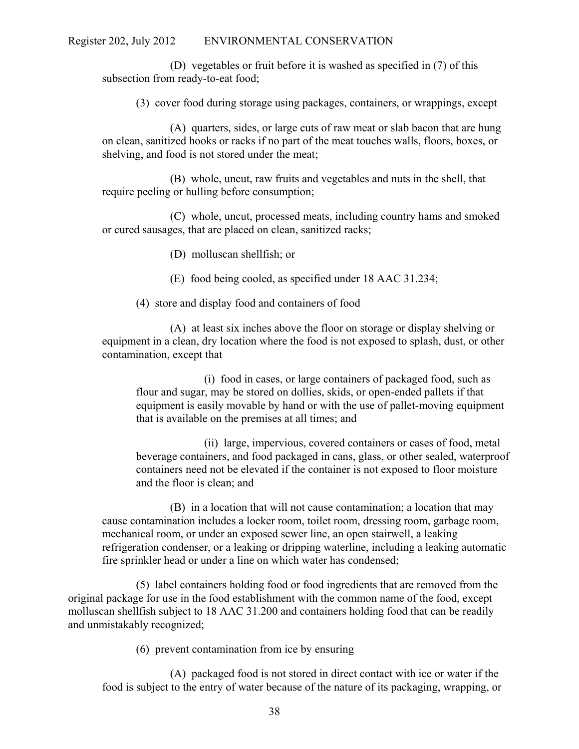(D) vegetables or fruit before it is washed as specified in (7) of this subsection from ready-to-eat food;

(3) cover food during storage using packages, containers, or wrappings, except

(A) quarters, sides, or large cuts of raw meat or slab bacon that are hung on clean, sanitized hooks or racks if no part of the meat touches walls, floors, boxes, or shelving, and food is not stored under the meat;

(B) whole, uncut, raw fruits and vegetables and nuts in the shell, that require peeling or hulling before consumption;

(C) whole, uncut, processed meats, including country hams and smoked or cured sausages, that are placed on clean, sanitized racks;

(D) molluscan shellfish; or

(E) food being cooled, as specified under 18 AAC 31.234;

(4) store and display food and containers of food

(A) at least six inches above the floor on storage or display shelving or equipment in a clean, dry location where the food is not exposed to splash, dust, or other contamination, except that

(i) food in cases, or large containers of packaged food, such as flour and sugar, may be stored on dollies, skids, or open-ended pallets if that equipment is easily movable by hand or with the use of pallet-moving equipment that is available on the premises at all times; and

(ii) large, impervious, covered containers or cases of food, metal beverage containers, and food packaged in cans, glass, or other sealed, waterproof containers need not be elevated if the container is not exposed to floor moisture and the floor is clean; and

(B) in a location that will not cause contamination; a location that may cause contamination includes a locker room, toilet room, dressing room, garbage room, mechanical room, or under an exposed sewer line, an open stairwell, a leaking refrigeration condenser, or a leaking or dripping waterline, including a leaking automatic fire sprinkler head or under a line on which water has condensed;

(5) label containers holding food or food ingredients that are removed from the original package for use in the food establishment with the common name of the food, except molluscan shellfish subject to 18 AAC 31.200 and containers holding food that can be readily and unmistakably recognized;

(6) prevent contamination from ice by ensuring

(A) packaged food is not stored in direct contact with ice or water if the food is subject to the entry of water because of the nature of its packaging, wrapping, or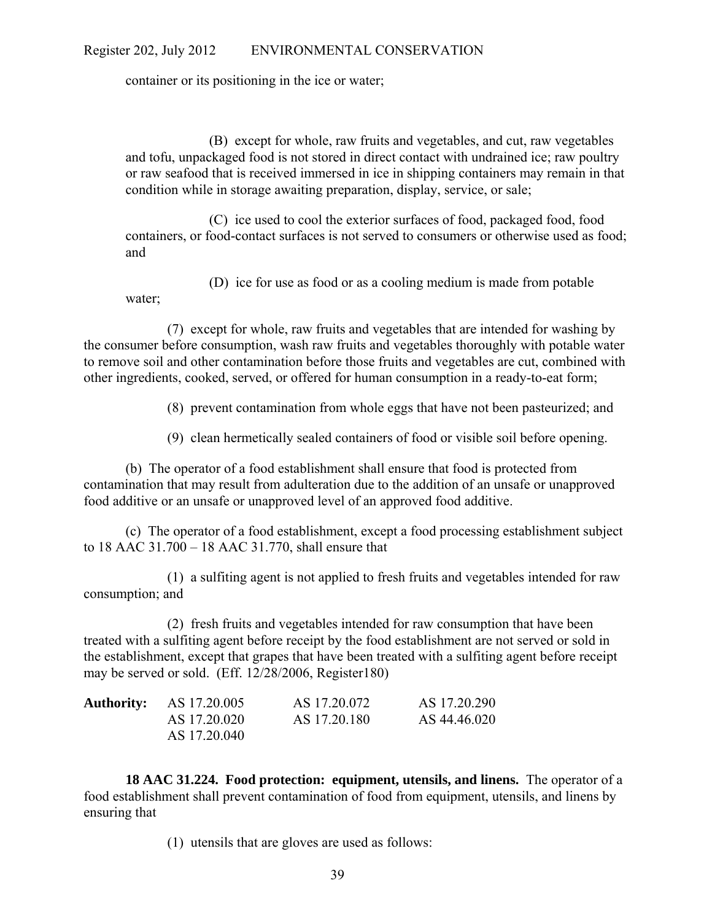container or its positioning in the ice or water;

(B) except for whole, raw fruits and vegetables, and cut, raw vegetables and tofu, unpackaged food is not stored in direct contact with undrained ice; raw poultry or raw seafood that is received immersed in ice in shipping containers may remain in that condition while in storage awaiting preparation, display, service, or sale;

(C) ice used to cool the exterior surfaces of food, packaged food, food containers, or food-contact surfaces is not served to consumers or otherwise used as food; and

(D) ice for use as food or as a cooling medium is made from potable water;

(7) except for whole, raw fruits and vegetables that are intended for washing by the consumer before consumption, wash raw fruits and vegetables thoroughly with potable water to remove soil and other contamination before those fruits and vegetables are cut, combined with other ingredients, cooked, served, or offered for human consumption in a ready-to-eat form;

(8) prevent contamination from whole eggs that have not been pasteurized; and

(9) clean hermetically sealed containers of food or visible soil before opening.

(b) The operator of a food establishment shall ensure that food is protected from contamination that may result from adulteration due to the addition of an unsafe or unapproved food additive or an unsafe or unapproved level of an approved food additive.

(c) The operator of a food establishment, except a food processing establishment subject to 18 AAC 31.700 – 18 AAC 31.770, shall ensure that

(1) a sulfiting agent is not applied to fresh fruits and vegetables intended for raw consumption; and

(2) fresh fruits and vegetables intended for raw consumption that have been treated with a sulfiting agent before receipt by the food establishment are not served or sold in the establishment, except that grapes that have been treated with a sulfiting agent before receipt may be served or sold. (Eff. 12/28/2006, Register180)

| **Authority:** | AS 17.20.005 | AS 17.20.072 | AS 17.20.290 |
|---|---|---|---|
| | AS 17.20.020 | AS 17.20.180 | AS 44.46.020 |
| | AS 17.20.040 | | |

**18 AAC 31.224. Food protection: equipment, utensils, and linens.** The operator of a food establishment shall prevent contamination of food from equipment, utensils, and linens by ensuring that

(1) utensils that are gloves are used as follows: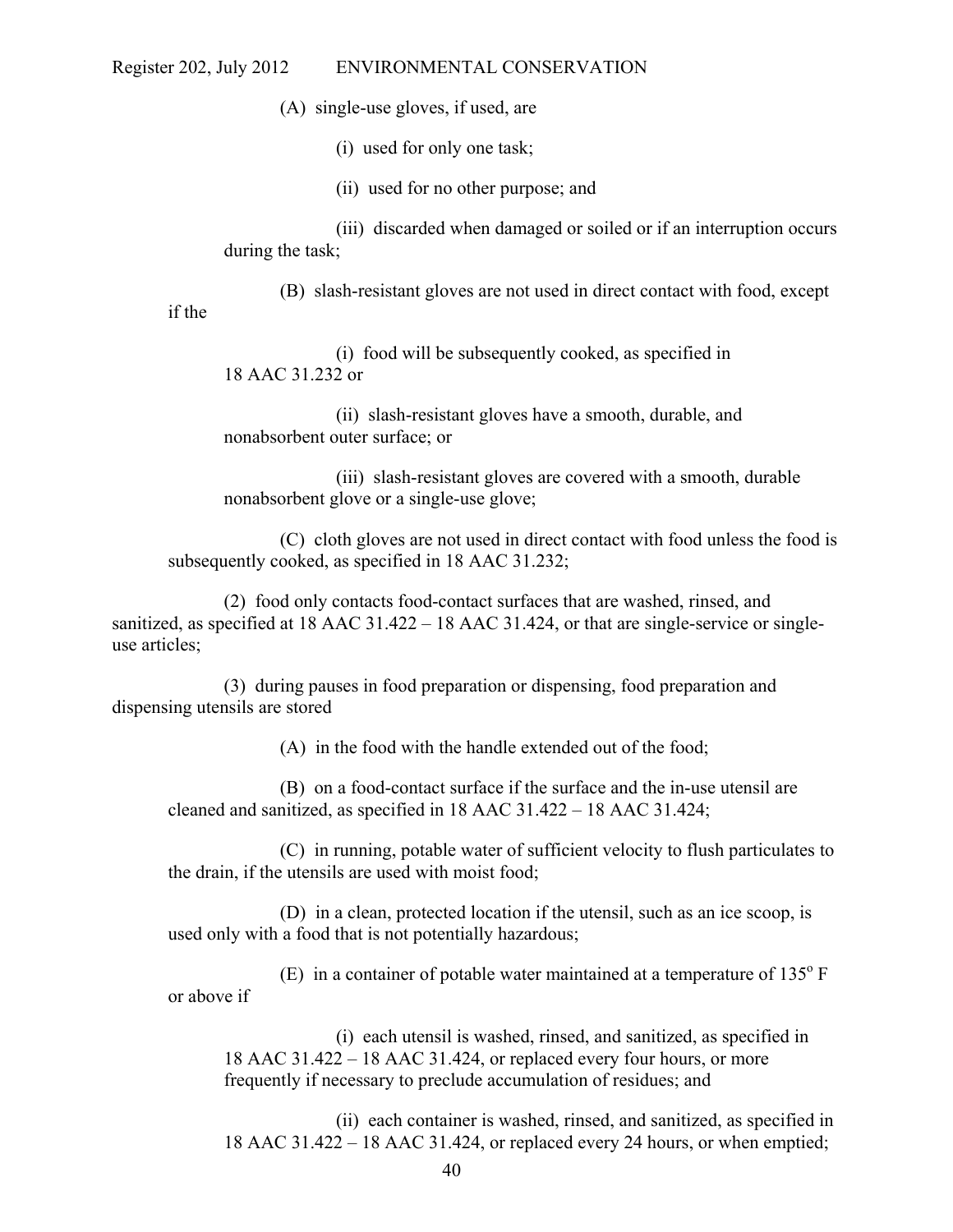(A) single-use gloves, if used, are

(i) used for only one task;

(ii) used for no other purpose; and

(iii) discarded when damaged or soiled or if an interruption occurs during the task;

(B) slash-resistant gloves are not used in direct contact with food, except if the

(i) food will be subsequently cooked, as specified in 18 AAC 31.232 or

(ii) slash-resistant gloves have a smooth, durable, and nonabsorbent outer surface; or

(iii) slash-resistant gloves are covered with a smooth, durable nonabsorbent glove or a single-use glove;

(C) cloth gloves are not used in direct contact with food unless the food is subsequently cooked, as specified in 18 AAC 31.232;

(2) food only contacts food-contact surfaces that are washed, rinsed, and sanitized, as specified at 18 AAC 31.422 – 18 AAC 31.424, or that are single-service or single-use articles;

(3) during pauses in food preparation or dispensing, food preparation and dispensing utensils are stored

(A) in the food with the handle extended out of the food;

(B) on a food-contact surface if the surface and the in-use utensil are cleaned and sanitized, as specified in 18 AAC 31.422 – 18 AAC 31.424;

(C) in running, potable water of sufficient velocity to flush particulates to the drain, if the utensils are used with moist food;

(D) in a clean, protected location if the utensil, such as an ice scoop, is used only with a food that is not potentially hazardous;

(E) in a container of potable water maintained at a temperature of 135° F or above if

(i) each utensil is washed, rinsed, and sanitized, as specified in 18 AAC 31.422 – 18 AAC 31.424, or replaced every four hours, or more frequently if necessary to preclude accumulation of residues; and

(ii) each container is washed, rinsed, and sanitized, as specified in 18 AAC 31.422 – 18 AAC 31.424, or replaced every 24 hours, or when emptied;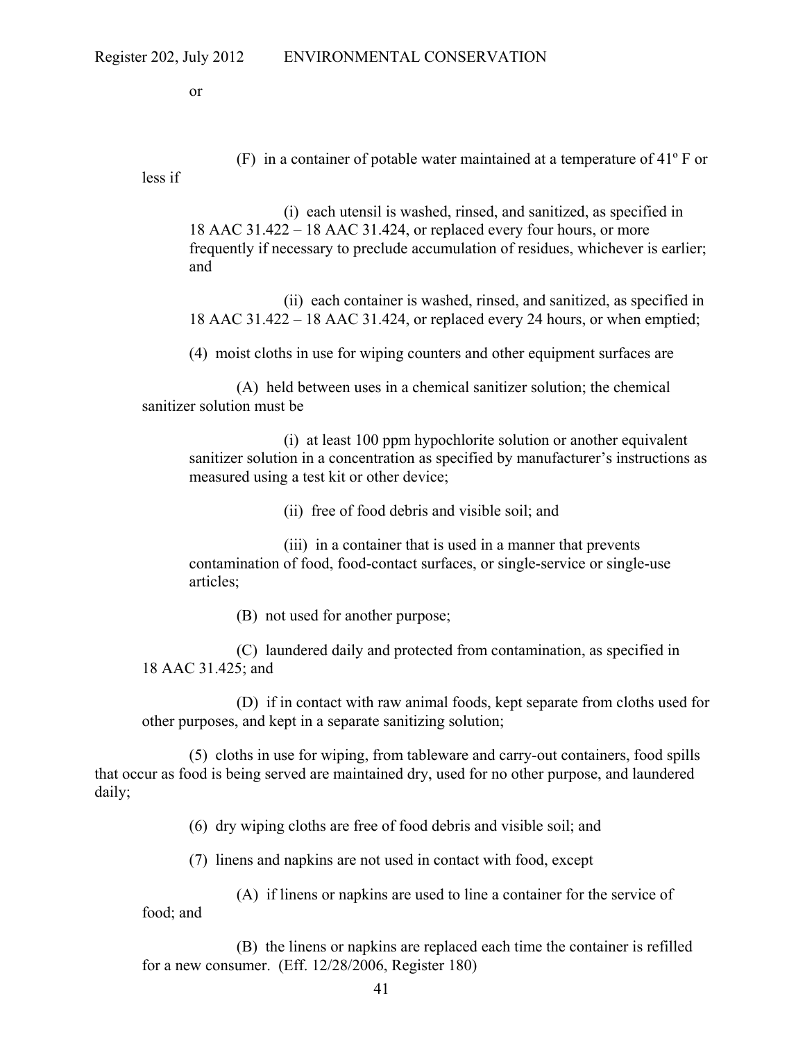or

(F) in a container of potable water maintained at a temperature of 41º F or less if

(i) each utensil is washed, rinsed, and sanitized, as specified in 18 AAC 31.422 – 18 AAC 31.424, or replaced every four hours, or more frequently if necessary to preclude accumulation of residues, whichever is earlier; and

(ii) each container is washed, rinsed, and sanitized, as specified in 18 AAC 31.422 – 18 AAC 31.424, or replaced every 24 hours, or when emptied;

(4) moist cloths in use for wiping counters and other equipment surfaces are

(A) held between uses in a chemical sanitizer solution; the chemical sanitizer solution must be

(i) at least 100 ppm hypochlorite solution or another equivalent sanitizer solution in a concentration as specified by manufacturer's instructions as measured using a test kit or other device;

(ii) free of food debris and visible soil; and

(iii) in a container that is used in a manner that prevents contamination of food, food-contact surfaces, or single-service or single-use articles;

(B) not used for another purpose;

(C) laundered daily and protected from contamination, as specified in 18 AAC 31.425; and

(D) if in contact with raw animal foods, kept separate from cloths used for other purposes, and kept in a separate sanitizing solution;

(5) cloths in use for wiping, from tableware and carry-out containers, food spills that occur as food is being served are maintained dry, used for no other purpose, and laundered daily;

(6) dry wiping cloths are free of food debris and visible soil; and

(7) linens and napkins are not used in contact with food, except

(A) if linens or napkins are used to line a container for the service of food; and

(B) the linens or napkins are replaced each time the container is refilled for a new consumer. (Eff. 12/28/2006, Register 180)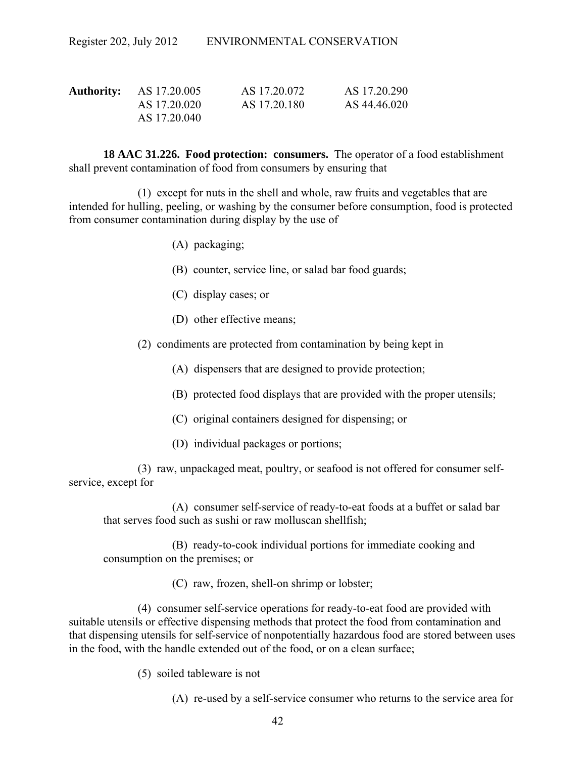**Authority:** AS 17.20.005 AS 17.20.072 AS 17.20.290
AS 17.20.020 AS 17.20.180 AS 44.46.020
AS 17.20.040

**18 AAC 31.226. Food protection: consumers.** The operator of a food establishment shall prevent contamination of food from consumers by ensuring that

(1) except for nuts in the shell and whole, raw fruits and vegetables that are intended for hulling, peeling, or washing by the consumer before consumption, food is protected from consumer contamination during display by the use of

(A) packaging;

(B) counter, service line, or salad bar food guards;

(C) display cases; or

(D) other effective means;

(2) condiments are protected from contamination by being kept in

(A) dispensers that are designed to provide protection;

(B) protected food displays that are provided with the proper utensils;

(C) original containers designed for dispensing; or

(D) individual packages or portions;

(3) raw, unpackaged meat, poultry, or seafood is not offered for consumer self-service, except for

(A) consumer self-service of ready-to-eat foods at a buffet or salad bar that serves food such as sushi or raw molluscan shellfish;

(B) ready-to-cook individual portions for immediate cooking and consumption on the premises; or

(C) raw, frozen, shell-on shrimp or lobster;

(4) consumer self-service operations for ready-to-eat food are provided with suitable utensils or effective dispensing methods that protect the food from contamination and that dispensing utensils for self-service of nonpotentially hazardous food are stored between uses in the food, with the handle extended out of the food, or on a clean surface;

(5) soiled tableware is not

(A) re-used by a self-service consumer who returns to the service area for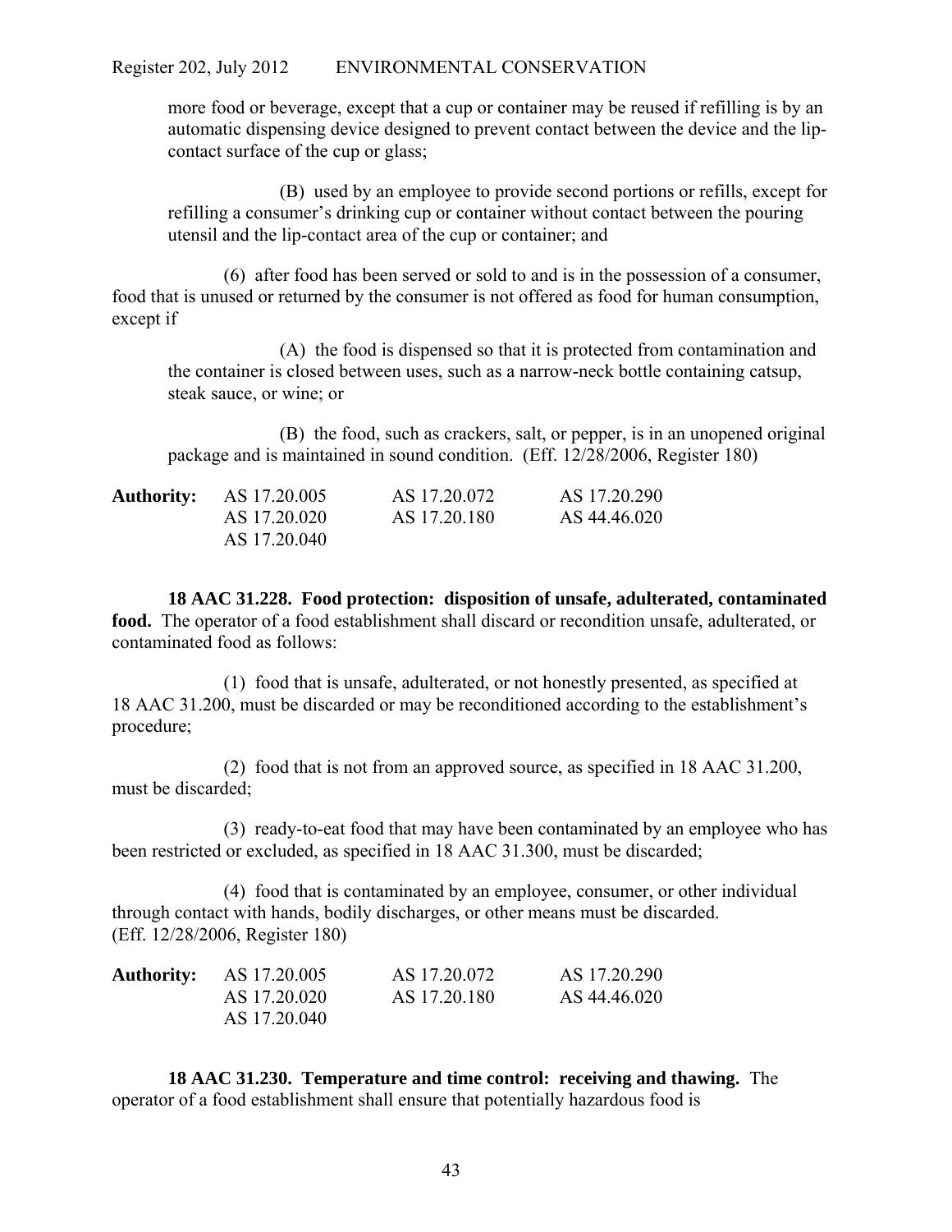more food or beverage, except that a cup or container may be reused if refilling is by an automatic dispensing device designed to prevent contact between the device and the lip-contact surface of the cup or glass;

(B) used by an employee to provide second portions or refills, except for refilling a consumer's drinking cup or container without contact between the pouring utensil and the lip-contact area of the cup or container; and

(6) after food has been served or sold to and is in the possession of a consumer, food that is unused or returned by the consumer is not offered as food for human consumption, except if

(A) the food is dispensed so that it is protected from contamination and the container is closed between uses, such as a narrow-neck bottle containing catsup, steak sauce, or wine; or

(B) the food, such as crackers, salt, or pepper, is in an unopened original package and is maintained in sound condition. (Eff. 12/28/2006, Register 180)

| **Authority:** | AS 17.20.005 | AS 17.20.072 | AS 17.20.290 |
|---|---|---|---|
| | AS 17.20.020 | AS 17.20.180 | AS 44.46.020 |
| | AS 17.20.040 | | |

**18 AAC 31.228. Food protection: disposition of unsafe, adulterated, contaminated food.** The operator of a food establishment shall discard or recondition unsafe, adulterated, or contaminated food as follows:

(1) food that is unsafe, adulterated, or not honestly presented, as specified at 18 AAC 31.200, must be discarded or may be reconditioned according to the establishment's procedure;

(2) food that is not from an approved source, as specified in 18 AAC 31.200, must be discarded;

(3) ready-to-eat food that may have been contaminated by an employee who has been restricted or excluded, as specified in 18 AAC 31.300, must be discarded;

(4) food that is contaminated by an employee, consumer, or other individual through contact with hands, bodily discharges, or other means must be discarded. (Eff. 12/28/2006, Register 180)

| **Authority:** | AS 17.20.005 | AS 17.20.072 | AS 17.20.290 |
|---|---|---|---|
| | AS 17.20.020 | AS 17.20.180 | AS 44.46.020 |
| | AS 17.20.040 | | |

**18 AAC 31.230. Temperature and time control: receiving and thawing.** The operator of a food establishment shall ensure that potentially hazardous food is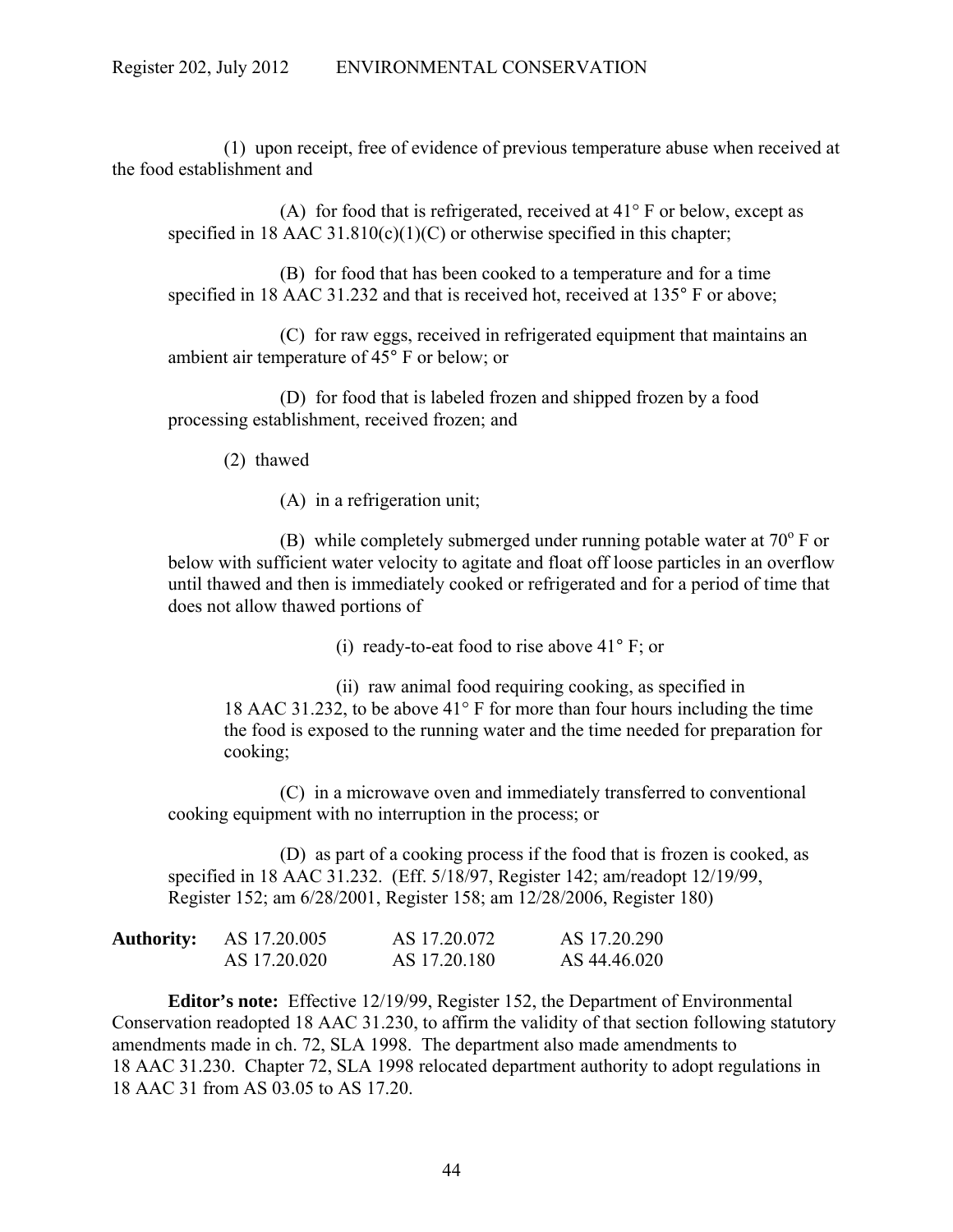(1) upon receipt, free of evidence of previous temperature abuse when received at the food establishment and

(A) for food that is refrigerated, received at 41° F or below, except as specified in 18 AAC 31.810(c)(1)(C) or otherwise specified in this chapter;

(B) for food that has been cooked to a temperature and for a time specified in 18 AAC 31.232 and that is received hot, received at 135° F or above;

(C) for raw eggs, received in refrigerated equipment that maintains an ambient air temperature of 45° F or below; or

(D) for food that is labeled frozen and shipped frozen by a food processing establishment, received frozen; and

(2) thawed

(A) in a refrigeration unit;

(B) while completely submerged under running potable water at 70° F or below with sufficient water velocity to agitate and float off loose particles in an overflow until thawed and then is immediately cooked or refrigerated and for a period of time that does not allow thawed portions of

(i) ready-to-eat food to rise above 41° F; or

(ii) raw animal food requiring cooking, as specified in 18 AAC 31.232, to be above 41° F for more than four hours including the time the food is exposed to the running water and the time needed for preparation for cooking;

(C) in a microwave oven and immediately transferred to conventional cooking equipment with no interruption in the process; or

(D) as part of a cooking process if the food that is frozen is cooked, as specified in 18 AAC 31.232. (Eff. 5/18/97, Register 142; am/readopt 12/19/99, Register 152; am 6/28/2001, Register 158; am 12/28/2006, Register 180)

| **Authority:** | AS 17.20.005 | AS 17.20.072 | AS 17.20.290 |
|---|---|---|---|
| | AS 17.20.020 | AS 17.20.180 | AS 44.46.020 |

**Editor's note:** Effective 12/19/99, Register 152, the Department of Environmental Conservation readopted 18 AAC 31.230, to affirm the validity of that section following statutory amendments made in ch. 72, SLA 1998. The department also made amendments to 18 AAC 31.230. Chapter 72, SLA 1998 relocated department authority to adopt regulations in 18 AAC 31 from AS 03.05 to AS 17.20.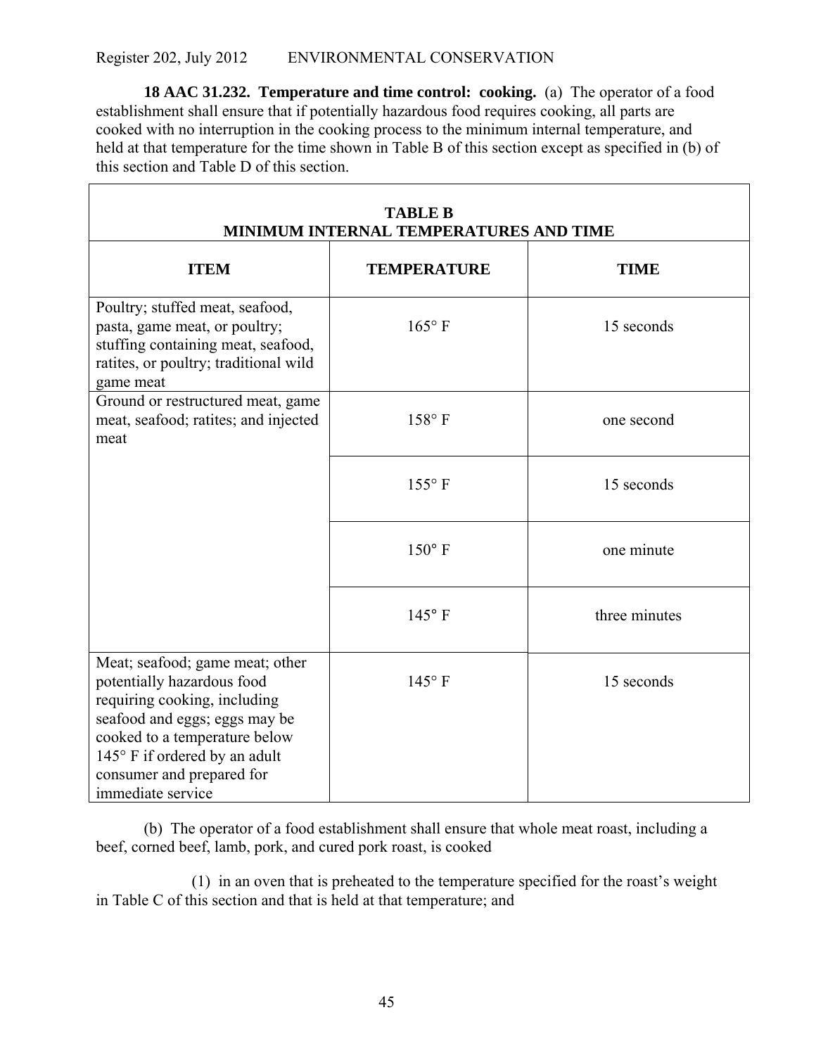**18 AAC 31.232. Temperature and time control: cooking.** (a) The operator of a food establishment shall ensure that if potentially hazardous food requires cooking, all parts are cooked with no interruption in the cooking process to the minimum internal temperature, and held at that temperature for the time shown in Table B of this section except as specified in (b) of this section and Table D of this section.

| **TABLE B MINIMUM INTERNAL TEMPERATURES AND TIME** | | |
|---|---|---|
| **ITEM** | **TEMPERATURE** | **TIME** |
| Poultry; stuffed meat, seafood, pasta, game meat, or poultry; stuffing containing meat, seafood, ratites, or poultry; traditional wild game meat | 165° F | 15 seconds |
| Ground or restructured meat, game meat, seafood; ratites; and injected meat | 158° F | one second |
| | 155° F | 15 seconds |
| | 150° F | one minute |
| | 145° F | three minutes |
| Meat; seafood; game meat; other potentially hazardous food requiring cooking, including seafood and eggs; eggs may be cooked to a temperature below 145° F if ordered by an adult consumer and prepared for immediate service | 145° F | 15 seconds |

(b) The operator of a food establishment shall ensure that whole meat roast, including a beef, corned beef, lamb, pork, and cured pork roast, is cooked

(1) in an oven that is preheated to the temperature specified for the roast's weight in Table C of this section and that is held at that temperature; and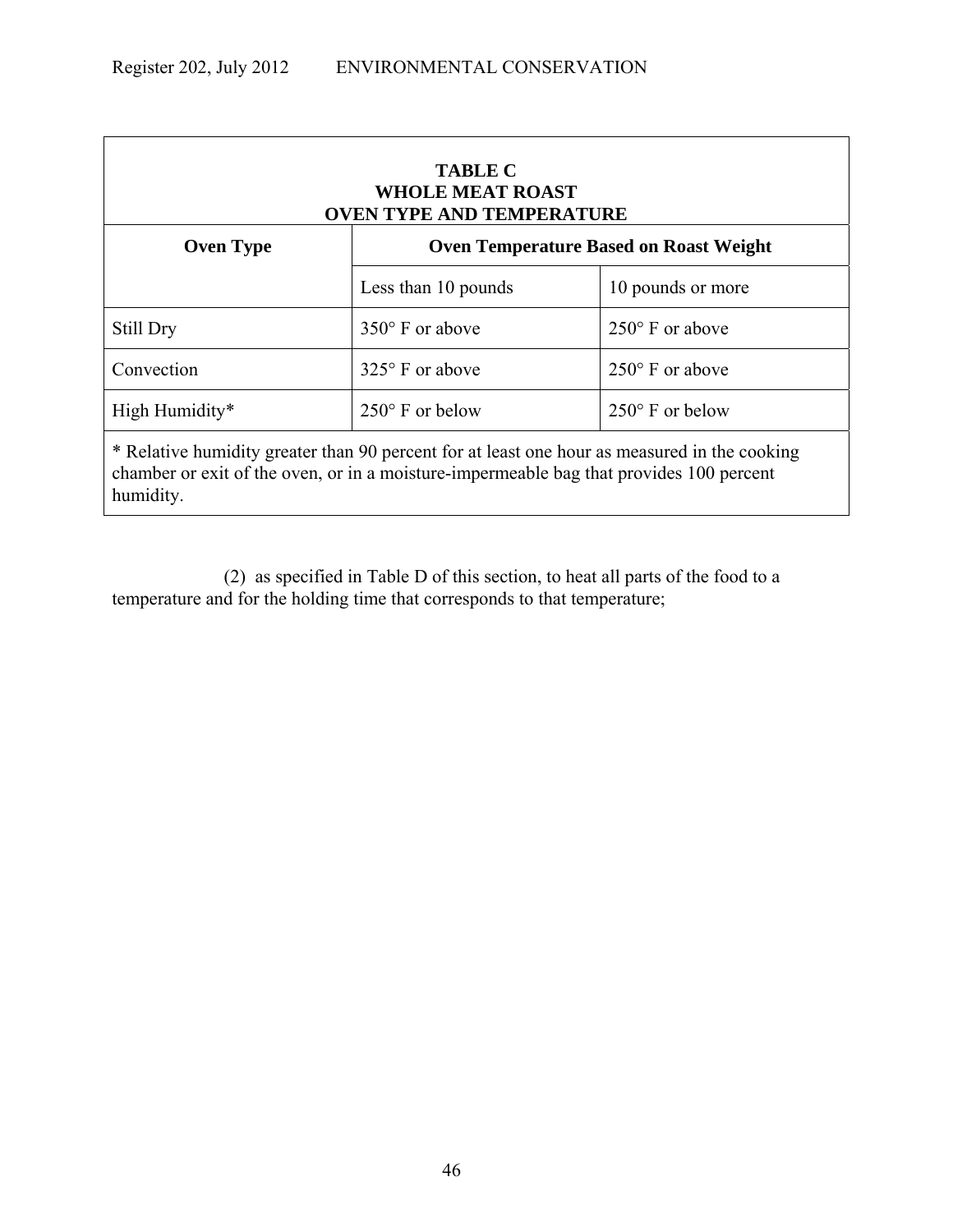| TABLE C<br>WHOLE MEAT ROAST<br>OVEN TYPE AND TEMPERATURE | | |
|---|---|---|
| **Oven Type** | **Oven Temperature Based on Roast Weight** | |
| | Less than 10 pounds | 10 pounds or more |
| Still Dry | 350° F or above | 250° F or above |
| Convection | 325° F or above | 250° F or above |
| High Humidity* | 250° F or below | 250° F or below |
| * Relative humidity greater than 90 percent for at least one hour as measured in the cooking chamber or exit of the oven, or in a moisture-impermeable bag that provides 100 percent humidity. | | |

(2) as specified in Table D of this section, to heat all parts of the food to a temperature and for the holding time that corresponds to that temperature;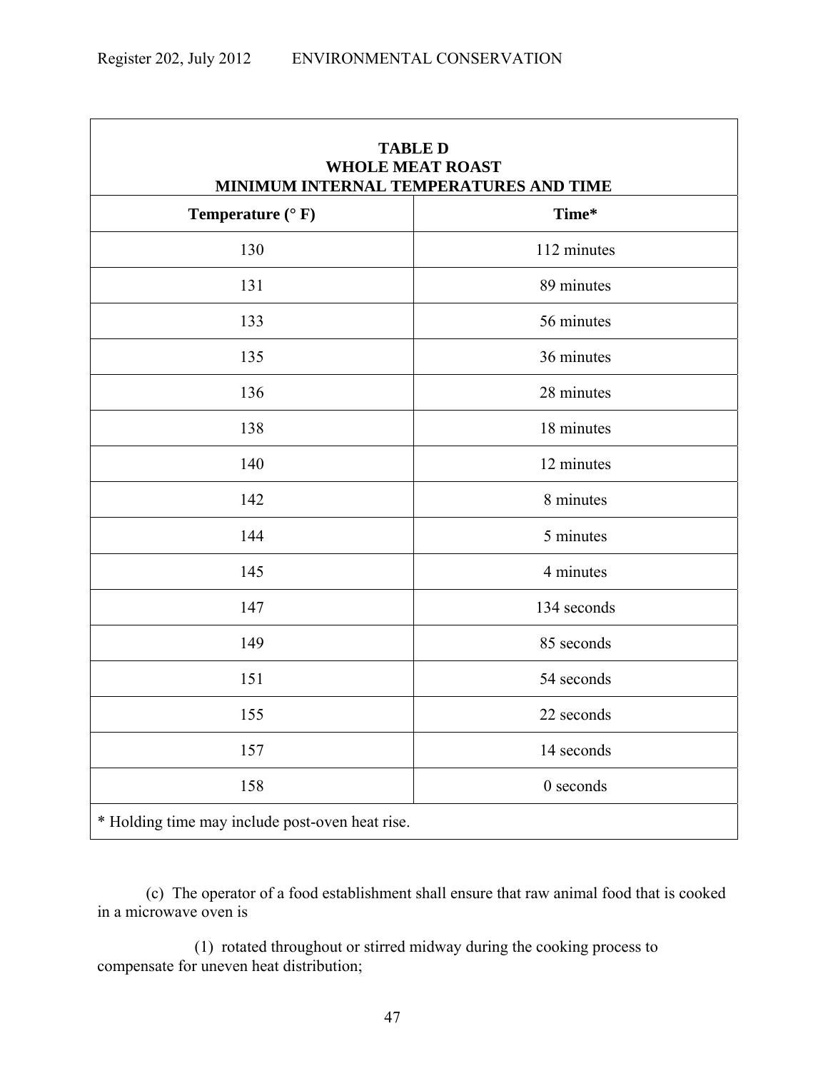| TABLE D<br>WHOLE MEAT ROAST<br>MINIMUM INTERNAL TEMPERATURES AND TIME | |
|---|---|
| **Temperature (° F)** | **Time*** |
| 130 | 112 minutes |
| 131 | 89 minutes |
| 133 | 56 minutes |
| 135 | 36 minutes |
| 136 | 28 minutes |
| 138 | 18 minutes |
| 140 | 12 minutes |
| 142 | 8 minutes |
| 144 | 5 minutes |
| 145 | 4 minutes |
| 147 | 134 seconds |
| 149 | 85 seconds |
| 151 | 54 seconds |
| 155 | 22 seconds |
| 157 | 14 seconds |
| 158 | 0 seconds |
| * Holding time may include post-oven heat rise. | |

(c) The operator of a food establishment shall ensure that raw animal food that is cooked in a microwave oven is

(1) rotated throughout or stirred midway during the cooking process to compensate for uneven heat distribution;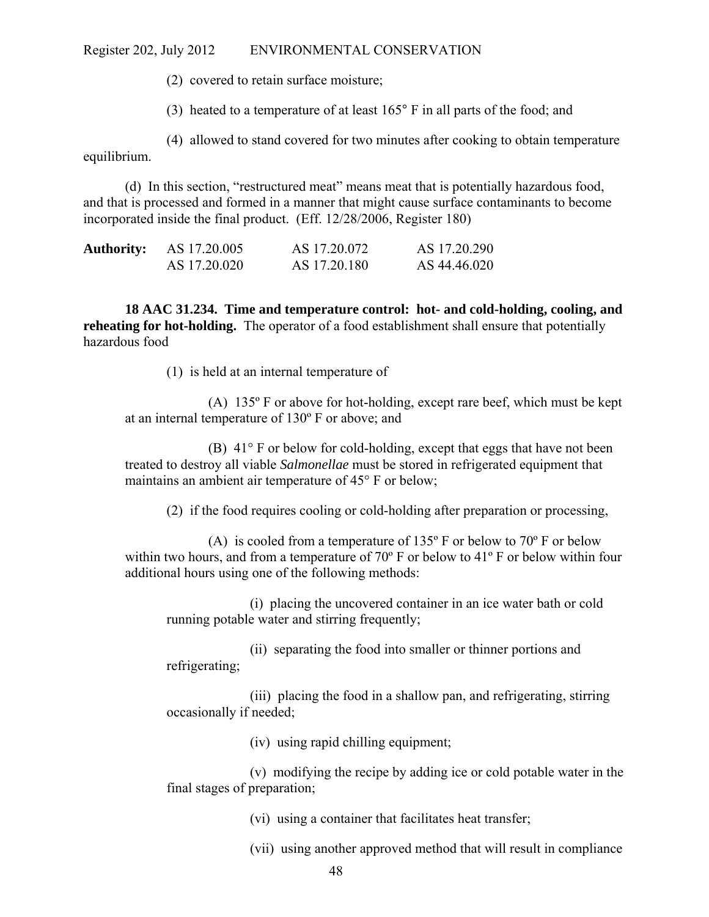(2) covered to retain surface moisture;

(3) heated to a temperature of at least 165° F in all parts of the food; and

(4) allowed to stand covered for two minutes after cooking to obtain temperature equilibrium.

(d) In this section, "restructured meat" means meat that is potentially hazardous food, and that is processed and formed in a manner that might cause surface contaminants to become incorporated inside the final product. (Eff. 12/28/2006, Register 180)

| **Authority:** | AS 17.20.005 | AS 17.20.072 | AS 17.20.290 |
|---|---|---|---|
| | AS 17.20.020 | AS 17.20.180 | AS 44.46.020 |

**18 AAC 31.234. Time and temperature control: hot- and cold-holding, cooling, and reheating for hot-holding.** The operator of a food establishment shall ensure that potentially hazardous food

(1) is held at an internal temperature of

(A) 135º F or above for hot-holding, except rare beef, which must be kept at an internal temperature of 130º F or above; and

(B) 41° F or below for cold-holding, except that eggs that have not been treated to destroy all viable *Salmonellae* must be stored in refrigerated equipment that maintains an ambient air temperature of 45° F or below;

(2) if the food requires cooling or cold-holding after preparation or processing,

(A) is cooled from a temperature of 135º F or below to 70º F or below within two hours, and from a temperature of 70º F or below to 41º F or below within four additional hours using one of the following methods:

(i) placing the uncovered container in an ice water bath or cold running potable water and stirring frequently;

(ii) separating the food into smaller or thinner portions and refrigerating;

(iii) placing the food in a shallow pan, and refrigerating, stirring occasionally if needed;

(iv) using rapid chilling equipment;

(v) modifying the recipe by adding ice or cold potable water in the final stages of preparation;

(vi) using a container that facilitates heat transfer;

(vii) using another approved method that will result in compliance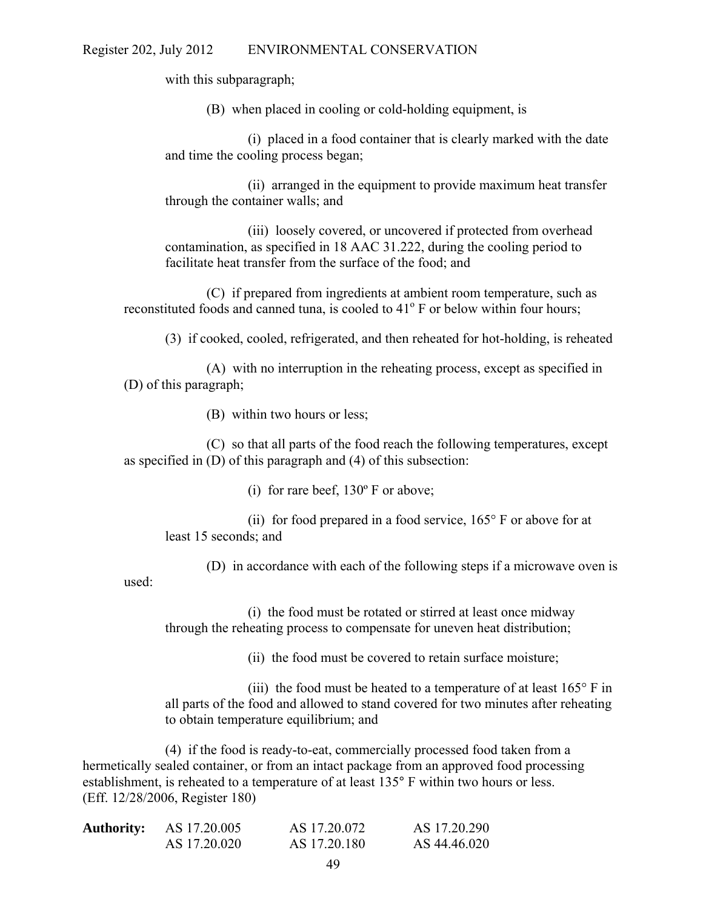with this subparagraph;

(B) when placed in cooling or cold-holding equipment, is

(i) placed in a food container that is clearly marked with the date and time the cooling process began;

(ii) arranged in the equipment to provide maximum heat transfer through the container walls; and

(iii) loosely covered, or uncovered if protected from overhead contamination, as specified in 18 AAC 31.222, during the cooling period to facilitate heat transfer from the surface of the food; and

(C) if prepared from ingredients at ambient room temperature, such as reconstituted foods and canned tuna, is cooled to 41° F or below within four hours;

(3) if cooked, cooled, refrigerated, and then reheated for hot-holding, is reheated

(A) with no interruption in the reheating process, except as specified in (D) of this paragraph;

(B) within two hours or less;

(C) so that all parts of the food reach the following temperatures, except as specified in (D) of this paragraph and (4) of this subsection:

(i) for rare beef, 130º F or above;

(ii) for food prepared in a food service, 165° F or above for at least 15 seconds; and

(D) in accordance with each of the following steps if a microwave oven is used:

(i) the food must be rotated or stirred at least once midway through the reheating process to compensate for uneven heat distribution;

(ii) the food must be covered to retain surface moisture;

(iii) the food must be heated to a temperature of at least 165° F in all parts of the food and allowed to stand covered for two minutes after reheating to obtain temperature equilibrium; and

(4) if the food is ready-to-eat, commercially processed food taken from a hermetically sealed container, or from an intact package from an approved food processing establishment, is reheated to a temperature of at least 135° F within two hours or less.
(Eff. 12/28/2006, Register 180)

| **Authority:** | AS 17.20.005 | AS 17.20.072 | AS 17.20.290 |
|---|---|---|---|
| | AS 17.20.020 | AS 17.20.180 | AS 44.46.020 |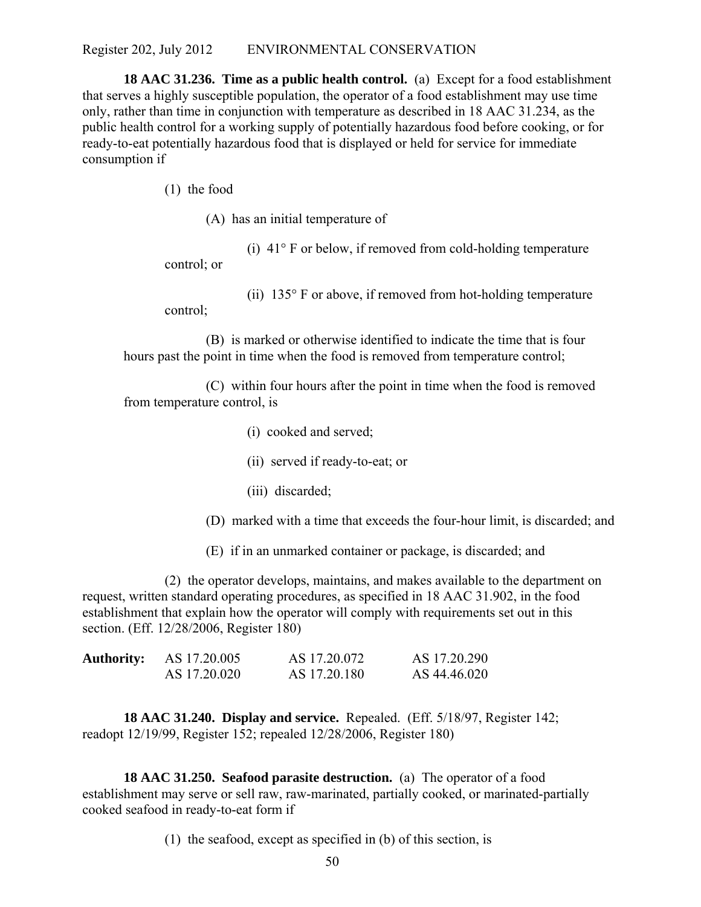**18 AAC 31.236. Time as a public health control.** (a) Except for a food establishment that serves a highly susceptible population, the operator of a food establishment may use time only, rather than time in conjunction with temperature as described in 18 AAC 31.234, as the public health control for a working supply of potentially hazardous food before cooking, or for ready-to-eat potentially hazardous food that is displayed or held for service for immediate consumption if

(1) the food

(A) has an initial temperature of

(i) 41° F or below, if removed from cold-holding temperature control; or

(ii) 135° F or above, if removed from hot-holding temperature control;

(B) is marked or otherwise identified to indicate the time that is four hours past the point in time when the food is removed from temperature control;

(C) within four hours after the point in time when the food is removed from temperature control, is

(i) cooked and served;

(ii) served if ready-to-eat; or

(iii) discarded;

(D) marked with a time that exceeds the four-hour limit, is discarded; and

(E) if in an unmarked container or package, is discarded; and

(2) the operator develops, maintains, and makes available to the department on request, written standard operating procedures, as specified in 18 AAC 31.902, in the food establishment that explain how the operator will comply with requirements set out in this section. (Eff. 12/28/2006, Register 180)

| **Authority:** | AS 17.20.005 | AS 17.20.072 | AS 17.20.290 |
|---|---|---|---|
| | AS 17.20.020 | AS 17.20.180 | AS 44.46.020 |

**18 AAC 31.240. Display and service.** Repealed. (Eff. 5/18/97, Register 142; readopt 12/19/99, Register 152; repealed 12/28/2006, Register 180)

**18 AAC 31.250. Seafood parasite destruction.** (a) The operator of a food establishment may serve or sell raw, raw-marinated, partially cooked, or marinated-partially cooked seafood in ready-to-eat form if

(1) the seafood, except as specified in (b) of this section, is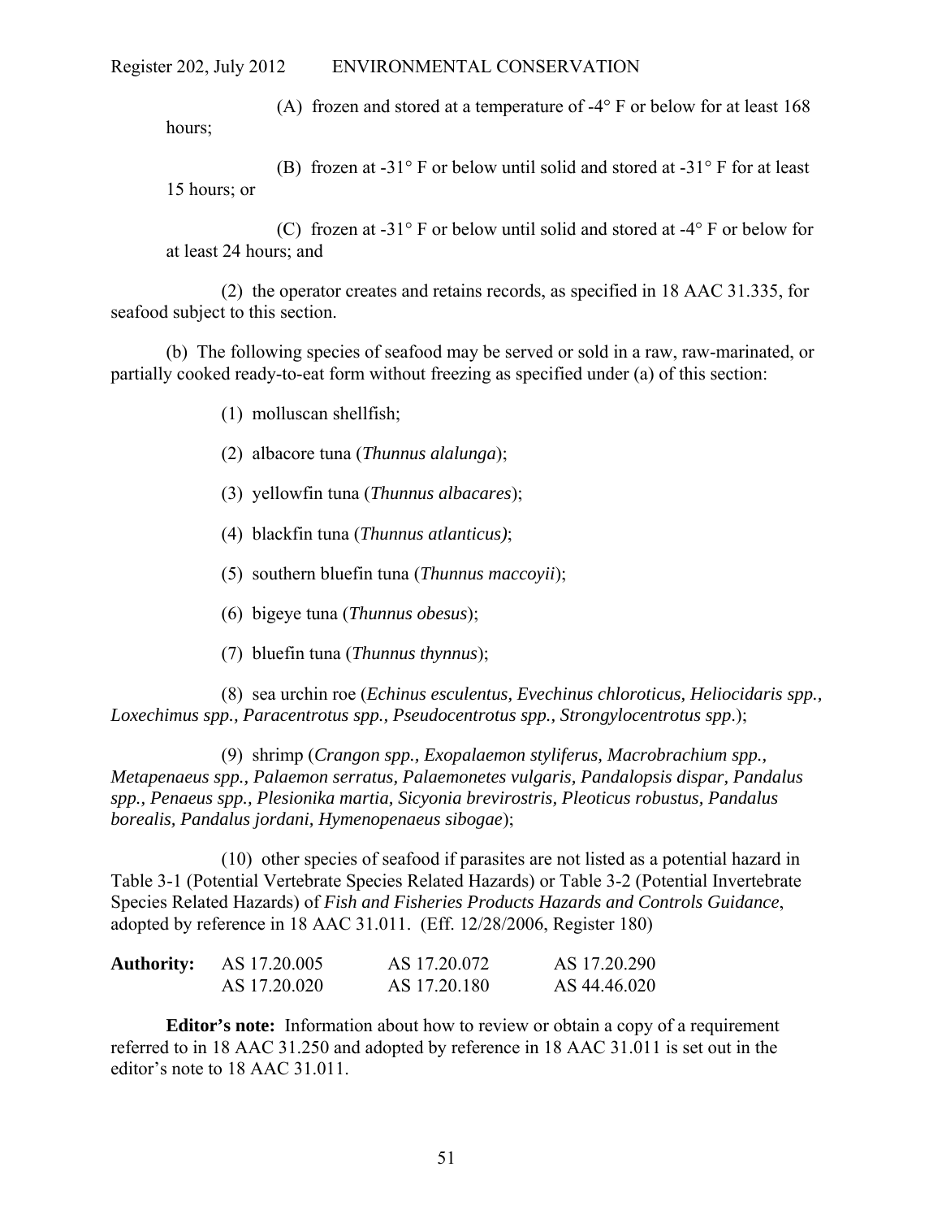(A) frozen and stored at a temperature of -4° F or below for at least 168 hours;

(B) frozen at -31° F or below until solid and stored at -31° F for at least 15 hours; or

(C) frozen at -31° F or below until solid and stored at -4° F or below for at least 24 hours; and

(2) the operator creates and retains records, as specified in 18 AAC 31.335, for seafood subject to this section.

(b) The following species of seafood may be served or sold in a raw, raw-marinated, or partially cooked ready-to-eat form without freezing as specified under (a) of this section:

(1) molluscan shellfish;

(2) albacore tuna (*Thunnus alalunga*);

(3) yellowfin tuna (*Thunnus albacares*);

(4) blackfin tuna (*Thunnus atlanticus)*;

(5) southern bluefin tuna (*Thunnus maccoyii*);

(6) bigeye tuna (*Thunnus obesus*);

(7) bluefin tuna (*Thunnus thynnus*);

(8) sea urchin roe (*Echinus esculentus, Evechinus chloroticus, Heliocidaris spp., Loxechimus spp., Paracentrotus spp., Pseudocentrotus spp., Strongylocentrotus spp*.);

(9) shrimp (*Crangon spp., Exopalaemon styliferus, Macrobrachium spp., Metapenaeus spp., Palaemon serratus, Palaemonetes vulgaris, Pandalopsis dispar, Pandalus spp., Penaeus spp., Plesionika martia, Sicyonia brevirostris, Pleoticus robustus, Pandalus borealis, Pandalus jordani, Hymenopenaeus sibogae*);

(10) other species of seafood if parasites are not listed as a potential hazard in Table 3-1 (Potential Vertebrate Species Related Hazards) or Table 3-2 (Potential Invertebrate Species Related Hazards) of *Fish and Fisheries Products Hazards and Controls Guidance*, adopted by reference in 18 AAC 31.011. (Eff. 12/28/2006, Register 180)

| **Authority:** | AS 17.20.005 | AS 17.20.072 | AS 17.20.290 |
|---|---|---|---|
| | AS 17.20.020 | AS 17.20.180 | AS 44.46.020 |

**Editor's note:** Information about how to review or obtain a copy of a requirement referred to in 18 AAC 31.250 and adopted by reference in 18 AAC 31.011 is set out in the editor's note to 18 AAC 31.011.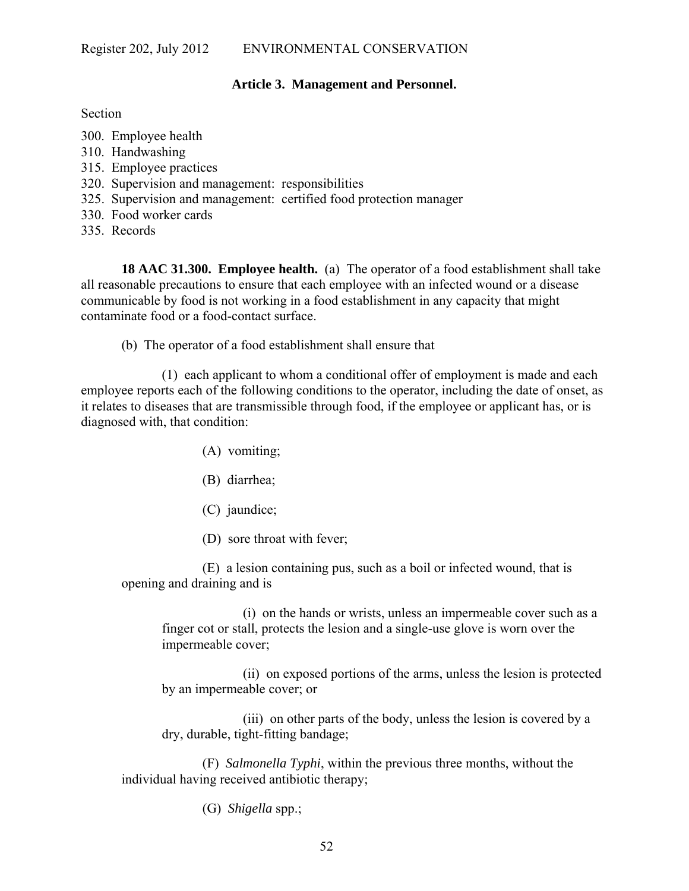## Article 3. Management and Personnel.

Section

300. Employee health
310. Handwashing
315. Employee practices
320. Supervision and management: responsibilities
325. Supervision and management: certified food protection manager
330. Food worker cards
335. Records

**18 AAC 31.300. Employee health.** (a) The operator of a food establishment shall take all reasonable precautions to ensure that each employee with an infected wound or a disease communicable by food is not working in a food establishment in any capacity that might contaminate food or a food-contact surface.

(b) The operator of a food establishment shall ensure that

(1) each applicant to whom a conditional offer of employment is made and each employee reports each of the following conditions to the operator, including the date of onset, as it relates to diseases that are transmissible through food, if the employee or applicant has, or is diagnosed with, that condition:

(A) vomiting;

(B) diarrhea;

(C) jaundice;

(D) sore throat with fever;

(E) a lesion containing pus, such as a boil or infected wound, that is opening and draining and is

(i) on the hands or wrists, unless an impermeable cover such as a finger cot or stall, protects the lesion and a single-use glove is worn over the impermeable cover;

(ii) on exposed portions of the arms, unless the lesion is protected by an impermeable cover; or

(iii) on other parts of the body, unless the lesion is covered by a dry, durable, tight-fitting bandage;

(F) *Salmonella Typhi*, within the previous three months, without the individual having received antibiotic therapy;

(G) *Shigella* spp.;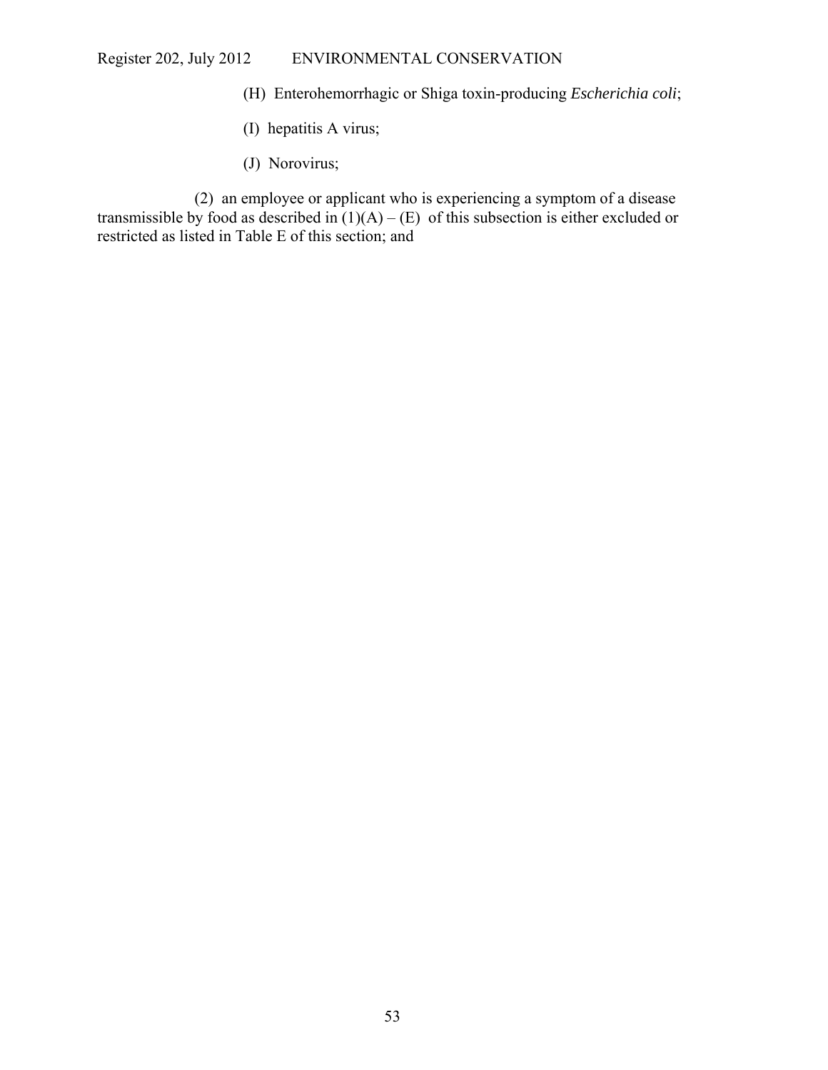(H) Enterohemorrhagic or Shiga toxin-producing *Escherichia coli*;

(I) hepatitis A virus;

(J) Norovirus;

(2) an employee or applicant who is experiencing a symptom of a disease transmissible by food as described in (1)(A) – (E) of this subsection is either excluded or restricted as listed in Table E of this section; and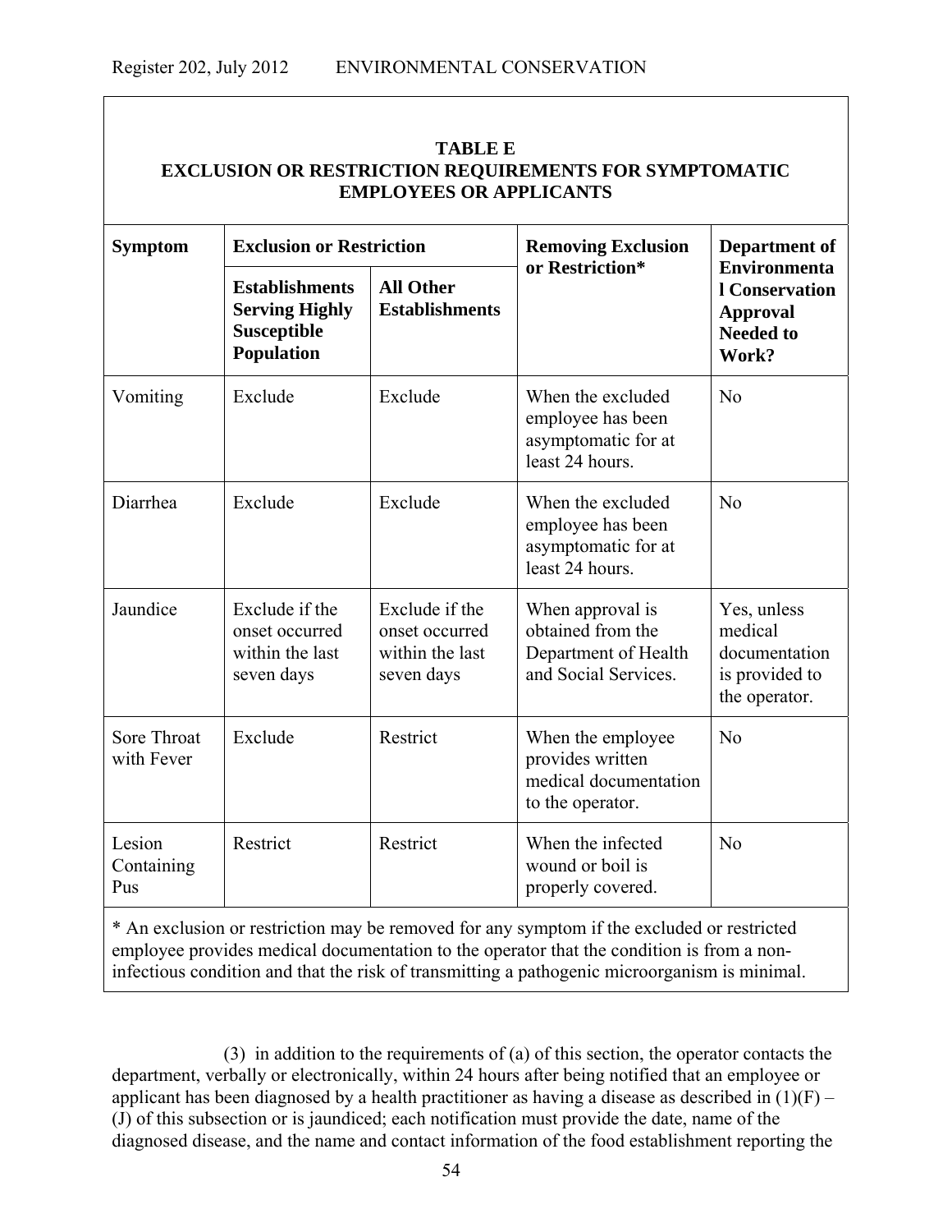**TABLE E**
**EXCLUSION OR RESTRICTION REQUIREMENTS FOR SYMPTOMATIC EMPLOYEES OR APPLICANTS**

| Symptom | Exclusion or Restriction | | Removing Exclusion or Restriction* | Department of Environmental Conservation Approval Needed to Work? |
|---|---|---|---|---|
| | Establishments Serving Highly Susceptible Population | All Other Establishments | | |
| Vomiting | Exclude | Exclude | When the excluded employee has been asymptomatic for at least 24 hours. | No |
| Diarrhea | Exclude | Exclude | When the excluded employee has been asymptomatic for at least 24 hours. | No |
| Jaundice | Exclude if the onset occurred within the last seven days | Exclude if the onset occurred within the last seven days | When approval is obtained from the Department of Health and Social Services. | Yes, unless medical documentation is provided to the operator. |
| Sore Throat with Fever | Exclude | Restrict | When the employee provides written medical documentation to the operator. | No |
| Lesion Containing Pus | Restrict | Restrict | When the infected wound or boil is properly covered. | No |

* An exclusion or restriction may be removed for any symptom if the excluded or restricted employee provides medical documentation to the operator that the condition is from a non-infectious condition and that the risk of transmitting a pathogenic microorganism is minimal.

(3) in addition to the requirements of (a) of this section, the operator contacts the department, verbally or electronically, within 24 hours after being notified that an employee or applicant has been diagnosed by a health practitioner as having a disease as described in (1)(F) – (J) of this subsection or is jaundiced; each notification must provide the date, name of the diagnosed disease, and the name and contact information of the food establishment reporting the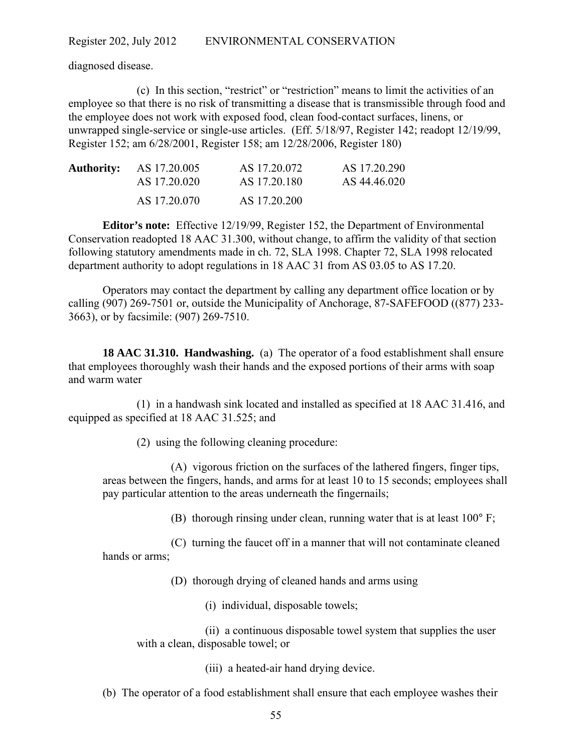diagnosed disease.

(c) In this section, "restrict" or "restriction" means to limit the activities of an employee so that there is no risk of transmitting a disease that is transmissible through food and the employee does not work with exposed food, clean food-contact surfaces, linens, or unwrapped single-service or single-use articles. (Eff. 5/18/97, Register 142; readopt 12/19/99, Register 152; am 6/28/2001, Register 158; am 12/28/2006, Register 180)

| **Authority:** | AS 17.20.005 | AS 17.20.072 | AS 17.20.290 |
|---|---|---|---|
| | AS 17.20.020 | AS 17.20.180 | AS 44.46.020 |
| | AS 17.20.070 | AS 17.20.200 | |

**Editor's note:** Effective 12/19/99, Register 152, the Department of Environmental Conservation readopted 18 AAC 31.300, without change, to affirm the validity of that section following statutory amendments made in ch. 72, SLA 1998. Chapter 72, SLA 1998 relocated department authority to adopt regulations in 18 AAC 31 from AS 03.05 to AS 17.20.

Operators may contact the department by calling any department office location or by calling (907) 269-7501 or, outside the Municipality of Anchorage, 87-SAFEFOOD ((877) 233-3663), or by facsimile: (907) 269-7510.

**18 AAC 31.310. Handwashing.** (a) The operator of a food establishment shall ensure that employees thoroughly wash their hands and the exposed portions of their arms with soap and warm water

(1) in a handwash sink located and installed as specified at 18 AAC 31.416, and equipped as specified at 18 AAC 31.525; and

(2) using the following cleaning procedure:

(A) vigorous friction on the surfaces of the lathered fingers, finger tips, areas between the fingers, hands, and arms for at least 10 to 15 seconds; employees shall pay particular attention to the areas underneath the fingernails;

(B) thorough rinsing under clean, running water that is at least 100° F;

(C) turning the faucet off in a manner that will not contaminate cleaned hands or arms;

(D) thorough drying of cleaned hands and arms using

(i) individual, disposable towels;

(ii) a continuous disposable towel system that supplies the user with a clean, disposable towel; or

(iii) a heated-air hand drying device.

(b) The operator of a food establishment shall ensure that each employee washes their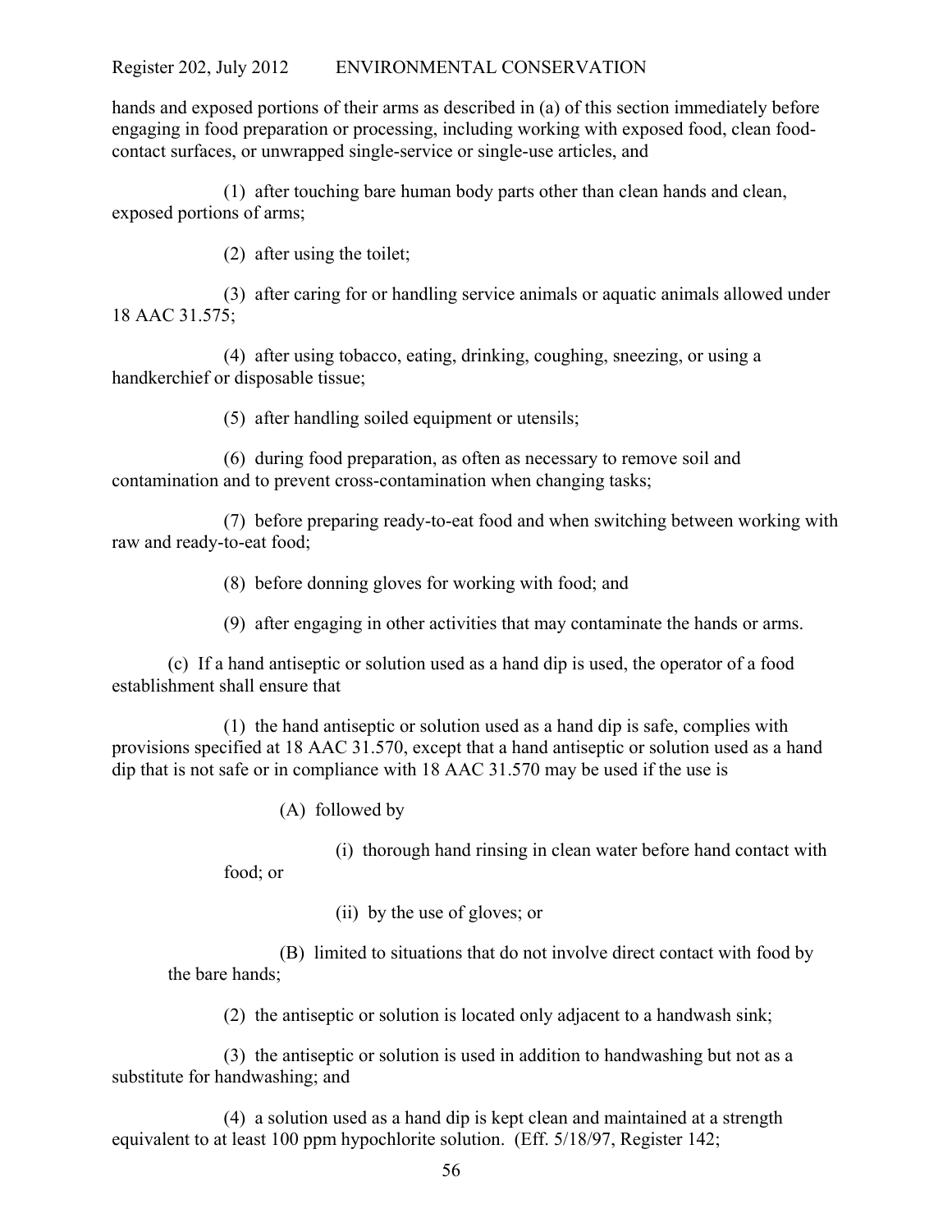hands and exposed portions of their arms as described in (a) of this section immediately before engaging in food preparation or processing, including working with exposed food, clean food-contact surfaces, or unwrapped single-service or single-use articles, and

(1) after touching bare human body parts other than clean hands and clean, exposed portions of arms;

(2) after using the toilet;

(3) after caring for or handling service animals or aquatic animals allowed under 18 AAC 31.575;

(4) after using tobacco, eating, drinking, coughing, sneezing, or using a handkerchief or disposable tissue;

(5) after handling soiled equipment or utensils;

(6) during food preparation, as often as necessary to remove soil and contamination and to prevent cross-contamination when changing tasks;

(7) before preparing ready-to-eat food and when switching between working with raw and ready-to-eat food;

(8) before donning gloves for working with food; and

(9) after engaging in other activities that may contaminate the hands or arms.

(c) If a hand antiseptic or solution used as a hand dip is used, the operator of a food establishment shall ensure that

(1) the hand antiseptic or solution used as a hand dip is safe, complies with provisions specified at 18 AAC 31.570, except that a hand antiseptic or solution used as a hand dip that is not safe or in compliance with 18 AAC 31.570 may be used if the use is

(A) followed by

(i) thorough hand rinsing in clean water before hand contact with food; or

(ii) by the use of gloves; or

(B) limited to situations that do not involve direct contact with food by the bare hands;

(2) the antiseptic or solution is located only adjacent to a handwash sink;

(3) the antiseptic or solution is used in addition to handwashing but not as a substitute for handwashing; and

(4) a solution used as a hand dip is kept clean and maintained at a strength equivalent to at least 100 ppm hypochlorite solution. (Eff. 5/18/97, Register 142;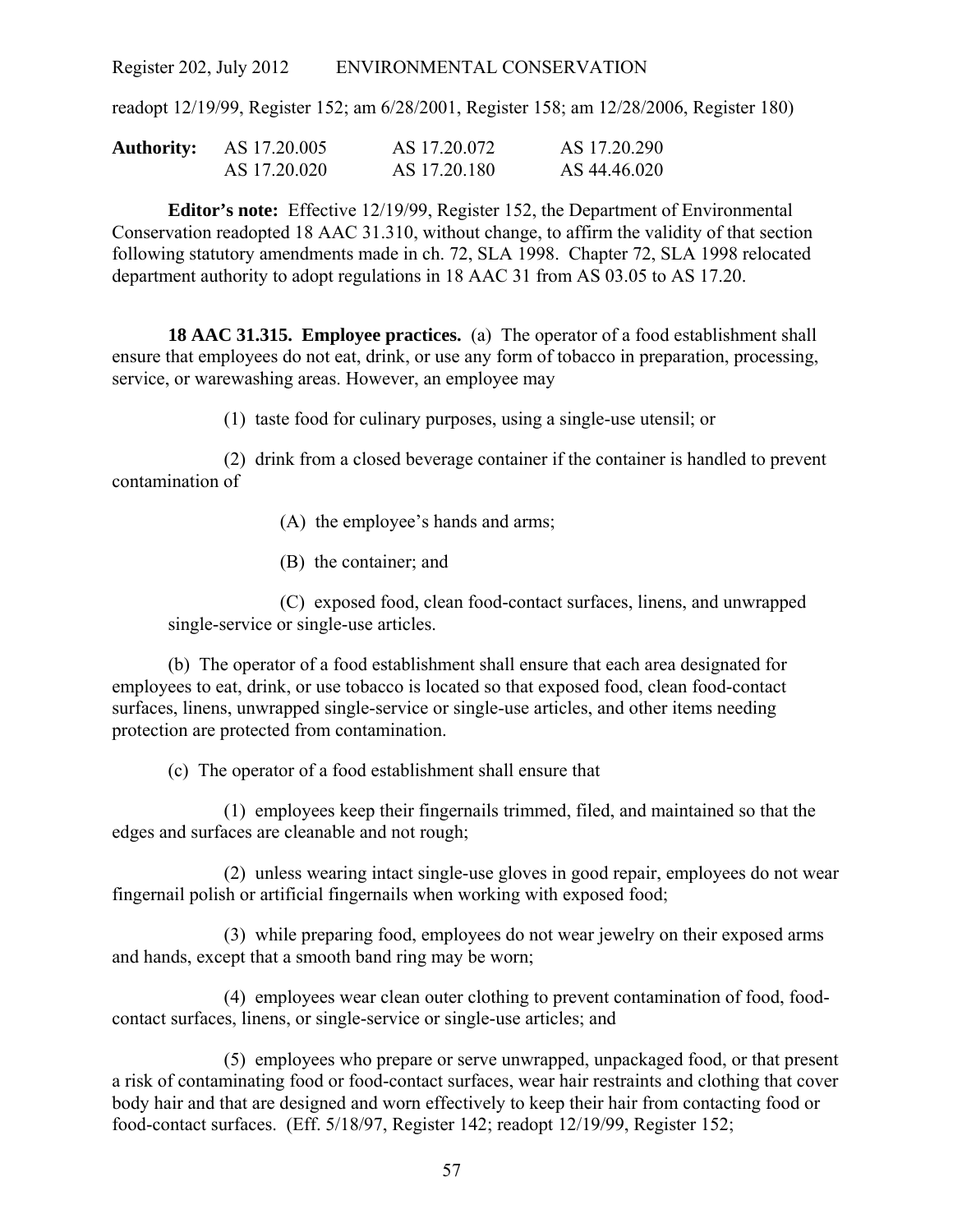readopt 12/19/99, Register 152; am 6/28/2001, Register 158; am 12/28/2006, Register 180)

| **Authority:** | AS 17.20.005 | AS 17.20.072 | AS 17.20.290 |
|---|---|---|---|
| | AS 17.20.020 | AS 17.20.180 | AS 44.46.020 |

**Editor's note:** Effective 12/19/99, Register 152, the Department of Environmental Conservation readopted 18 AAC 31.310, without change, to affirm the validity of that section following statutory amendments made in ch. 72, SLA 1998. Chapter 72, SLA 1998 relocated department authority to adopt regulations in 18 AAC 31 from AS 03.05 to AS 17.20.

**18 AAC 31.315. Employee practices.** (a) The operator of a food establishment shall ensure that employees do not eat, drink, or use any form of tobacco in preparation, processing, service, or warewashing areas. However, an employee may

(1) taste food for culinary purposes, using a single-use utensil; or

(2) drink from a closed beverage container if the container is handled to prevent contamination of

(A) the employee's hands and arms;

(B) the container; and

(C) exposed food, clean food-contact surfaces, linens, and unwrapped single-service or single-use articles.

(b) The operator of a food establishment shall ensure that each area designated for employees to eat, drink, or use tobacco is located so that exposed food, clean food-contact surfaces, linens, unwrapped single-service or single-use articles, and other items needing protection are protected from contamination.

(c) The operator of a food establishment shall ensure that

(1) employees keep their fingernails trimmed, filed, and maintained so that the edges and surfaces are cleanable and not rough;

(2) unless wearing intact single-use gloves in good repair, employees do not wear fingernail polish or artificial fingernails when working with exposed food;

(3) while preparing food, employees do not wear jewelry on their exposed arms and hands, except that a smooth band ring may be worn;

(4) employees wear clean outer clothing to prevent contamination of food, food-contact surfaces, linens, or single-service or single-use articles; and

(5) employees who prepare or serve unwrapped, unpackaged food, or that present a risk of contaminating food or food-contact surfaces, wear hair restraints and clothing that cover body hair and that are designed and worn effectively to keep their hair from contacting food or food-contact surfaces. (Eff. 5/18/97, Register 142; readopt 12/19/99, Register 152;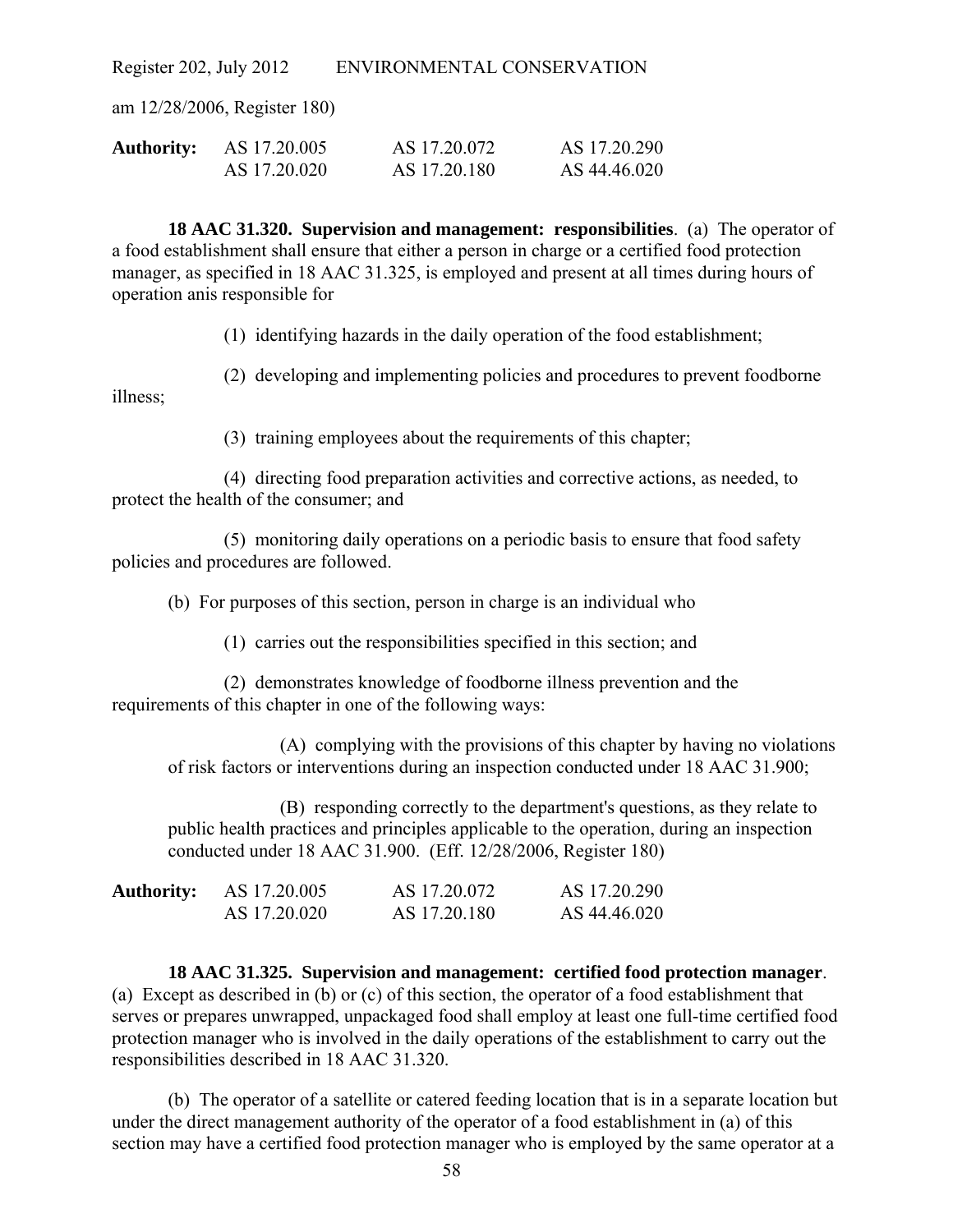am 12/28/2006, Register 180)

| **Authority:** | AS 17.20.005 | AS 17.20.072 | AS 17.20.290 |
|---|---|---|---|
| | AS 17.20.020 | AS 17.20.180 | AS 44.46.020 |

**18 AAC 31.320. Supervision and management: responsibilities**. (a) The operator of a food establishment shall ensure that either a person in charge or a certified food protection manager, as specified in 18 AAC 31.325, is employed and present at all times during hours of operation anis responsible for

(1) identifying hazards in the daily operation of the food establishment;

(2) developing and implementing policies and procedures to prevent foodborne illness;

(3) training employees about the requirements of this chapter;

(4) directing food preparation activities and corrective actions, as needed, to protect the health of the consumer; and

(5) monitoring daily operations on a periodic basis to ensure that food safety policies and procedures are followed.

(b) For purposes of this section, person in charge is an individual who

(1) carries out the responsibilities specified in this section; and

(2) demonstrates knowledge of foodborne illness prevention and the requirements of this chapter in one of the following ways:

(A) complying with the provisions of this chapter by having no violations of risk factors or interventions during an inspection conducted under 18 AAC 31.900;

(B) responding correctly to the department's questions, as they relate to public health practices and principles applicable to the operation, during an inspection conducted under 18 AAC 31.900. (Eff. 12/28/2006, Register 180)

| **Authority:** | AS 17.20.005 | AS 17.20.072 | AS 17.20.290 |
|---|---|---|---|
| | AS 17.20.020 | AS 17.20.180 | AS 44.46.020 |

**18 AAC 31.325. Supervision and management: certified food protection manager**. (a) Except as described in (b) or (c) of this section, the operator of a food establishment that serves or prepares unwrapped, unpackaged food shall employ at least one full-time certified food protection manager who is involved in the daily operations of the establishment to carry out the responsibilities described in 18 AAC 31.320.

(b) The operator of a satellite or catered feeding location that is in a separate location but under the direct management authority of the operator of a food establishment in (a) of this section may have a certified food protection manager who is employed by the same operator at a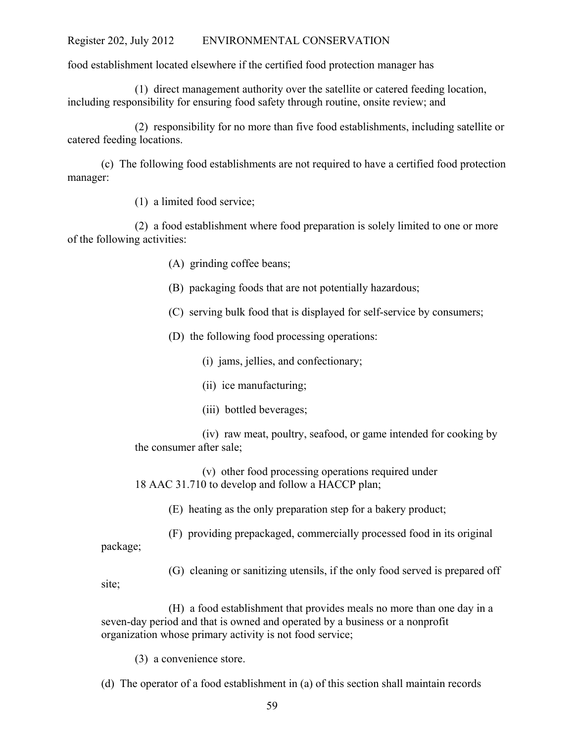food establishment located elsewhere if the certified food protection manager has

(1) direct management authority over the satellite or catered feeding location, including responsibility for ensuring food safety through routine, onsite review; and

(2) responsibility for no more than five food establishments, including satellite or catered feeding locations.

(c) The following food establishments are not required to have a certified food protection manager:

(1) a limited food service;

(2) a food establishment where food preparation is solely limited to one or more of the following activities:

(A) grinding coffee beans;

(B) packaging foods that are not potentially hazardous;

(C) serving bulk food that is displayed for self-service by consumers;

(D) the following food processing operations:

(i) jams, jellies, and confectionary;

(ii) ice manufacturing;

(iii) bottled beverages;

(iv) raw meat, poultry, seafood, or game intended for cooking by the consumer after sale;

(v) other food processing operations required under 18 AAC 31.710 to develop and follow a HACCP plan;

(E) heating as the only preparation step for a bakery product;

(F) providing prepackaged, commercially processed food in its original package;

(G) cleaning or sanitizing utensils, if the only food served is prepared off site;

(H) a food establishment that provides meals no more than one day in a seven-day period and that is owned and operated by a business or a nonprofit organization whose primary activity is not food service;

(3) a convenience store.

(d) The operator of a food establishment in (a) of this section shall maintain records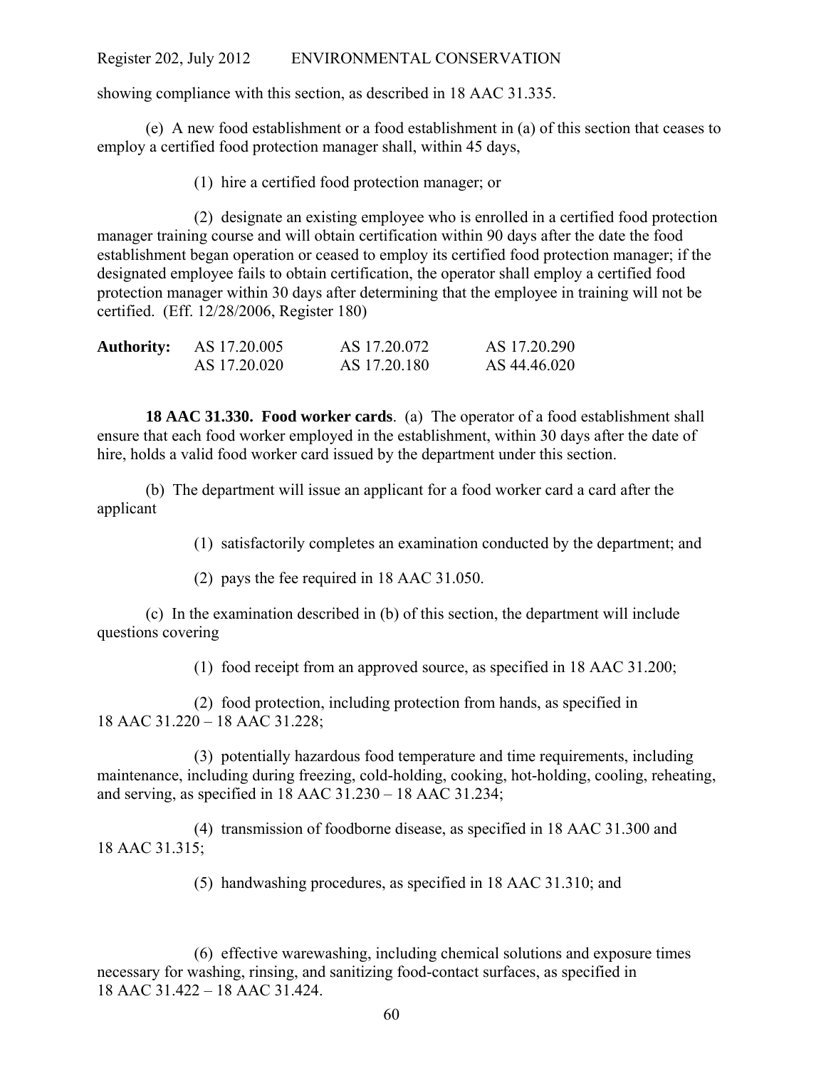showing compliance with this section, as described in 18 AAC 31.335.

(e) A new food establishment or a food establishment in (a) of this section that ceases to employ a certified food protection manager shall, within 45 days,

(1) hire a certified food protection manager; or

(2) designate an existing employee who is enrolled in a certified food protection manager training course and will obtain certification within 90 days after the date the food establishment began operation or ceased to employ its certified food protection manager; if the designated employee fails to obtain certification, the operator shall employ a certified food protection manager within 30 days after determining that the employee in training will not be certified. (Eff. 12/28/2006, Register 180)

| **Authority:** | AS 17.20.005 | AS 17.20.072 | AS 17.20.290 |
|---|---|---|---|
| | AS 17.20.020 | AS 17.20.180 | AS 44.46.020 |

**18 AAC 31.330. Food worker cards**. (a) The operator of a food establishment shall ensure that each food worker employed in the establishment, within 30 days after the date of hire, holds a valid food worker card issued by the department under this section.

(b) The department will issue an applicant for a food worker card a card after the applicant

(1) satisfactorily completes an examination conducted by the department; and

(2) pays the fee required in 18 AAC 31.050.

(c) In the examination described in (b) of this section, the department will include questions covering

(1) food receipt from an approved source, as specified in 18 AAC 31.200;

(2) food protection, including protection from hands, as specified in 18 AAC 31.220 – 18 AAC 31.228;

(3) potentially hazardous food temperature and time requirements, including maintenance, including during freezing, cold-holding, cooking, hot-holding, cooling, reheating, and serving, as specified in 18 AAC 31.230 – 18 AAC 31.234;

(4) transmission of foodborne disease, as specified in 18 AAC 31.300 and 18 AAC 31.315;

(5) handwashing procedures, as specified in 18 AAC 31.310; and

(6) effective warewashing, including chemical solutions and exposure times necessary for washing, rinsing, and sanitizing food-contact surfaces, as specified in 18 AAC 31.422 – 18 AAC 31.424.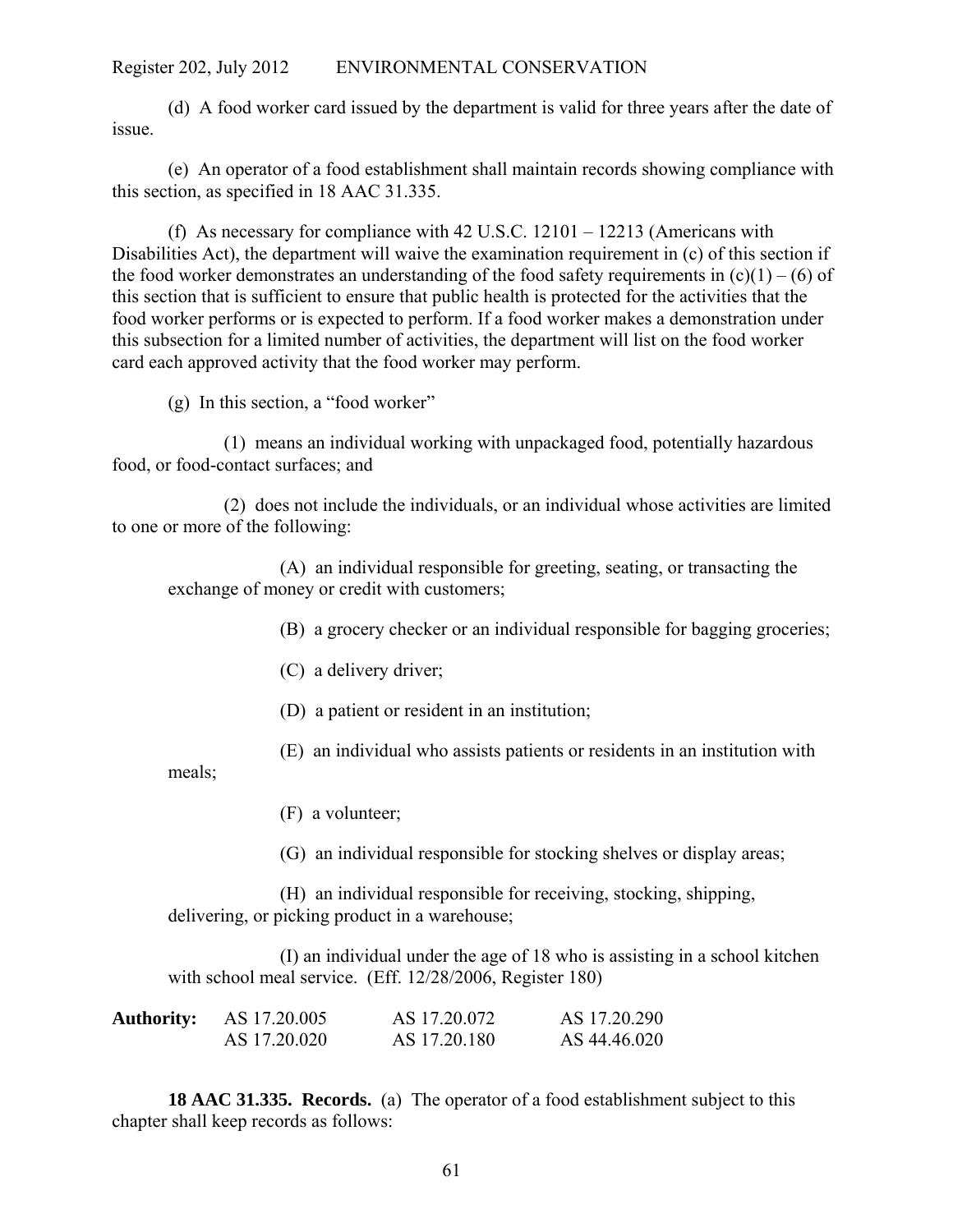(d) A food worker card issued by the department is valid for three years after the date of issue.

(e) An operator of a food establishment shall maintain records showing compliance with this section, as specified in 18 AAC 31.335.

(f) As necessary for compliance with 42 U.S.C. 12101 – 12213 (Americans with Disabilities Act), the department will waive the examination requirement in (c) of this section if the food worker demonstrates an understanding of the food safety requirements in (c)(1) – (6) of this section that is sufficient to ensure that public health is protected for the activities that the food worker performs or is expected to perform. If a food worker makes a demonstration under this subsection for a limited number of activities, the department will list on the food worker card each approved activity that the food worker may perform.

(g) In this section, a "food worker"

(1) means an individual working with unpackaged food, potentially hazardous food, or food-contact surfaces; and

(2) does not include the individuals, or an individual whose activities are limited to one or more of the following:

(A) an individual responsible for greeting, seating, or transacting the exchange of money or credit with customers;

(B) a grocery checker or an individual responsible for bagging groceries;

(C) a delivery driver;

(D) a patient or resident in an institution;

(E) an individual who assists patients or residents in an institution with meals;

(F) a volunteer;

(G) an individual responsible for stocking shelves or display areas;

(H) an individual responsible for receiving, stocking, shipping, delivering, or picking product in a warehouse;

(I) an individual under the age of 18 who is assisting in a school kitchen with school meal service. (Eff. 12/28/2006, Register 180)

| **Authority:** | AS 17.20.005 | AS 17.20.072 | AS 17.20.290 |
|---|---|---|---|
| | AS 17.20.020 | AS 17.20.180 | AS 44.46.020 |

**18 AAC 31.335. Records.** (a) The operator of a food establishment subject to this chapter shall keep records as follows: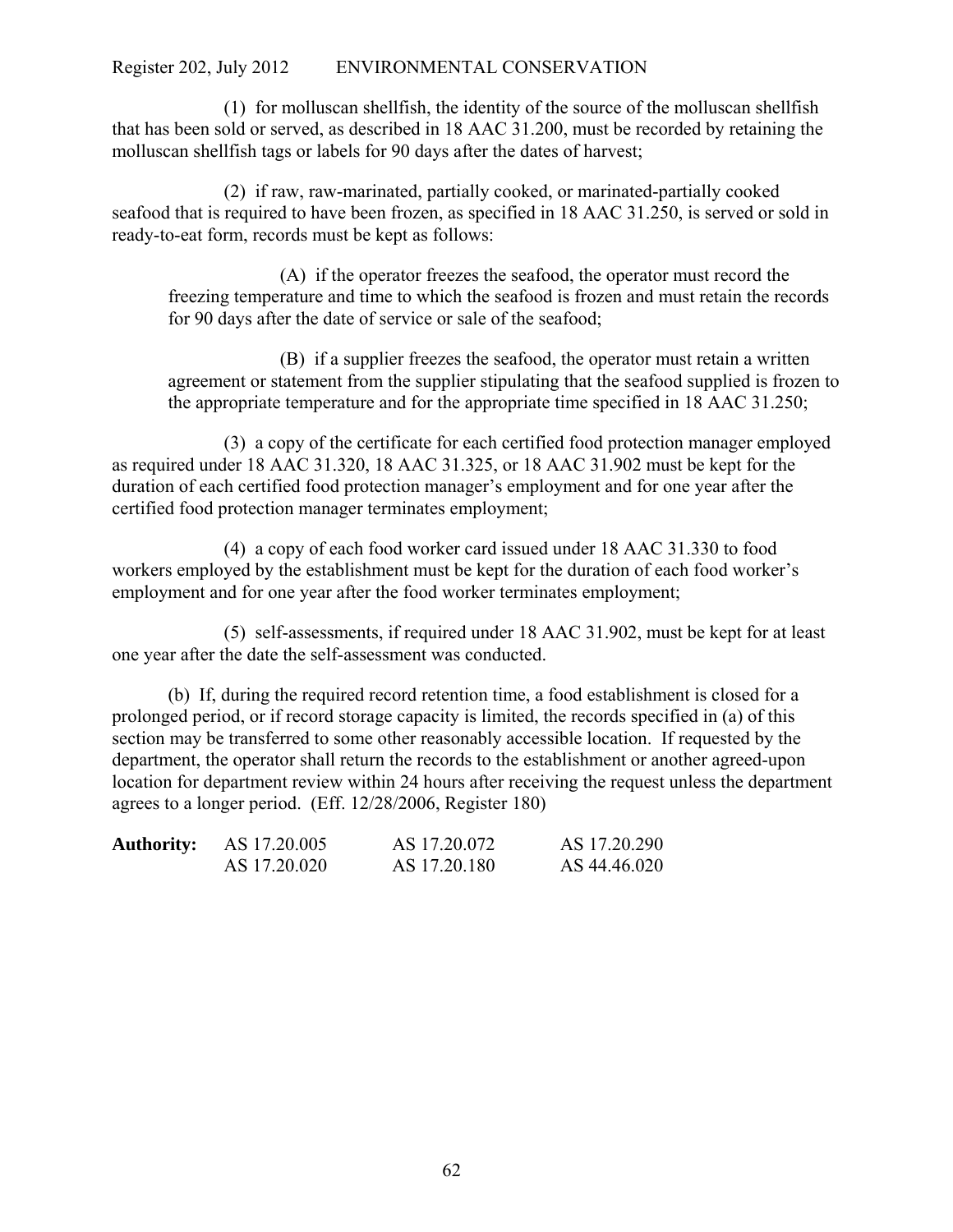(1) for molluscan shellfish, the identity of the source of the molluscan shellfish that has been sold or served, as described in 18 AAC 31.200, must be recorded by retaining the molluscan shellfish tags or labels for 90 days after the dates of harvest;

(2) if raw, raw-marinated, partially cooked, or marinated-partially cooked seafood that is required to have been frozen, as specified in 18 AAC 31.250, is served or sold in ready-to-eat form, records must be kept as follows:

(A) if the operator freezes the seafood, the operator must record the freezing temperature and time to which the seafood is frozen and must retain the records for 90 days after the date of service or sale of the seafood;

(B) if a supplier freezes the seafood, the operator must retain a written agreement or statement from the supplier stipulating that the seafood supplied is frozen to the appropriate temperature and for the appropriate time specified in 18 AAC 31.250;

(3) a copy of the certificate for each certified food protection manager employed as required under 18 AAC 31.320, 18 AAC 31.325, or 18 AAC 31.902 must be kept for the duration of each certified food protection manager's employment and for one year after the certified food protection manager terminates employment;

(4) a copy of each food worker card issued under 18 AAC 31.330 to food workers employed by the establishment must be kept for the duration of each food worker's employment and for one year after the food worker terminates employment;

(5) self-assessments, if required under 18 AAC 31.902, must be kept for at least one year after the date the self-assessment was conducted.

(b) If, during the required record retention time, a food establishment is closed for a prolonged period, or if record storage capacity is limited, the records specified in (a) of this section may be transferred to some other reasonably accessible location. If requested by the department, the operator shall return the records to the establishment or another agreed-upon location for department review within 24 hours after receiving the request unless the department agrees to a longer period. (Eff. 12/28/2006, Register 180)

| **Authority:** | AS 17.20.005 | AS 17.20.072 | AS 17.20.290 |
|---|---|---|---|
| | AS 17.20.020 | AS 17.20.180 | AS 44.46.020 |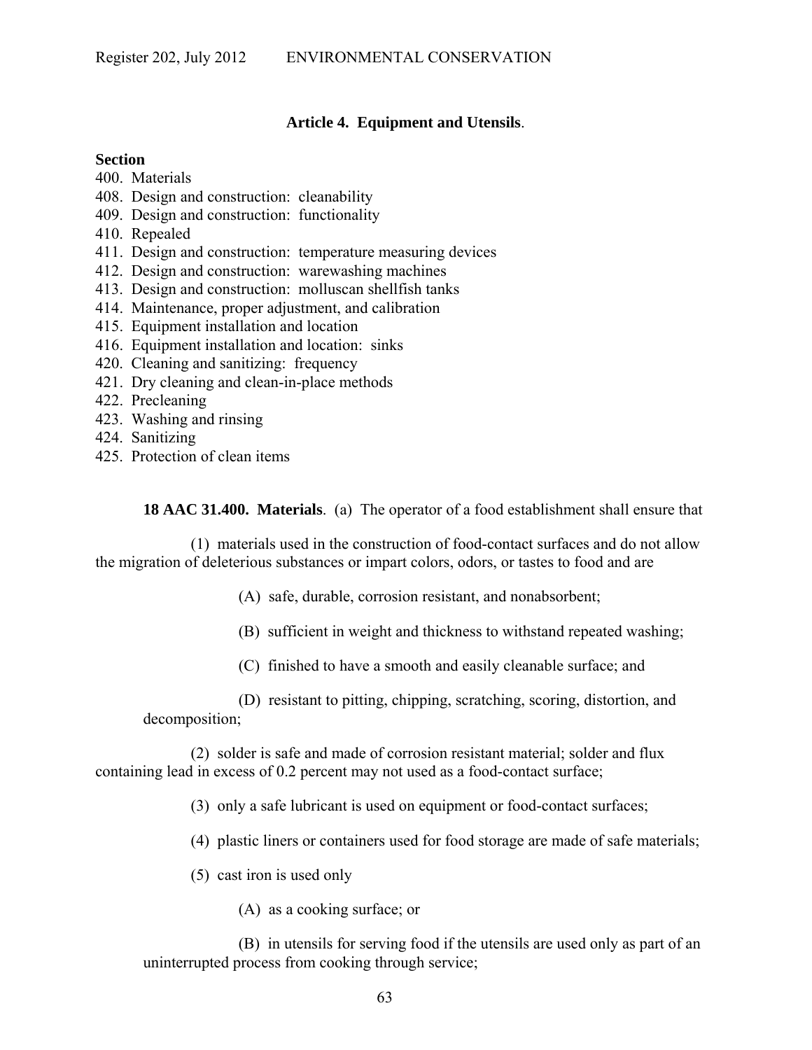## Article 4. Equipment and Utensils.

**Section**

400. Materials
408. Design and construction: cleanability
409. Design and construction: functionality
410. Repealed
411. Design and construction: temperature measuring devices
412. Design and construction: warewashing machines
413. Design and construction: molluscan shellfish tanks
414. Maintenance, proper adjustment, and calibration
415. Equipment installation and location
416. Equipment installation and location: sinks
420. Cleaning and sanitizing: frequency
421. Dry cleaning and clean-in-place methods
422. Precleaning
423. Washing and rinsing
424. Sanitizing
425. Protection of clean items

**18 AAC 31.400. Materials**. (a) The operator of a food establishment shall ensure that

(1) materials used in the construction of food-contact surfaces and do not allow the migration of deleterious substances or impart colors, odors, or tastes to food and are

(A) safe, durable, corrosion resistant, and nonabsorbent;

(B) sufficient in weight and thickness to withstand repeated washing;

(C) finished to have a smooth and easily cleanable surface; and

(D) resistant to pitting, chipping, scratching, scoring, distortion, and decomposition;

(2) solder is safe and made of corrosion resistant material; solder and flux containing lead in excess of 0.2 percent may not used as a food-contact surface;

(3) only a safe lubricant is used on equipment or food-contact surfaces;

(4) plastic liners or containers used for food storage are made of safe materials;

(5) cast iron is used only

(A) as a cooking surface; or

(B) in utensils for serving food if the utensils are used only as part of an uninterrupted process from cooking through service;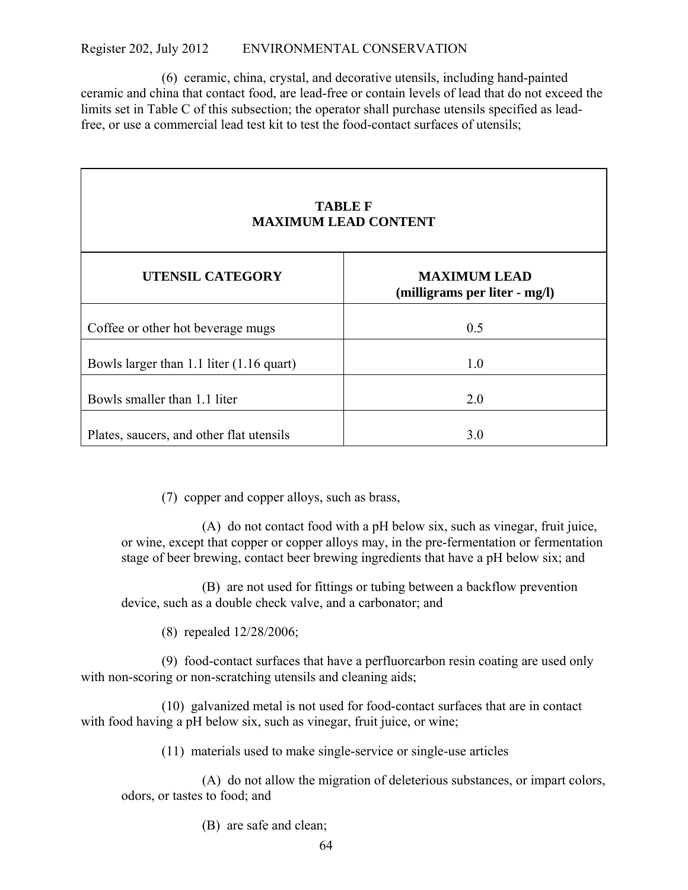(6) ceramic, china, crystal, and decorative utensils, including hand-painted ceramic and china that contact food, are lead-free or contain levels of lead that do not exceed the limits set in Table C of this subsection; the operator shall purchase utensils specified as lead-free, or use a commercial lead test kit to test the food-contact surfaces of utensils;

**TABLE F**
**MAXIMUM LEAD CONTENT**

| UTENSIL CATEGORY | MAXIMUM LEAD (milligrams per liter - mg/l) |
|---|---|
| Coffee or other hot beverage mugs | 0.5 |
| Bowls larger than 1.1 liter (1.16 quart) | 1.0 |
| Bowls smaller than 1.1 liter | 2.0 |
| Plates, saucers, and other flat utensils | 3.0 |

(7) copper and copper alloys, such as brass,

(A) do not contact food with a pH below six, such as vinegar, fruit juice, or wine, except that copper or copper alloys may, in the pre-fermentation or fermentation stage of beer brewing, contact beer brewing ingredients that have a pH below six; and

(B) are not used for fittings or tubing between a backflow prevention device, such as a double check valve, and a carbonator; and

(8) repealed 12/28/2006;

(9) food-contact surfaces that have a perfluorcarbon resin coating are used only with non-scoring or non-scratching utensils and cleaning aids;

(10) galvanized metal is not used for food-contact surfaces that are in contact with food having a pH below six, such as vinegar, fruit juice, or wine;

(11) materials used to make single-service or single-use articles

(A) do not allow the migration of deleterious substances, or impart colors, odors, or tastes to food; and

(B) are safe and clean;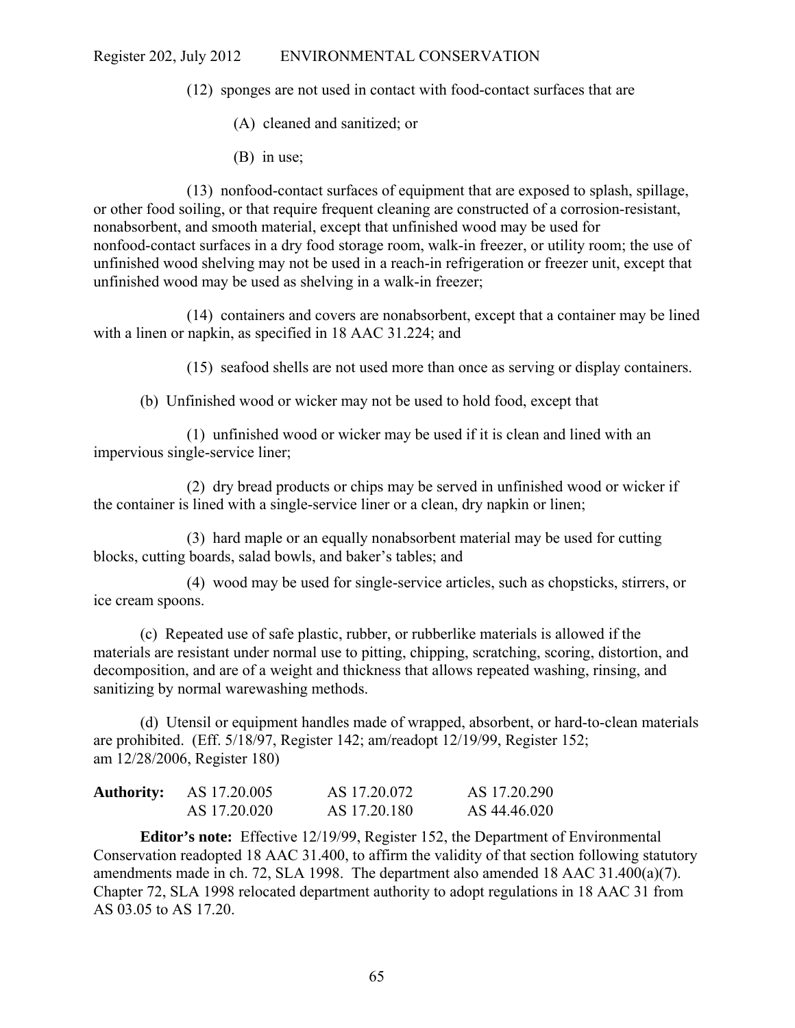(12) sponges are not used in contact with food-contact surfaces that are

(A) cleaned and sanitized; or

(B) in use;

(13) nonfood-contact surfaces of equipment that are exposed to splash, spillage, or other food soiling, or that require frequent cleaning are constructed of a corrosion-resistant, nonabsorbent, and smooth material, except that unfinished wood may be used for nonfood-contact surfaces in a dry food storage room, walk-in freezer, or utility room; the use of unfinished wood shelving may not be used in a reach-in refrigeration or freezer unit, except that unfinished wood may be used as shelving in a walk-in freezer;

(14) containers and covers are nonabsorbent, except that a container may be lined with a linen or napkin, as specified in 18 AAC 31.224; and

(15) seafood shells are not used more than once as serving or display containers.

(b) Unfinished wood or wicker may not be used to hold food, except that

(1) unfinished wood or wicker may be used if it is clean and lined with an impervious single-service liner;

(2) dry bread products or chips may be served in unfinished wood or wicker if the container is lined with a single-service liner or a clean, dry napkin or linen;

(3) hard maple or an equally nonabsorbent material may be used for cutting blocks, cutting boards, salad bowls, and baker's tables; and

(4) wood may be used for single-service articles, such as chopsticks, stirrers, or ice cream spoons.

(c) Repeated use of safe plastic, rubber, or rubberlike materials is allowed if the materials are resistant under normal use to pitting, chipping, scratching, scoring, distortion, and decomposition, and are of a weight and thickness that allows repeated washing, rinsing, and sanitizing by normal warewashing methods.

(d) Utensil or equipment handles made of wrapped, absorbent, or hard-to-clean materials are prohibited. (Eff. 5/18/97, Register 142; am/readopt 12/19/99, Register 152; am 12/28/2006, Register 180)

| **Authority:** | AS 17.20.005 | AS 17.20.072 | AS 17.20.290 |
|---|---|---|---|
| | AS 17.20.020 | AS 17.20.180 | AS 44.46.020 |

**Editor's note:** Effective 12/19/99, Register 152, the Department of Environmental Conservation readopted 18 AAC 31.400, to affirm the validity of that section following statutory amendments made in ch. 72, SLA 1998. The department also amended 18 AAC 31.400(a)(7). Chapter 72, SLA 1998 relocated department authority to adopt regulations in 18 AAC 31 from AS 03.05 to AS 17.20.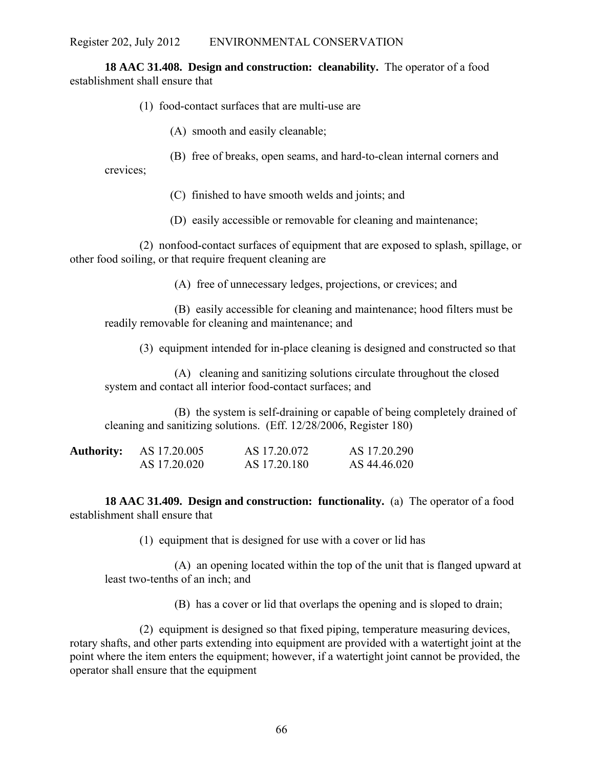**18 AAC 31.408. Design and construction: cleanability.** The operator of a food establishment shall ensure that

(1) food-contact surfaces that are multi-use are

(A) smooth and easily cleanable;

(B) free of breaks, open seams, and hard-to-clean internal corners and crevices;

(C) finished to have smooth welds and joints; and

(D) easily accessible or removable for cleaning and maintenance;

(2) nonfood-contact surfaces of equipment that are exposed to splash, spillage, or other food soiling, or that require frequent cleaning are

(A) free of unnecessary ledges, projections, or crevices; and

(B) easily accessible for cleaning and maintenance; hood filters must be readily removable for cleaning and maintenance; and

(3) equipment intended for in-place cleaning is designed and constructed so that

(A) cleaning and sanitizing solutions circulate throughout the closed system and contact all interior food-contact surfaces; and

(B) the system is self-draining or capable of being completely drained of cleaning and sanitizing solutions. (Eff. 12/28/2006, Register 180)

| **Authority:** | AS 17.20.005 | AS 17.20.072 | AS 17.20.290 |
|---|---|---|---|
| | AS 17.20.020 | AS 17.20.180 | AS 44.46.020 |

**18 AAC 31.409. Design and construction: functionality.** (a) The operator of a food establishment shall ensure that

(1) equipment that is designed for use with a cover or lid has

(A) an opening located within the top of the unit that is flanged upward at least two-tenths of an inch; and

(B) has a cover or lid that overlaps the opening and is sloped to drain;

(2) equipment is designed so that fixed piping, temperature measuring devices, rotary shafts, and other parts extending into equipment are provided with a watertight joint at the point where the item enters the equipment; however, if a watertight joint cannot be provided, the operator shall ensure that the equipment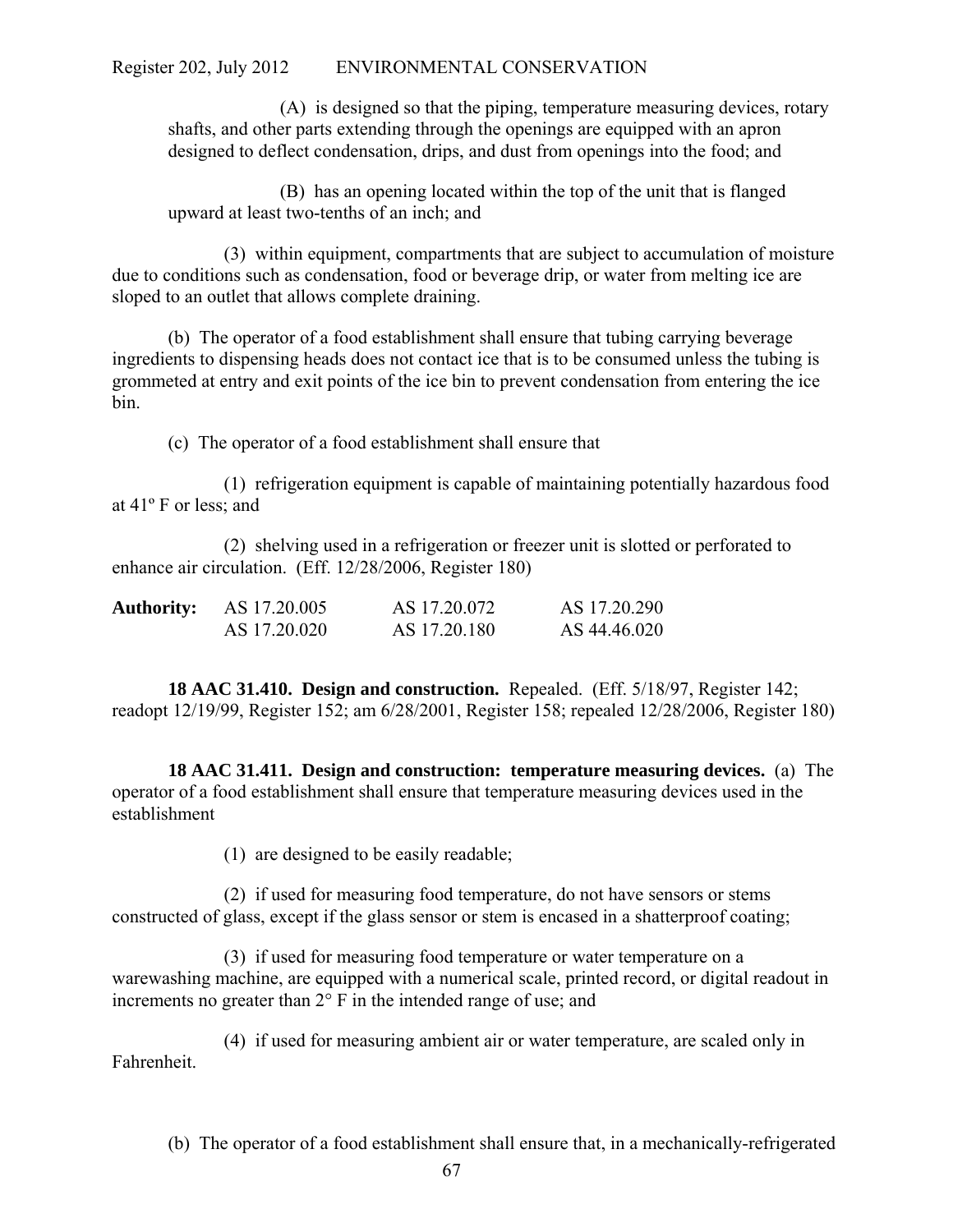(A) is designed so that the piping, temperature measuring devices, rotary shafts, and other parts extending through the openings are equipped with an apron designed to deflect condensation, drips, and dust from openings into the food; and

(B) has an opening located within the top of the unit that is flanged upward at least two-tenths of an inch; and

(3) within equipment, compartments that are subject to accumulation of moisture due to conditions such as condensation, food or beverage drip, or water from melting ice are sloped to an outlet that allows complete draining.

(b) The operator of a food establishment shall ensure that tubing carrying beverage ingredients to dispensing heads does not contact ice that is to be consumed unless the tubing is grommeted at entry and exit points of the ice bin to prevent condensation from entering the ice bin.

(c) The operator of a food establishment shall ensure that

(1) refrigeration equipment is capable of maintaining potentially hazardous food at 41º F or less; and

(2) shelving used in a refrigeration or freezer unit is slotted or perforated to enhance air circulation. (Eff. 12/28/2006, Register 180)

| **Authority:** | AS 17.20.005 | AS 17.20.072 | AS 17.20.290 |
|---|---|---|---|
| | AS 17.20.020 | AS 17.20.180 | AS 44.46.020 |

**18 AAC 31.410. Design and construction.** Repealed. (Eff. 5/18/97, Register 142; readopt 12/19/99, Register 152; am 6/28/2001, Register 158; repealed 12/28/2006, Register 180)

**18 AAC 31.411. Design and construction: temperature measuring devices.** (a) The operator of a food establishment shall ensure that temperature measuring devices used in the establishment

(1) are designed to be easily readable;

(2) if used for measuring food temperature, do not have sensors or stems constructed of glass, except if the glass sensor or stem is encased in a shatterproof coating;

(3) if used for measuring food temperature or water temperature on a warewashing machine, are equipped with a numerical scale, printed record, or digital readout in increments no greater than 2° F in the intended range of use; and

(4) if used for measuring ambient air or water temperature, are scaled only in Fahrenheit.

(b) The operator of a food establishment shall ensure that, in a mechanically-refrigerated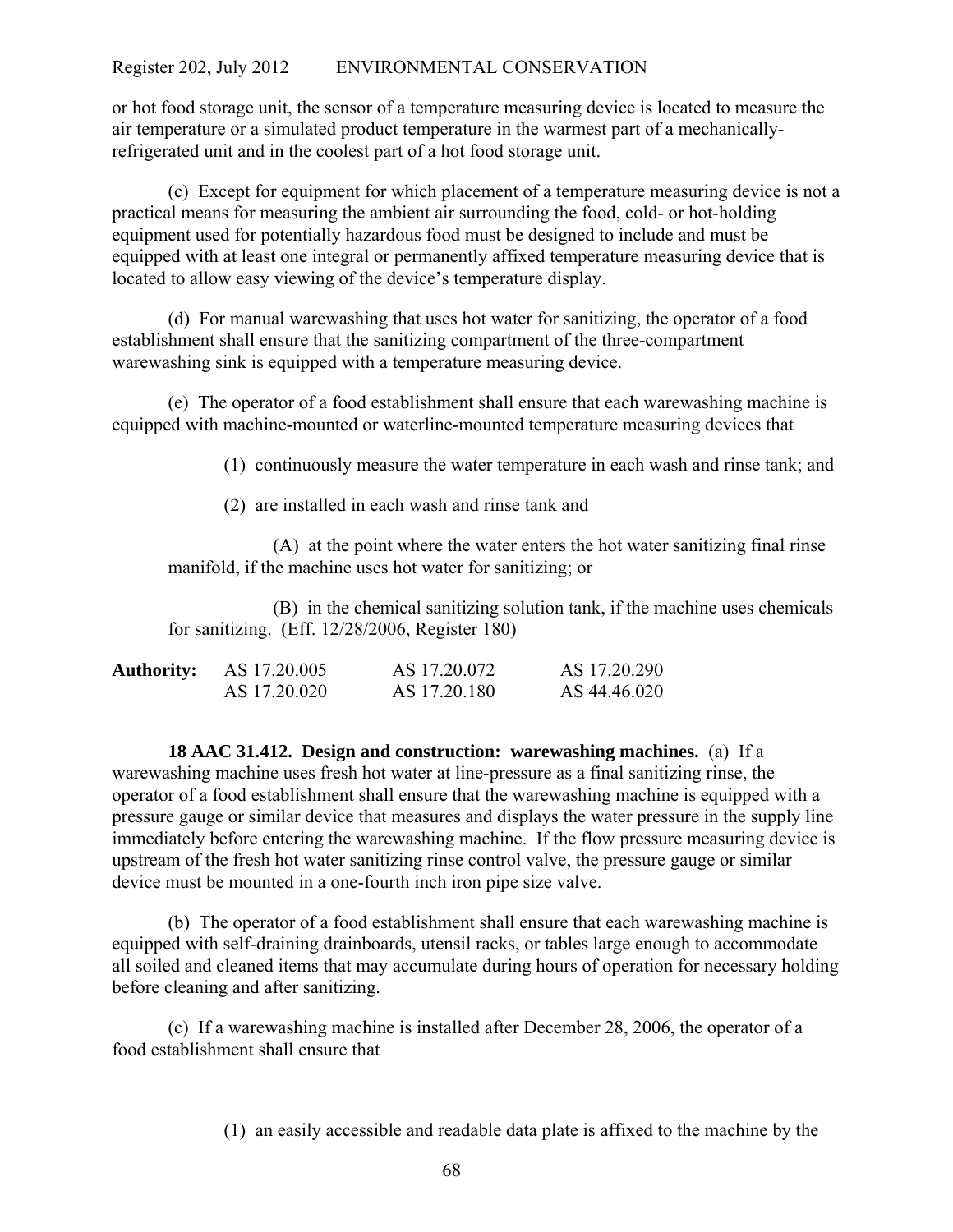or hot food storage unit, the sensor of a temperature measuring device is located to measure the air temperature or a simulated product temperature in the warmest part of a mechanically-refrigerated unit and in the coolest part of a hot food storage unit.

(c) Except for equipment for which placement of a temperature measuring device is not a practical means for measuring the ambient air surrounding the food, cold- or hot-holding equipment used for potentially hazardous food must be designed to include and must be equipped with at least one integral or permanently affixed temperature measuring device that is located to allow easy viewing of the device's temperature display.

(d) For manual warewashing that uses hot water for sanitizing, the operator of a food establishment shall ensure that the sanitizing compartment of the three-compartment warewashing sink is equipped with a temperature measuring device.

(e) The operator of a food establishment shall ensure that each warewashing machine is equipped with machine-mounted or waterline-mounted temperature measuring devices that

(1) continuously measure the water temperature in each wash and rinse tank; and

(2) are installed in each wash and rinse tank and

(A) at the point where the water enters the hot water sanitizing final rinse manifold, if the machine uses hot water for sanitizing; or

(B) in the chemical sanitizing solution tank, if the machine uses chemicals for sanitizing. (Eff. 12/28/2006, Register 180)

| **Authority:** | AS 17.20.005 | AS 17.20.072 | AS 17.20.290 |
|---|---|---|---|
| | AS 17.20.020 | AS 17.20.180 | AS 44.46.020 |

**18 AAC 31.412. Design and construction: warewashing machines.** (a) If a warewashing machine uses fresh hot water at line-pressure as a final sanitizing rinse, the operator of a food establishment shall ensure that the warewashing machine is equipped with a pressure gauge or similar device that measures and displays the water pressure in the supply line immediately before entering the warewashing machine. If the flow pressure measuring device is upstream of the fresh hot water sanitizing rinse control valve, the pressure gauge or similar device must be mounted in a one-fourth inch iron pipe size valve.

(b) The operator of a food establishment shall ensure that each warewashing machine is equipped with self-draining drainboards, utensil racks, or tables large enough to accommodate all soiled and cleaned items that may accumulate during hours of operation for necessary holding before cleaning and after sanitizing.

(c) If a warewashing machine is installed after December 28, 2006, the operator of a food establishment shall ensure that

(1) an easily accessible and readable data plate is affixed to the machine by the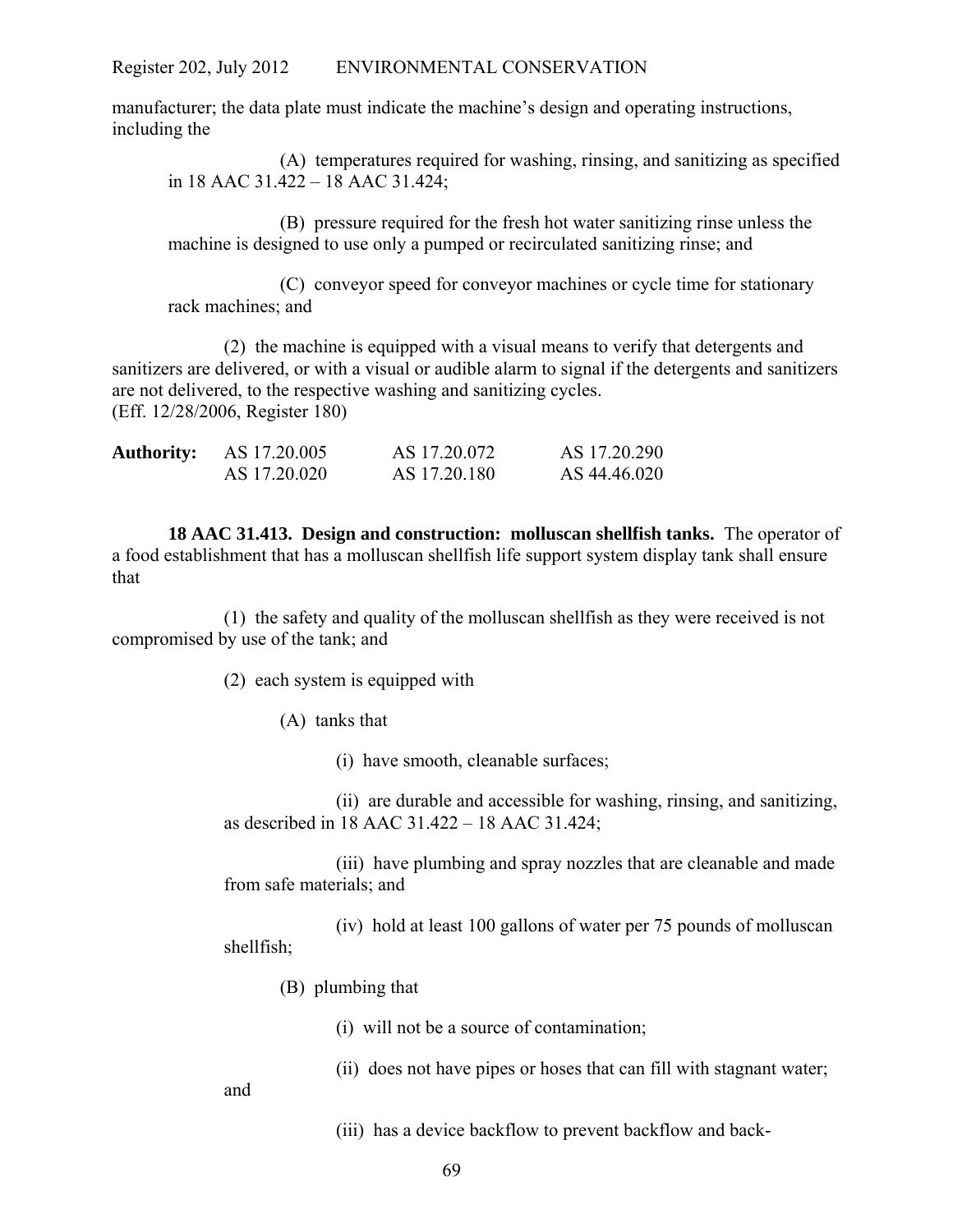manufacturer; the data plate must indicate the machine's design and operating instructions, including the

(A) temperatures required for washing, rinsing, and sanitizing as specified in 18 AAC 31.422 – 18 AAC 31.424;

(B) pressure required for the fresh hot water sanitizing rinse unless the machine is designed to use only a pumped or recirculated sanitizing rinse; and

(C) conveyor speed for conveyor machines or cycle time for stationary rack machines; and

(2) the machine is equipped with a visual means to verify that detergents and sanitizers are delivered, or with a visual or audible alarm to signal if the detergents and sanitizers are not delivered, to the respective washing and sanitizing cycles.
(Eff. 12/28/2006, Register 180)

| **Authority:** | AS 17.20.005 | AS 17.20.072 | AS 17.20.290 |
|---|---|---|---|
| | AS 17.20.020 | AS 17.20.180 | AS 44.46.020 |

**18 AAC 31.413. Design and construction: molluscan shellfish tanks.** The operator of a food establishment that has a molluscan shellfish life support system display tank shall ensure that

(1) the safety and quality of the molluscan shellfish as they were received is not compromised by use of the tank; and

(2) each system is equipped with

(A) tanks that

(i) have smooth, cleanable surfaces;

(ii) are durable and accessible for washing, rinsing, and sanitizing, as described in 18 AAC 31.422 – 18 AAC 31.424;

(iii) have plumbing and spray nozzles that are cleanable and made from safe materials; and

(iv) hold at least 100 gallons of water per 75 pounds of molluscan shellfish;

(B) plumbing that

(i) will not be a source of contamination;

(ii) does not have pipes or hoses that can fill with stagnant water; and

(iii) has a device backflow to prevent backflow and back-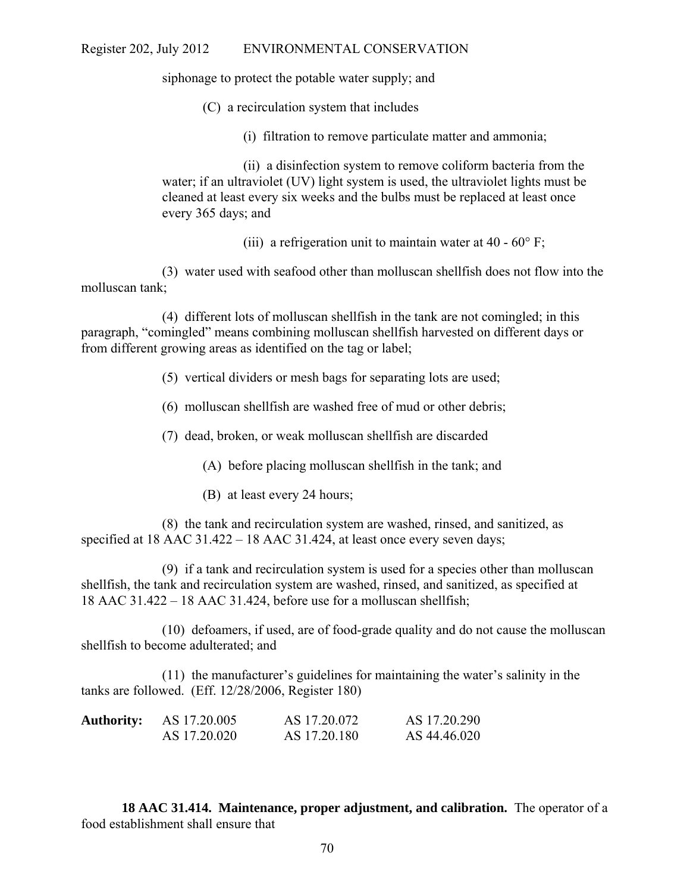siphonage to protect the potable water supply; and

(C) a recirculation system that includes

(i) filtration to remove particulate matter and ammonia;

(ii) a disinfection system to remove coliform bacteria from the water; if an ultraviolet (UV) light system is used, the ultraviolet lights must be cleaned at least every six weeks and the bulbs must be replaced at least once every 365 days; and

(iii) a refrigeration unit to maintain water at 40 - 60° F;

(3) water used with seafood other than molluscan shellfish does not flow into the molluscan tank;

(4) different lots of molluscan shellfish in the tank are not comingled; in this paragraph, "comingled" means combining molluscan shellfish harvested on different days or from different growing areas as identified on the tag or label;

(5) vertical dividers or mesh bags for separating lots are used;

(6) molluscan shellfish are washed free of mud or other debris;

(7) dead, broken, or weak molluscan shellfish are discarded

(A) before placing molluscan shellfish in the tank; and

(B) at least every 24 hours;

(8) the tank and recirculation system are washed, rinsed, and sanitized, as specified at 18 AAC 31.422 – 18 AAC 31.424, at least once every seven days;

(9) if a tank and recirculation system is used for a species other than molluscan shellfish, the tank and recirculation system are washed, rinsed, and sanitized, as specified at 18 AAC 31.422 – 18 AAC 31.424, before use for a molluscan shellfish;

(10) defoamers, if used, are of food-grade quality and do not cause the molluscan shellfish to become adulterated; and

(11) the manufacturer's guidelines for maintaining the water's salinity in the tanks are followed. (Eff. 12/28/2006, Register 180)

| **Authority:** | AS 17.20.005 | AS 17.20.072 | AS 17.20.290 |
|---|---|---|---|
| | AS 17.20.020 | AS 17.20.180 | AS 44.46.020 |

**18 AAC 31.414. Maintenance, proper adjustment, and calibration.** The operator of a food establishment shall ensure that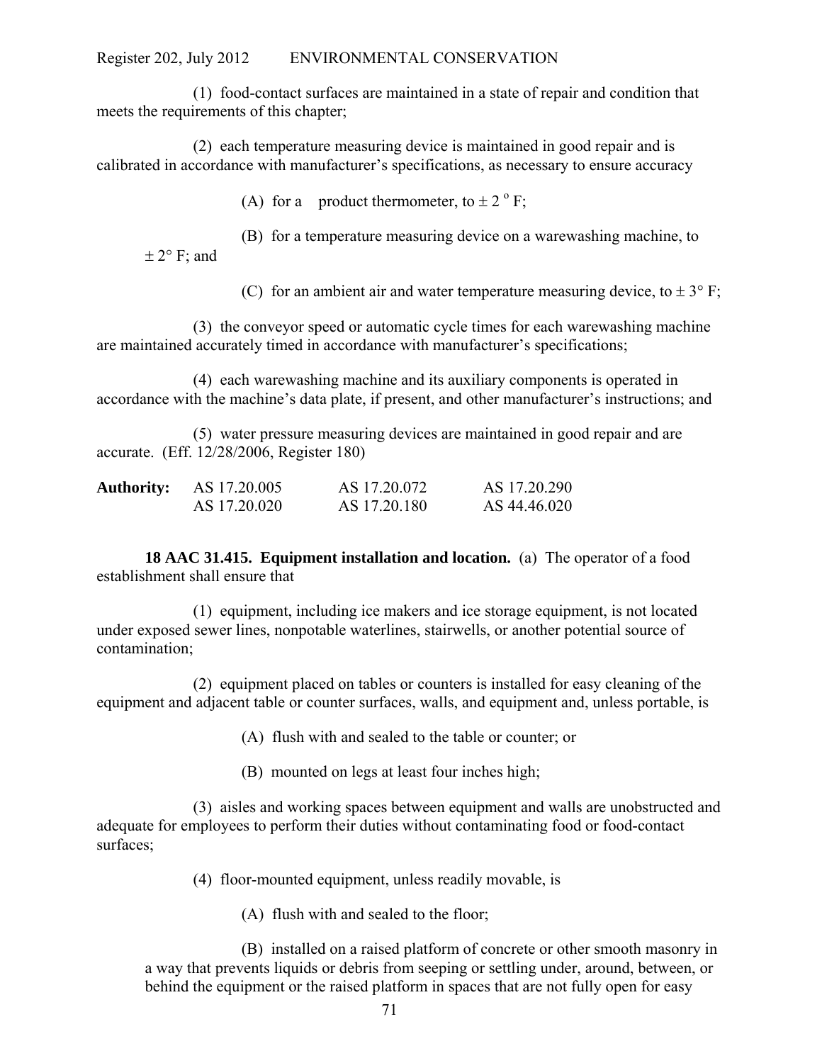(1) food-contact surfaces are maintained in a state of repair and condition that meets the requirements of this chapter;

(2) each temperature measuring device is maintained in good repair and is calibrated in accordance with manufacturer's specifications, as necessary to ensure accuracy

(A) for a product thermometer, to $\pm 2\,^{\circ}F$;

(B) for a temperature measuring device on a warewashing machine, to $\pm 2°F$; and

(C) for an ambient air and water temperature measuring device, to $\pm 3°F$;

(3) the conveyor speed or automatic cycle times for each warewashing machine are maintained accurately timed in accordance with manufacturer's specifications;

(4) each warewashing machine and its auxiliary components is operated in accordance with the machine's data plate, if present, and other manufacturer's instructions; and

(5) water pressure measuring devices are maintained in good repair and are accurate. (Eff. 12/28/2006, Register 180)

| **Authority:** | AS 17.20.005 | AS 17.20.072 | AS 17.20.290 |
|---|---|---|---|
| | AS 17.20.020 | AS 17.20.180 | AS 44.46.020 |

**18 AAC 31.415. Equipment installation and location.** (a) The operator of a food establishment shall ensure that

(1) equipment, including ice makers and ice storage equipment, is not located under exposed sewer lines, nonpotable waterlines, stairwells, or another potential source of contamination;

(2) equipment placed on tables or counters is installed for easy cleaning of the equipment and adjacent table or counter surfaces, walls, and equipment and, unless portable, is

(A) flush with and sealed to the table or counter; or

(B) mounted on legs at least four inches high;

(3) aisles and working spaces between equipment and walls are unobstructed and adequate for employees to perform their duties without contaminating food or food-contact surfaces;

(4) floor-mounted equipment, unless readily movable, is

(A) flush with and sealed to the floor;

(B) installed on a raised platform of concrete or other smooth masonry in a way that prevents liquids or debris from seeping or settling under, around, between, or behind the equipment or the raised platform in spaces that are not fully open for easy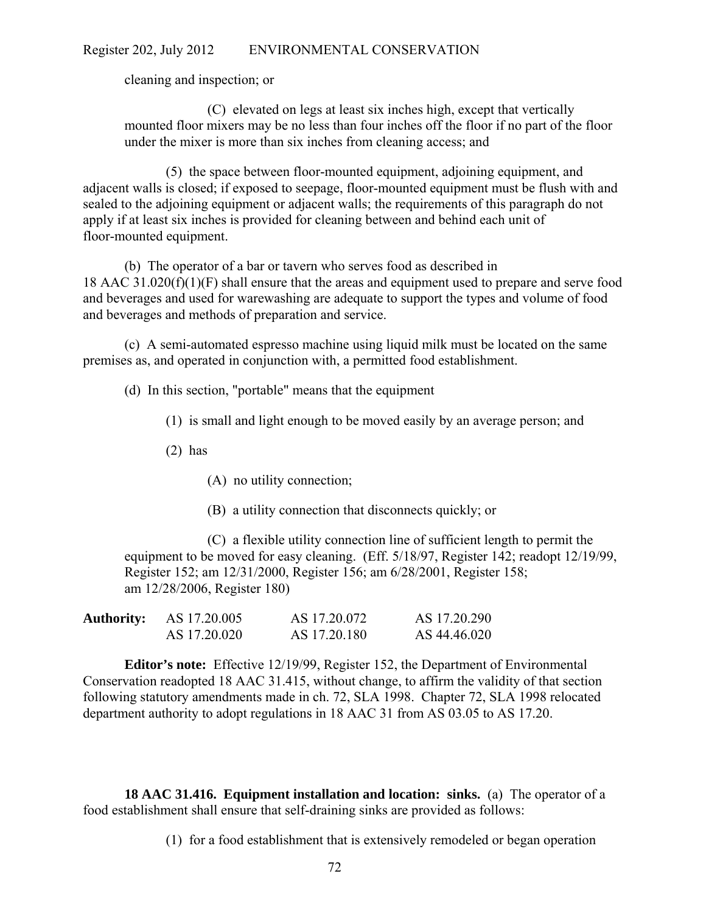cleaning and inspection; or

(C) elevated on legs at least six inches high, except that vertically mounted floor mixers may be no less than four inches off the floor if no part of the floor under the mixer is more than six inches from cleaning access; and

(5) the space between floor-mounted equipment, adjoining equipment, and adjacent walls is closed; if exposed to seepage, floor-mounted equipment must be flush with and sealed to the adjoining equipment or adjacent walls; the requirements of this paragraph do not apply if at least six inches is provided for cleaning between and behind each unit of floor-mounted equipment.

(b) The operator of a bar or tavern who serves food as described in 18 AAC 31.020(f)(1)(F) shall ensure that the areas and equipment used to prepare and serve food and beverages and used for warewashing are adequate to support the types and volume of food and beverages and methods of preparation and service.

(c) A semi-automated espresso machine using liquid milk must be located on the same premises as, and operated in conjunction with, a permitted food establishment.

(d) In this section, "portable" means that the equipment

(1) is small and light enough to be moved easily by an average person; and

(2) has

(A) no utility connection;

(B) a utility connection that disconnects quickly; or

(C) a flexible utility connection line of sufficient length to permit the equipment to be moved for easy cleaning. (Eff. 5/18/97, Register 142; readopt 12/19/99, Register 152; am 12/31/2000, Register 156; am 6/28/2001, Register 158; am 12/28/2006, Register 180)

| **Authority:** | AS 17.20.005 | AS 17.20.072 | AS 17.20.290 |
|---|---|---|---|
| | AS 17.20.020 | AS 17.20.180 | AS 44.46.020 |

**Editor's note:** Effective 12/19/99, Register 152, the Department of Environmental Conservation readopted 18 AAC 31.415, without change, to affirm the validity of that section following statutory amendments made in ch. 72, SLA 1998. Chapter 72, SLA 1998 relocated department authority to adopt regulations in 18 AAC 31 from AS 03.05 to AS 17.20.

**18 AAC 31.416. Equipment installation and location: sinks.** (a) The operator of a food establishment shall ensure that self-draining sinks are provided as follows:

(1) for a food establishment that is extensively remodeled or began operation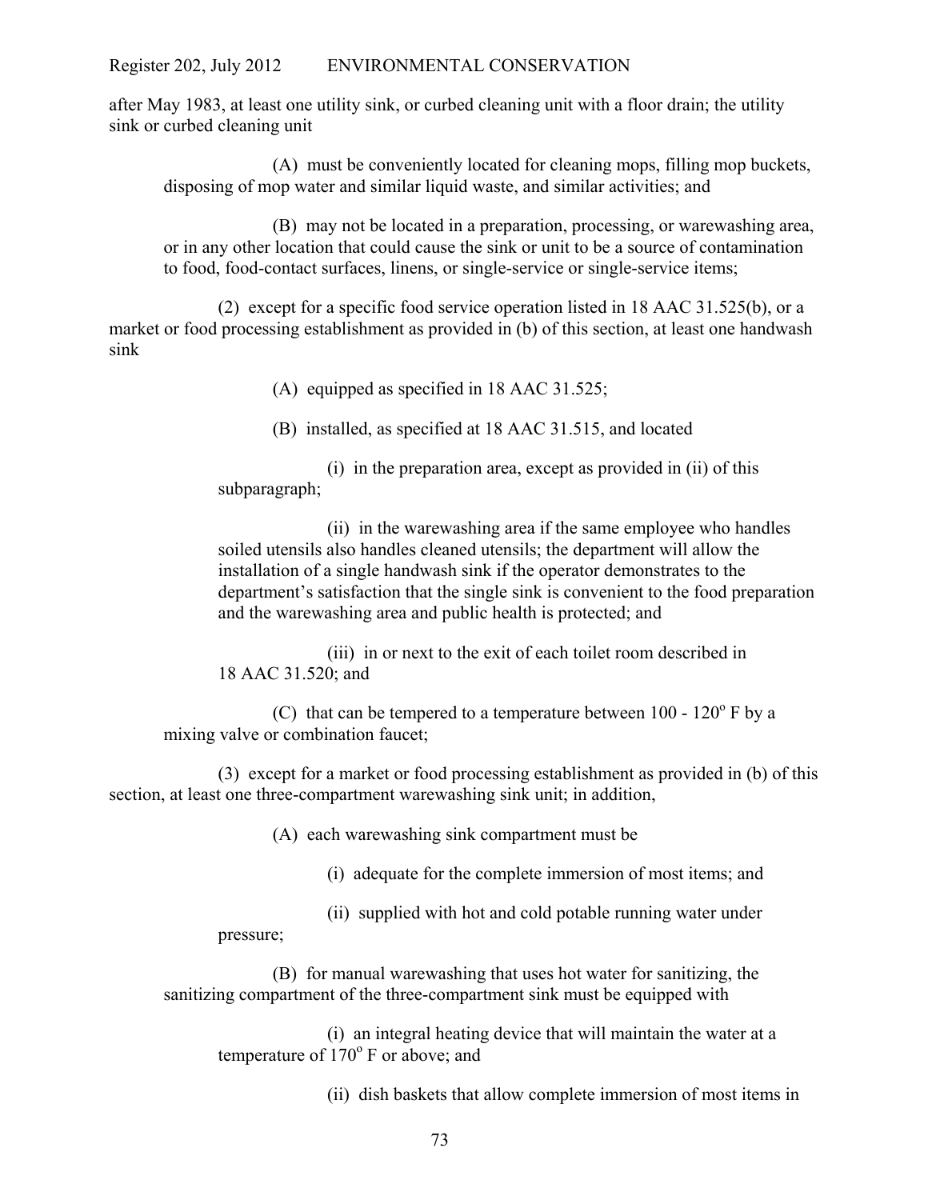after May 1983, at least one utility sink, or curbed cleaning unit with a floor drain; the utility sink or curbed cleaning unit

(A) must be conveniently located for cleaning mops, filling mop buckets, disposing of mop water and similar liquid waste, and similar activities; and

(B) may not be located in a preparation, processing, or warewashing area, or in any other location that could cause the sink or unit to be a source of contamination to food, food-contact surfaces, linens, or single-service or single-service items;

(2) except for a specific food service operation listed in 18 AAC 31.525(b), or a market or food processing establishment as provided in (b) of this section, at least one handwash sink

(A) equipped as specified in 18 AAC 31.525;

(B) installed, as specified at 18 AAC 31.515, and located

(i) in the preparation area, except as provided in (ii) of this subparagraph;

(ii) in the warewashing area if the same employee who handles soiled utensils also handles cleaned utensils; the department will allow the installation of a single handwash sink if the operator demonstrates to the department's satisfaction that the single sink is convenient to the food preparation and the warewashing area and public health is protected; and

(iii) in or next to the exit of each toilet room described in 18 AAC 31.520; and

(C) that can be tempered to a temperature between 100 - 120° F by a mixing valve or combination faucet;

(3) except for a market or food processing establishment as provided in (b) of this section, at least one three-compartment warewashing sink unit; in addition,

(A) each warewashing sink compartment must be

(i) adequate for the complete immersion of most items; and

(ii) supplied with hot and cold potable running water under pressure;

(B) for manual warewashing that uses hot water for sanitizing, the sanitizing compartment of the three-compartment sink must be equipped with

(i) an integral heating device that will maintain the water at a temperature of 170° F or above; and

(ii) dish baskets that allow complete immersion of most items in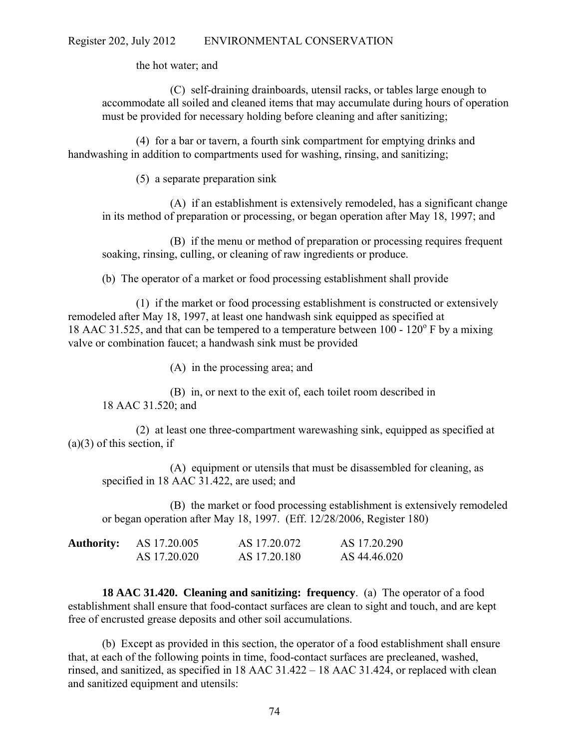the hot water; and

(C) self-draining drainboards, utensil racks, or tables large enough to accommodate all soiled and cleaned items that may accumulate during hours of operation must be provided for necessary holding before cleaning and after sanitizing;

(4) for a bar or tavern, a fourth sink compartment for emptying drinks and handwashing in addition to compartments used for washing, rinsing, and sanitizing;

(5) a separate preparation sink

(A) if an establishment is extensively remodeled, has a significant change in its method of preparation or processing, or began operation after May 18, 1997; and

(B) if the menu or method of preparation or processing requires frequent soaking, rinsing, culling, or cleaning of raw ingredients or produce.

(b) The operator of a market or food processing establishment shall provide

(1) if the market or food processing establishment is constructed or extensively remodeled after May 18, 1997, at least one handwash sink equipped as specified at 18 AAC 31.525, and that can be tempered to a temperature between 100 - 120° F by a mixing valve or combination faucet; a handwash sink must be provided

(A) in the processing area; and

(B) in, or next to the exit of, each toilet room described in 18 AAC 31.520; and

(2) at least one three-compartment warewashing sink, equipped as specified at (a)(3) of this section, if

(A) equipment or utensils that must be disassembled for cleaning, as specified in 18 AAC 31.422, are used; and

(B) the market or food processing establishment is extensively remodeled or began operation after May 18, 1997. (Eff. 12/28/2006, Register 180)

| **Authority:** | AS 17.20.005 | AS 17.20.072 | AS 17.20.290 |
|---|---|---|---|
| | AS 17.20.020 | AS 17.20.180 | AS 44.46.020 |

**18 AAC 31.420. Cleaning and sanitizing: frequency**. (a) The operator of a food establishment shall ensure that food-contact surfaces are clean to sight and touch, and are kept free of encrusted grease deposits and other soil accumulations.

(b) Except as provided in this section, the operator of a food establishment shall ensure that, at each of the following points in time, food-contact surfaces are precleaned, washed, rinsed, and sanitized, as specified in 18 AAC 31.422 – 18 AAC 31.424, or replaced with clean and sanitized equipment and utensils: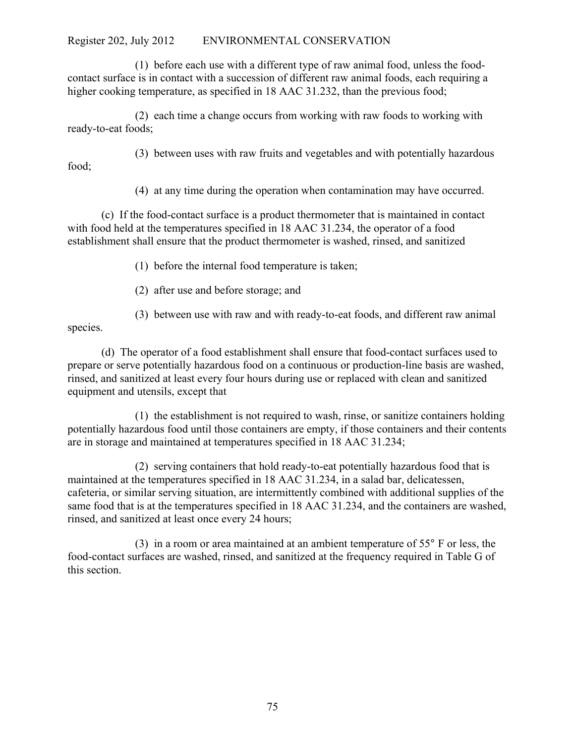(1) before each use with a different type of raw animal food, unless the food-contact surface is in contact with a succession of different raw animal foods, each requiring a higher cooking temperature, as specified in 18 AAC 31.232, than the previous food;

(2) each time a change occurs from working with raw foods to working with ready-to-eat foods;

(3) between uses with raw fruits and vegetables and with potentially hazardous food;

(4) at any time during the operation when contamination may have occurred.

(c) If the food-contact surface is a product thermometer that is maintained in contact with food held at the temperatures specified in 18 AAC 31.234, the operator of a food establishment shall ensure that the product thermometer is washed, rinsed, and sanitized

(1) before the internal food temperature is taken;

(2) after use and before storage; and

(3) between use with raw and with ready-to-eat foods, and different raw animal species.

(d) The operator of a food establishment shall ensure that food-contact surfaces used to prepare or serve potentially hazardous food on a continuous or production-line basis are washed, rinsed, and sanitized at least every four hours during use or replaced with clean and sanitized equipment and utensils, except that

(1) the establishment is not required to wash, rinse, or sanitize containers holding potentially hazardous food until those containers are empty, if those containers and their contents are in storage and maintained at temperatures specified in 18 AAC 31.234;

(2) serving containers that hold ready-to-eat potentially hazardous food that is maintained at the temperatures specified in 18 AAC 31.234, in a salad bar, delicatessen, cafeteria, or similar serving situation, are intermittently combined with additional supplies of the same food that is at the temperatures specified in 18 AAC 31.234, and the containers are washed, rinsed, and sanitized at least once every 24 hours;

(3) in a room or area maintained at an ambient temperature of 55° F or less, the food-contact surfaces are washed, rinsed, and sanitized at the frequency required in Table G of this section.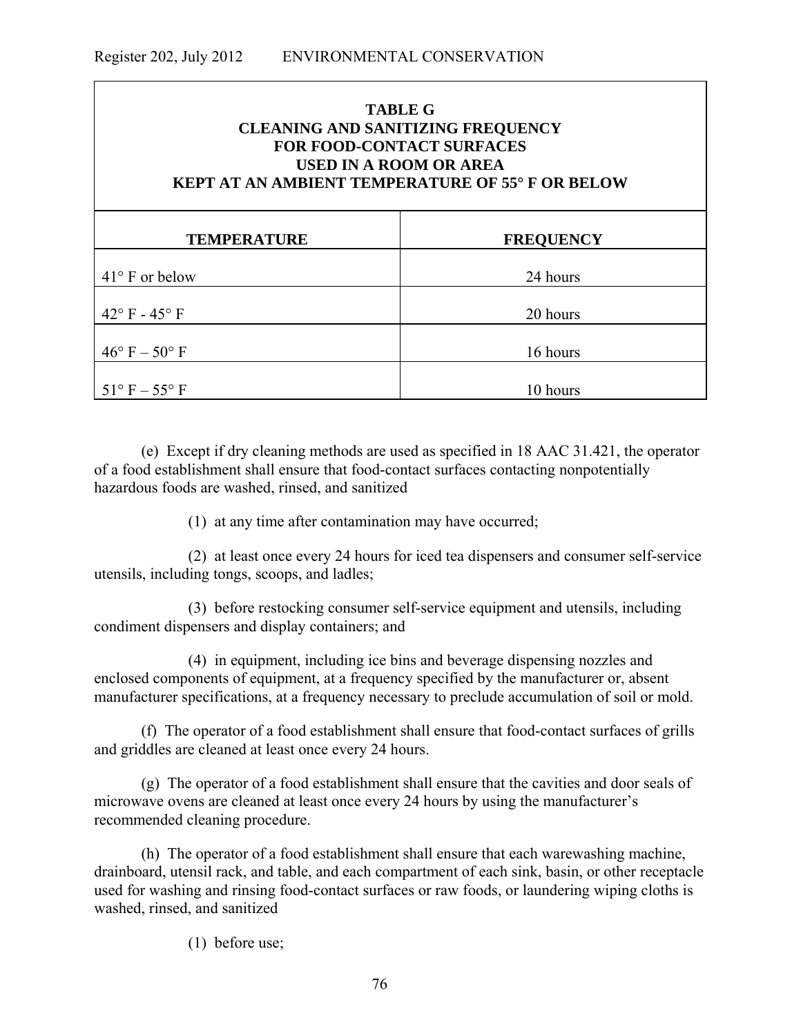**TABLE G**
**CLEANING AND SANITIZING FREQUENCY**
**FOR FOOD-CONTACT SURFACES**
**USED IN A ROOM OR AREA**
**KEPT AT AN AMBIENT TEMPERATURE OF 55° F OR BELOW**

| TEMPERATURE | FREQUENCY |
|---|---|
| 41° F or below | 24 hours |
| 42° F - 45° F | 20 hours |
| 46° F – 50° F | 16 hours |
| 51° F – 55° F | 10 hours |

(e) Except if dry cleaning methods are used as specified in 18 AAC 31.421, the operator of a food establishment shall ensure that food-contact surfaces contacting nonpotentially hazardous foods are washed, rinsed, and sanitized

(1) at any time after contamination may have occurred;

(2) at least once every 24 hours for iced tea dispensers and consumer self-service utensils, including tongs, scoops, and ladles;

(3) before restocking consumer self-service equipment and utensils, including condiment dispensers and display containers; and

(4) in equipment, including ice bins and beverage dispensing nozzles and enclosed components of equipment, at a frequency specified by the manufacturer or, absent manufacturer specifications, at a frequency necessary to preclude accumulation of soil or mold.

(f) The operator of a food establishment shall ensure that food-contact surfaces of grills and griddles are cleaned at least once every 24 hours.

(g) The operator of a food establishment shall ensure that the cavities and door seals of microwave ovens are cleaned at least once every 24 hours by using the manufacturer's recommended cleaning procedure.

(h) The operator of a food establishment shall ensure that each warewashing machine, drainboard, utensil rack, and table, and each compartment of each sink, basin, or other receptacle used for washing and rinsing food-contact surfaces or raw foods, or laundering wiping cloths is washed, rinsed, and sanitized

(1) before use;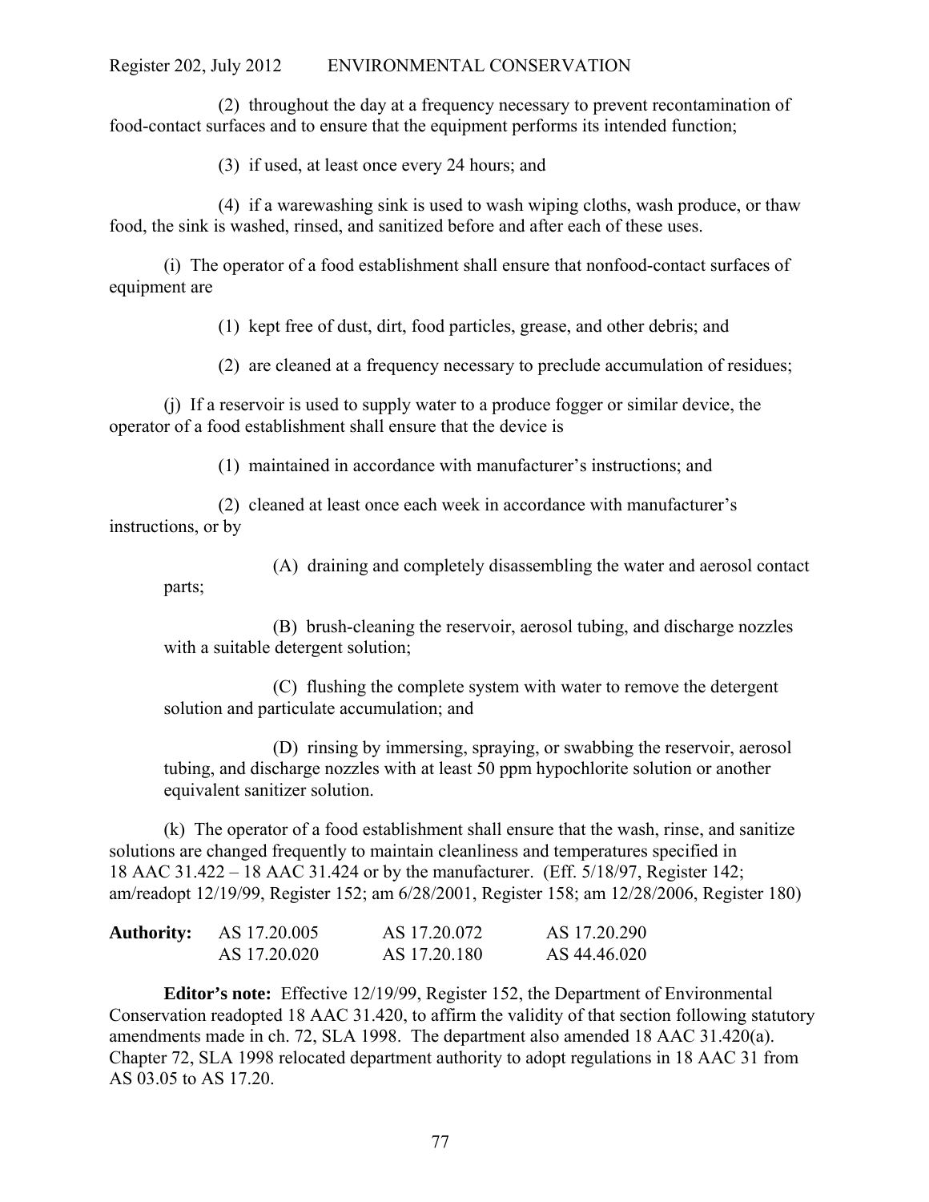(2) throughout the day at a frequency necessary to prevent recontamination of food-contact surfaces and to ensure that the equipment performs its intended function;

(3) if used, at least once every 24 hours; and

(4) if a warewashing sink is used to wash wiping cloths, wash produce, or thaw food, the sink is washed, rinsed, and sanitized before and after each of these uses.

(i) The operator of a food establishment shall ensure that nonfood-contact surfaces of equipment are

(1) kept free of dust, dirt, food particles, grease, and other debris; and

(2) are cleaned at a frequency necessary to preclude accumulation of residues;

(j) If a reservoir is used to supply water to a produce fogger or similar device, the operator of a food establishment shall ensure that the device is

(1) maintained in accordance with manufacturer's instructions; and

(2) cleaned at least once each week in accordance with manufacturer's instructions, or by

(A) draining and completely disassembling the water and aerosol contact parts;

(B) brush-cleaning the reservoir, aerosol tubing, and discharge nozzles with a suitable detergent solution;

(C) flushing the complete system with water to remove the detergent solution and particulate accumulation; and

(D) rinsing by immersing, spraying, or swabbing the reservoir, aerosol tubing, and discharge nozzles with at least 50 ppm hypochlorite solution or another equivalent sanitizer solution.

(k) The operator of a food establishment shall ensure that the wash, rinse, and sanitize solutions are changed frequently to maintain cleanliness and temperatures specified in 18 AAC 31.422 – 18 AAC 31.424 or by the manufacturer. (Eff. 5/18/97, Register 142; am/readopt 12/19/99, Register 152; am 6/28/2001, Register 158; am 12/28/2006, Register 180)

| **Authority:** | AS 17.20.005 | AS 17.20.072 | AS 17.20.290 |
|---|---|---|---|
| | AS 17.20.020 | AS 17.20.180 | AS 44.46.020 |

**Editor's note:** Effective 12/19/99, Register 152, the Department of Environmental Conservation readopted 18 AAC 31.420, to affirm the validity of that section following statutory amendments made in ch. 72, SLA 1998. The department also amended 18 AAC 31.420(a). Chapter 72, SLA 1998 relocated department authority to adopt regulations in 18 AAC 31 from AS 03.05 to AS 17.20.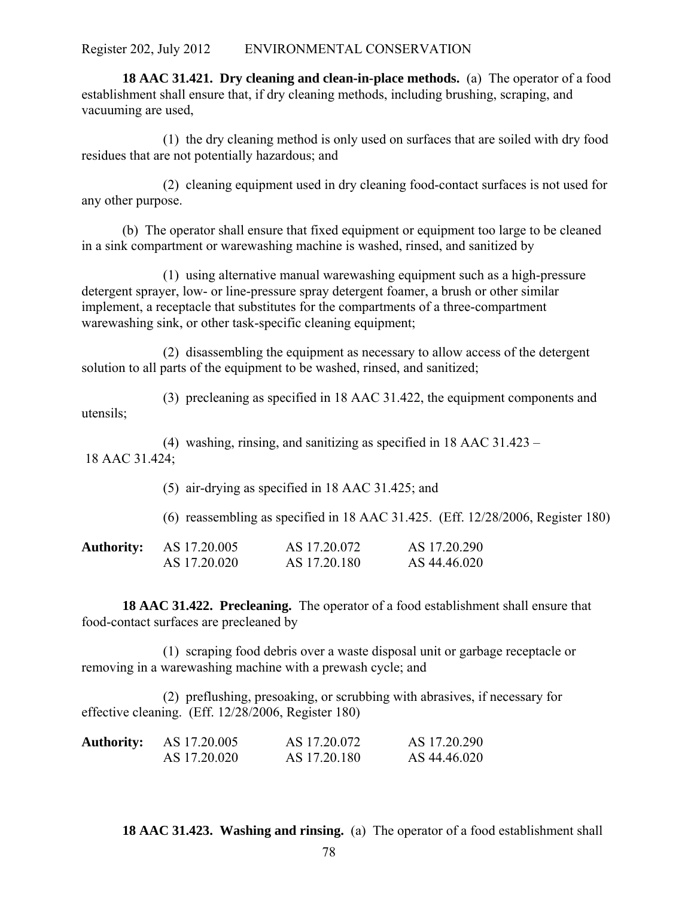**18 AAC 31.421. Dry cleaning and clean-in-place methods.** (a) The operator of a food establishment shall ensure that, if dry cleaning methods, including brushing, scraping, and vacuuming are used,

(1) the dry cleaning method is only used on surfaces that are soiled with dry food residues that are not potentially hazardous; and

(2) cleaning equipment used in dry cleaning food-contact surfaces is not used for any other purpose.

(b) The operator shall ensure that fixed equipment or equipment too large to be cleaned in a sink compartment or warewashing machine is washed, rinsed, and sanitized by

(1) using alternative manual warewashing equipment such as a high-pressure detergent sprayer, low- or line-pressure spray detergent foamer, a brush or other similar implement, a receptacle that substitutes for the compartments of a three-compartment warewashing sink, or other task-specific cleaning equipment;

(2) disassembling the equipment as necessary to allow access of the detergent solution to all parts of the equipment to be washed, rinsed, and sanitized;

(3) precleaning as specified in 18 AAC 31.422, the equipment components and utensils;

(4) washing, rinsing, and sanitizing as specified in 18 AAC 31.423 – 18 AAC 31.424;

(5) air-drying as specified in 18 AAC 31.425; and

(6) reassembling as specified in 18 AAC 31.425. (Eff. 12/28/2006, Register 180)

| **Authority:** | AS 17.20.005 | AS 17.20.072 | AS 17.20.290 |
|---|---|---|---|
| | AS 17.20.020 | AS 17.20.180 | AS 44.46.020 |

**18 AAC 31.422. Precleaning.** The operator of a food establishment shall ensure that food-contact surfaces are precleaned by

(1) scraping food debris over a waste disposal unit or garbage receptacle or removing in a warewashing machine with a prewash cycle; and

(2) preflushing, presoaking, or scrubbing with abrasives, if necessary for effective cleaning. (Eff. 12/28/2006, Register 180)

| **Authority:** | AS 17.20.005 | AS 17.20.072 | AS 17.20.290 |
|---|---|---|---|
| | AS 17.20.020 | AS 17.20.180 | AS 44.46.020 |

**18 AAC 31.423. Washing and rinsing.** (a) The operator of a food establishment shall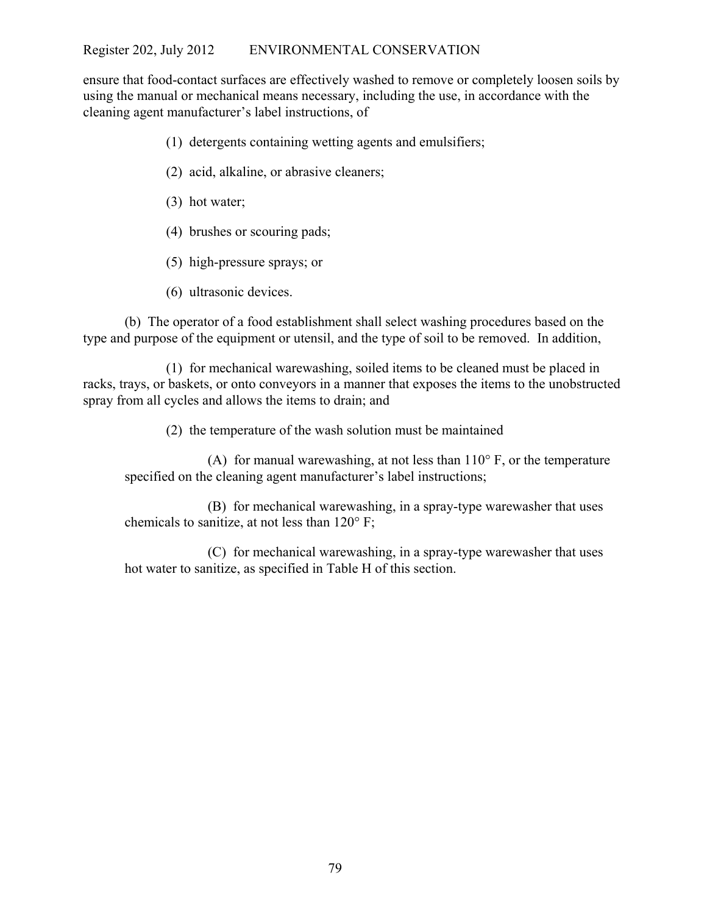ensure that food-contact surfaces are effectively washed to remove or completely loosen soils by using the manual or mechanical means necessary, including the use, in accordance with the cleaning agent manufacturer's label instructions, of

(1) detergents containing wetting agents and emulsifiers;

(2) acid, alkaline, or abrasive cleaners;

(3) hot water;

(4) brushes or scouring pads;

(5) high-pressure sprays; or

(6) ultrasonic devices.

(b) The operator of a food establishment shall select washing procedures based on the type and purpose of the equipment or utensil, and the type of soil to be removed. In addition,

(1) for mechanical warewashing, soiled items to be cleaned must be placed in racks, trays, or baskets, or onto conveyors in a manner that exposes the items to the unobstructed spray from all cycles and allows the items to drain; and

(2) the temperature of the wash solution must be maintained

(A) for manual warewashing, at not less than 110° F, or the temperature specified on the cleaning agent manufacturer's label instructions;

(B) for mechanical warewashing, in a spray-type warewasher that uses chemicals to sanitize, at not less than 120° F;

(C) for mechanical warewashing, in a spray-type warewasher that uses hot water to sanitize, as specified in Table H of this section.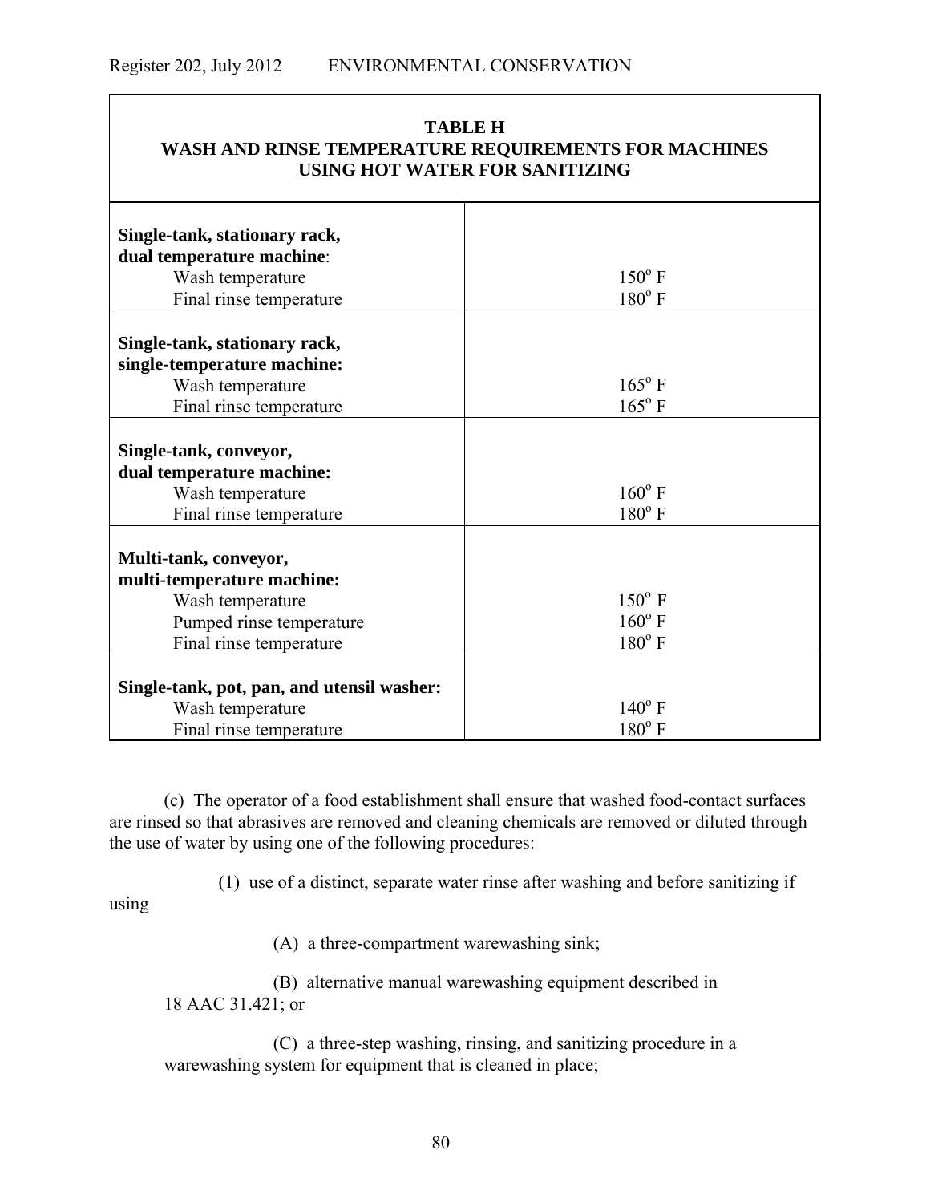| TABLE H<br>WASH AND RINSE TEMPERATURE REQUIREMENTS FOR MACHINES USING HOT WATER FOR SANITIZING | |
|---|---|
| **Single-tank, stationary rack, dual temperature machine**:<br>Wash temperature<br>Final rinse temperature | <br><br>150° F<br>180° F |
| **Single-tank, stationary rack, single-temperature machine:**<br>Wash temperature<br>Final rinse temperature | <br><br>165° F<br>165° F |
| **Single-tank, conveyor, dual temperature machine:**<br>Wash temperature<br>Final rinse temperature | <br><br>160° F<br>180° F |
| **Multi-tank, conveyor, multi-temperature machine:**<br>Wash temperature<br>Pumped rinse temperature<br>Final rinse temperature | <br><br>150° F<br>160° F<br>180° F |
| **Single-tank, pot, pan, and utensil washer:**<br>Wash temperature<br>Final rinse temperature | <br>140° F<br>180° F |

(c) The operator of a food establishment shall ensure that washed food-contact surfaces are rinsed so that abrasives are removed and cleaning chemicals are removed or diluted through the use of water by using one of the following procedures:

(1) use of a distinct, separate water rinse after washing and before sanitizing if using

(A) a three-compartment warewashing sink;

(B) alternative manual warewashing equipment described in 18 AAC 31.421; or

(C) a three-step washing, rinsing, and sanitizing procedure in a warewashing system for equipment that is cleaned in place;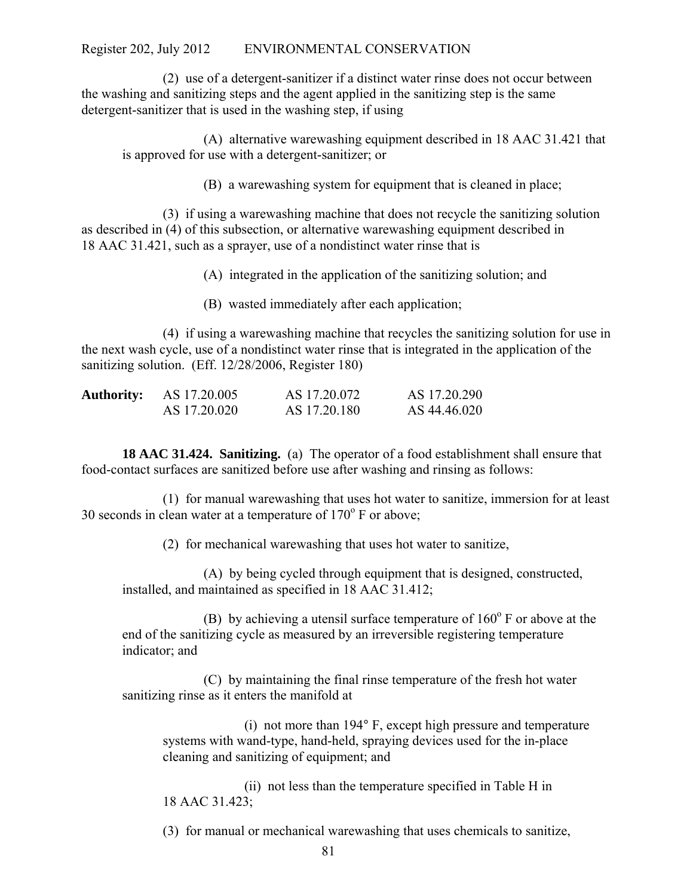(2) use of a detergent-sanitizer if a distinct water rinse does not occur between the washing and sanitizing steps and the agent applied in the sanitizing step is the same detergent-sanitizer that is used in the washing step, if using

(A) alternative warewashing equipment described in 18 AAC 31.421 that is approved for use with a detergent-sanitizer; or

(B) a warewashing system for equipment that is cleaned in place;

(3) if using a warewashing machine that does not recycle the sanitizing solution as described in (4) of this subsection, or alternative warewashing equipment described in 18 AAC 31.421, such as a sprayer, use of a nondistinct water rinse that is

(A) integrated in the application of the sanitizing solution; and

(B) wasted immediately after each application;

(4) if using a warewashing machine that recycles the sanitizing solution for use in the next wash cycle, use of a nondistinct water rinse that is integrated in the application of the sanitizing solution. (Eff. 12/28/2006, Register 180)

| **Authority:** | AS 17.20.005 | AS 17.20.072 | AS 17.20.290 |
|---|---|---|---|
| | AS 17.20.020 | AS 17.20.180 | AS 44.46.020 |

**18 AAC 31.424. Sanitizing.** (a) The operator of a food establishment shall ensure that food-contact surfaces are sanitized before use after washing and rinsing as follows:

(1) for manual warewashing that uses hot water to sanitize, immersion for at least 30 seconds in clean water at a temperature of $170^{o}$ F or above;

(2) for mechanical warewashing that uses hot water to sanitize,

(A) by being cycled through equipment that is designed, constructed, installed, and maintained as specified in 18 AAC 31.412;

(B) by achieving a utensil surface temperature of $160^{o}$ F or above at the end of the sanitizing cycle as measured by an irreversible registering temperature indicator; and

(C) by maintaining the final rinse temperature of the fresh hot water sanitizing rinse as it enters the manifold at

(i) not more than 194° F, except high pressure and temperature systems with wand-type, hand-held, spraying devices used for the in-place cleaning and sanitizing of equipment; and

(ii) not less than the temperature specified in Table H in 18 AAC 31.423;

(3) for manual or mechanical warewashing that uses chemicals to sanitize,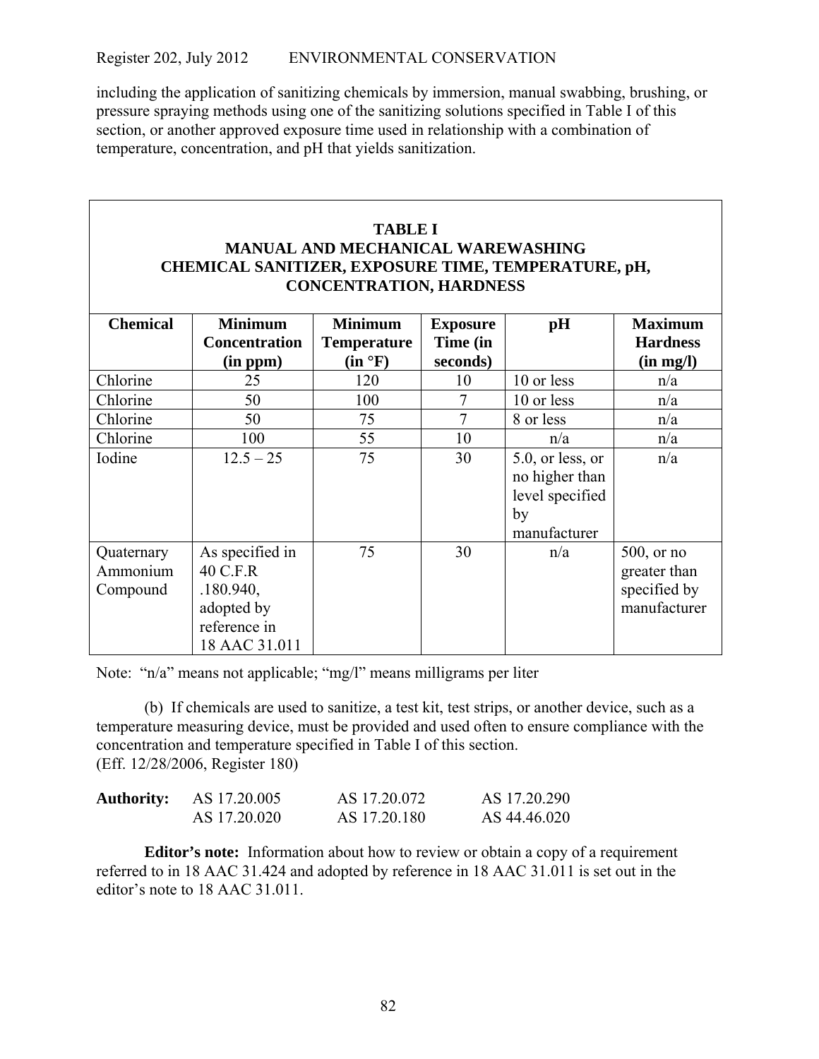including the application of sanitizing chemicals by immersion, manual swabbing, brushing, or pressure spraying methods using one of the sanitizing solutions specified in Table I of this section, or another approved exposure time used in relationship with a combination of temperature, concentration, and pH that yields sanitization.

**TABLE I**
**MANUAL AND MECHANICAL WAREWASHING**
**CHEMICAL SANITIZER, EXPOSURE TIME, TEMPERATURE, pH, CONCENTRATION, HARDNESS**

| Chemical | Minimum Concentration (in ppm) | Minimum Temperature (in °F) | Exposure Time (in seconds) | pH | Maximum Hardness (in mg/l) |
|---|---|---|---|---|---|
| Chlorine | 25 | 120 | 10 | 10 or less | n/a |
| Chlorine | 50 | 100 | 7 | 10 or less | n/a |
| Chlorine | 50 | 75 | 7 | 8 or less | n/a |
| Chlorine | 100 | 55 | 10 | n/a | n/a |
| Iodine | 12.5 – 25 | 75 | 30 | 5.0, or less, or no higher than level specified by manufacturer | n/a |
| Quaternary Ammonium Compound | As specified in 40 C.F.R .180.940, adopted by reference in 18 AAC 31.011 | 75 | 30 | n/a | 500, or no greater than specified by manufacturer |

Note: "n/a" means not applicable; "mg/l" means milligrams per liter

(b) If chemicals are used to sanitize, a test kit, test strips, or another device, such as a temperature measuring device, must be provided and used often to ensure compliance with the concentration and temperature specified in Table I of this section.
(Eff. 12/28/2006, Register 180)

| **Authority:** | AS 17.20.005 | AS 17.20.072 | AS 17.20.290 |
|---|---|---|---|
| | AS 17.20.020 | AS 17.20.180 | AS 44.46.020 |

**Editor's note:** Information about how to review or obtain a copy of a requirement referred to in 18 AAC 31.424 and adopted by reference in 18 AAC 31.011 is set out in the editor's note to 18 AAC 31.011.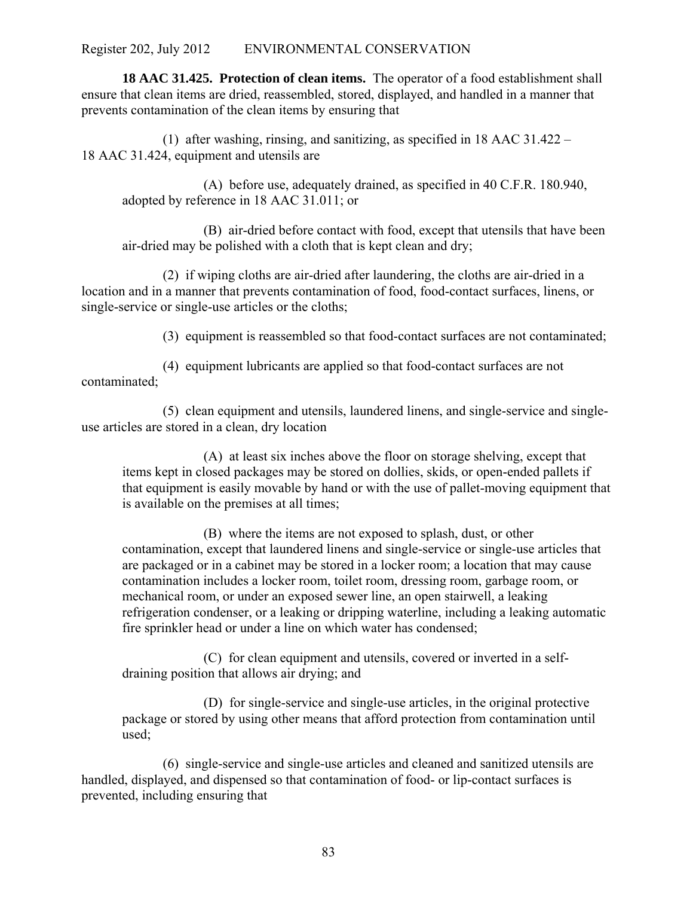**18 AAC 31.425. Protection of clean items.** The operator of a food establishment shall ensure that clean items are dried, reassembled, stored, displayed, and handled in a manner that prevents contamination of the clean items by ensuring that

(1) after washing, rinsing, and sanitizing, as specified in 18 AAC 31.422 – 18 AAC 31.424, equipment and utensils are

(A) before use, adequately drained, as specified in 40 C.F.R. 180.940, adopted by reference in 18 AAC 31.011; or

(B) air-dried before contact with food, except that utensils that have been air-dried may be polished with a cloth that is kept clean and dry;

(2) if wiping cloths are air-dried after laundering, the cloths are air-dried in a location and in a manner that prevents contamination of food, food-contact surfaces, linens, or single-service or single-use articles or the cloths;

(3) equipment is reassembled so that food-contact surfaces are not contaminated;

(4) equipment lubricants are applied so that food-contact surfaces are not contaminated;

(5) clean equipment and utensils, laundered linens, and single-service and single-use articles are stored in a clean, dry location

(A) at least six inches above the floor on storage shelving, except that items kept in closed packages may be stored on dollies, skids, or open-ended pallets if that equipment is easily movable by hand or with the use of pallet-moving equipment that is available on the premises at all times;

(B) where the items are not exposed to splash, dust, or other contamination, except that laundered linens and single-service or single-use articles that are packaged or in a cabinet may be stored in a locker room; a location that may cause contamination includes a locker room, toilet room, dressing room, garbage room, or mechanical room, or under an exposed sewer line, an open stairwell, a leaking refrigeration condenser, or a leaking or dripping waterline, including a leaking automatic fire sprinkler head or under a line on which water has condensed;

(C) for clean equipment and utensils, covered or inverted in a self-draining position that allows air drying; and

(D) for single-service and single-use articles, in the original protective package or stored by using other means that afford protection from contamination until used;

(6) single-service and single-use articles and cleaned and sanitized utensils are handled, displayed, and dispensed so that contamination of food- or lip-contact surfaces is prevented, including ensuring that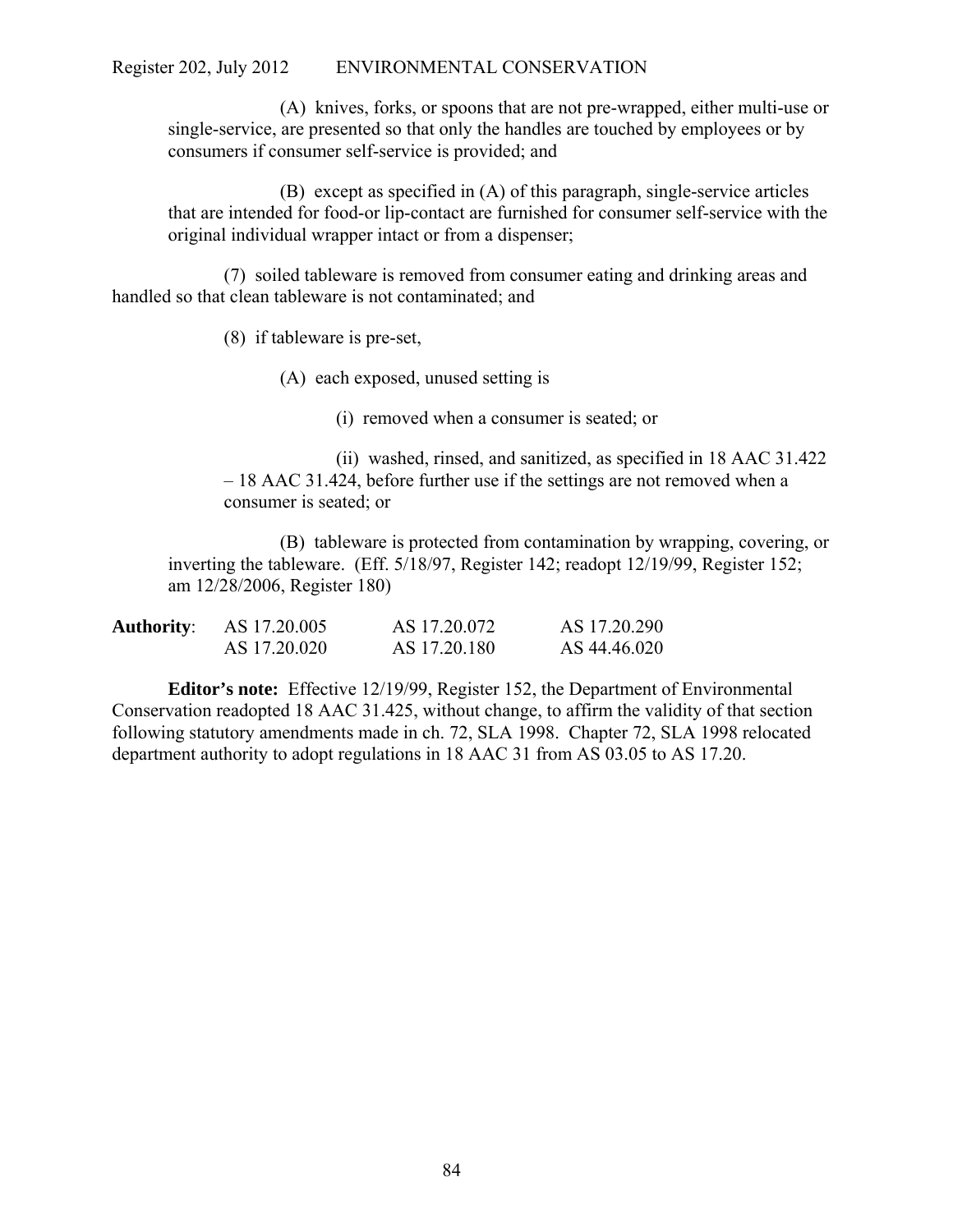(A) knives, forks, or spoons that are not pre-wrapped, either multi-use or single-service, are presented so that only the handles are touched by employees or by consumers if consumer self-service is provided; and

(B) except as specified in (A) of this paragraph, single-service articles that are intended for food-or lip-contact are furnished for consumer self-service with the original individual wrapper intact or from a dispenser;

(7) soiled tableware is removed from consumer eating and drinking areas and handled so that clean tableware is not contaminated; and

(8) if tableware is pre-set,

(A) each exposed, unused setting is

(i) removed when a consumer is seated; or

(ii) washed, rinsed, and sanitized, as specified in 18 AAC 31.422 – 18 AAC 31.424, before further use if the settings are not removed when a consumer is seated; or

(B) tableware is protected from contamination by wrapping, covering, or inverting the tableware. (Eff. 5/18/97, Register 142; readopt 12/19/99, Register 152; am 12/28/2006, Register 180)

| **Authority**: | AS 17.20.005 | AS 17.20.072 | AS 17.20.290 |
|---|---|---|---|
| | AS 17.20.020 | AS 17.20.180 | AS 44.46.020 |

**Editor's note:** Effective 12/19/99, Register 152, the Department of Environmental Conservation readopted 18 AAC 31.425, without change, to affirm the validity of that section following statutory amendments made in ch. 72, SLA 1998. Chapter 72, SLA 1998 relocated department authority to adopt regulations in 18 AAC 31 from AS 03.05 to AS 17.20.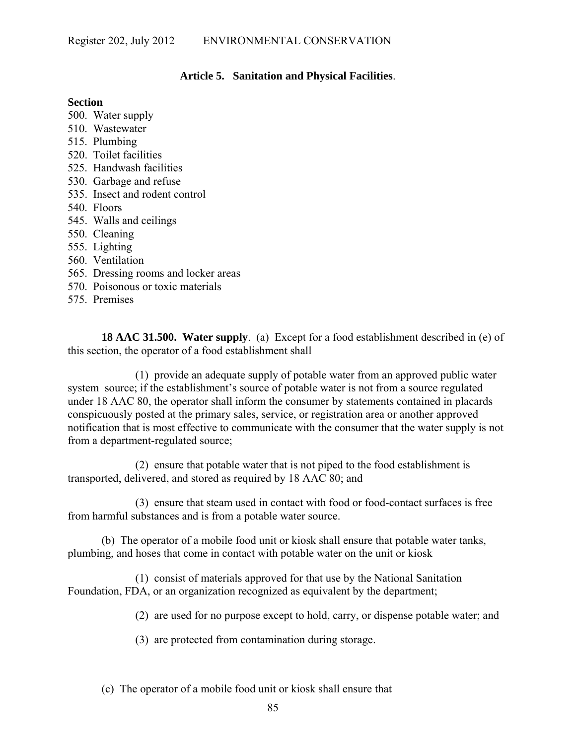## Article 5. Sanitation and Physical Facilities.

**Section**

500. Water supply
510. Wastewater
515. Plumbing
520. Toilet facilities
525. Handwash facilities
530. Garbage and refuse
535. Insect and rodent control
540. Floors
545. Walls and ceilings
550. Cleaning
555. Lighting
560. Ventilation
565. Dressing rooms and locker areas
570. Poisonous or toxic materials
575. Premises

**18 AAC 31.500. Water supply**. (a) Except for a food establishment described in (e) of this section, the operator of a food establishment shall

(1) provide an adequate supply of potable water from an approved public water system source; if the establishment's source of potable water is not from a source regulated under 18 AAC 80, the operator shall inform the consumer by statements contained in placards conspicuously posted at the primary sales, service, or registration area or another approved notification that is most effective to communicate with the consumer that the water supply is not from a department-regulated source;

(2) ensure that potable water that is not piped to the food establishment is transported, delivered, and stored as required by 18 AAC 80; and

(3) ensure that steam used in contact with food or food-contact surfaces is free from harmful substances and is from a potable water source.

(b) The operator of a mobile food unit or kiosk shall ensure that potable water tanks, plumbing, and hoses that come in contact with potable water on the unit or kiosk

(1) consist of materials approved for that use by the National Sanitation Foundation, FDA, or an organization recognized as equivalent by the department;

(2) are used for no purpose except to hold, carry, or dispense potable water; and

(3) are protected from contamination during storage.

(c) The operator of a mobile food unit or kiosk shall ensure that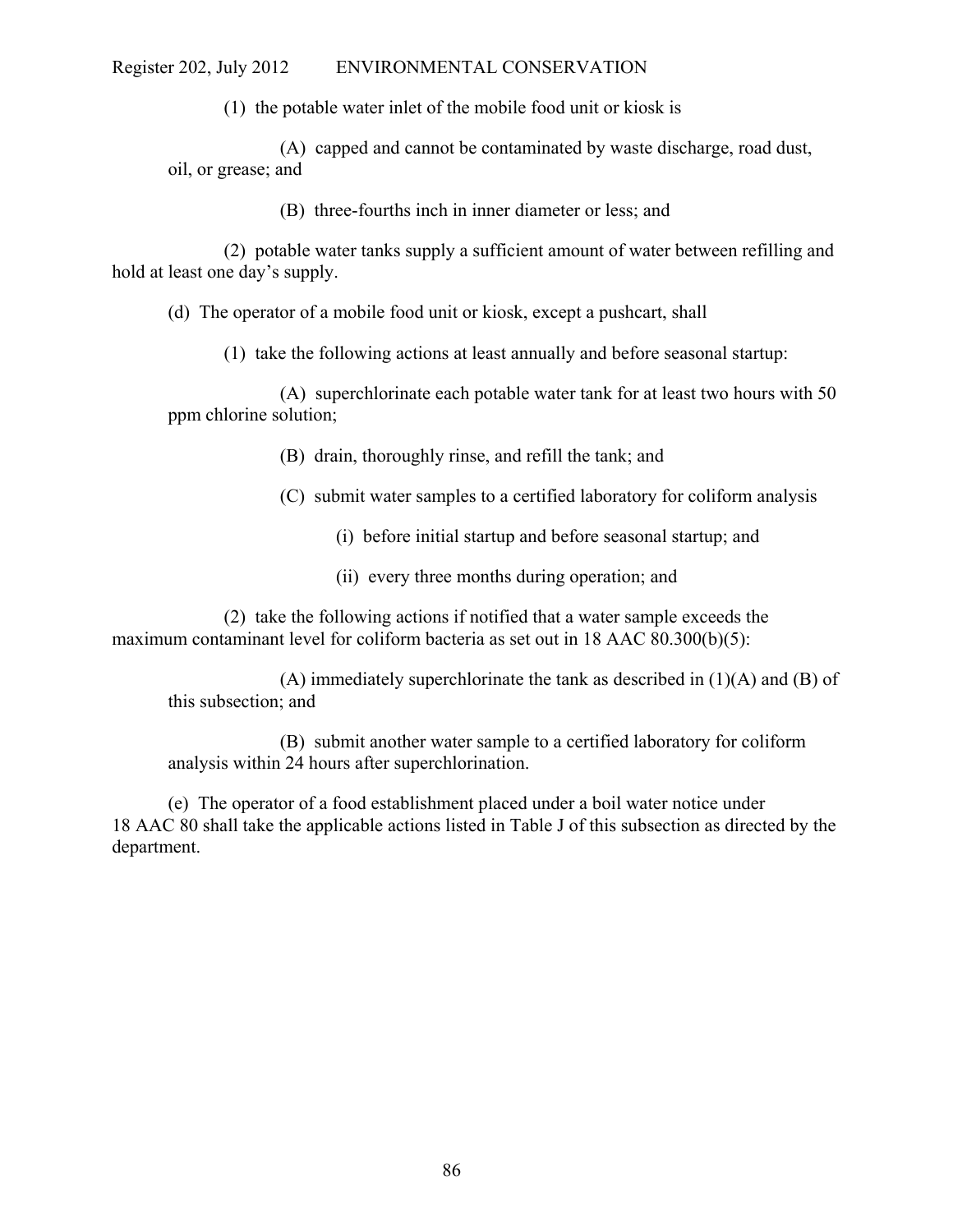(1) the potable water inlet of the mobile food unit or kiosk is

(A) capped and cannot be contaminated by waste discharge, road dust, oil, or grease; and

(B) three-fourths inch in inner diameter or less; and

(2) potable water tanks supply a sufficient amount of water between refilling and hold at least one day's supply.

(d) The operator of a mobile food unit or kiosk, except a pushcart, shall

(1) take the following actions at least annually and before seasonal startup:

(A) superchlorinate each potable water tank for at least two hours with 50 ppm chlorine solution;

(B) drain, thoroughly rinse, and refill the tank; and

(C) submit water samples to a certified laboratory for coliform analysis

(i) before initial startup and before seasonal startup; and

(ii) every three months during operation; and

(2) take the following actions if notified that a water sample exceeds the maximum contaminant level for coliform bacteria as set out in 18 AAC 80.300(b)(5):

(A) immediately superchlorinate the tank as described in (1)(A) and (B) of this subsection; and

(B) submit another water sample to a certified laboratory for coliform analysis within 24 hours after superchlorination.

(e) The operator of a food establishment placed under a boil water notice under 18 AAC 80 shall take the applicable actions listed in Table J of this subsection as directed by the department.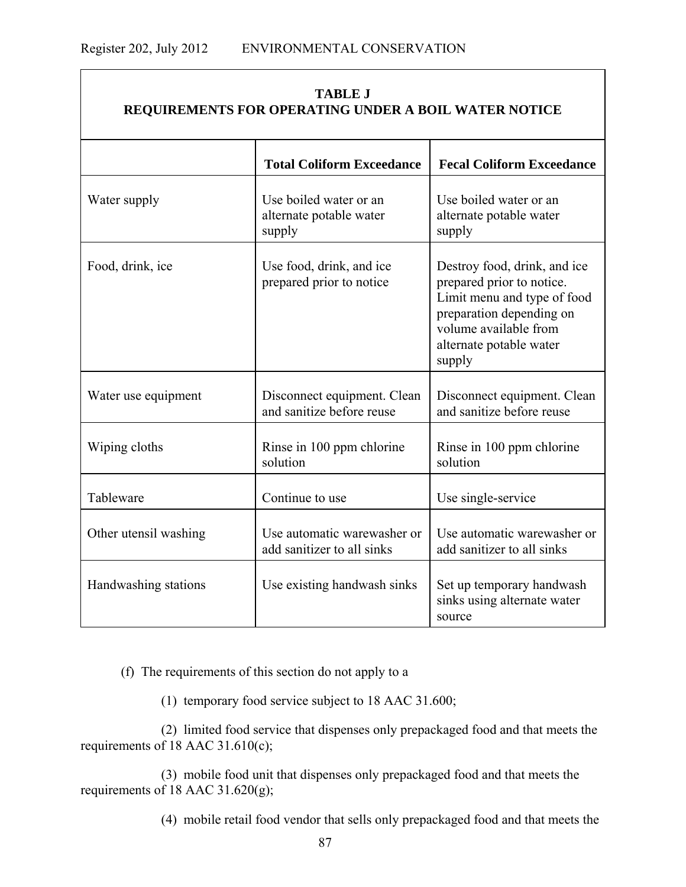| TABLE J<br>REQUIREMENTS FOR OPERATING UNDER A BOIL WATER NOTICE | | |
|---|---|---|
| | **Total Coliform Exceedance** | **Fecal Coliform Exceedance** |
| Water supply | Use boiled water or an alternate potable water supply | Use boiled water or an alternate potable water supply |
| Food, drink, ice | Use food, drink, and ice prepared prior to notice | Destroy food, drink, and ice prepared prior to notice. Limit menu and type of food preparation depending on volume available from alternate potable water supply |
| Water use equipment | Disconnect equipment. Clean and sanitize before reuse | Disconnect equipment. Clean and sanitize before reuse |
| Wiping cloths | Rinse in 100 ppm chlorine solution | Rinse in 100 ppm chlorine solution |
| Tableware | Continue to use | Use single-service |
| Other utensil washing | Use automatic warewasher or add sanitizer to all sinks | Use automatic warewasher or add sanitizer to all sinks |
| Handwashing stations | Use existing handwash sinks | Set up temporary handwash sinks using alternate water source |

(f) The requirements of this section do not apply to a

(1) temporary food service subject to 18 AAC 31.600;

(2) limited food service that dispenses only prepackaged food and that meets the requirements of 18 AAC 31.610(c);

(3) mobile food unit that dispenses only prepackaged food and that meets the requirements of 18 AAC 31.620(g);

(4) mobile retail food vendor that sells only prepackaged food and that meets the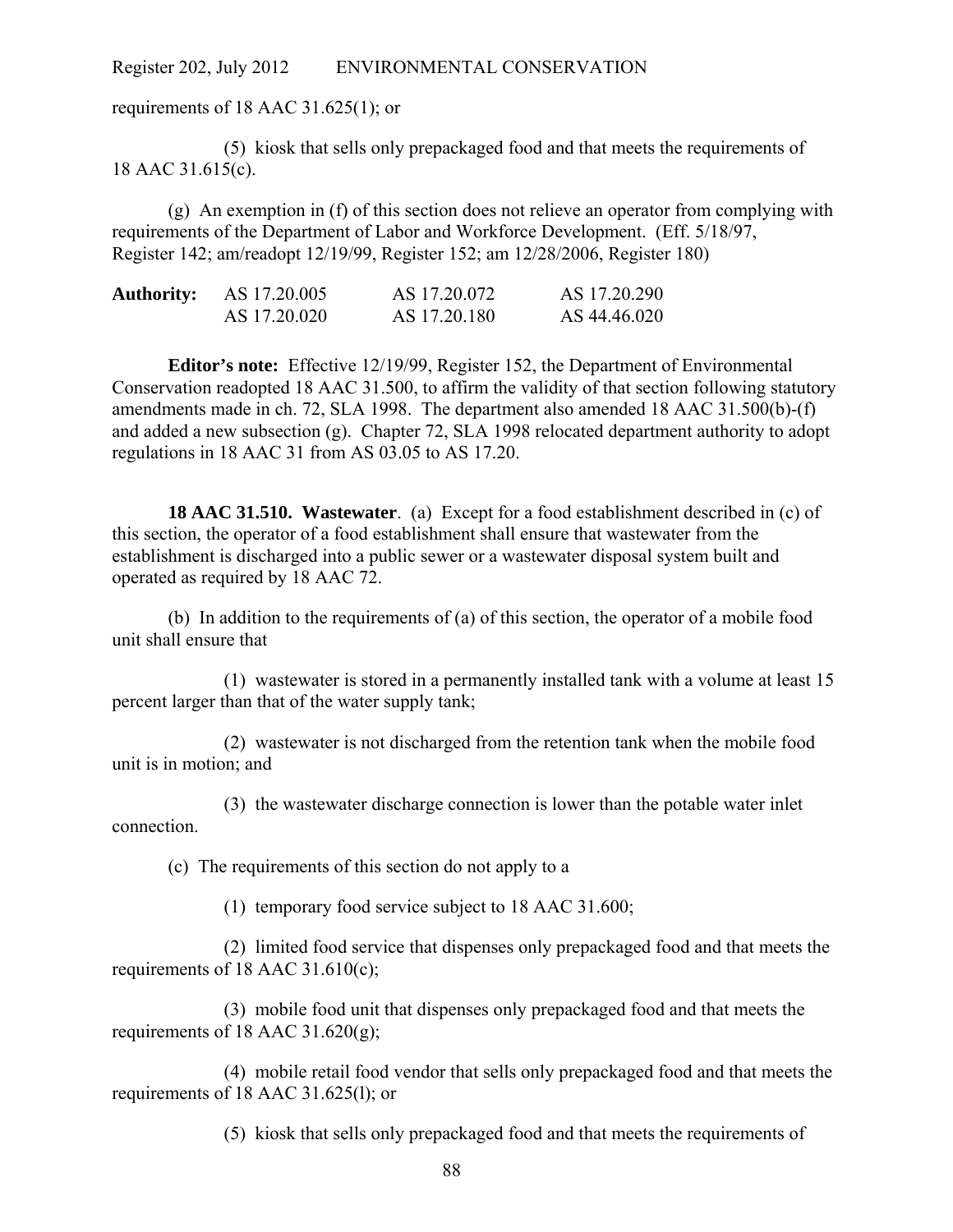requirements of 18 AAC 31.625(1); or

(5) kiosk that sells only prepackaged food and that meets the requirements of 18 AAC 31.615(c).

(g) An exemption in (f) of this section does not relieve an operator from complying with requirements of the Department of Labor and Workforce Development. (Eff. 5/18/97, Register 142; am/readopt 12/19/99, Register 152; am 12/28/2006, Register 180)

| **Authority:** | AS 17.20.005 | AS 17.20.072 | AS 17.20.290 |
|---|---|---|---|
| | AS 17.20.020 | AS 17.20.180 | AS 44.46.020 |

**Editor's note:** Effective 12/19/99, Register 152, the Department of Environmental Conservation readopted 18 AAC 31.500, to affirm the validity of that section following statutory amendments made in ch. 72, SLA 1998. The department also amended 18 AAC 31.500(b)-(f) and added a new subsection (g). Chapter 72, SLA 1998 relocated department authority to adopt regulations in 18 AAC 31 from AS 03.05 to AS 17.20.

**18 AAC 31.510. Wastewater**. (a) Except for a food establishment described in (c) of this section, the operator of a food establishment shall ensure that wastewater from the establishment is discharged into a public sewer or a wastewater disposal system built and operated as required by 18 AAC 72.

(b) In addition to the requirements of (a) of this section, the operator of a mobile food unit shall ensure that

(1) wastewater is stored in a permanently installed tank with a volume at least 15 percent larger than that of the water supply tank;

(2) wastewater is not discharged from the retention tank when the mobile food unit is in motion; and

(3) the wastewater discharge connection is lower than the potable water inlet connection.

(c) The requirements of this section do not apply to a

(1) temporary food service subject to 18 AAC 31.600;

(2) limited food service that dispenses only prepackaged food and that meets the requirements of 18 AAC 31.610(c);

(3) mobile food unit that dispenses only prepackaged food and that meets the requirements of 18 AAC 31.620(g);

(4) mobile retail food vendor that sells only prepackaged food and that meets the requirements of 18 AAC 31.625(l); or

(5) kiosk that sells only prepackaged food and that meets the requirements of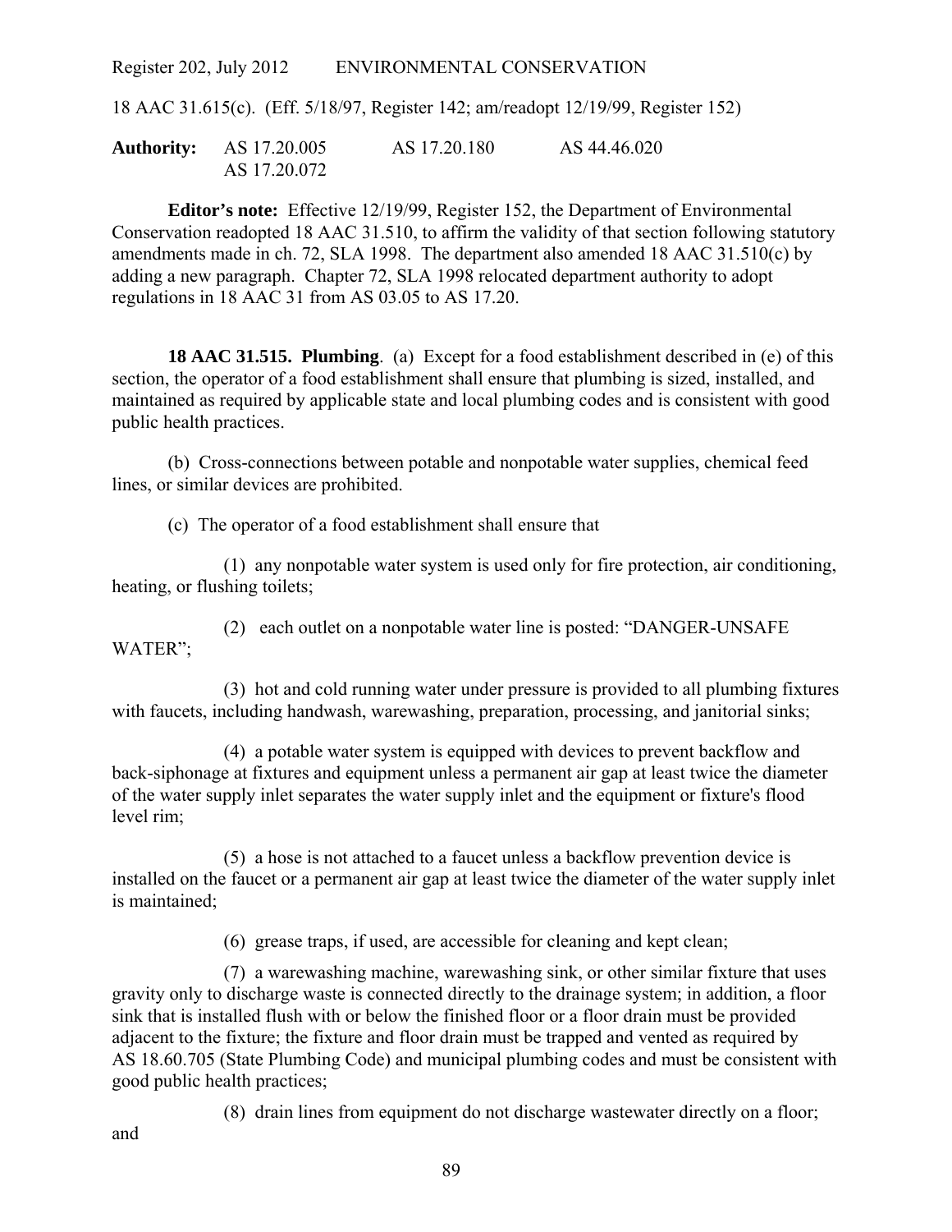18 AAC 31.615(c). (Eff. 5/18/97, Register 142; am/readopt 12/19/99, Register 152)

**Authority:** AS 17.20.005 AS 17.20.180 AS 44.46.020
AS 17.20.072

**Editor's note:** Effective 12/19/99, Register 152, the Department of Environmental Conservation readopted 18 AAC 31.510, to affirm the validity of that section following statutory amendments made in ch. 72, SLA 1998. The department also amended 18 AAC 31.510(c) by adding a new paragraph. Chapter 72, SLA 1998 relocated department authority to adopt regulations in 18 AAC 31 from AS 03.05 to AS 17.20.

**18 AAC 31.515. Plumbing**. (a) Except for a food establishment described in (e) of this section, the operator of a food establishment shall ensure that plumbing is sized, installed, and maintained as required by applicable state and local plumbing codes and is consistent with good public health practices.

(b) Cross-connections between potable and nonpotable water supplies, chemical feed lines, or similar devices are prohibited.

(c) The operator of a food establishment shall ensure that

(1) any nonpotable water system is used only for fire protection, air conditioning, heating, or flushing toilets;

(2) each outlet on a nonpotable water line is posted: "DANGER-UNSAFE WATER";

(3) hot and cold running water under pressure is provided to all plumbing fixtures with faucets, including handwash, warewashing, preparation, processing, and janitorial sinks;

(4) a potable water system is equipped with devices to prevent backflow and back-siphonage at fixtures and equipment unless a permanent air gap at least twice the diameter of the water supply inlet separates the water supply inlet and the equipment or fixture's flood level rim;

(5) a hose is not attached to a faucet unless a backflow prevention device is installed on the faucet or a permanent air gap at least twice the diameter of the water supply inlet is maintained;

(6) grease traps, if used, are accessible for cleaning and kept clean;

(7) a warewashing machine, warewashing sink, or other similar fixture that uses gravity only to discharge waste is connected directly to the drainage system; in addition, a floor sink that is installed flush with or below the finished floor or a floor drain must be provided adjacent to the fixture; the fixture and floor drain must be trapped and vented as required by AS 18.60.705 (State Plumbing Code) and municipal plumbing codes and must be consistent with good public health practices;

(8) drain lines from equipment do not discharge wastewater directly on a floor; and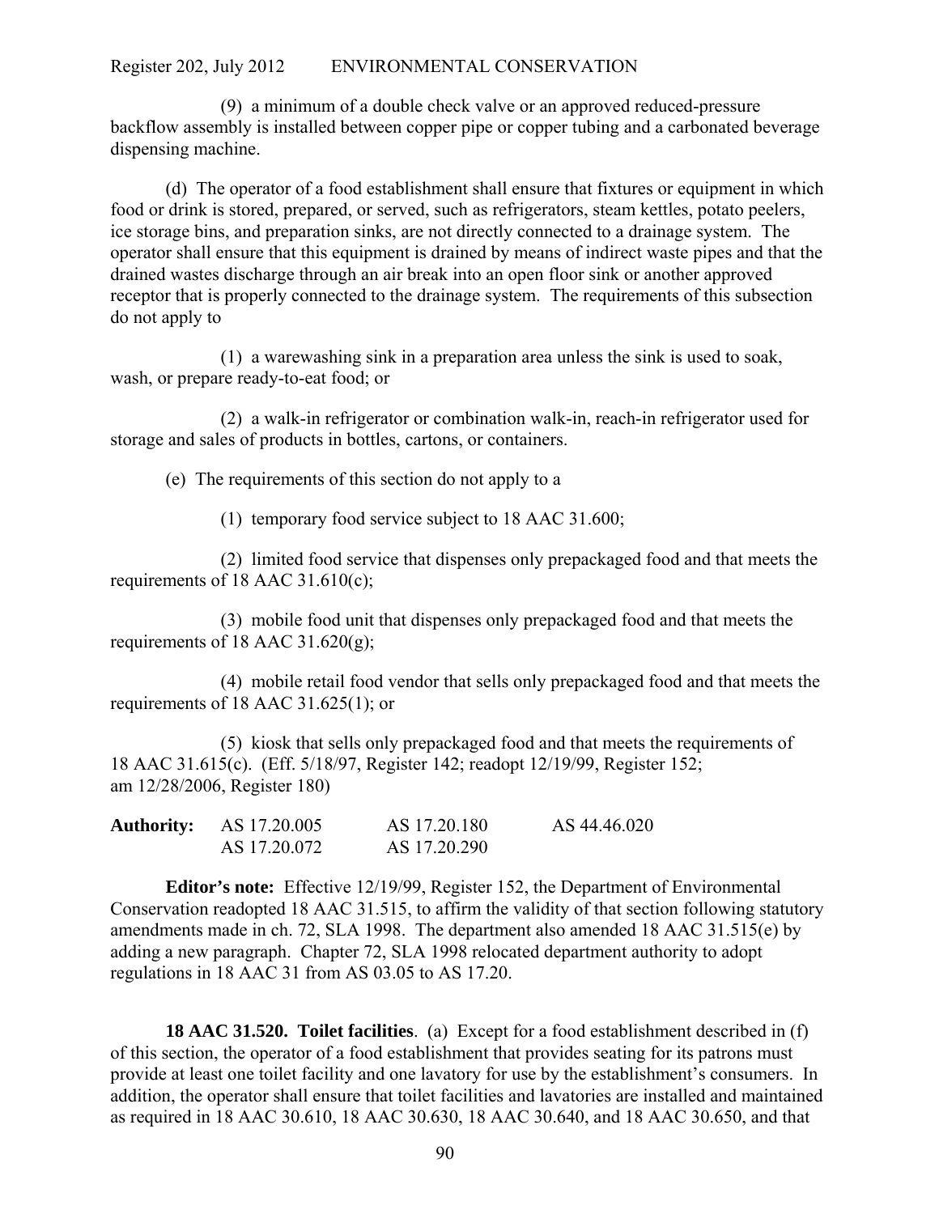(9) a minimum of a double check valve or an approved reduced-pressure backflow assembly is installed between copper pipe or copper tubing and a carbonated beverage dispensing machine.

(d) The operator of a food establishment shall ensure that fixtures or equipment in which food or drink is stored, prepared, or served, such as refrigerators, steam kettles, potato peelers, ice storage bins, and preparation sinks, are not directly connected to a drainage system. The operator shall ensure that this equipment is drained by means of indirect waste pipes and that the drained wastes discharge through an air break into an open floor sink or another approved receptor that is properly connected to the drainage system. The requirements of this subsection do not apply to

(1) a warewashing sink in a preparation area unless the sink is used to soak, wash, or prepare ready-to-eat food; or

(2) a walk-in refrigerator or combination walk-in, reach-in refrigerator used for storage and sales of products in bottles, cartons, or containers.

(e) The requirements of this section do not apply to a

(1) temporary food service subject to 18 AAC 31.600;

(2) limited food service that dispenses only prepackaged food and that meets the requirements of 18 AAC 31.610(c);

(3) mobile food unit that dispenses only prepackaged food and that meets the requirements of 18 AAC 31.620(g);

(4) mobile retail food vendor that sells only prepackaged food and that meets the requirements of 18 AAC 31.625(1); or

(5) kiosk that sells only prepackaged food and that meets the requirements of 18 AAC 31.615(c). (Eff. 5/18/97, Register 142; readopt 12/19/99, Register 152; am 12/28/2006, Register 180)

| **Authority:** | AS 17.20.005 | AS 17.20.180 | AS 44.46.020 |
| --- | --- | --- | --- |
| | AS 17.20.072 | AS 17.20.290 | |

**Editor's note:** Effective 12/19/99, Register 152, the Department of Environmental Conservation readopted 18 AAC 31.515, to affirm the validity of that section following statutory amendments made in ch. 72, SLA 1998. The department also amended 18 AAC 31.515(e) by adding a new paragraph. Chapter 72, SLA 1998 relocated department authority to adopt regulations in 18 AAC 31 from AS 03.05 to AS 17.20.

**18 AAC 31.520. Toilet facilities**. (a) Except for a food establishment described in (f) of this section, the operator of a food establishment that provides seating for its patrons must provide at least one toilet facility and one lavatory for use by the establishment's consumers. In addition, the operator shall ensure that toilet facilities and lavatories are installed and maintained as required in 18 AAC 30.610, 18 AAC 30.630, 18 AAC 30.640, and 18 AAC 30.650, and that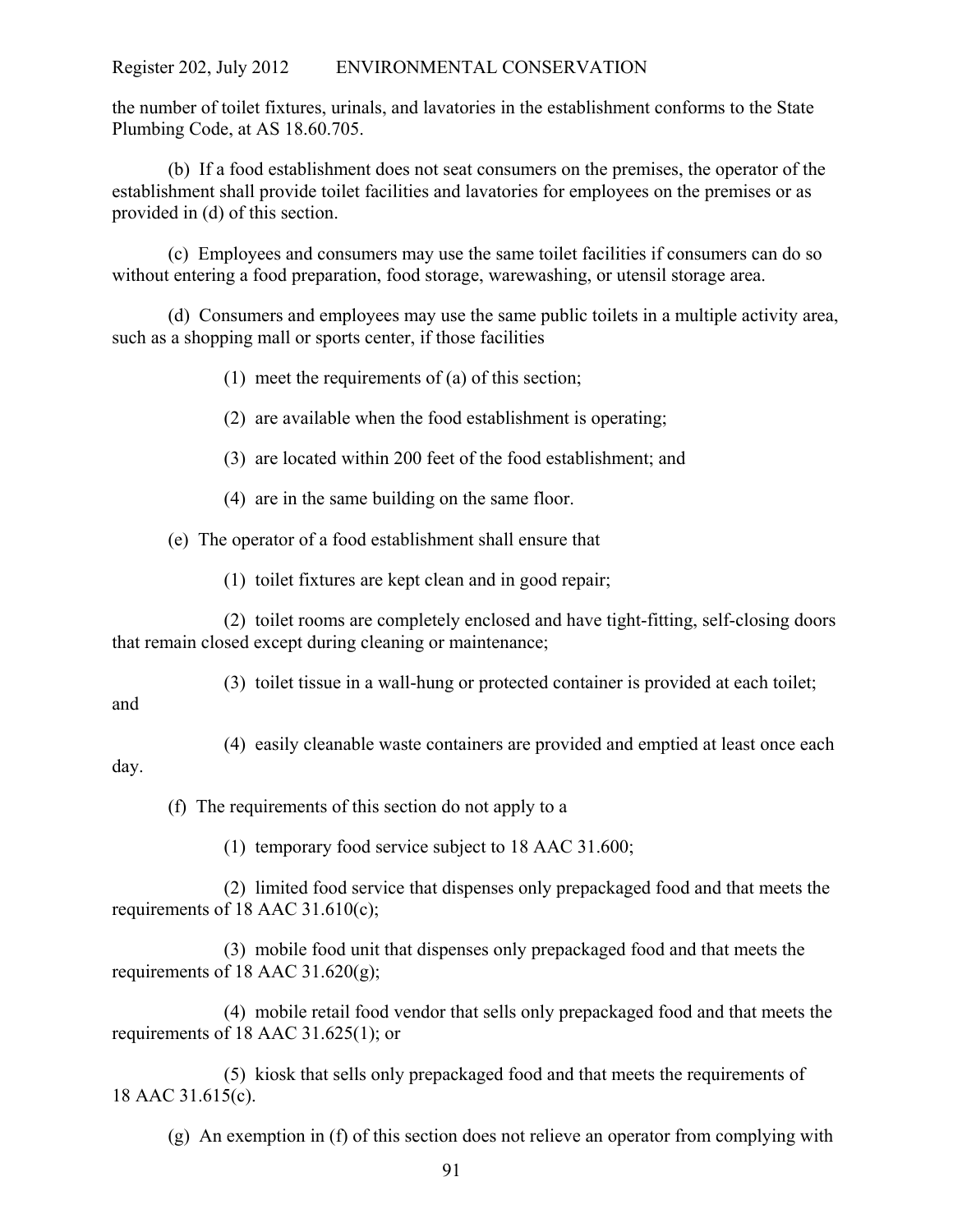the number of toilet fixtures, urinals, and lavatories in the establishment conforms to the State Plumbing Code, at AS 18.60.705.

(b) If a food establishment does not seat consumers on the premises, the operator of the establishment shall provide toilet facilities and lavatories for employees on the premises or as provided in (d) of this section.

(c) Employees and consumers may use the same toilet facilities if consumers can do so without entering a food preparation, food storage, warewashing, or utensil storage area.

(d) Consumers and employees may use the same public toilets in a multiple activity area, such as a shopping mall or sports center, if those facilities

(1) meet the requirements of (a) of this section;

(2) are available when the food establishment is operating;

(3) are located within 200 feet of the food establishment; and

(4) are in the same building on the same floor.

(e) The operator of a food establishment shall ensure that

(1) toilet fixtures are kept clean and in good repair;

(2) toilet rooms are completely enclosed and have tight-fitting, self-closing doors that remain closed except during cleaning or maintenance;

(3) toilet tissue in a wall-hung or protected container is provided at each toilet; and

(4) easily cleanable waste containers are provided and emptied at least once each day.

(f) The requirements of this section do not apply to a

(1) temporary food service subject to 18 AAC 31.600;

(2) limited food service that dispenses only prepackaged food and that meets the requirements of 18 AAC 31.610(c);

(3) mobile food unit that dispenses only prepackaged food and that meets the requirements of 18 AAC 31.620(g);

(4) mobile retail food vendor that sells only prepackaged food and that meets the requirements of 18 AAC 31.625(1); or

(5) kiosk that sells only prepackaged food and that meets the requirements of 18 AAC 31.615(c).

(g) An exemption in (f) of this section does not relieve an operator from complying with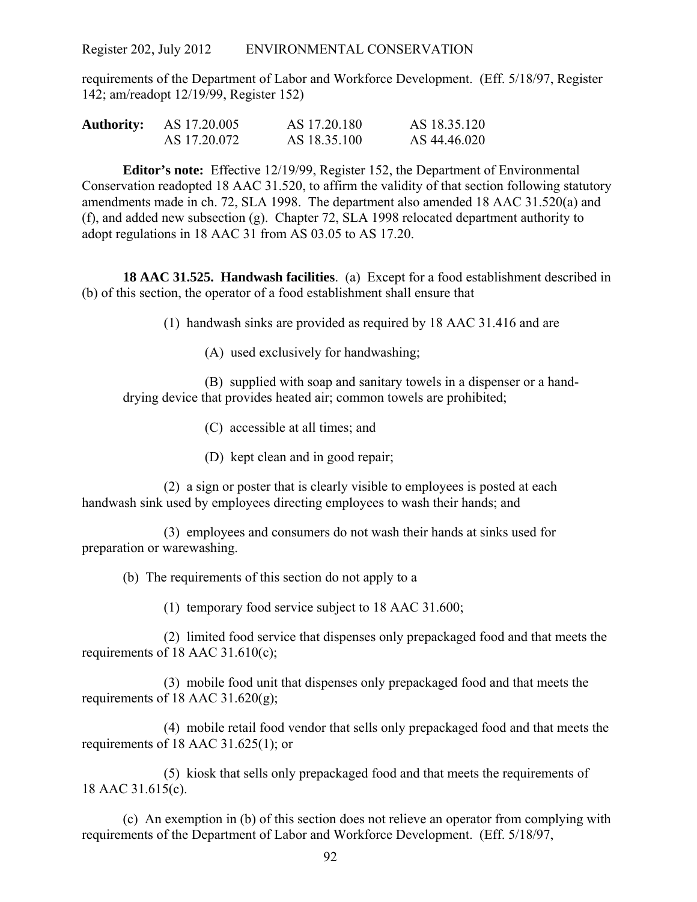requirements of the Department of Labor and Workforce Development. (Eff. 5/18/97, Register 142; am/readopt 12/19/99, Register 152)

| **Authority:** | AS 17.20.005 | AS 17.20.180 | AS 18.35.120 |
|---|---|---|---|
| | AS 17.20.072 | AS 18.35.100 | AS 44.46.020 |

**Editor's note:** Effective 12/19/99, Register 152, the Department of Environmental Conservation readopted 18 AAC 31.520, to affirm the validity of that section following statutory amendments made in ch. 72, SLA 1998. The department also amended 18 AAC 31.520(a) and (f), and added new subsection (g). Chapter 72, SLA 1998 relocated department authority to adopt regulations in 18 AAC 31 from AS 03.05 to AS 17.20.

**18 AAC 31.525. Handwash facilities**. (a) Except for a food establishment described in (b) of this section, the operator of a food establishment shall ensure that

(1) handwash sinks are provided as required by 18 AAC 31.416 and are

(A) used exclusively for handwashing;

(B) supplied with soap and sanitary towels in a dispenser or a hand-drying device that provides heated air; common towels are prohibited;

(C) accessible at all times; and

(D) kept clean and in good repair;

(2) a sign or poster that is clearly visible to employees is posted at each handwash sink used by employees directing employees to wash their hands; and

(3) employees and consumers do not wash their hands at sinks used for preparation or warewashing.

(b) The requirements of this section do not apply to a

(1) temporary food service subject to 18 AAC 31.600;

(2) limited food service that dispenses only prepackaged food and that meets the requirements of 18 AAC 31.610(c);

(3) mobile food unit that dispenses only prepackaged food and that meets the requirements of 18 AAC 31.620(g);

(4) mobile retail food vendor that sells only prepackaged food and that meets the requirements of 18 AAC 31.625(1); or

(5) kiosk that sells only prepackaged food and that meets the requirements of 18 AAC 31.615(c).

(c) An exemption in (b) of this section does not relieve an operator from complying with requirements of the Department of Labor and Workforce Development. (Eff. 5/18/97,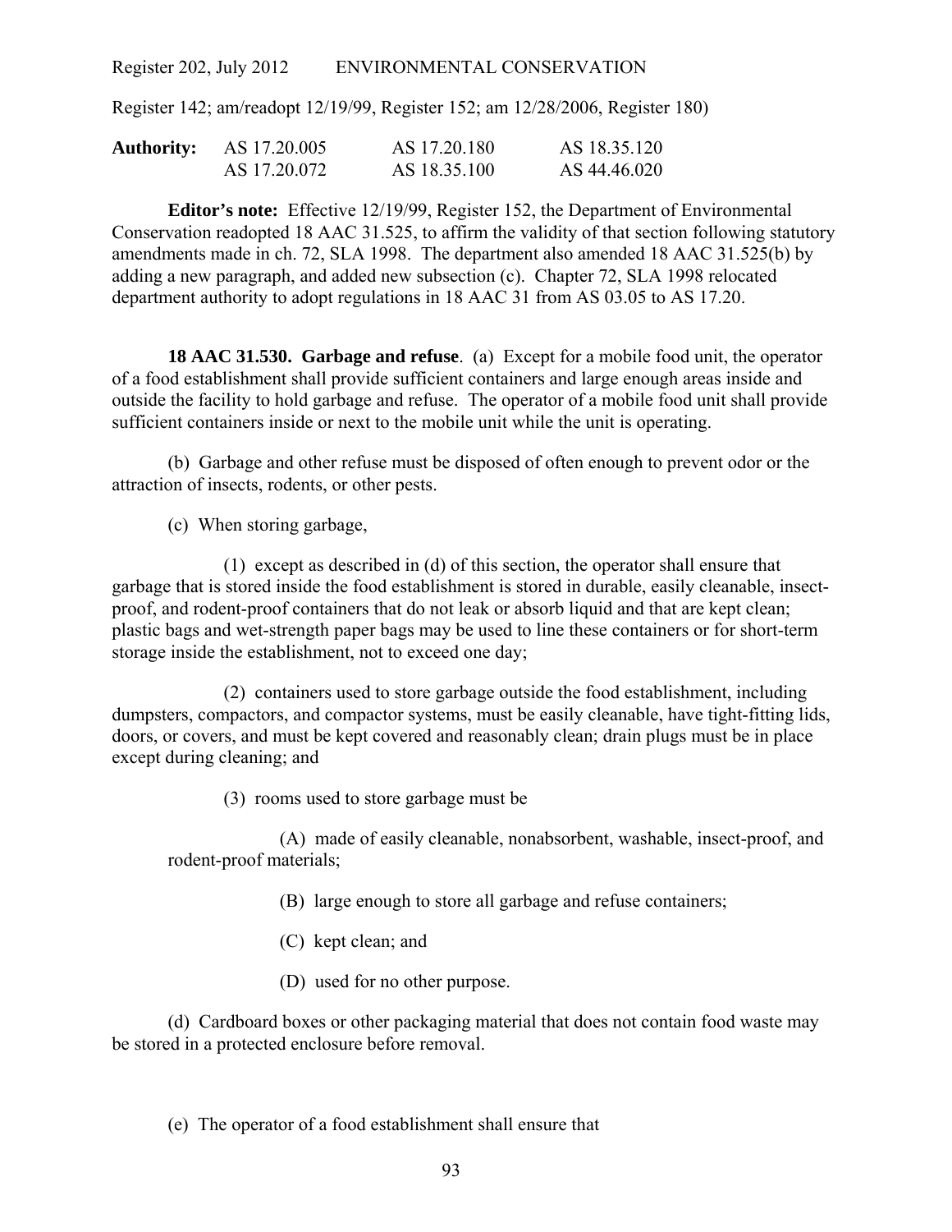Register 142; am/readopt 12/19/99, Register 152; am 12/28/2006, Register 180)

| **Authority:** | AS 17.20.005 | AS 17.20.180 | AS 18.35.120 |
|---|---|---|---|
| | AS 17.20.072 | AS 18.35.100 | AS 44.46.020 |

**Editor's note:** Effective 12/19/99, Register 152, the Department of Environmental Conservation readopted 18 AAC 31.525, to affirm the validity of that section following statutory amendments made in ch. 72, SLA 1998. The department also amended 18 AAC 31.525(b) by adding a new paragraph, and added new subsection (c). Chapter 72, SLA 1998 relocated department authority to adopt regulations in 18 AAC 31 from AS 03.05 to AS 17.20.

**18 AAC 31.530. Garbage and refuse**. (a) Except for a mobile food unit, the operator of a food establishment shall provide sufficient containers and large enough areas inside and outside the facility to hold garbage and refuse. The operator of a mobile food unit shall provide sufficient containers inside or next to the mobile unit while the unit is operating.

(b) Garbage and other refuse must be disposed of often enough to prevent odor or the attraction of insects, rodents, or other pests.

(c) When storing garbage,

(1) except as described in (d) of this section, the operator shall ensure that garbage that is stored inside the food establishment is stored in durable, easily cleanable, insect-proof, and rodent-proof containers that do not leak or absorb liquid and that are kept clean; plastic bags and wet-strength paper bags may be used to line these containers or for short-term storage inside the establishment, not to exceed one day;

(2) containers used to store garbage outside the food establishment, including dumpsters, compactors, and compactor systems, must be easily cleanable, have tight-fitting lids, doors, or covers, and must be kept covered and reasonably clean; drain plugs must be in place except during cleaning; and

(3) rooms used to store garbage must be

(A) made of easily cleanable, nonabsorbent, washable, insect-proof, and rodent-proof materials;

(B) large enough to store all garbage and refuse containers;

(C) kept clean; and

(D) used for no other purpose.

(d) Cardboard boxes or other packaging material that does not contain food waste may be stored in a protected enclosure before removal.

(e) The operator of a food establishment shall ensure that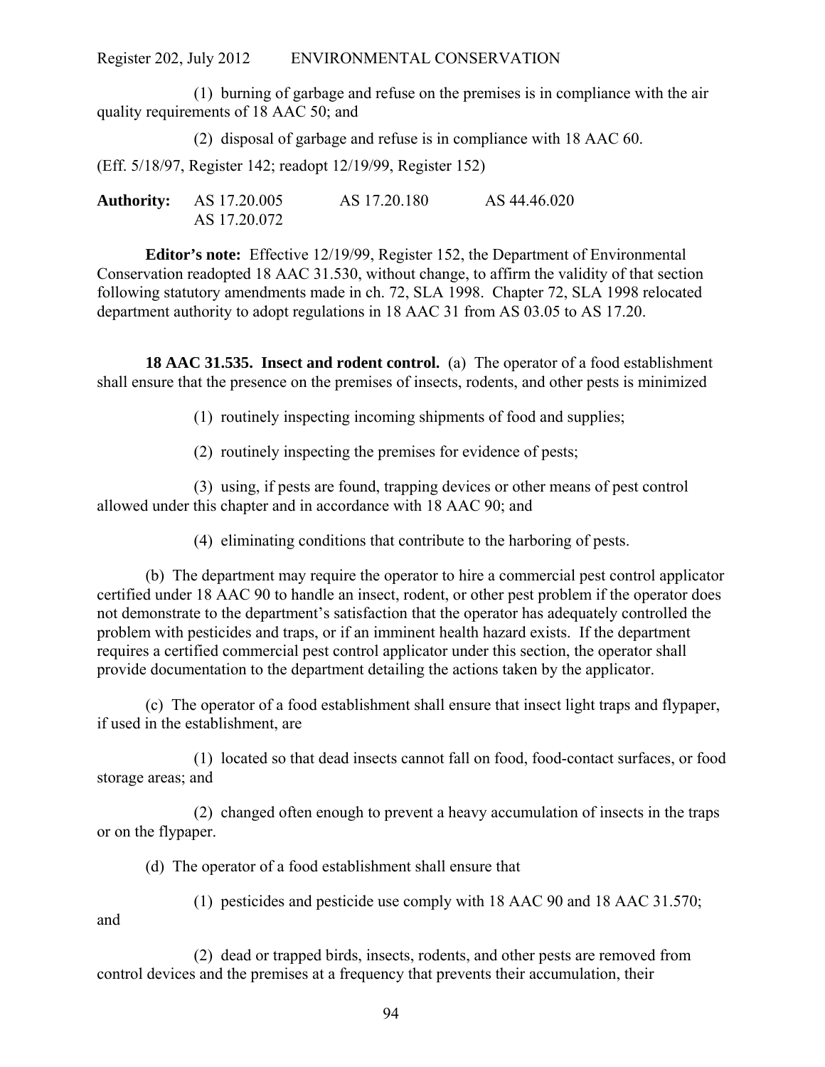(1) burning of garbage and refuse on the premises is in compliance with the air quality requirements of 18 AAC 50; and

(2) disposal of garbage and refuse is in compliance with 18 AAC 60.

(Eff. 5/18/97, Register 142; readopt 12/19/99, Register 152)

**Authority:** AS 17.20.005 AS 17.20.180 AS 44.46.020
AS 17.20.072

**Editor's note:** Effective 12/19/99, Register 152, the Department of Environmental Conservation readopted 18 AAC 31.530, without change, to affirm the validity of that section following statutory amendments made in ch. 72, SLA 1998. Chapter 72, SLA 1998 relocated department authority to adopt regulations in 18 AAC 31 from AS 03.05 to AS 17.20.

**18 AAC 31.535. Insect and rodent control.** (a) The operator of a food establishment shall ensure that the presence on the premises of insects, rodents, and other pests is minimized

(1) routinely inspecting incoming shipments of food and supplies;

(2) routinely inspecting the premises for evidence of pests;

(3) using, if pests are found, trapping devices or other means of pest control allowed under this chapter and in accordance with 18 AAC 90; and

(4) eliminating conditions that contribute to the harboring of pests.

(b) The department may require the operator to hire a commercial pest control applicator certified under 18 AAC 90 to handle an insect, rodent, or other pest problem if the operator does not demonstrate to the department's satisfaction that the operator has adequately controlled the problem with pesticides and traps, or if an imminent health hazard exists. If the department requires a certified commercial pest control applicator under this section, the operator shall provide documentation to the department detailing the actions taken by the applicator.

(c) The operator of a food establishment shall ensure that insect light traps and flypaper, if used in the establishment, are

(1) located so that dead insects cannot fall on food, food-contact surfaces, or food storage areas; and

(2) changed often enough to prevent a heavy accumulation of insects in the traps or on the flypaper.

(d) The operator of a food establishment shall ensure that

(1) pesticides and pesticide use comply with 18 AAC 90 and 18 AAC 31.570; and

(2) dead or trapped birds, insects, rodents, and other pests are removed from control devices and the premises at a frequency that prevents their accumulation, their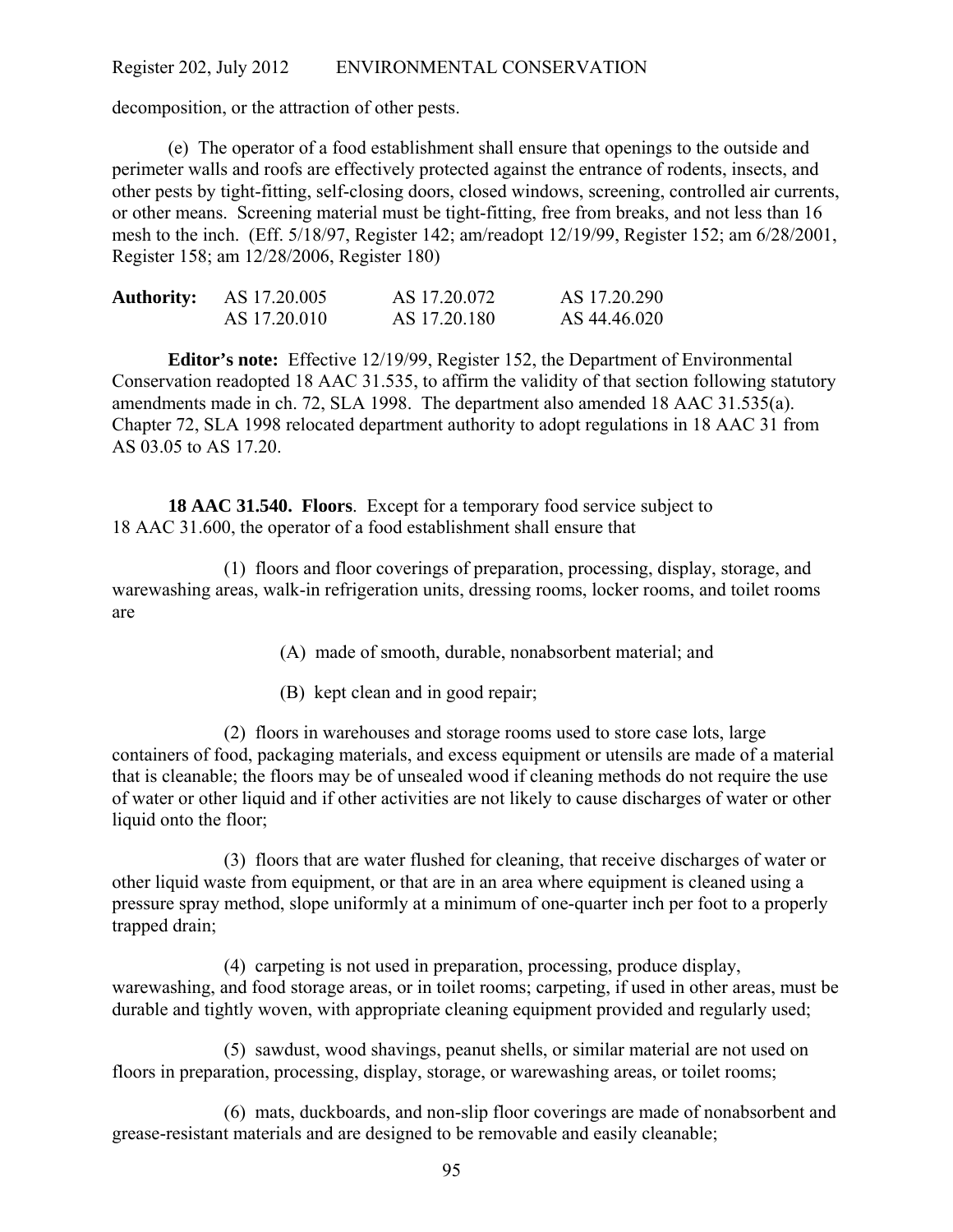decomposition, or the attraction of other pests.

(e) The operator of a food establishment shall ensure that openings to the outside and perimeter walls and roofs are effectively protected against the entrance of rodents, insects, and other pests by tight-fitting, self-closing doors, closed windows, screening, controlled air currents, or other means. Screening material must be tight-fitting, free from breaks, and not less than 16 mesh to the inch. (Eff. 5/18/97, Register 142; am/readopt 12/19/99, Register 152; am 6/28/2001, Register 158; am 12/28/2006, Register 180)

| **Authority:** | AS 17.20.005 | AS 17.20.072 | AS 17.20.290 |
|---|---|---|---|
| | AS 17.20.010 | AS 17.20.180 | AS 44.46.020 |

**Editor's note:** Effective 12/19/99, Register 152, the Department of Environmental Conservation readopted 18 AAC 31.535, to affirm the validity of that section following statutory amendments made in ch. 72, SLA 1998. The department also amended 18 AAC 31.535(a). Chapter 72, SLA 1998 relocated department authority to adopt regulations in 18 AAC 31 from AS 03.05 to AS 17.20.

**18 AAC 31.540. Floors**. Except for a temporary food service subject to 18 AAC 31.600, the operator of a food establishment shall ensure that

(1) floors and floor coverings of preparation, processing, display, storage, and warewashing areas, walk-in refrigeration units, dressing rooms, locker rooms, and toilet rooms are

(A) made of smooth, durable, nonabsorbent material; and

(B) kept clean and in good repair;

(2) floors in warehouses and storage rooms used to store case lots, large containers of food, packaging materials, and excess equipment or utensils are made of a material that is cleanable; the floors may be of unsealed wood if cleaning methods do not require the use of water or other liquid and if other activities are not likely to cause discharges of water or other liquid onto the floor;

(3) floors that are water flushed for cleaning, that receive discharges of water or other liquid waste from equipment, or that are in an area where equipment is cleaned using a pressure spray method, slope uniformly at a minimum of one-quarter inch per foot to a properly trapped drain;

(4) carpeting is not used in preparation, processing, produce display, warewashing, and food storage areas, or in toilet rooms; carpeting, if used in other areas, must be durable and tightly woven, with appropriate cleaning equipment provided and regularly used;

(5) sawdust, wood shavings, peanut shells, or similar material are not used on floors in preparation, processing, display, storage, or warewashing areas, or toilet rooms;

(6) mats, duckboards, and non-slip floor coverings are made of nonabsorbent and grease-resistant materials and are designed to be removable and easily cleanable;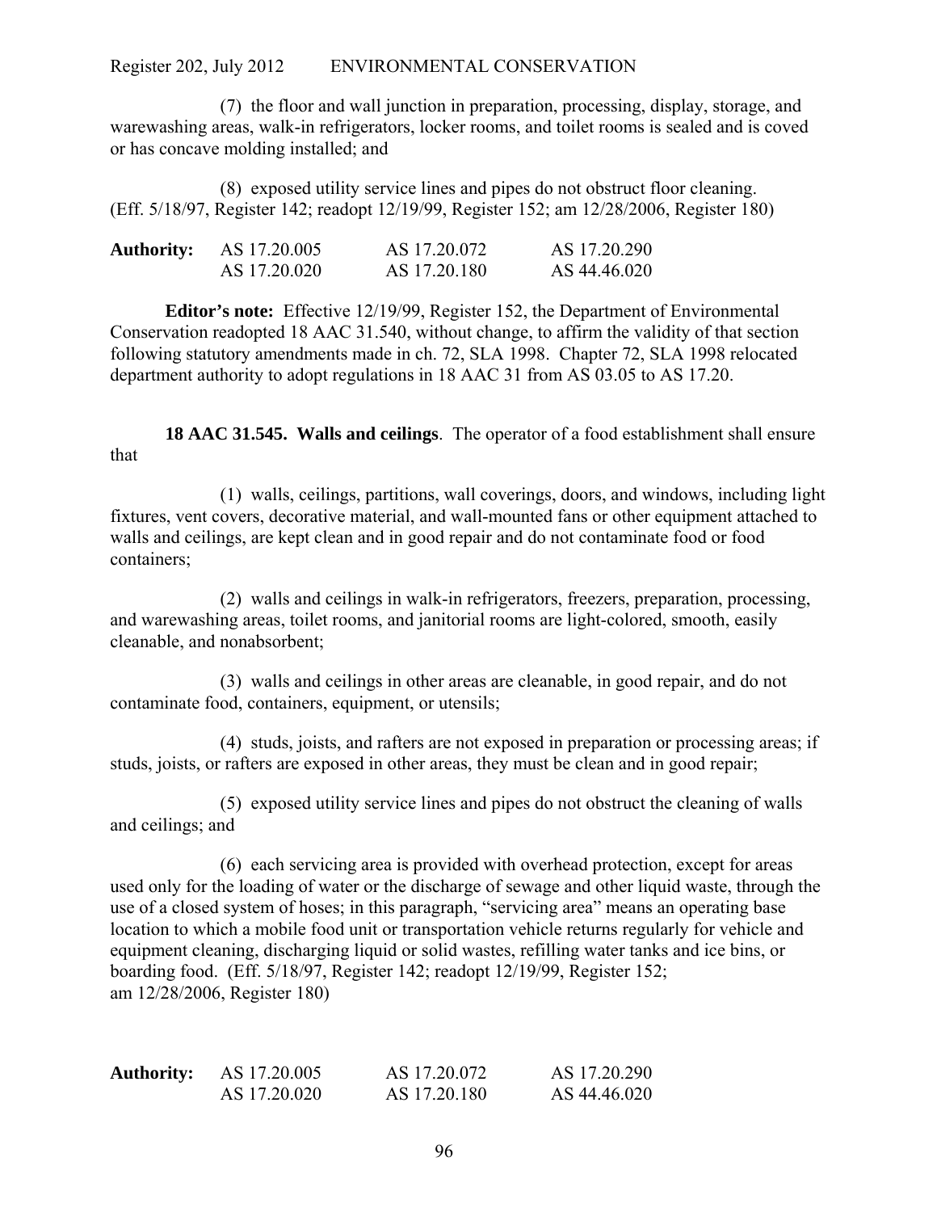(7) the floor and wall junction in preparation, processing, display, storage, and warewashing areas, walk-in refrigerators, locker rooms, and toilet rooms is sealed and is coved or has concave molding installed; and

(8) exposed utility service lines and pipes do not obstruct floor cleaning. (Eff. 5/18/97, Register 142; readopt 12/19/99, Register 152; am 12/28/2006, Register 180)

| **Authority:** | AS 17.20.005 | AS 17.20.072 | AS 17.20.290 |
|---|---|---|---|
| | AS 17.20.020 | AS 17.20.180 | AS 44.46.020 |

**Editor's note:** Effective 12/19/99, Register 152, the Department of Environmental Conservation readopted 18 AAC 31.540, without change, to affirm the validity of that section following statutory amendments made in ch. 72, SLA 1998. Chapter 72, SLA 1998 relocated department authority to adopt regulations in 18 AAC 31 from AS 03.05 to AS 17.20.

**18 AAC 31.545. Walls and ceilings**. The operator of a food establishment shall ensure that

(1) walls, ceilings, partitions, wall coverings, doors, and windows, including light fixtures, vent covers, decorative material, and wall-mounted fans or other equipment attached to walls and ceilings, are kept clean and in good repair and do not contaminate food or food containers;

(2) walls and ceilings in walk-in refrigerators, freezers, preparation, processing, and warewashing areas, toilet rooms, and janitorial rooms are light-colored, smooth, easily cleanable, and nonabsorbent;

(3) walls and ceilings in other areas are cleanable, in good repair, and do not contaminate food, containers, equipment, or utensils;

(4) studs, joists, and rafters are not exposed in preparation or processing areas; if studs, joists, or rafters are exposed in other areas, they must be clean and in good repair;

(5) exposed utility service lines and pipes do not obstruct the cleaning of walls and ceilings; and

(6) each servicing area is provided with overhead protection, except for areas used only for the loading of water or the discharge of sewage and other liquid waste, through the use of a closed system of hoses; in this paragraph, "servicing area" means an operating base location to which a mobile food unit or transportation vehicle returns regularly for vehicle and equipment cleaning, discharging liquid or solid wastes, refilling water tanks and ice bins, or boarding food. (Eff. 5/18/97, Register 142; readopt 12/19/99, Register 152; am 12/28/2006, Register 180)

| **Authority:** | AS 17.20.005 | AS 17.20.072 | AS 17.20.290 |
|---|---|---|---|
| | AS 17.20.020 | AS 17.20.180 | AS 44.46.020 |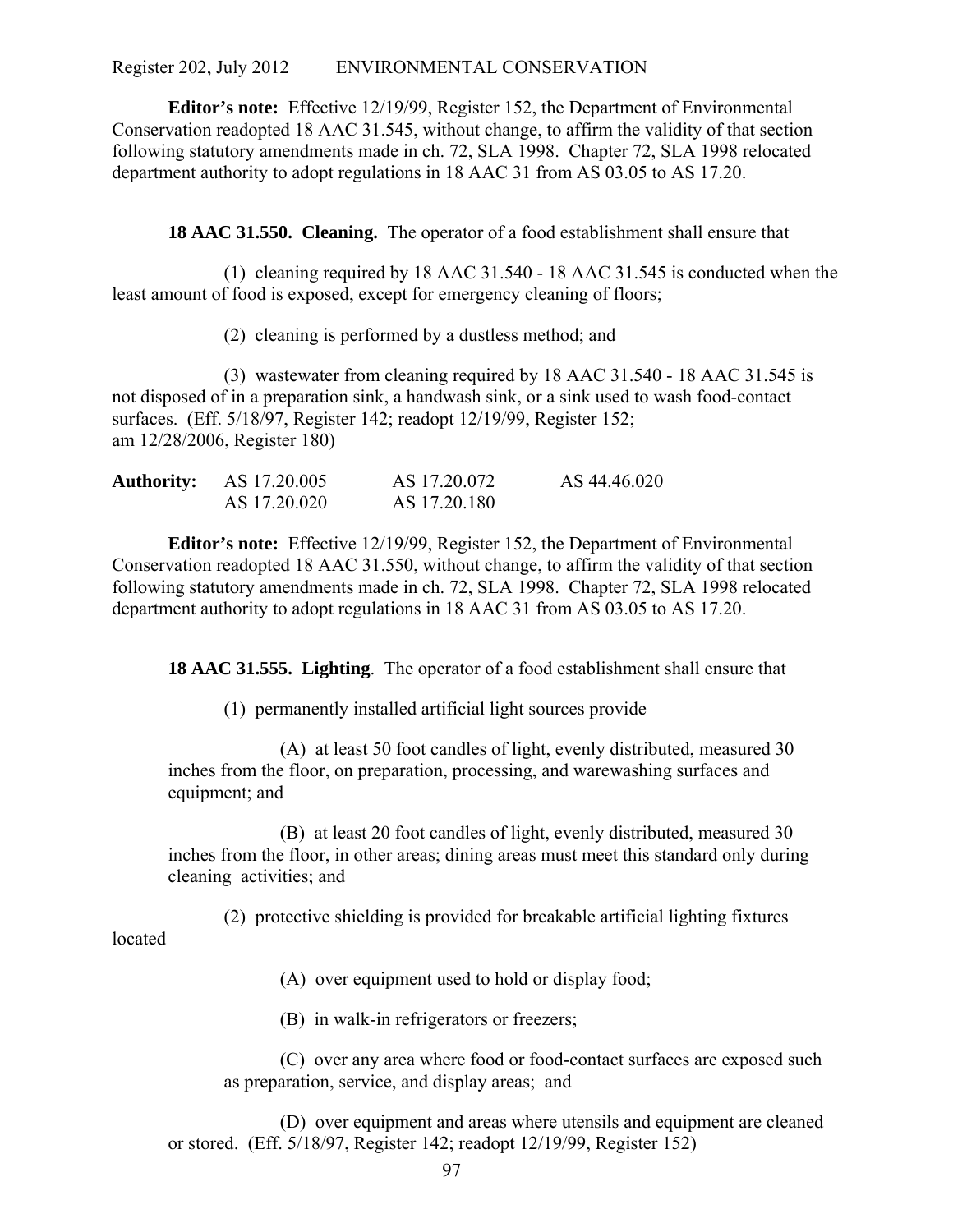**Editor's note:** Effective 12/19/99, Register 152, the Department of Environmental Conservation readopted 18 AAC 31.545, without change, to affirm the validity of that section following statutory amendments made in ch. 72, SLA 1998. Chapter 72, SLA 1998 relocated department authority to adopt regulations in 18 AAC 31 from AS 03.05 to AS 17.20.

**18 AAC 31.550. Cleaning.** The operator of a food establishment shall ensure that

(1) cleaning required by 18 AAC 31.540 - 18 AAC 31.545 is conducted when the least amount of food is exposed, except for emergency cleaning of floors;

(2) cleaning is performed by a dustless method; and

(3) wastewater from cleaning required by 18 AAC 31.540 - 18 AAC 31.545 is not disposed of in a preparation sink, a handwash sink, or a sink used to wash food-contact surfaces. (Eff. 5/18/97, Register 142; readopt 12/19/99, Register 152; am 12/28/2006, Register 180)

| **Authority:** | AS 17.20.005 | AS 17.20.072 | AS 44.46.020 |
|---|---|---|---|
| | AS 17.20.020 | AS 17.20.180 | |

**Editor's note:** Effective 12/19/99, Register 152, the Department of Environmental Conservation readopted 18 AAC 31.550, without change, to affirm the validity of that section following statutory amendments made in ch. 72, SLA 1998. Chapter 72, SLA 1998 relocated department authority to adopt regulations in 18 AAC 31 from AS 03.05 to AS 17.20.

**18 AAC 31.555. Lighting**. The operator of a food establishment shall ensure that

(1) permanently installed artificial light sources provide

(A) at least 50 foot candles of light, evenly distributed, measured 30 inches from the floor, on preparation, processing, and warewashing surfaces and equipment; and

(B) at least 20 foot candles of light, evenly distributed, measured 30 inches from the floor, in other areas; dining areas must meet this standard only during cleaning activities; and

(2) protective shielding is provided for breakable artificial lighting fixtures located

(A) over equipment used to hold or display food;

(B) in walk-in refrigerators or freezers;

(C) over any area where food or food-contact surfaces are exposed such as preparation, service, and display areas; and

(D) over equipment and areas where utensils and equipment are cleaned or stored. (Eff. 5/18/97, Register 142; readopt 12/19/99, Register 152)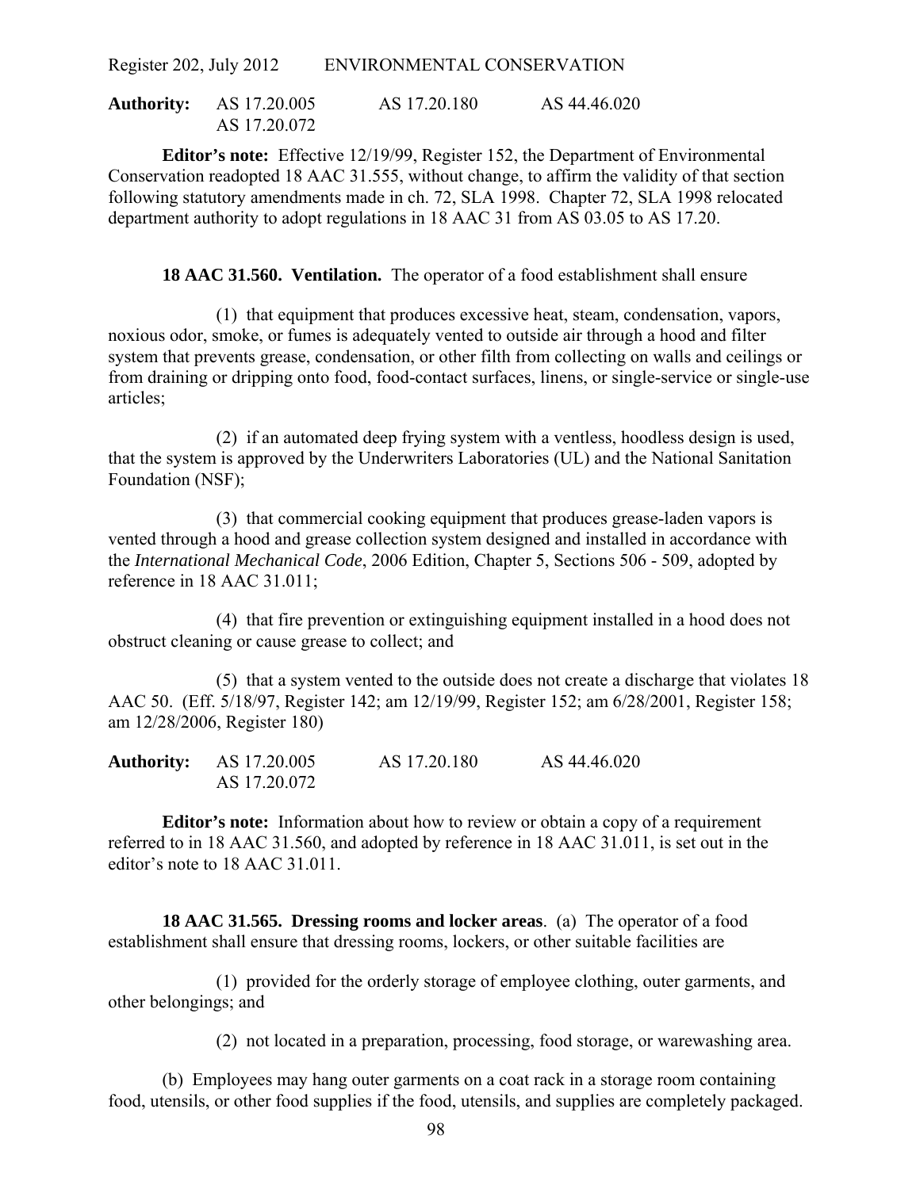**Authority:** AS 17.20.005 AS 17.20.180 AS 44.46.020
AS 17.20.072

**Editor's note:** Effective 12/19/99, Register 152, the Department of Environmental Conservation readopted 18 AAC 31.555, without change, to affirm the validity of that section following statutory amendments made in ch. 72, SLA 1998. Chapter 72, SLA 1998 relocated department authority to adopt regulations in 18 AAC 31 from AS 03.05 to AS 17.20.

**18 AAC 31.560. Ventilation.** The operator of a food establishment shall ensure

(1) that equipment that produces excessive heat, steam, condensation, vapors, noxious odor, smoke, or fumes is adequately vented to outside air through a hood and filter system that prevents grease, condensation, or other filth from collecting on walls and ceilings or from draining or dripping onto food, food-contact surfaces, linens, or single-service or single-use articles;

(2) if an automated deep frying system with a ventless, hoodless design is used, that the system is approved by the Underwriters Laboratories (UL) and the National Sanitation Foundation (NSF);

(3) that commercial cooking equipment that produces grease-laden vapors is vented through a hood and grease collection system designed and installed in accordance with the *International Mechanical Code*, 2006 Edition, Chapter 5, Sections 506 - 509, adopted by reference in 18 AAC 31.011;

(4) that fire prevention or extinguishing equipment installed in a hood does not obstruct cleaning or cause grease to collect; and

(5) that a system vented to the outside does not create a discharge that violates 18 AAC 50. (Eff. 5/18/97, Register 142; am 12/19/99, Register 152; am 6/28/2001, Register 158; am 12/28/2006, Register 180)

**Authority:** AS 17.20.005 AS 17.20.180 AS 44.46.020
AS 17.20.072

**Editor's note:** Information about how to review or obtain a copy of a requirement referred to in 18 AAC 31.560, and adopted by reference in 18 AAC 31.011, is set out in the editor's note to 18 AAC 31.011.

**18 AAC 31.565. Dressing rooms and locker areas**. (a) The operator of a food establishment shall ensure that dressing rooms, lockers, or other suitable facilities are

(1) provided for the orderly storage of employee clothing, outer garments, and other belongings; and

(2) not located in a preparation, processing, food storage, or warewashing area.

(b) Employees may hang outer garments on a coat rack in a storage room containing food, utensils, or other food supplies if the food, utensils, and supplies are completely packaged.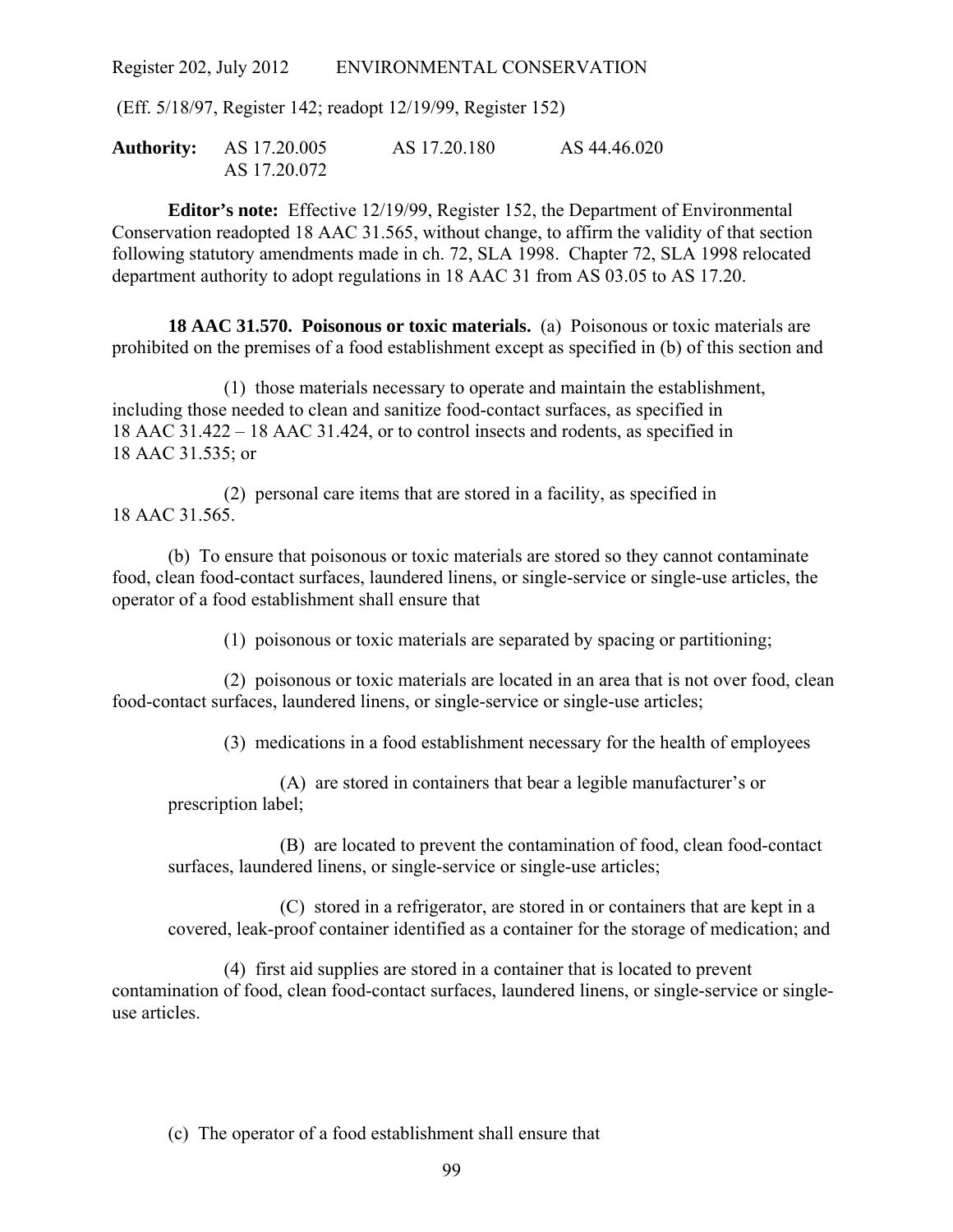(Eff. 5/18/97, Register 142; readopt 12/19/99, Register 152)

| **Authority:** | AS 17.20.005 | AS 17.20.180 | AS 44.46.020 |
|---|---|---|---|
| | AS 17.20.072 | | |

**Editor's note:** Effective 12/19/99, Register 152, the Department of Environmental Conservation readopted 18 AAC 31.565, without change, to affirm the validity of that section following statutory amendments made in ch. 72, SLA 1998. Chapter 72, SLA 1998 relocated department authority to adopt regulations in 18 AAC 31 from AS 03.05 to AS 17.20.

**18 AAC 31.570. Poisonous or toxic materials.** (a) Poisonous or toxic materials are prohibited on the premises of a food establishment except as specified in (b) of this section and

(1) those materials necessary to operate and maintain the establishment, including those needed to clean and sanitize food-contact surfaces, as specified in 18 AAC 31.422 – 18 AAC 31.424, or to control insects and rodents, as specified in 18 AAC 31.535; or

(2) personal care items that are stored in a facility, as specified in 18 AAC 31.565.

(b) To ensure that poisonous or toxic materials are stored so they cannot contaminate food, clean food-contact surfaces, laundered linens, or single-service or single-use articles, the operator of a food establishment shall ensure that

(1) poisonous or toxic materials are separated by spacing or partitioning;

(2) poisonous or toxic materials are located in an area that is not over food, clean food-contact surfaces, laundered linens, or single-service or single-use articles;

(3) medications in a food establishment necessary for the health of employees

(A) are stored in containers that bear a legible manufacturer's or prescription label;

(B) are located to prevent the contamination of food, clean food-contact surfaces, laundered linens, or single-service or single-use articles;

(C) stored in a refrigerator, are stored in or containers that are kept in a covered, leak-proof container identified as a container for the storage of medication; and

(4) first aid supplies are stored in a container that is located to prevent contamination of food, clean food-contact surfaces, laundered linens, or single-service or single-use articles.

(c) The operator of a food establishment shall ensure that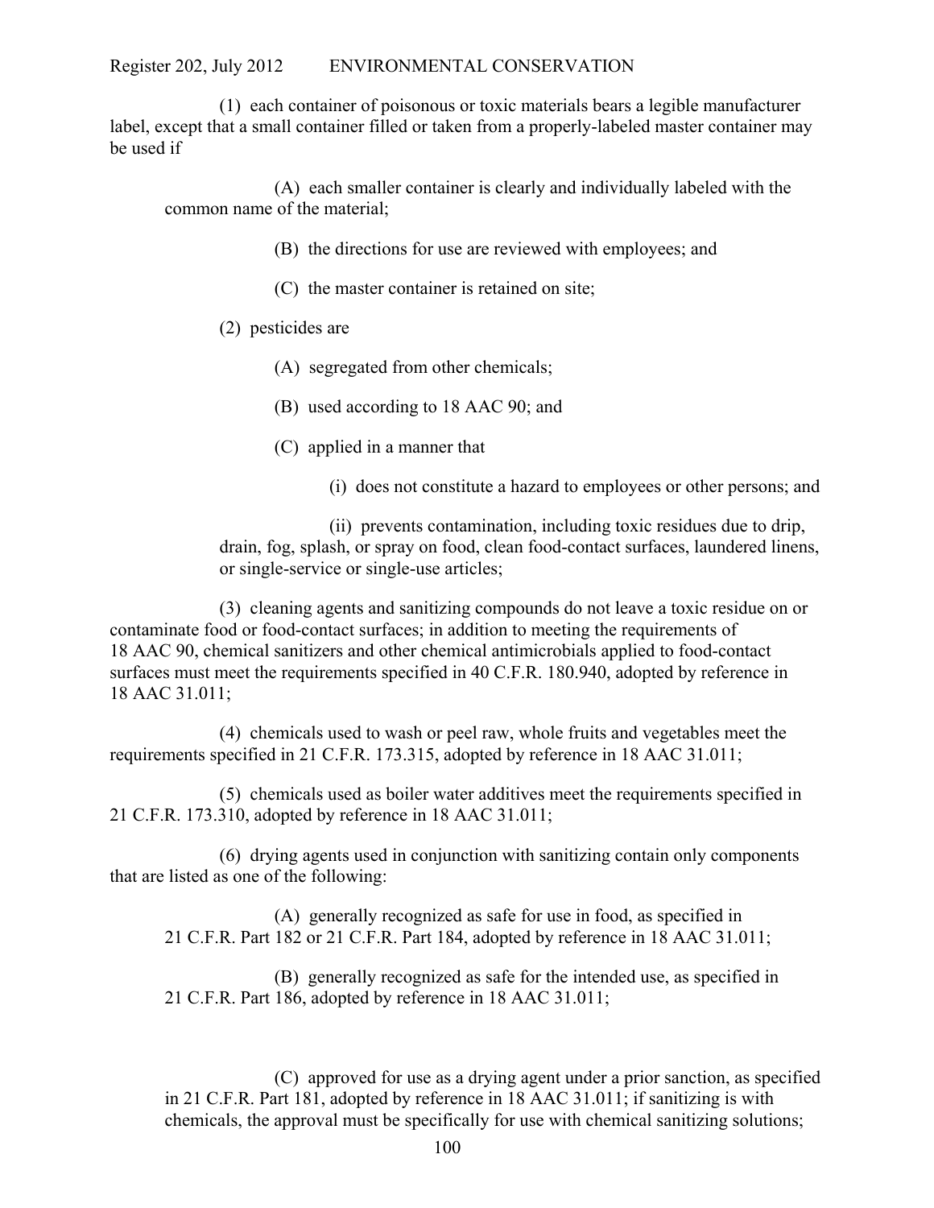(1) each container of poisonous or toxic materials bears a legible manufacturer label, except that a small container filled or taken from a properly-labeled master container may be used if

(A) each smaller container is clearly and individually labeled with the common name of the material;

(B) the directions for use are reviewed with employees; and

(C) the master container is retained on site;

(2) pesticides are

(A) segregated from other chemicals;

(B) used according to 18 AAC 90; and

(C) applied in a manner that

(i) does not constitute a hazard to employees or other persons; and

(ii) prevents contamination, including toxic residues due to drip, drain, fog, splash, or spray on food, clean food-contact surfaces, laundered linens, or single-service or single-use articles;

(3) cleaning agents and sanitizing compounds do not leave a toxic residue on or contaminate food or food-contact surfaces; in addition to meeting the requirements of 18 AAC 90, chemical sanitizers and other chemical antimicrobials applied to food-contact surfaces must meet the requirements specified in 40 C.F.R. 180.940, adopted by reference in 18 AAC 31.011;

(4) chemicals used to wash or peel raw, whole fruits and vegetables meet the requirements specified in 21 C.F.R. 173.315, adopted by reference in 18 AAC 31.011;

(5) chemicals used as boiler water additives meet the requirements specified in 21 C.F.R. 173.310, adopted by reference in 18 AAC 31.011;

(6) drying agents used in conjunction with sanitizing contain only components that are listed as one of the following:

(A) generally recognized as safe for use in food, as specified in 21 C.F.R. Part 182 or 21 C.F.R. Part 184, adopted by reference in 18 AAC 31.011;

(B) generally recognized as safe for the intended use, as specified in 21 C.F.R. Part 186, adopted by reference in 18 AAC 31.011;

(C) approved for use as a drying agent under a prior sanction, as specified in 21 C.F.R. Part 181, adopted by reference in 18 AAC 31.011; if sanitizing is with chemicals, the approval must be specifically for use with chemical sanitizing solutions;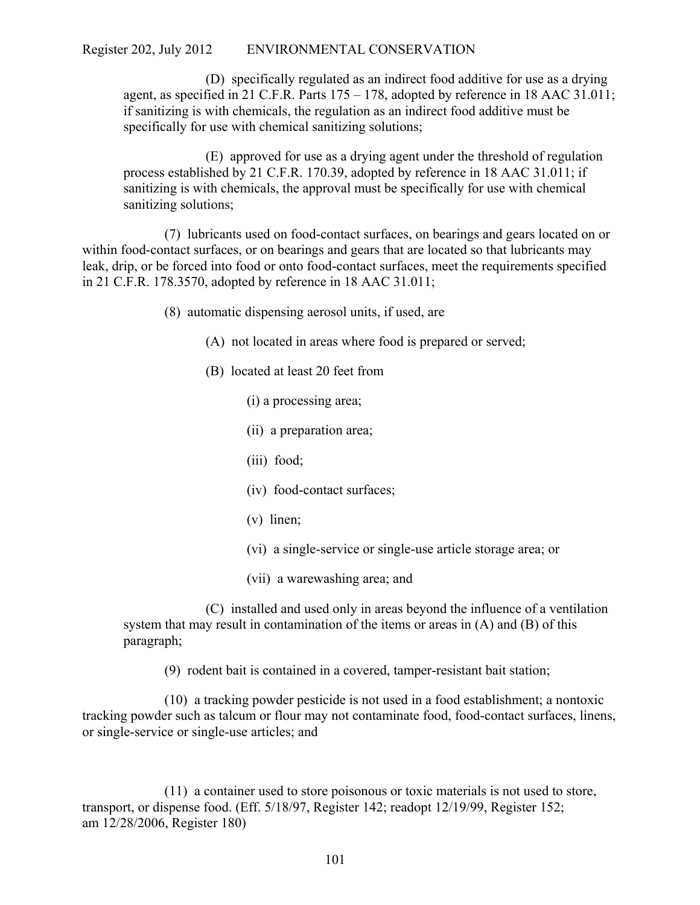(D) specifically regulated as an indirect food additive for use as a drying agent, as specified in 21 C.F.R. Parts 175 – 178, adopted by reference in 18 AAC 31.011; if sanitizing is with chemicals, the regulation as an indirect food additive must be specifically for use with chemical sanitizing solutions;

(E) approved for use as a drying agent under the threshold of regulation process established by 21 C.F.R. 170.39, adopted by reference in 18 AAC 31.011; if sanitizing is with chemicals, the approval must be specifically for use with chemical sanitizing solutions;

(7) lubricants used on food-contact surfaces, on bearings and gears located on or within food-contact surfaces, or on bearings and gears that are located so that lubricants may leak, drip, or be forced into food or onto food-contact surfaces, meet the requirements specified in 21 C.F.R. 178.3570, adopted by reference in 18 AAC 31.011;

(8) automatic dispensing aerosol units, if used, are

(A) not located in areas where food is prepared or served;

(B) located at least 20 feet from

(i) a processing area;

(ii) a preparation area;

(iii) food;

(iv) food-contact surfaces;

(v) linen;

(vi) a single-service or single-use article storage area; or

(vii) a warewashing area; and

(C) installed and used only in areas beyond the influence of a ventilation system that may result in contamination of the items or areas in (A) and (B) of this paragraph;

(9) rodent bait is contained in a covered, tamper-resistant bait station;

(10) a tracking powder pesticide is not used in a food establishment; a nontoxic tracking powder such as talcum or flour may not contaminate food, food-contact surfaces, linens, or single-service or single-use articles; and

(11) a container used to store poisonous or toxic materials is not used to store, transport, or dispense food. (Eff. 5/18/97, Register 142; readopt 12/19/99, Register 152; am 12/28/2006, Register 180)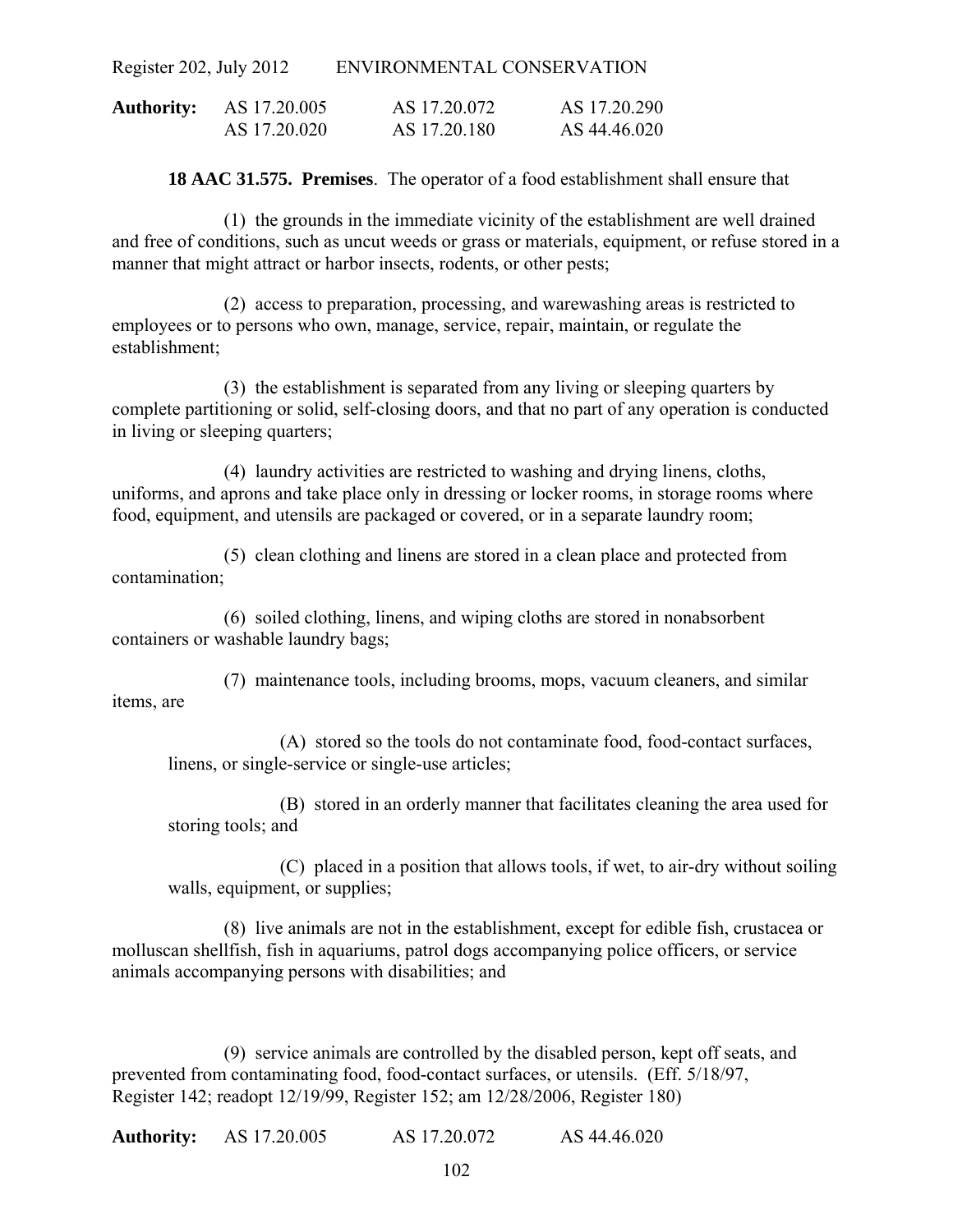| **Authority:** | AS 17.20.005 | AS 17.20.072 | AS 17.20.290 |
|---|---|---|---|
| | AS 17.20.020 | AS 17.20.180 | AS 44.46.020 |

**18 AAC 31.575. Premises**. The operator of a food establishment shall ensure that

(1) the grounds in the immediate vicinity of the establishment are well drained and free of conditions, such as uncut weeds or grass or materials, equipment, or refuse stored in a manner that might attract or harbor insects, rodents, or other pests;

(2) access to preparation, processing, and warewashing areas is restricted to employees or to persons who own, manage, service, repair, maintain, or regulate the establishment;

(3) the establishment is separated from any living or sleeping quarters by complete partitioning or solid, self-closing doors, and that no part of any operation is conducted in living or sleeping quarters;

(4) laundry activities are restricted to washing and drying linens, cloths, uniforms, and aprons and take place only in dressing or locker rooms, in storage rooms where food, equipment, and utensils are packaged or covered, or in a separate laundry room;

(5) clean clothing and linens are stored in a clean place and protected from contamination;

(6) soiled clothing, linens, and wiping cloths are stored in nonabsorbent containers or washable laundry bags;

(7) maintenance tools, including brooms, mops, vacuum cleaners, and similar items, are

(A) stored so the tools do not contaminate food, food-contact surfaces, linens, or single-service or single-use articles;

(B) stored in an orderly manner that facilitates cleaning the area used for storing tools; and

(C) placed in a position that allows tools, if wet, to air-dry without soiling walls, equipment, or supplies;

(8) live animals are not in the establishment, except for edible fish, crustacea or molluscan shellfish, fish in aquariums, patrol dogs accompanying police officers, or service animals accompanying persons with disabilities; and

(9) service animals are controlled by the disabled person, kept off seats, and prevented from contaminating food, food-contact surfaces, or utensils. (Eff. 5/18/97, Register 142; readopt 12/19/99, Register 152; am 12/28/2006, Register 180)

| **Authority:** | AS 17.20.005 | AS 17.20.072 | AS 44.46.020 |
|---|---|---|---|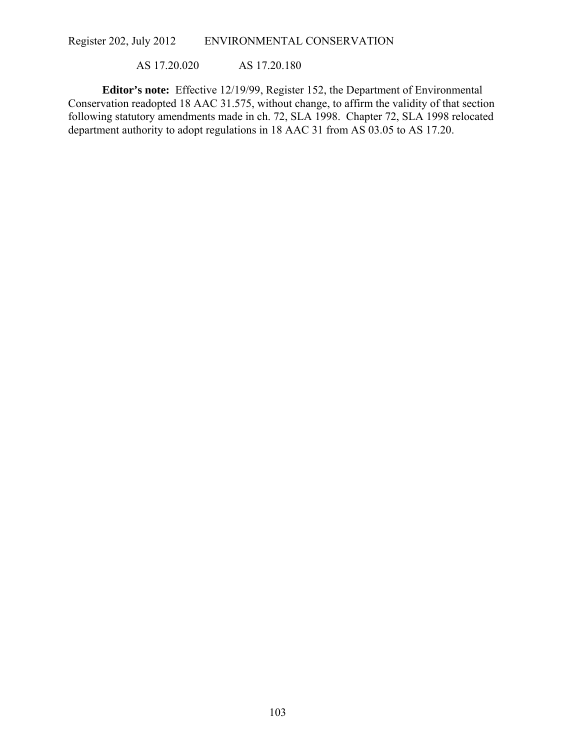AS 17.20.020     AS 17.20.180

**Editor's note:** Effective 12/19/99, Register 152, the Department of Environmental Conservation readopted 18 AAC 31.575, without change, to affirm the validity of that section following statutory amendments made in ch. 72, SLA 1998. Chapter 72, SLA 1998 relocated department authority to adopt regulations in 18 AAC 31 from AS 03.05 to AS 17.20.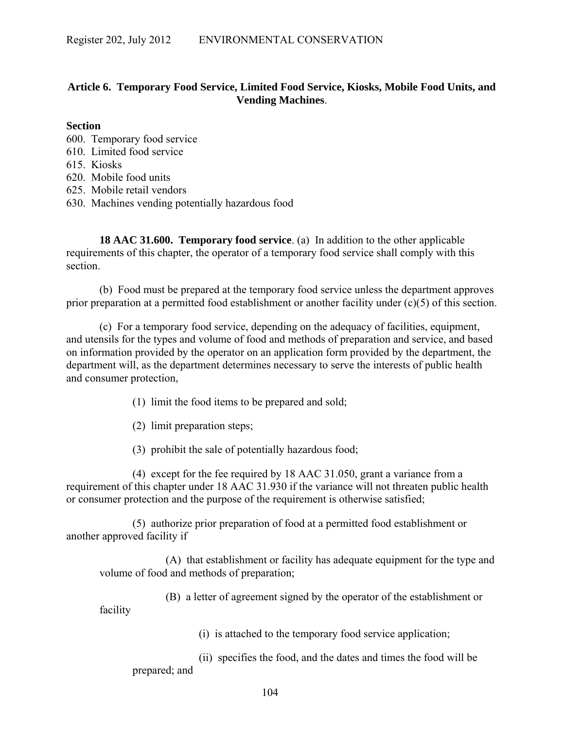## Article 6. Temporary Food Service, Limited Food Service, Kiosks, Mobile Food Units, and Vending Machines.

**Section**

600. Temporary food service
610. Limited food service
615. Kiosks
620. Mobile food units
625. Mobile retail vendors
630. Machines vending potentially hazardous food

**18 AAC 31.600. Temporary food service**. (a) In addition to the other applicable requirements of this chapter, the operator of a temporary food service shall comply with this section.

(b) Food must be prepared at the temporary food service unless the department approves prior preparation at a permitted food establishment or another facility under (c)(5) of this section.

(c) For a temporary food service, depending on the adequacy of facilities, equipment, and utensils for the types and volume of food and methods of preparation and service, and based on information provided by the operator on an application form provided by the department, the department will, as the department determines necessary to serve the interests of public health and consumer protection,

(1) limit the food items to be prepared and sold;

(2) limit preparation steps;

(3) prohibit the sale of potentially hazardous food;

(4) except for the fee required by 18 AAC 31.050, grant a variance from a requirement of this chapter under 18 AAC 31.930 if the variance will not threaten public health or consumer protection and the purpose of the requirement is otherwise satisfied;

(5) authorize prior preparation of food at a permitted food establishment or another approved facility if

(A) that establishment or facility has adequate equipment for the type and volume of food and methods of preparation;

(B) a letter of agreement signed by the operator of the establishment or facility

(i) is attached to the temporary food service application;

(ii) specifies the food, and the dates and times the food will be prepared; and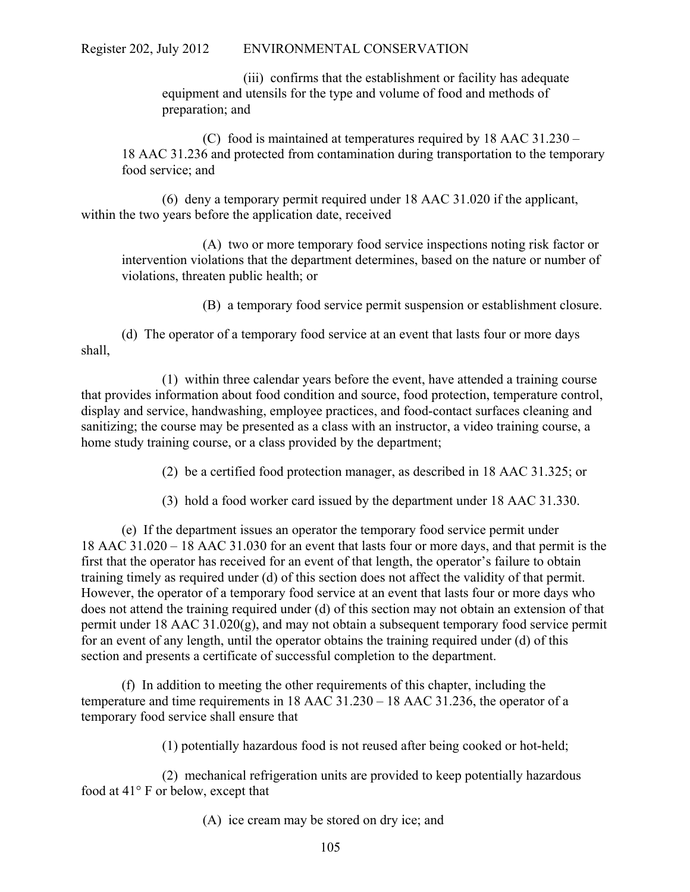(iii) confirms that the establishment or facility has adequate equipment and utensils for the type and volume of food and methods of preparation; and

(C) food is maintained at temperatures required by 18 AAC 31.230 – 18 AAC 31.236 and protected from contamination during transportation to the temporary food service; and

(6) deny a temporary permit required under 18 AAC 31.020 if the applicant, within the two years before the application date, received

(A) two or more temporary food service inspections noting risk factor or intervention violations that the department determines, based on the nature or number of violations, threaten public health; or

(B) a temporary food service permit suspension or establishment closure.

(d) The operator of a temporary food service at an event that lasts four or more days shall,

(1) within three calendar years before the event, have attended a training course that provides information about food condition and source, food protection, temperature control, display and service, handwashing, employee practices, and food-contact surfaces cleaning and sanitizing; the course may be presented as a class with an instructor, a video training course, a home study training course, or a class provided by the department;

(2) be a certified food protection manager, as described in 18 AAC 31.325; or

(3) hold a food worker card issued by the department under 18 AAC 31.330.

(e) If the department issues an operator the temporary food service permit under 18 AAC 31.020 – 18 AAC 31.030 for an event that lasts four or more days, and that permit is the first that the operator has received for an event of that length, the operator's failure to obtain training timely as required under (d) of this section does not affect the validity of that permit. However, the operator of a temporary food service at an event that lasts four or more days who does not attend the training required under (d) of this section may not obtain an extension of that permit under 18 AAC 31.020(g), and may not obtain a subsequent temporary food service permit for an event of any length, until the operator obtains the training required under (d) of this section and presents a certificate of successful completion to the department.

(f) In addition to meeting the other requirements of this chapter, including the temperature and time requirements in 18 AAC 31.230 – 18 AAC 31.236, the operator of a temporary food service shall ensure that

(1) potentially hazardous food is not reused after being cooked or hot-held;

(2) mechanical refrigeration units are provided to keep potentially hazardous food at 41° F or below, except that

(A) ice cream may be stored on dry ice; and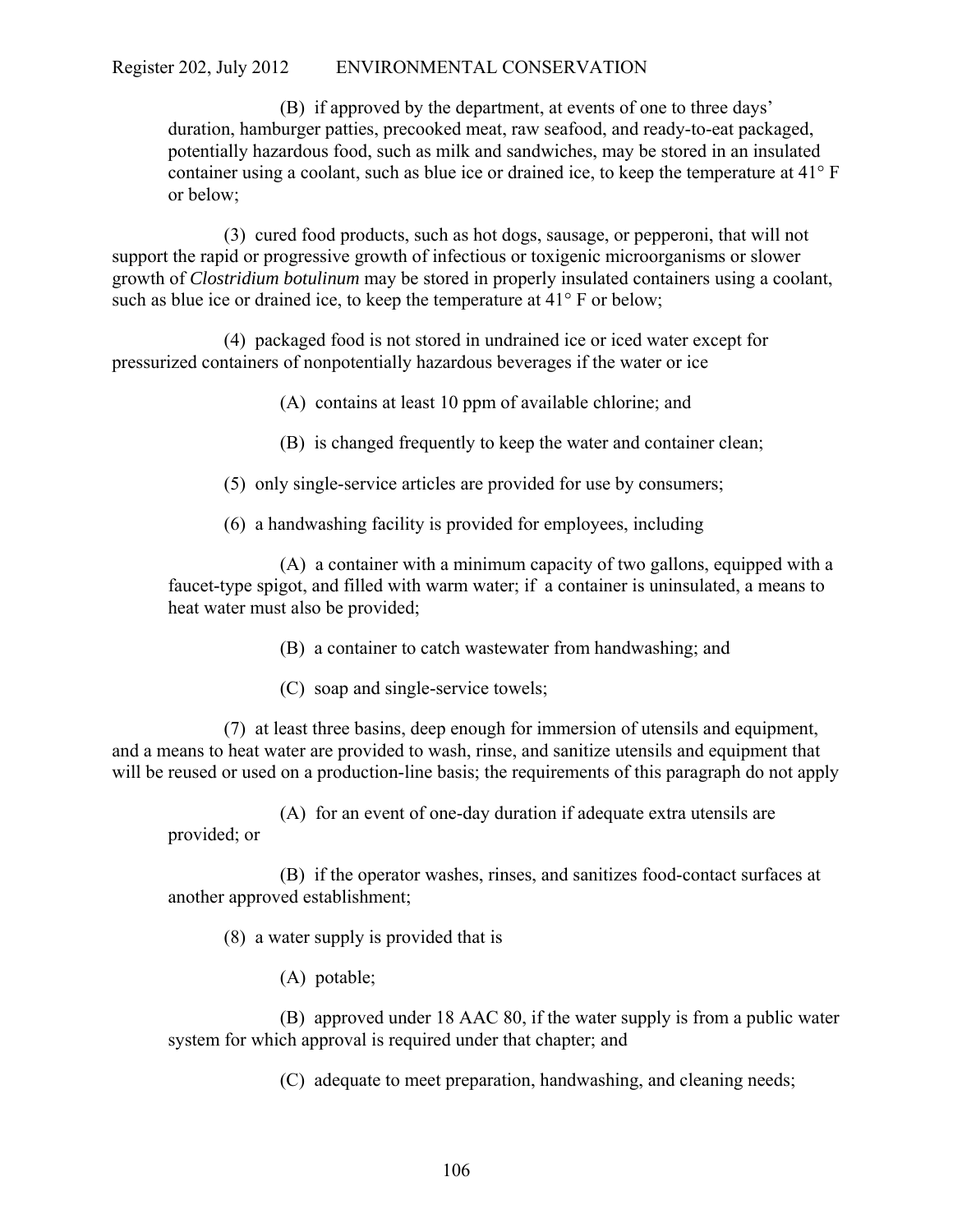(B) if approved by the department, at events of one to three days' duration, hamburger patties, precooked meat, raw seafood, and ready-to-eat packaged, potentially hazardous food, such as milk and sandwiches, may be stored in an insulated container using a coolant, such as blue ice or drained ice, to keep the temperature at 41° F or below;

(3) cured food products, such as hot dogs, sausage, or pepperoni, that will not support the rapid or progressive growth of infectious or toxigenic microorganisms or slower growth of *Clostridium botulinum* may be stored in properly insulated containers using a coolant, such as blue ice or drained ice, to keep the temperature at 41° F or below;

(4) packaged food is not stored in undrained ice or iced water except for pressurized containers of nonpotentially hazardous beverages if the water or ice

(A) contains at least 10 ppm of available chlorine; and

(B) is changed frequently to keep the water and container clean;

(5) only single-service articles are provided for use by consumers;

(6) a handwashing facility is provided for employees, including

(A) a container with a minimum capacity of two gallons, equipped with a faucet-type spigot, and filled with warm water; if a container is uninsulated, a means to heat water must also be provided;

(B) a container to catch wastewater from handwashing; and

(C) soap and single-service towels;

(7) at least three basins, deep enough for immersion of utensils and equipment, and a means to heat water are provided to wash, rinse, and sanitize utensils and equipment that will be reused or used on a production-line basis; the requirements of this paragraph do not apply

(A) for an event of one-day duration if adequate extra utensils are provided; or

(B) if the operator washes, rinses, and sanitizes food-contact surfaces at another approved establishment;

(8) a water supply is provided that is

(A) potable;

(B) approved under 18 AAC 80, if the water supply is from a public water system for which approval is required under that chapter; and

(C) adequate to meet preparation, handwashing, and cleaning needs;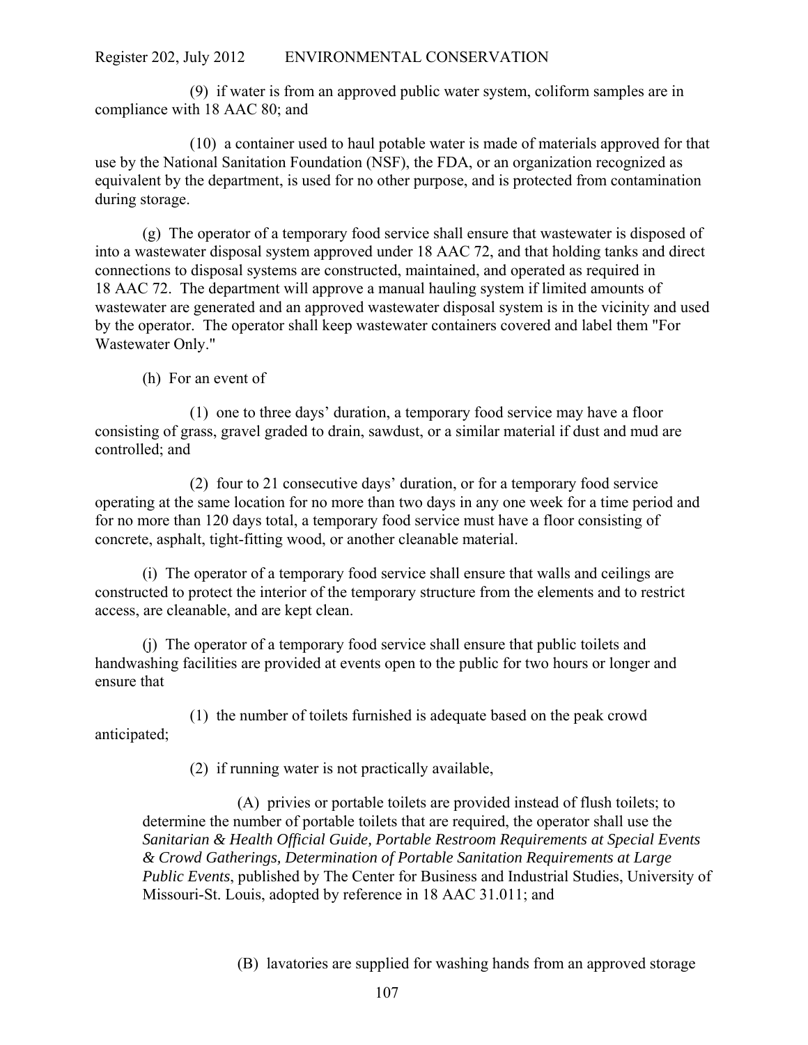(9) if water is from an approved public water system, coliform samples are in compliance with 18 AAC 80; and

(10) a container used to haul potable water is made of materials approved for that use by the National Sanitation Foundation (NSF), the FDA, or an organization recognized as equivalent by the department, is used for no other purpose, and is protected from contamination during storage.

(g) The operator of a temporary food service shall ensure that wastewater is disposed of into a wastewater disposal system approved under 18 AAC 72, and that holding tanks and direct connections to disposal systems are constructed, maintained, and operated as required in 18 AAC 72. The department will approve a manual hauling system if limited amounts of wastewater are generated and an approved wastewater disposal system is in the vicinity and used by the operator. The operator shall keep wastewater containers covered and label them "For Wastewater Only."

(h) For an event of

(1) one to three days' duration, a temporary food service may have a floor consisting of grass, gravel graded to drain, sawdust, or a similar material if dust and mud are controlled; and

(2) four to 21 consecutive days' duration, or for a temporary food service operating at the same location for no more than two days in any one week for a time period and for no more than 120 days total, a temporary food service must have a floor consisting of concrete, asphalt, tight-fitting wood, or another cleanable material.

(i) The operator of a temporary food service shall ensure that walls and ceilings are constructed to protect the interior of the temporary structure from the elements and to restrict access, are cleanable, and are kept clean.

(j) The operator of a temporary food service shall ensure that public toilets and handwashing facilities are provided at events open to the public for two hours or longer and ensure that

(1) the number of toilets furnished is adequate based on the peak crowd anticipated;

(2) if running water is not practically available,

(A) privies or portable toilets are provided instead of flush toilets; to determine the number of portable toilets that are required, the operator shall use the *Sanitarian & Health Official Guide, Portable Restroom Requirements at Special Events & Crowd Gatherings, Determination of Portable Sanitation Requirements at Large Public Events*, published by The Center for Business and Industrial Studies, University of Missouri-St. Louis, adopted by reference in 18 AAC 31.011; and

(B) lavatories are supplied for washing hands from an approved storage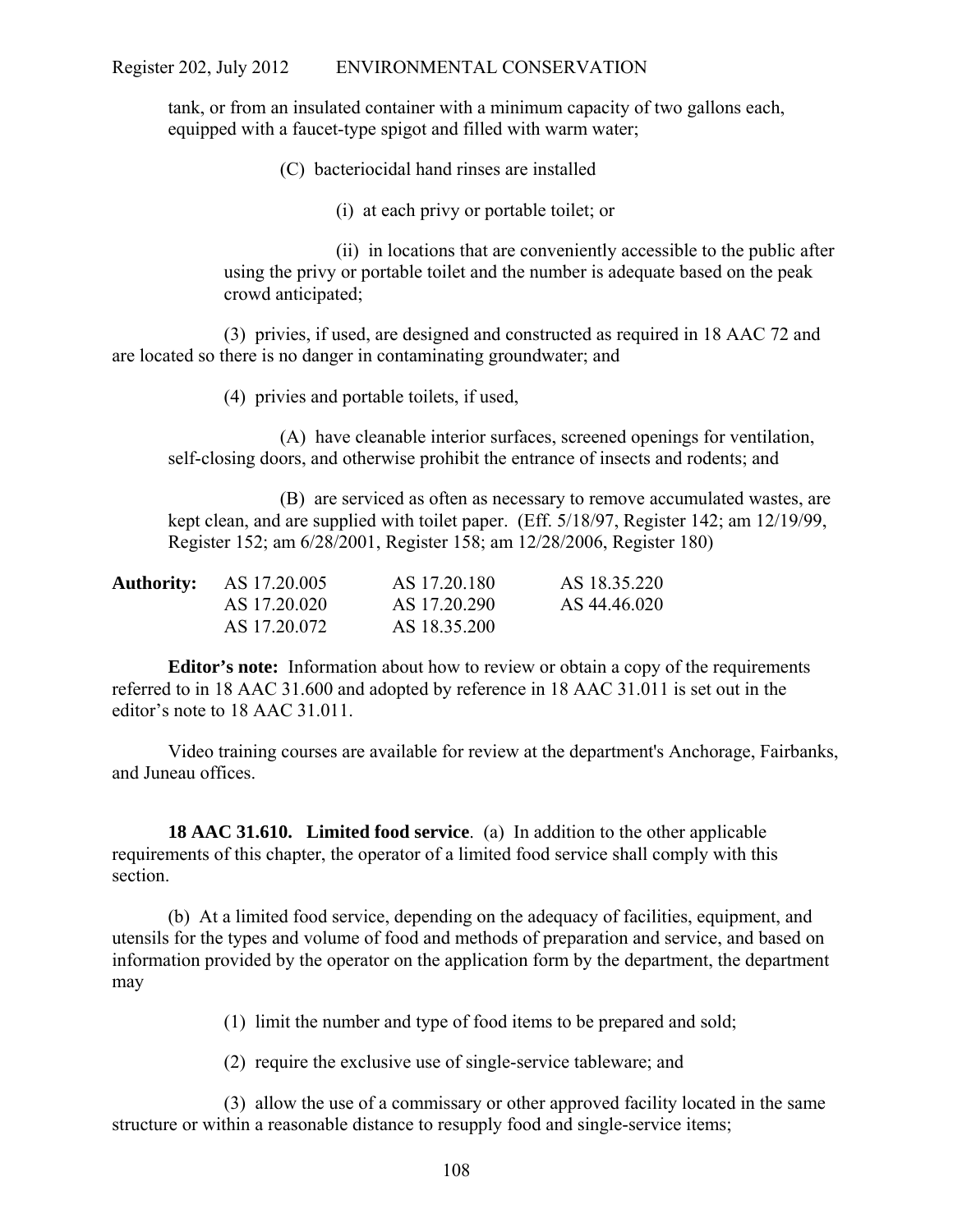tank, or from an insulated container with a minimum capacity of two gallons each, equipped with a faucet-type spigot and filled with warm water;

(C) bacteriocidal hand rinses are installed

(i) at each privy or portable toilet; or

(ii) in locations that are conveniently accessible to the public after using the privy or portable toilet and the number is adequate based on the peak crowd anticipated;

(3) privies, if used, are designed and constructed as required in 18 AAC 72 and are located so there is no danger in contaminating groundwater; and

(4) privies and portable toilets, if used,

(A) have cleanable interior surfaces, screened openings for ventilation, self-closing doors, and otherwise prohibit the entrance of insects and rodents; and

(B) are serviced as often as necessary to remove accumulated wastes, are kept clean, and are supplied with toilet paper. (Eff. 5/18/97, Register 142; am 12/19/99, Register 152; am 6/28/2001, Register 158; am 12/28/2006, Register 180)

| **Authority:** | AS 17.20.005 | AS 17.20.180 | AS 18.35.220 |
|---|---|---|---|
| | AS 17.20.020 | AS 17.20.290 | AS 44.46.020 |
| | AS 17.20.072 | AS 18.35.200 | |

**Editor's note:** Information about how to review or obtain a copy of the requirements referred to in 18 AAC 31.600 and adopted by reference in 18 AAC 31.011 is set out in the editor's note to 18 AAC 31.011.

Video training courses are available for review at the department's Anchorage, Fairbanks, and Juneau offices.

**18 AAC 31.610. Limited food service**. (a) In addition to the other applicable requirements of this chapter, the operator of a limited food service shall comply with this section.

(b) At a limited food service, depending on the adequacy of facilities, equipment, and utensils for the types and volume of food and methods of preparation and service, and based on information provided by the operator on the application form by the department, the department may

(1) limit the number and type of food items to be prepared and sold;

(2) require the exclusive use of single-service tableware; and

(3) allow the use of a commissary or other approved facility located in the same structure or within a reasonable distance to resupply food and single-service items;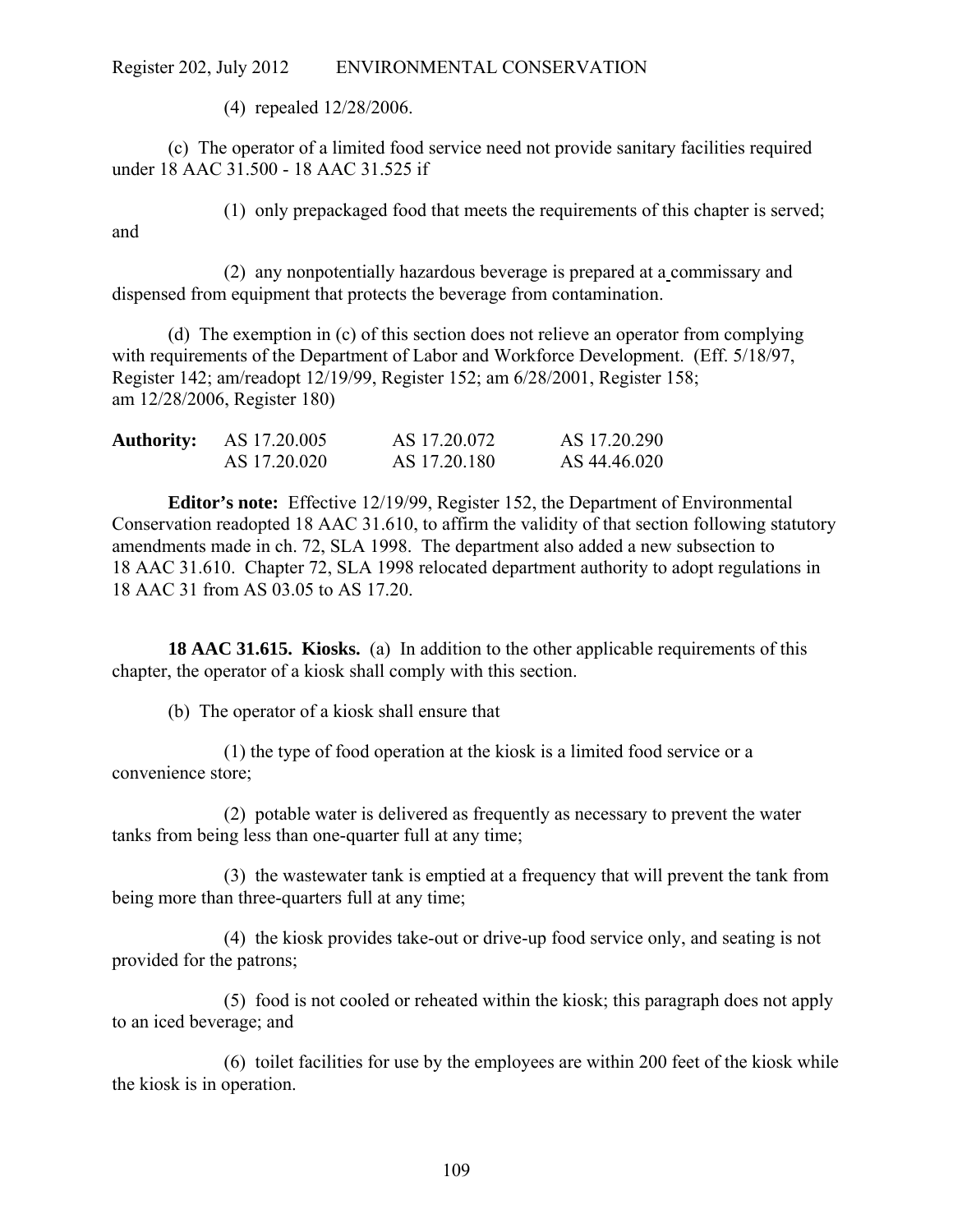(4) repealed 12/28/2006.

(c) The operator of a limited food service need not provide sanitary facilities required under 18 AAC 31.500 - 18 AAC 31.525 if

(1) only prepackaged food that meets the requirements of this chapter is served; and

(2) any nonpotentially hazardous beverage is prepared at a commissary and dispensed from equipment that protects the beverage from contamination.

(d) The exemption in (c) of this section does not relieve an operator from complying with requirements of the Department of Labor and Workforce Development. (Eff. 5/18/97, Register 142; am/readopt 12/19/99, Register 152; am 6/28/2001, Register 158; am 12/28/2006, Register 180)

| **Authority:** | AS 17.20.005 | AS 17.20.072 | AS 17.20.290 |
|---|---|---|---|
| | AS 17.20.020 | AS 17.20.180 | AS 44.46.020 |

**Editor's note:** Effective 12/19/99, Register 152, the Department of Environmental Conservation readopted 18 AAC 31.610, to affirm the validity of that section following statutory amendments made in ch. 72, SLA 1998. The department also added a new subsection to 18 AAC 31.610. Chapter 72, SLA 1998 relocated department authority to adopt regulations in 18 AAC 31 from AS 03.05 to AS 17.20.

**18 AAC 31.615. Kiosks.** (a) In addition to the other applicable requirements of this chapter, the operator of a kiosk shall comply with this section.

(b) The operator of a kiosk shall ensure that

(1) the type of food operation at the kiosk is a limited food service or a convenience store;

(2) potable water is delivered as frequently as necessary to prevent the water tanks from being less than one-quarter full at any time;

(3) the wastewater tank is emptied at a frequency that will prevent the tank from being more than three-quarters full at any time;

(4) the kiosk provides take-out or drive-up food service only, and seating is not provided for the patrons;

(5) food is not cooled or reheated within the kiosk; this paragraph does not apply to an iced beverage; and

(6) toilet facilities for use by the employees are within 200 feet of the kiosk while the kiosk is in operation.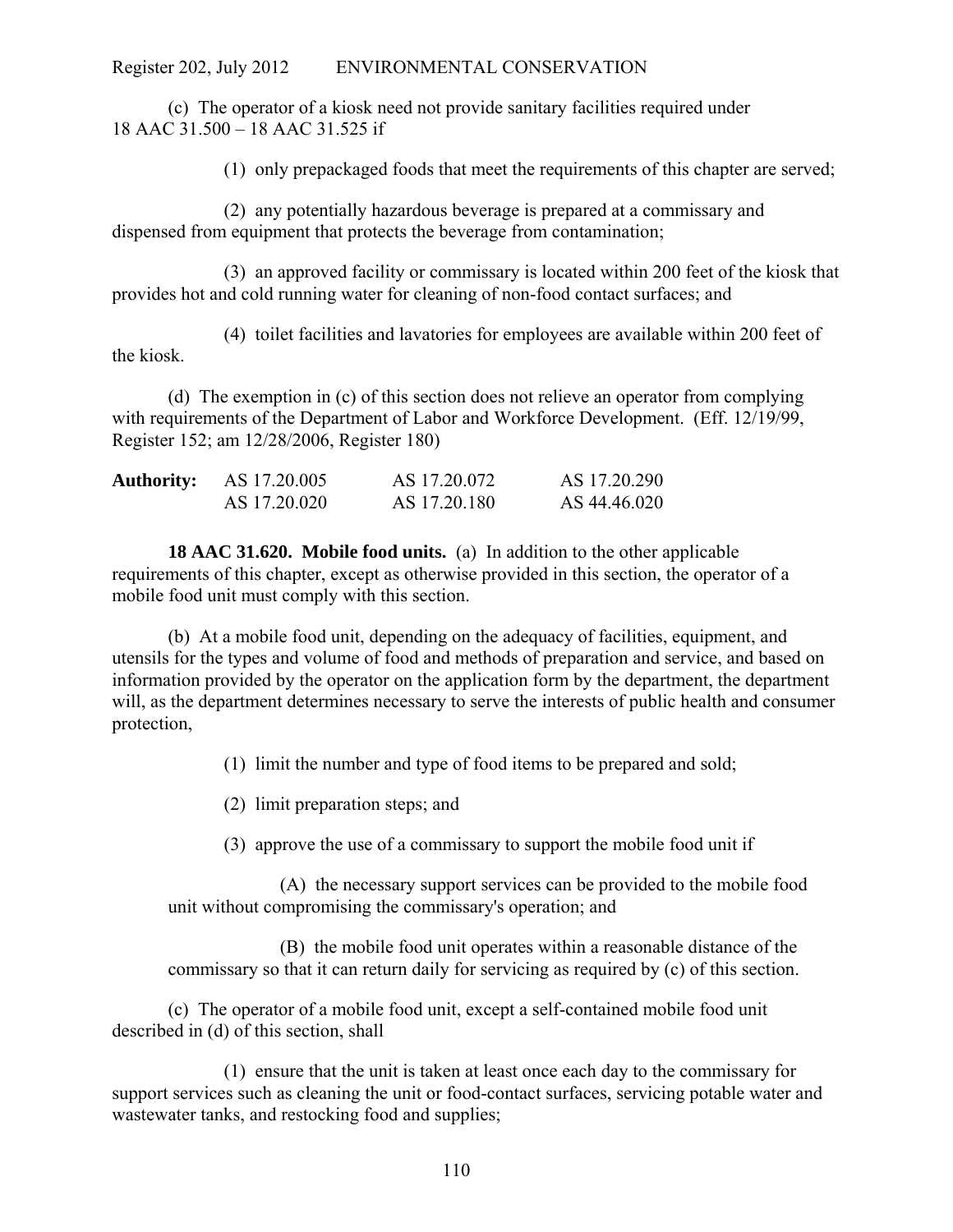(c) The operator of a kiosk need not provide sanitary facilities required under 18 AAC 31.500 – 18 AAC 31.525 if

(1) only prepackaged foods that meet the requirements of this chapter are served;

(2) any potentially hazardous beverage is prepared at a commissary and dispensed from equipment that protects the beverage from contamination;

(3) an approved facility or commissary is located within 200 feet of the kiosk that provides hot and cold running water for cleaning of non-food contact surfaces; and

(4) toilet facilities and lavatories for employees are available within 200 feet of the kiosk.

(d) The exemption in (c) of this section does not relieve an operator from complying with requirements of the Department of Labor and Workforce Development. (Eff. 12/19/99, Register 152; am 12/28/2006, Register 180)

| **Authority:** | AS 17.20.005 | AS 17.20.072 | AS 17.20.290 |
|---|---|---|---|
| | AS 17.20.020 | AS 17.20.180 | AS 44.46.020 |

**18 AAC 31.620. Mobile food units.** (a) In addition to the other applicable requirements of this chapter, except as otherwise provided in this section, the operator of a mobile food unit must comply with this section.

(b) At a mobile food unit, depending on the adequacy of facilities, equipment, and utensils for the types and volume of food and methods of preparation and service, and based on information provided by the operator on the application form by the department, the department will, as the department determines necessary to serve the interests of public health and consumer protection,

(1) limit the number and type of food items to be prepared and sold;

(2) limit preparation steps; and

(3) approve the use of a commissary to support the mobile food unit if

(A) the necessary support services can be provided to the mobile food unit without compromising the commissary's operation; and

(B) the mobile food unit operates within a reasonable distance of the commissary so that it can return daily for servicing as required by (c) of this section.

(c) The operator of a mobile food unit, except a self-contained mobile food unit described in (d) of this section, shall

(1) ensure that the unit is taken at least once each day to the commissary for support services such as cleaning the unit or food-contact surfaces, servicing potable water and wastewater tanks, and restocking food and supplies;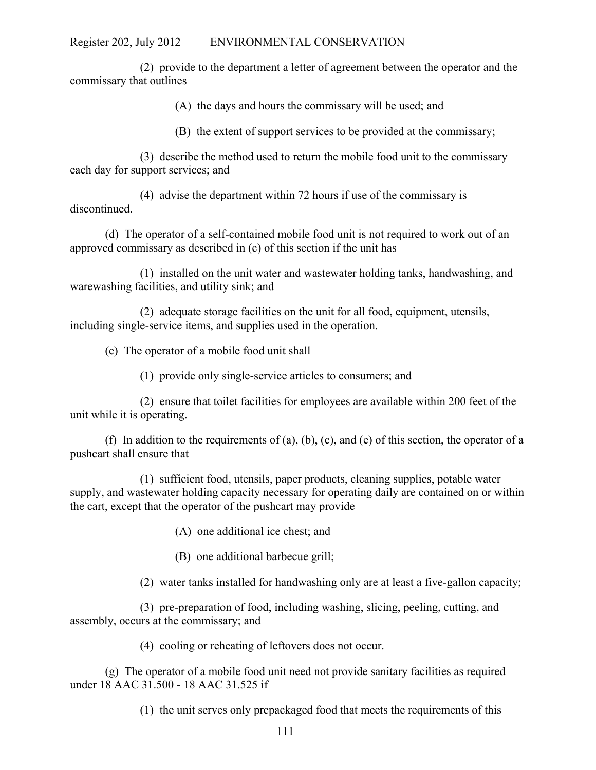(2) provide to the department a letter of agreement between the operator and the commissary that outlines

(A) the days and hours the commissary will be used; and

(B) the extent of support services to be provided at the commissary;

(3) describe the method used to return the mobile food unit to the commissary each day for support services; and

(4) advise the department within 72 hours if use of the commissary is discontinued.

(d) The operator of a self-contained mobile food unit is not required to work out of an approved commissary as described in (c) of this section if the unit has

(1) installed on the unit water and wastewater holding tanks, handwashing, and warewashing facilities, and utility sink; and

(2) adequate storage facilities on the unit for all food, equipment, utensils, including single-service items, and supplies used in the operation.

(e) The operator of a mobile food unit shall

(1) provide only single-service articles to consumers; and

(2) ensure that toilet facilities for employees are available within 200 feet of the unit while it is operating.

(f) In addition to the requirements of (a), (b), (c), and (e) of this section, the operator of a pushcart shall ensure that

(1) sufficient food, utensils, paper products, cleaning supplies, potable water supply, and wastewater holding capacity necessary for operating daily are contained on or within the cart, except that the operator of the pushcart may provide

(A) one additional ice chest; and

(B) one additional barbecue grill;

(2) water tanks installed for handwashing only are at least a five-gallon capacity;

(3) pre-preparation of food, including washing, slicing, peeling, cutting, and assembly, occurs at the commissary; and

(4) cooling or reheating of leftovers does not occur.

(g) The operator of a mobile food unit need not provide sanitary facilities as required under 18 AAC 31.500 - 18 AAC 31.525 if

(1) the unit serves only prepackaged food that meets the requirements of this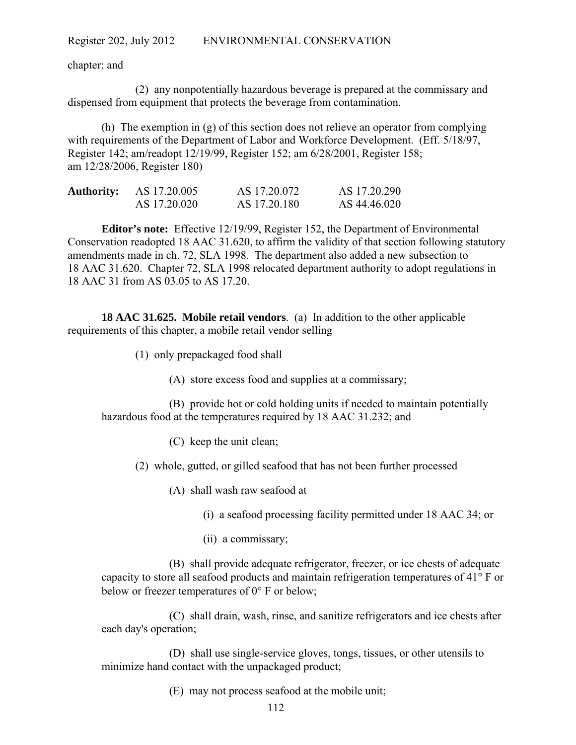chapter; and

(2) any nonpotentially hazardous beverage is prepared at the commissary and dispensed from equipment that protects the beverage from contamination.

(h) The exemption in (g) of this section does not relieve an operator from complying with requirements of the Department of Labor and Workforce Development. (Eff. 5/18/97, Register 142; am/readopt 12/19/99, Register 152; am 6/28/2001, Register 158; am 12/28/2006, Register 180)

| **Authority:** | AS 17.20.005 | AS 17.20.072 | AS 17.20.290 |
|---|---|---|---|
| | AS 17.20.020 | AS 17.20.180 | AS 44.46.020 |

**Editor's note:** Effective 12/19/99, Register 152, the Department of Environmental Conservation readopted 18 AAC 31.620, to affirm the validity of that section following statutory amendments made in ch. 72, SLA 1998. The department also added a new subsection to 18 AAC 31.620. Chapter 72, SLA 1998 relocated department authority to adopt regulations in 18 AAC 31 from AS 03.05 to AS 17.20.

**18 AAC 31.625. Mobile retail vendors**. (a) In addition to the other applicable requirements of this chapter, a mobile retail vendor selling

(1) only prepackaged food shall

(A) store excess food and supplies at a commissary;

(B) provide hot or cold holding units if needed to maintain potentially hazardous food at the temperatures required by 18 AAC 31.232; and

(C) keep the unit clean;

(2) whole, gutted, or gilled seafood that has not been further processed

(A) shall wash raw seafood at

(i) a seafood processing facility permitted under 18 AAC 34; or

(ii) a commissary;

(B) shall provide adequate refrigerator, freezer, or ice chests of adequate capacity to store all seafood products and maintain refrigeration temperatures of 41° F or below or freezer temperatures of 0° F or below;

(C) shall drain, wash, rinse, and sanitize refrigerators and ice chests after each day's operation;

(D) shall use single-service gloves, tongs, tissues, or other utensils to minimize hand contact with the unpackaged product;

(E) may not process seafood at the mobile unit;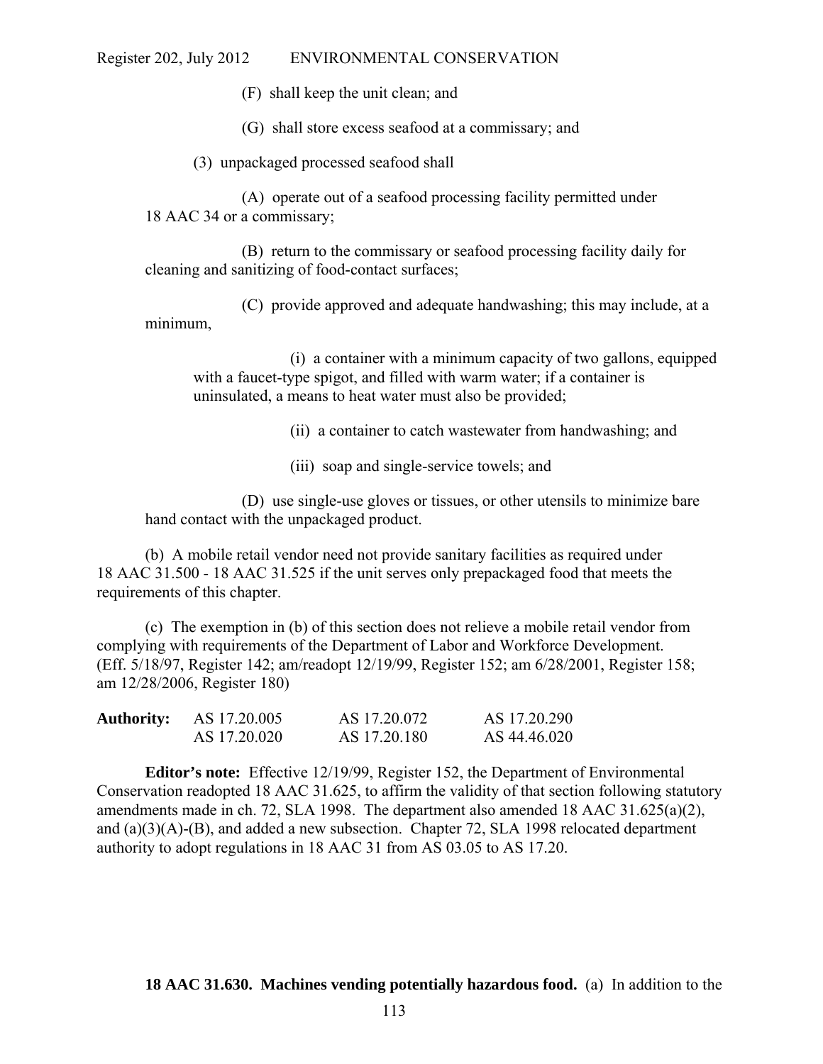(F) shall keep the unit clean; and

(G) shall store excess seafood at a commissary; and

(3) unpackaged processed seafood shall

(A) operate out of a seafood processing facility permitted under 18 AAC 34 or a commissary;

(B) return to the commissary or seafood processing facility daily for cleaning and sanitizing of food-contact surfaces;

(C) provide approved and adequate handwashing; this may include, at a minimum,

(i) a container with a minimum capacity of two gallons, equipped with a faucet-type spigot, and filled with warm water; if a container is uninsulated, a means to heat water must also be provided;

(ii) a container to catch wastewater from handwashing; and

(iii) soap and single-service towels; and

(D) use single-use gloves or tissues, or other utensils to minimize bare hand contact with the unpackaged product.

(b) A mobile retail vendor need not provide sanitary facilities as required under 18 AAC 31.500 - 18 AAC 31.525 if the unit serves only prepackaged food that meets the requirements of this chapter.

(c) The exemption in (b) of this section does not relieve a mobile retail vendor from complying with requirements of the Department of Labor and Workforce Development. (Eff. 5/18/97, Register 142; am/readopt 12/19/99, Register 152; am 6/28/2001, Register 158; am 12/28/2006, Register 180)

| **Authority:** | AS 17.20.005 | AS 17.20.072 | AS 17.20.290 |
|---|---|---|---|
| | AS 17.20.020 | AS 17.20.180 | AS 44.46.020 |

**Editor's note:** Effective 12/19/99, Register 152, the Department of Environmental Conservation readopted 18 AAC 31.625, to affirm the validity of that section following statutory amendments made in ch. 72, SLA 1998. The department also amended 18 AAC 31.625(a)(2), and (a)(3)(A)-(B), and added a new subsection. Chapter 72, SLA 1998 relocated department authority to adopt regulations in 18 AAC 31 from AS 03.05 to AS 17.20.

**18 AAC 31.630. Machines vending potentially hazardous food.** (a) In addition to the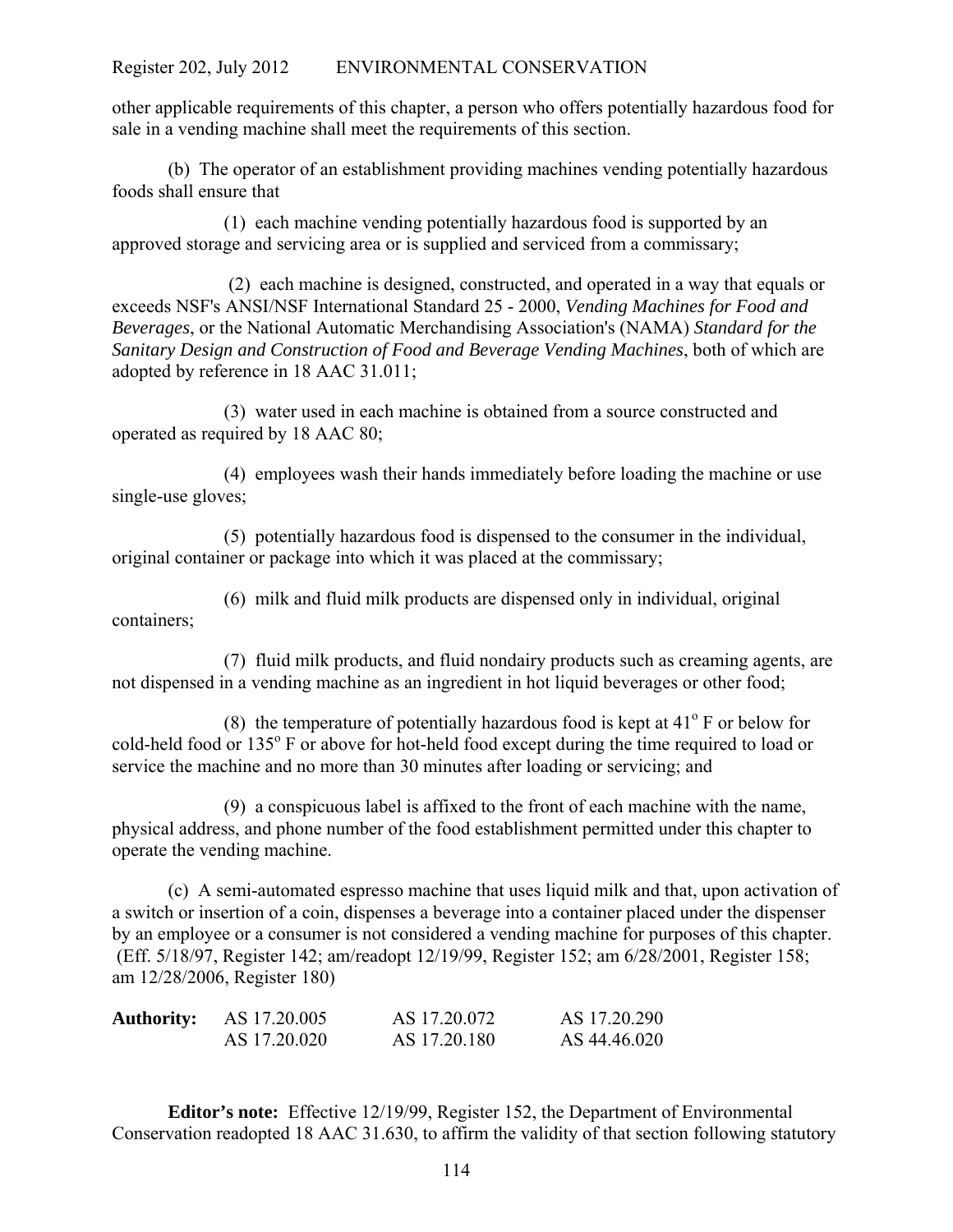other applicable requirements of this chapter, a person who offers potentially hazardous food for sale in a vending machine shall meet the requirements of this section.

(b) The operator of an establishment providing machines vending potentially hazardous foods shall ensure that

(1) each machine vending potentially hazardous food is supported by an approved storage and servicing area or is supplied and serviced from a commissary;

(2) each machine is designed, constructed, and operated in a way that equals or exceeds NSF's ANSI/NSF International Standard 25 - 2000, *Vending Machines for Food and Beverages*, or the National Automatic Merchandising Association's (NAMA) *Standard for the Sanitary Design and Construction of Food and Beverage Vending Machines*, both of which are adopted by reference in 18 AAC 31.011;

(3) water used in each machine is obtained from a source constructed and operated as required by 18 AAC 80;

(4) employees wash their hands immediately before loading the machine or use single-use gloves;

(5) potentially hazardous food is dispensed to the consumer in the individual, original container or package into which it was placed at the commissary;

(6) milk and fluid milk products are dispensed only in individual, original containers;

(7) fluid milk products, and fluid nondairy products such as creaming agents, are not dispensed in a vending machine as an ingredient in hot liquid beverages or other food;

(8) the temperature of potentially hazardous food is kept at 41° F or below for cold-held food or 135° F or above for hot-held food except during the time required to load or service the machine and no more than 30 minutes after loading or servicing; and

(9) a conspicuous label is affixed to the front of each machine with the name, physical address, and phone number of the food establishment permitted under this chapter to operate the vending machine.

(c) A semi-automated espresso machine that uses liquid milk and that, upon activation of a switch or insertion of a coin, dispenses a beverage into a container placed under the dispenser by an employee or a consumer is not considered a vending machine for purposes of this chapter. (Eff. 5/18/97, Register 142; am/readopt 12/19/99, Register 152; am 6/28/2001, Register 158; am 12/28/2006, Register 180)

| **Authority:** | AS 17.20.005 | AS 17.20.072 | AS 17.20.290 |
|---|---|---|---|
| | AS 17.20.020 | AS 17.20.180 | AS 44.46.020 |

**Editor's note:** Effective 12/19/99, Register 152, the Department of Environmental Conservation readopted 18 AAC 31.630, to affirm the validity of that section following statutory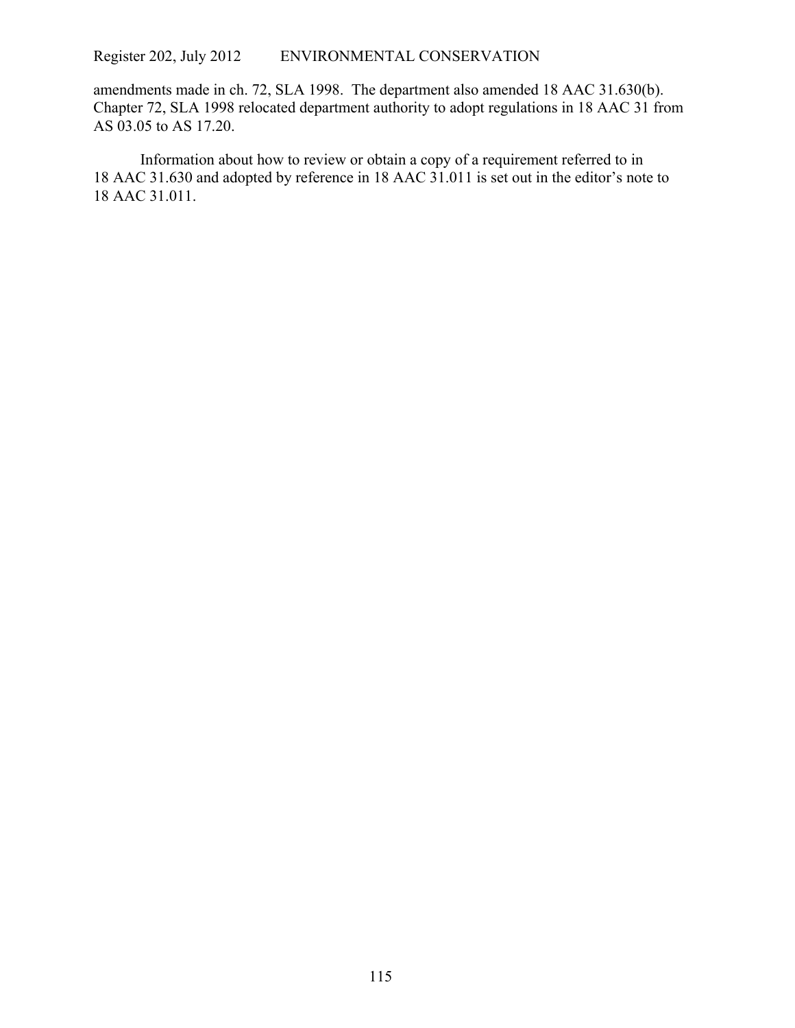amendments made in ch. 72, SLA 1998. The department also amended 18 AAC 31.630(b). Chapter 72, SLA 1998 relocated department authority to adopt regulations in 18 AAC 31 from AS 03.05 to AS 17.20.

Information about how to review or obtain a copy of a requirement referred to in 18 AAC 31.630 and adopted by reference in 18 AAC 31.011 is set out in the editor's note to 18 AAC 31.011.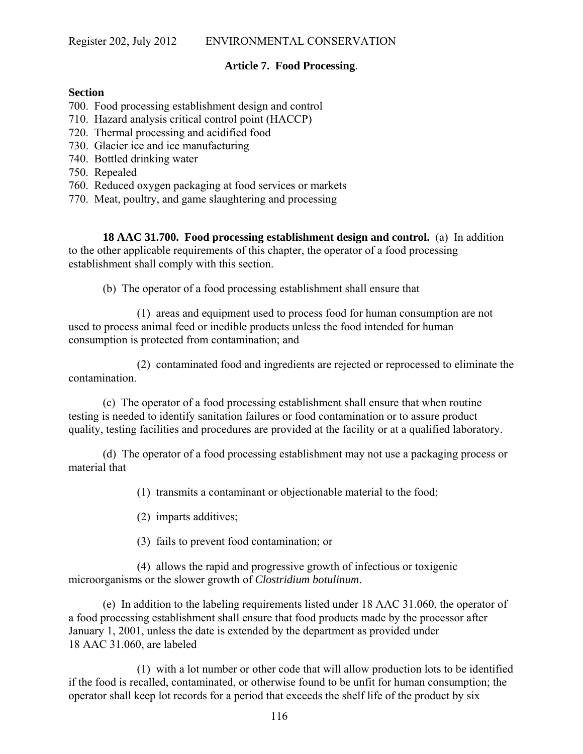## Article 7. Food Processing.

**Section**

700. Food processing establishment design and control
710. Hazard analysis critical control point (HACCP)
720. Thermal processing and acidified food
730. Glacier ice and ice manufacturing
740. Bottled drinking water
750. Repealed
760. Reduced oxygen packaging at food services or markets
770. Meat, poultry, and game slaughtering and processing

**18 AAC 31.700. Food processing establishment design and control.** (a) In addition to the other applicable requirements of this chapter, the operator of a food processing establishment shall comply with this section.

(b) The operator of a food processing establishment shall ensure that

(1) areas and equipment used to process food for human consumption are not used to process animal feed or inedible products unless the food intended for human consumption is protected from contamination; and

(2) contaminated food and ingredients are rejected or reprocessed to eliminate the contamination.

(c) The operator of a food processing establishment shall ensure that when routine testing is needed to identify sanitation failures or food contamination or to assure product quality, testing facilities and procedures are provided at the facility or at a qualified laboratory.

(d) The operator of a food processing establishment may not use a packaging process or material that

(1) transmits a contaminant or objectionable material to the food;

(2) imparts additives;

(3) fails to prevent food contamination; or

(4) allows the rapid and progressive growth of infectious or toxigenic microorganisms or the slower growth of *Clostridium botulinum*.

(e) In addition to the labeling requirements listed under 18 AAC 31.060, the operator of a food processing establishment shall ensure that food products made by the processor after January 1, 2001, unless the date is extended by the department as provided under 18 AAC 31.060, are labeled

(1) with a lot number or other code that will allow production lots to be identified if the food is recalled, contaminated, or otherwise found to be unfit for human consumption; the operator shall keep lot records for a period that exceeds the shelf life of the product by six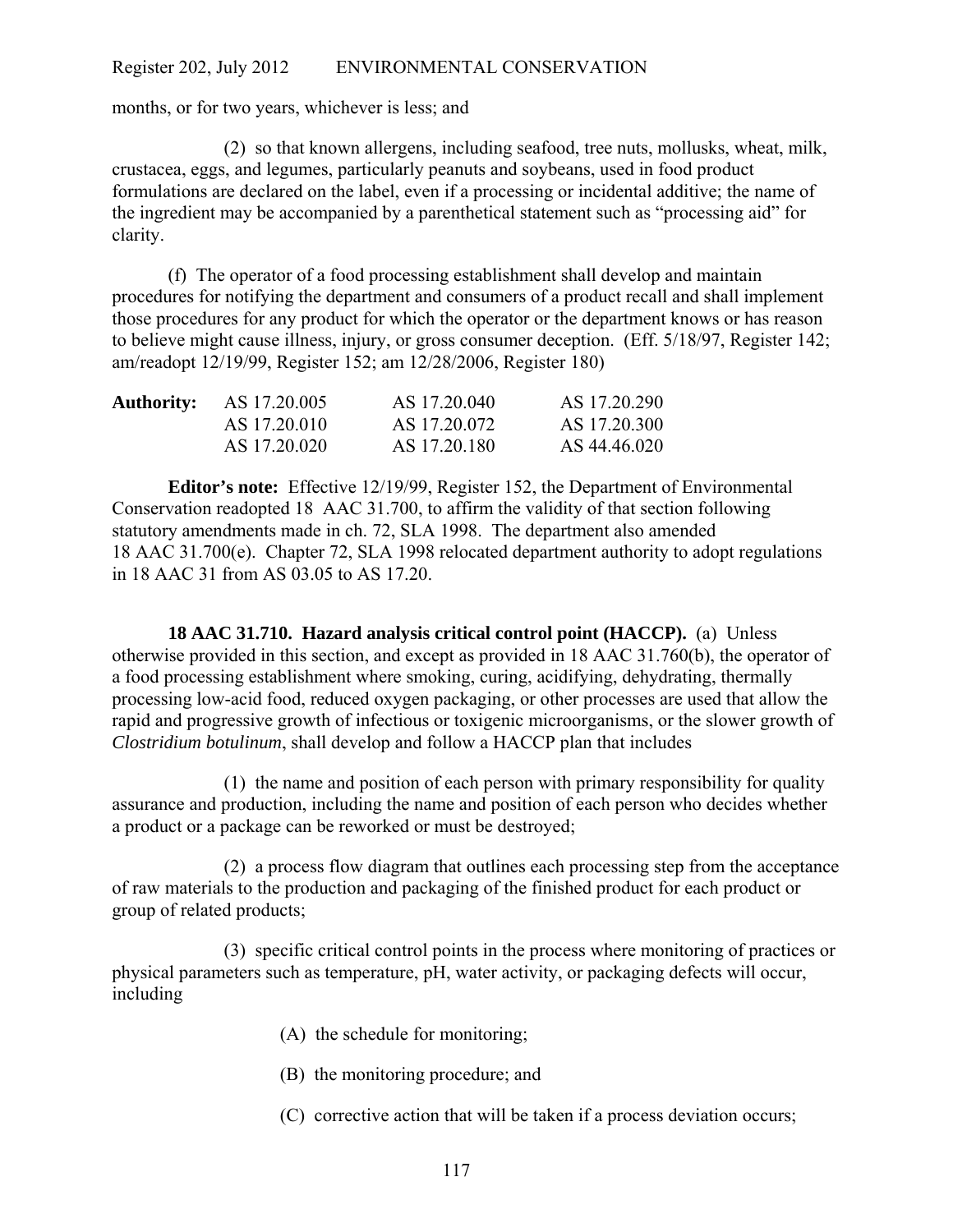months, or for two years, whichever is less; and

(2) so that known allergens, including seafood, tree nuts, mollusks, wheat, milk, crustacea, eggs, and legumes, particularly peanuts and soybeans, used in food product formulations are declared on the label, even if a processing or incidental additive; the name of the ingredient may be accompanied by a parenthetical statement such as "processing aid" for clarity.

(f) The operator of a food processing establishment shall develop and maintain procedures for notifying the department and consumers of a product recall and shall implement those procedures for any product for which the operator or the department knows or has reason to believe might cause illness, injury, or gross consumer deception. (Eff. 5/18/97, Register 142; am/readopt 12/19/99, Register 152; am 12/28/2006, Register 180)

| **Authority:** | AS 17.20.005 | AS 17.20.040 | AS 17.20.290 |
|---|---|---|---|
| | AS 17.20.010 | AS 17.20.072 | AS 17.20.300 |
| | AS 17.20.020 | AS 17.20.180 | AS 44.46.020 |

**Editor's note:** Effective 12/19/99, Register 152, the Department of Environmental Conservation readopted 18 AAC 31.700, to affirm the validity of that section following statutory amendments made in ch. 72, SLA 1998. The department also amended 18 AAC 31.700(e). Chapter 72, SLA 1998 relocated department authority to adopt regulations in 18 AAC 31 from AS 03.05 to AS 17.20.

**18 AAC 31.710. Hazard analysis critical control point (HACCP).** (a) Unless otherwise provided in this section, and except as provided in 18 AAC 31.760(b), the operator of a food processing establishment where smoking, curing, acidifying, dehydrating, thermally processing low-acid food, reduced oxygen packaging, or other processes are used that allow the rapid and progressive growth of infectious or toxigenic microorganisms, or the slower growth of *Clostridium botulinum*, shall develop and follow a HACCP plan that includes

(1) the name and position of each person with primary responsibility for quality assurance and production, including the name and position of each person who decides whether a product or a package can be reworked or must be destroyed;

(2) a process flow diagram that outlines each processing step from the acceptance of raw materials to the production and packaging of the finished product for each product or group of related products;

(3) specific critical control points in the process where monitoring of practices or physical parameters such as temperature, pH, water activity, or packaging defects will occur, including

(A) the schedule for monitoring;

(B) the monitoring procedure; and

(C) corrective action that will be taken if a process deviation occurs;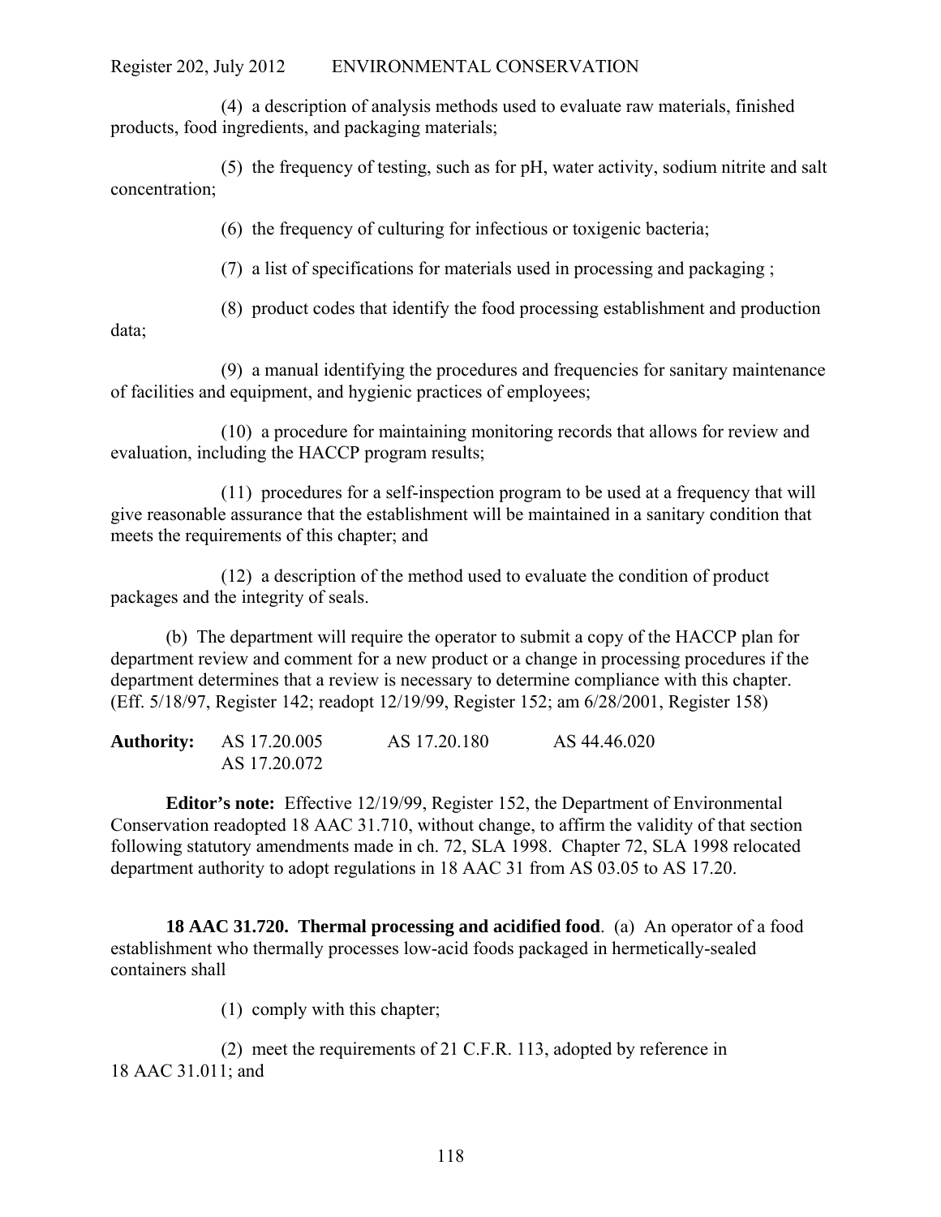(4) a description of analysis methods used to evaluate raw materials, finished products, food ingredients, and packaging materials;

(5) the frequency of testing, such as for pH, water activity, sodium nitrite and salt concentration;

(6) the frequency of culturing for infectious or toxigenic bacteria;

(7) a list of specifications for materials used in processing and packaging ;

(8) product codes that identify the food processing establishment and production data;

(9) a manual identifying the procedures and frequencies for sanitary maintenance of facilities and equipment, and hygienic practices of employees;

(10) a procedure for maintaining monitoring records that allows for review and evaluation, including the HACCP program results;

(11) procedures for a self-inspection program to be used at a frequency that will give reasonable assurance that the establishment will be maintained in a sanitary condition that meets the requirements of this chapter; and

(12) a description of the method used to evaluate the condition of product packages and the integrity of seals.

(b) The department will require the operator to submit a copy of the HACCP plan for department review and comment for a new product or a change in processing procedures if the department determines that a review is necessary to determine compliance with this chapter. (Eff. 5/18/97, Register 142; readopt 12/19/99, Register 152; am 6/28/2001, Register 158)

**Authority:** AS 17.20.005 AS 17.20.180 AS 44.46.020
AS 17.20.072

**Editor's note:** Effective 12/19/99, Register 152, the Department of Environmental Conservation readopted 18 AAC 31.710, without change, to affirm the validity of that section following statutory amendments made in ch. 72, SLA 1998. Chapter 72, SLA 1998 relocated department authority to adopt regulations in 18 AAC 31 from AS 03.05 to AS 17.20.

**18 AAC 31.720. Thermal processing and acidified food**. (a) An operator of a food establishment who thermally processes low-acid foods packaged in hermetically-sealed containers shall

(1) comply with this chapter;

(2) meet the requirements of 21 C.F.R. 113, adopted by reference in 18 AAC 31.011; and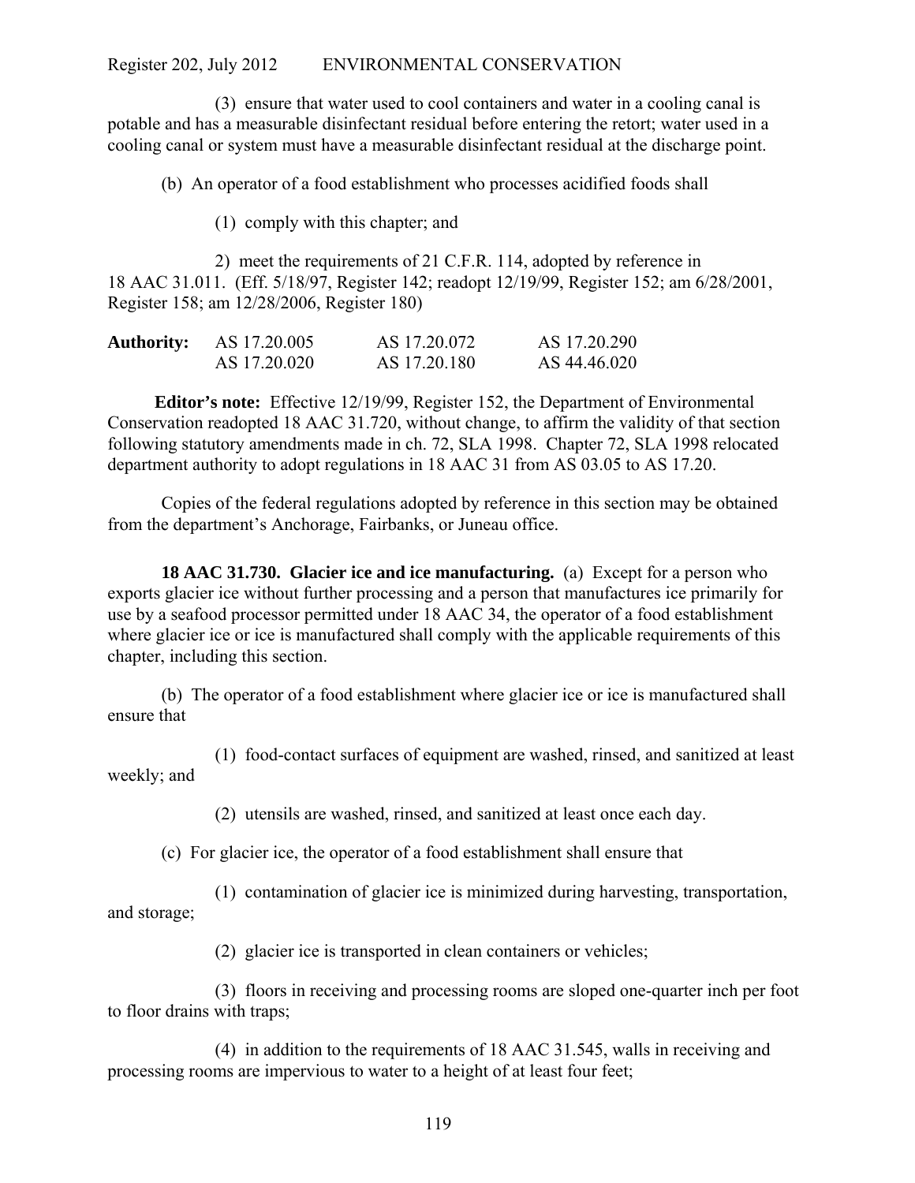(3) ensure that water used to cool containers and water in a cooling canal is potable and has a measurable disinfectant residual before entering the retort; water used in a cooling canal or system must have a measurable disinfectant residual at the discharge point.

(b) An operator of a food establishment who processes acidified foods shall

(1) comply with this chapter; and

2) meet the requirements of 21 C.F.R. 114, adopted by reference in 18 AAC 31.011. (Eff. 5/18/97, Register 142; readopt 12/19/99, Register 152; am 6/28/2001, Register 158; am 12/28/2006, Register 180)

| **Authority:** | AS 17.20.005 | AS 17.20.072 | AS 17.20.290 |
|---|---|---|---|
| | AS 17.20.020 | AS 17.20.180 | AS 44.46.020 |

**Editor's note:** Effective 12/19/99, Register 152, the Department of Environmental Conservation readopted 18 AAC 31.720, without change, to affirm the validity of that section following statutory amendments made in ch. 72, SLA 1998. Chapter 72, SLA 1998 relocated department authority to adopt regulations in 18 AAC 31 from AS 03.05 to AS 17.20.

Copies of the federal regulations adopted by reference in this section may be obtained from the department's Anchorage, Fairbanks, or Juneau office.

**18 AAC 31.730. Glacier ice and ice manufacturing.** (a) Except for a person who exports glacier ice without further processing and a person that manufactures ice primarily for use by a seafood processor permitted under 18 AAC 34, the operator of a food establishment where glacier ice or ice is manufactured shall comply with the applicable requirements of this chapter, including this section.

(b) The operator of a food establishment where glacier ice or ice is manufactured shall ensure that

(1) food-contact surfaces of equipment are washed, rinsed, and sanitized at least weekly; and

(2) utensils are washed, rinsed, and sanitized at least once each day.

(c) For glacier ice, the operator of a food establishment shall ensure that

(1) contamination of glacier ice is minimized during harvesting, transportation, and storage;

(2) glacier ice is transported in clean containers or vehicles;

(3) floors in receiving and processing rooms are sloped one-quarter inch per foot to floor drains with traps;

(4) in addition to the requirements of 18 AAC 31.545, walls in receiving and processing rooms are impervious to water to a height of at least four feet;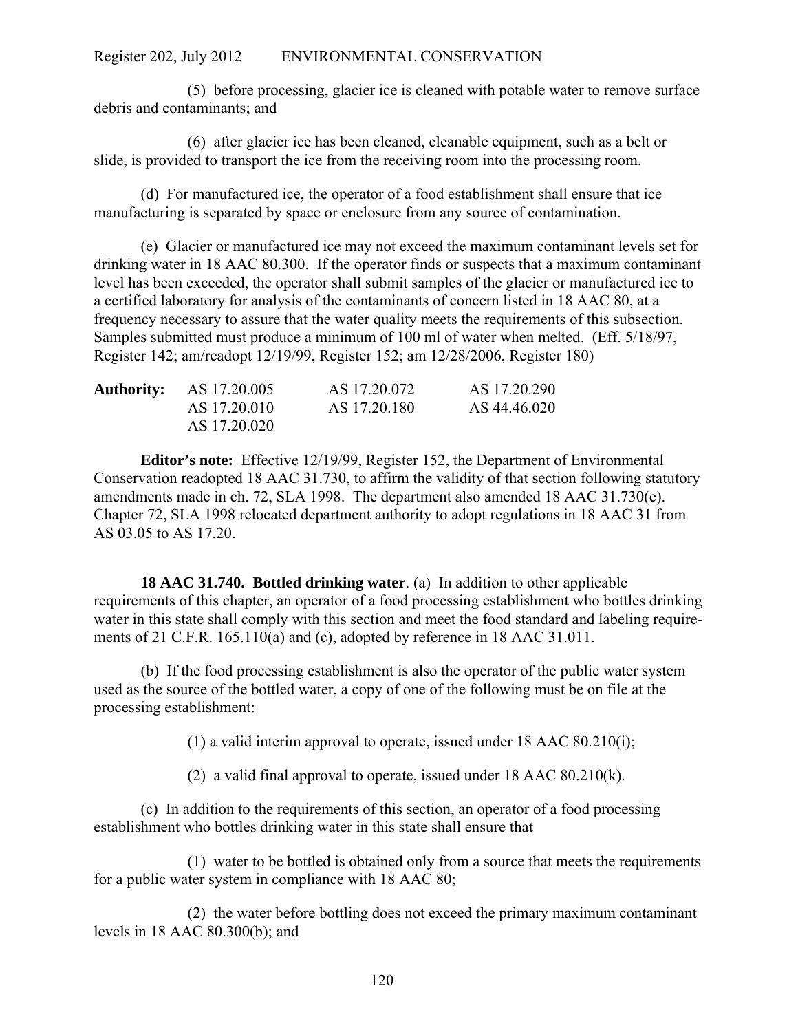(5) before processing, glacier ice is cleaned with potable water to remove surface debris and contaminants; and

(6) after glacier ice has been cleaned, cleanable equipment, such as a belt or slide, is provided to transport the ice from the receiving room into the processing room.

(d) For manufactured ice, the operator of a food establishment shall ensure that ice manufacturing is separated by space or enclosure from any source of contamination.

(e) Glacier or manufactured ice may not exceed the maximum contaminant levels set for drinking water in 18 AAC 80.300. If the operator finds or suspects that a maximum contaminant level has been exceeded, the operator shall submit samples of the glacier or manufactured ice to a certified laboratory for analysis of the contaminants of concern listed in 18 AAC 80, at a frequency necessary to assure that the water quality meets the requirements of this subsection. Samples submitted must produce a minimum of 100 ml of water when melted. (Eff. 5/18/97, Register 142; am/readopt 12/19/99, Register 152; am 12/28/2006, Register 180)

| **Authority:** | AS 17.20.005 | AS 17.20.072 | AS 17.20.290 |
|---|---|---|---|
| | AS 17.20.010 | AS 17.20.180 | AS 44.46.020 |
| | AS 17.20.020 | | |

**Editor's note:** Effective 12/19/99, Register 152, the Department of Environmental Conservation readopted 18 AAC 31.730, to affirm the validity of that section following statutory amendments made in ch. 72, SLA 1998. The department also amended 18 AAC 31.730(e). Chapter 72, SLA 1998 relocated department authority to adopt regulations in 18 AAC 31 from AS 03.05 to AS 17.20.

**18 AAC 31.740. Bottled drinking water**. (a) In addition to other applicable requirements of this chapter, an operator of a food processing establishment who bottles drinking water in this state shall comply with this section and meet the food standard and labeling requirements of 21 C.F.R. 165.110(a) and (c), adopted by reference in 18 AAC 31.011.

(b) If the food processing establishment is also the operator of the public water system used as the source of the bottled water, a copy of one of the following must be on file at the processing establishment:

(1) a valid interim approval to operate, issued under 18 AAC 80.210(i);

(2) a valid final approval to operate, issued under 18 AAC 80.210(k).

(c) In addition to the requirements of this section, an operator of a food processing establishment who bottles drinking water in this state shall ensure that

(1) water to be bottled is obtained only from a source that meets the requirements for a public water system in compliance with 18 AAC 80;

(2) the water before bottling does not exceed the primary maximum contaminant levels in 18 AAC 80.300(b); and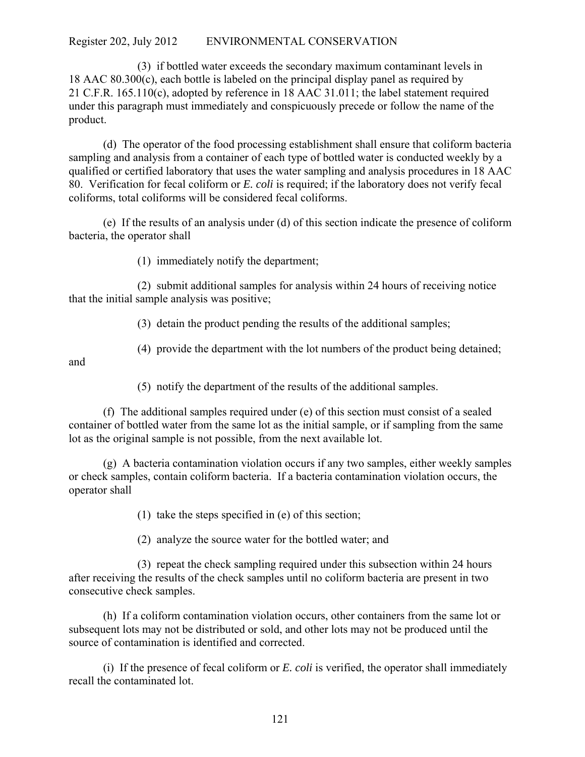(3) if bottled water exceeds the secondary maximum contaminant levels in 18 AAC 80.300(c), each bottle is labeled on the principal display panel as required by 21 C.F.R. 165.110(c), adopted by reference in 18 AAC 31.011; the label statement required under this paragraph must immediately and conspicuously precede or follow the name of the product.

(d) The operator of the food processing establishment shall ensure that coliform bacteria sampling and analysis from a container of each type of bottled water is conducted weekly by a qualified or certified laboratory that uses the water sampling and analysis procedures in 18 AAC 80. Verification for fecal coliform or *E. coli* is required; if the laboratory does not verify fecal coliforms, total coliforms will be considered fecal coliforms.

(e) If the results of an analysis under (d) of this section indicate the presence of coliform bacteria, the operator shall

(1) immediately notify the department;

(2) submit additional samples for analysis within 24 hours of receiving notice that the initial sample analysis was positive;

(3) detain the product pending the results of the additional samples;

(4) provide the department with the lot numbers of the product being detained; and

(5) notify the department of the results of the additional samples.

(f) The additional samples required under (e) of this section must consist of a sealed container of bottled water from the same lot as the initial sample, or if sampling from the same lot as the original sample is not possible, from the next available lot.

(g) A bacteria contamination violation occurs if any two samples, either weekly samples or check samples, contain coliform bacteria. If a bacteria contamination violation occurs, the operator shall

(1) take the steps specified in (e) of this section;

(2) analyze the source water for the bottled water; and

(3) repeat the check sampling required under this subsection within 24 hours after receiving the results of the check samples until no coliform bacteria are present in two consecutive check samples.

(h) If a coliform contamination violation occurs, other containers from the same lot or subsequent lots may not be distributed or sold, and other lots may not be produced until the source of contamination is identified and corrected.

(i) If the presence of fecal coliform or *E. coli* is verified, the operator shall immediately recall the contaminated lot.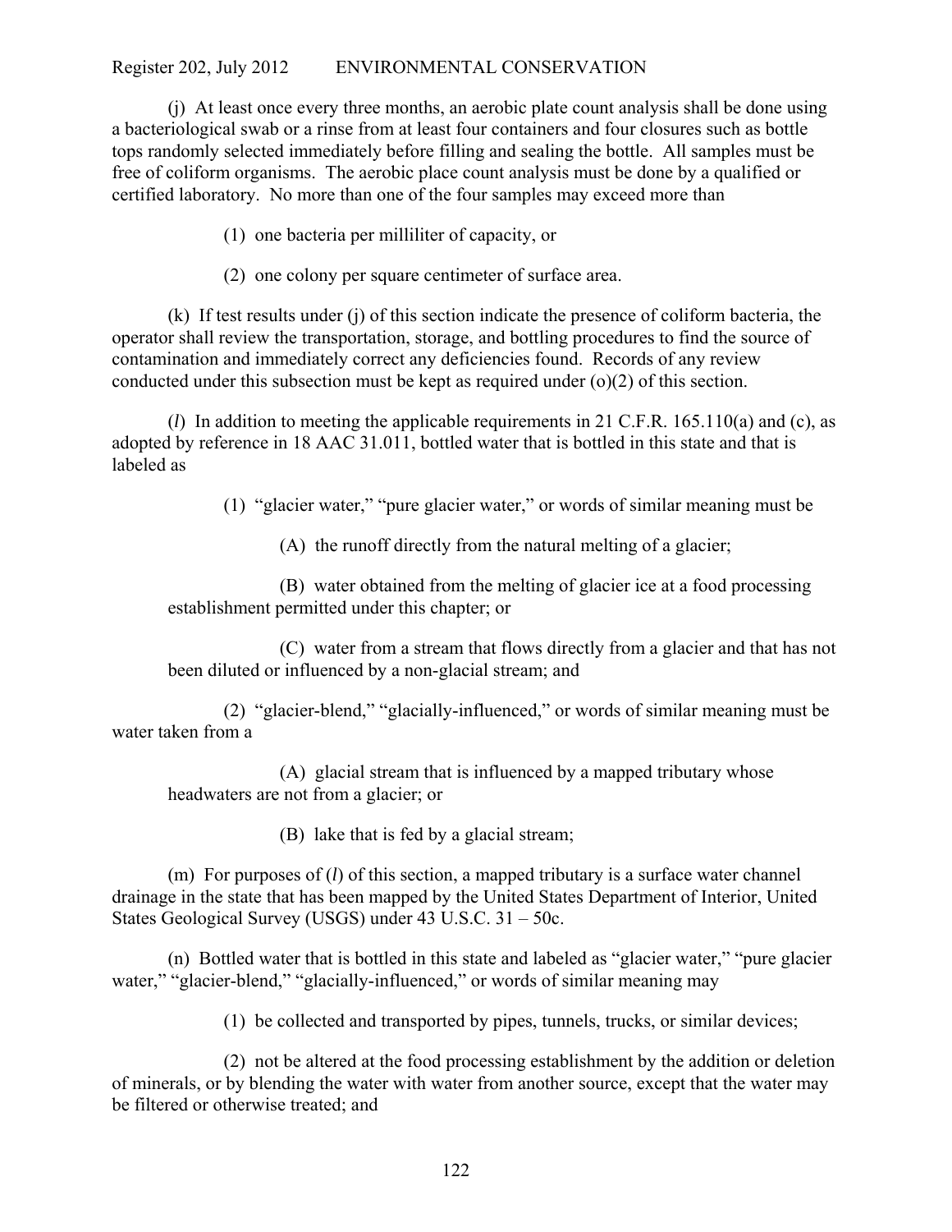(j) At least once every three months, an aerobic plate count analysis shall be done using a bacteriological swab or a rinse from at least four containers and four closures such as bottle tops randomly selected immediately before filling and sealing the bottle. All samples must be free of coliform organisms. The aerobic place count analysis must be done by a qualified or certified laboratory. No more than one of the four samples may exceed more than

(1) one bacteria per milliliter of capacity, or

(2) one colony per square centimeter of surface area.

(k) If test results under (j) of this section indicate the presence of coliform bacteria, the operator shall review the transportation, storage, and bottling procedures to find the source of contamination and immediately correct any deficiencies found. Records of any review conducted under this subsection must be kept as required under (o)(2) of this section.

(*l*) In addition to meeting the applicable requirements in 21 C.F.R. 165.110(a) and (c), as adopted by reference in 18 AAC 31.011, bottled water that is bottled in this state and that is labeled as

(1) "glacier water," "pure glacier water," or words of similar meaning must be

(A) the runoff directly from the natural melting of a glacier;

(B) water obtained from the melting of glacier ice at a food processing establishment permitted under this chapter; or

(C) water from a stream that flows directly from a glacier and that has not been diluted or influenced by a non-glacial stream; and

(2) "glacier-blend," "glacially-influenced," or words of similar meaning must be water taken from a

(A) glacial stream that is influenced by a mapped tributary whose headwaters are not from a glacier; or

(B) lake that is fed by a glacial stream;

(m) For purposes of (*l*) of this section, a mapped tributary is a surface water channel drainage in the state that has been mapped by the United States Department of Interior, United States Geological Survey (USGS) under 43 U.S.C. 31 – 50c.

(n) Bottled water that is bottled in this state and labeled as "glacier water," "pure glacier water," "glacier-blend," "glacially-influenced," or words of similar meaning may

(1) be collected and transported by pipes, tunnels, trucks, or similar devices;

(2) not be altered at the food processing establishment by the addition or deletion of minerals, or by blending the water with water from another source, except that the water may be filtered or otherwise treated; and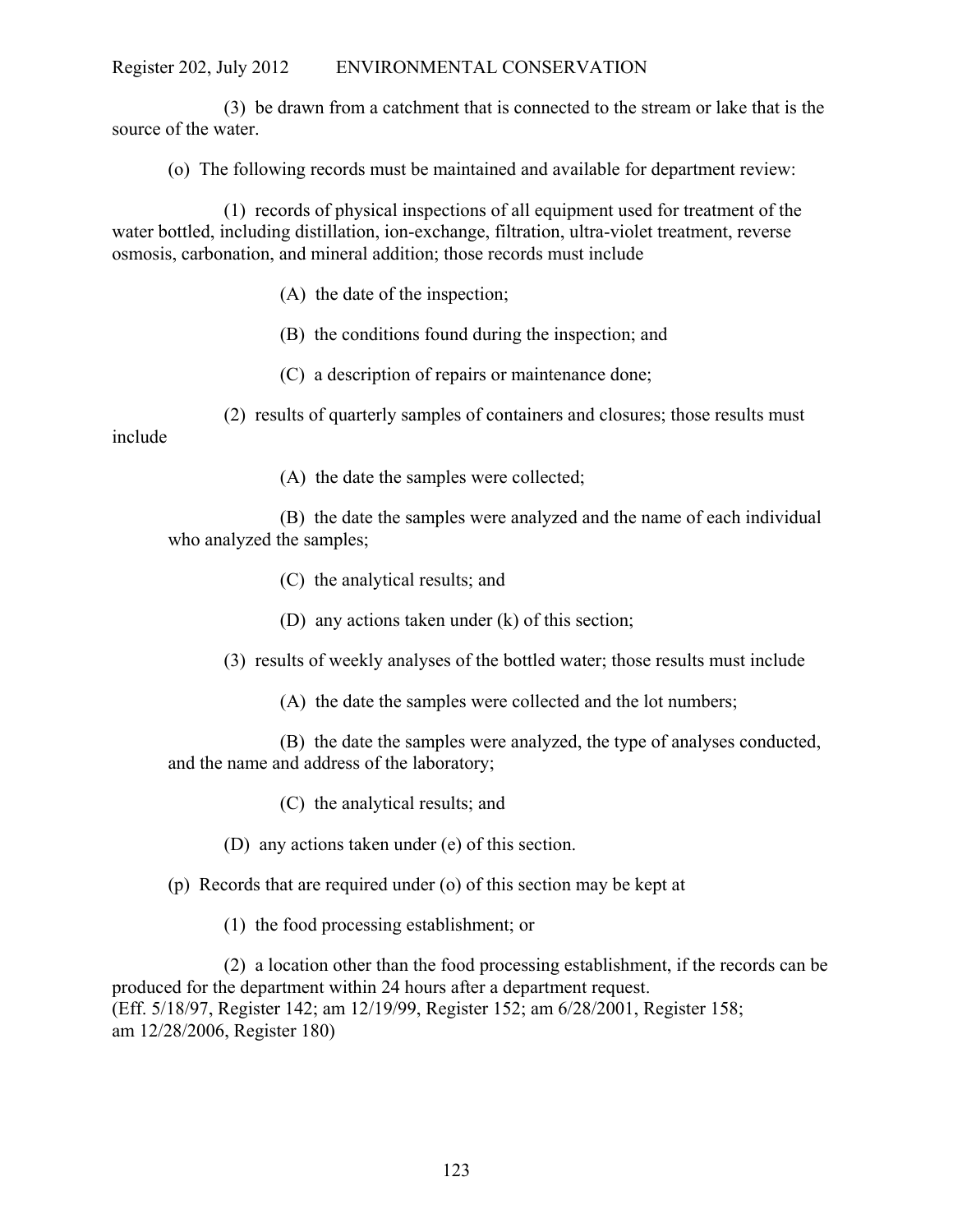(3) be drawn from a catchment that is connected to the stream or lake that is the source of the water.

(o) The following records must be maintained and available for department review:

(1) records of physical inspections of all equipment used for treatment of the water bottled, including distillation, ion-exchange, filtration, ultra-violet treatment, reverse osmosis, carbonation, and mineral addition; those records must include

(A) the date of the inspection;

(B) the conditions found during the inspection; and

(C) a description of repairs or maintenance done;

(2) results of quarterly samples of containers and closures; those results must include

(A) the date the samples were collected;

(B) the date the samples were analyzed and the name of each individual who analyzed the samples;

(C) the analytical results; and

(D) any actions taken under (k) of this section;

(3) results of weekly analyses of the bottled water; those results must include

(A) the date the samples were collected and the lot numbers;

(B) the date the samples were analyzed, the type of analyses conducted, and the name and address of the laboratory;

(C) the analytical results; and

(D) any actions taken under (e) of this section.

(p) Records that are required under (o) of this section may be kept at

(1) the food processing establishment; or

(2) a location other than the food processing establishment, if the records can be produced for the department within 24 hours after a department request.
(Eff. 5/18/97, Register 142; am 12/19/99, Register 152; am 6/28/2001, Register 158; am 12/28/2006, Register 180)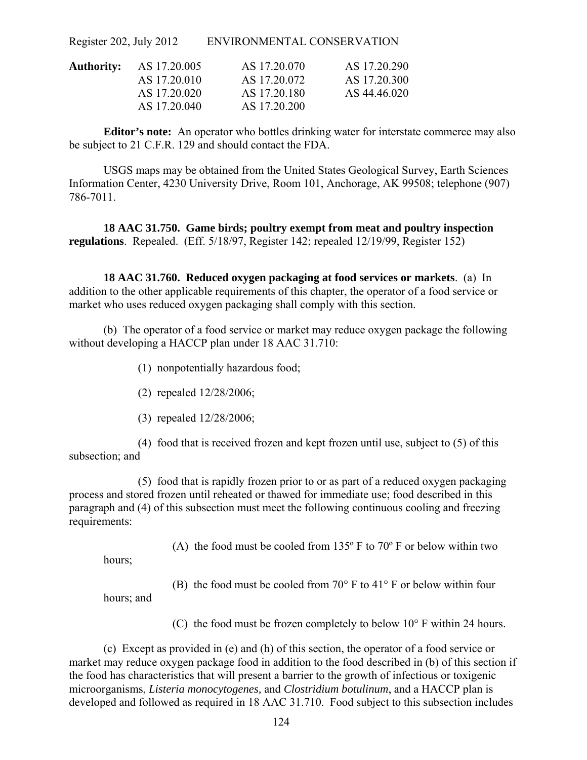**Authority:**

| | | |
|---|---|---|
| AS 17.20.005 | AS 17.20.070 | AS 17.20.290 |
| AS 17.20.010 | AS 17.20.072 | AS 17.20.300 |
| AS 17.20.020 | AS 17.20.180 | AS 44.46.020 |
| AS 17.20.040 | AS 17.20.200 | |

**Editor's note:** An operator who bottles drinking water for interstate commerce may also be subject to 21 C.F.R. 129 and should contact the FDA.

USGS maps may be obtained from the United States Geological Survey, Earth Sciences Information Center, 4230 University Drive, Room 101, Anchorage, AK 99508; telephone (907) 786-7011.

**18 AAC 31.750. Game birds; poultry exempt from meat and poultry inspection regulations**. Repealed. (Eff. 5/18/97, Register 142; repealed 12/19/99, Register 152)

**18 AAC 31.760. Reduced oxygen packaging at food services or markets**. (a) In addition to the other applicable requirements of this chapter, the operator of a food service or market who uses reduced oxygen packaging shall comply with this section.

(b) The operator of a food service or market may reduce oxygen package the following without developing a HACCP plan under 18 AAC 31.710:

(1) nonpotentially hazardous food;

(2) repealed 12/28/2006;

(3) repealed 12/28/2006;

(4) food that is received frozen and kept frozen until use, subject to (5) of this subsection; and

(5) food that is rapidly frozen prior to or as part of a reduced oxygen packaging process and stored frozen until reheated or thawed for immediate use; food described in this paragraph and (4) of this subsection must meet the following continuous cooling and freezing requirements:

(A) the food must be cooled from 135º F to 70º F or below within two hours;

(B) the food must be cooled from 70° F to 41° F or below within four hours; and

(C) the food must be frozen completely to below 10° F within 24 hours.

(c) Except as provided in (e) and (h) of this section, the operator of a food service or market may reduce oxygen package food in addition to the food described in (b) of this section if the food has characteristics that will present a barrier to the growth of infectious or toxigenic microorganisms, *Listeria monocytogenes,* and *Clostridium botulinum*, and a HACCP plan is developed and followed as required in 18 AAC 31.710. Food subject to this subsection includes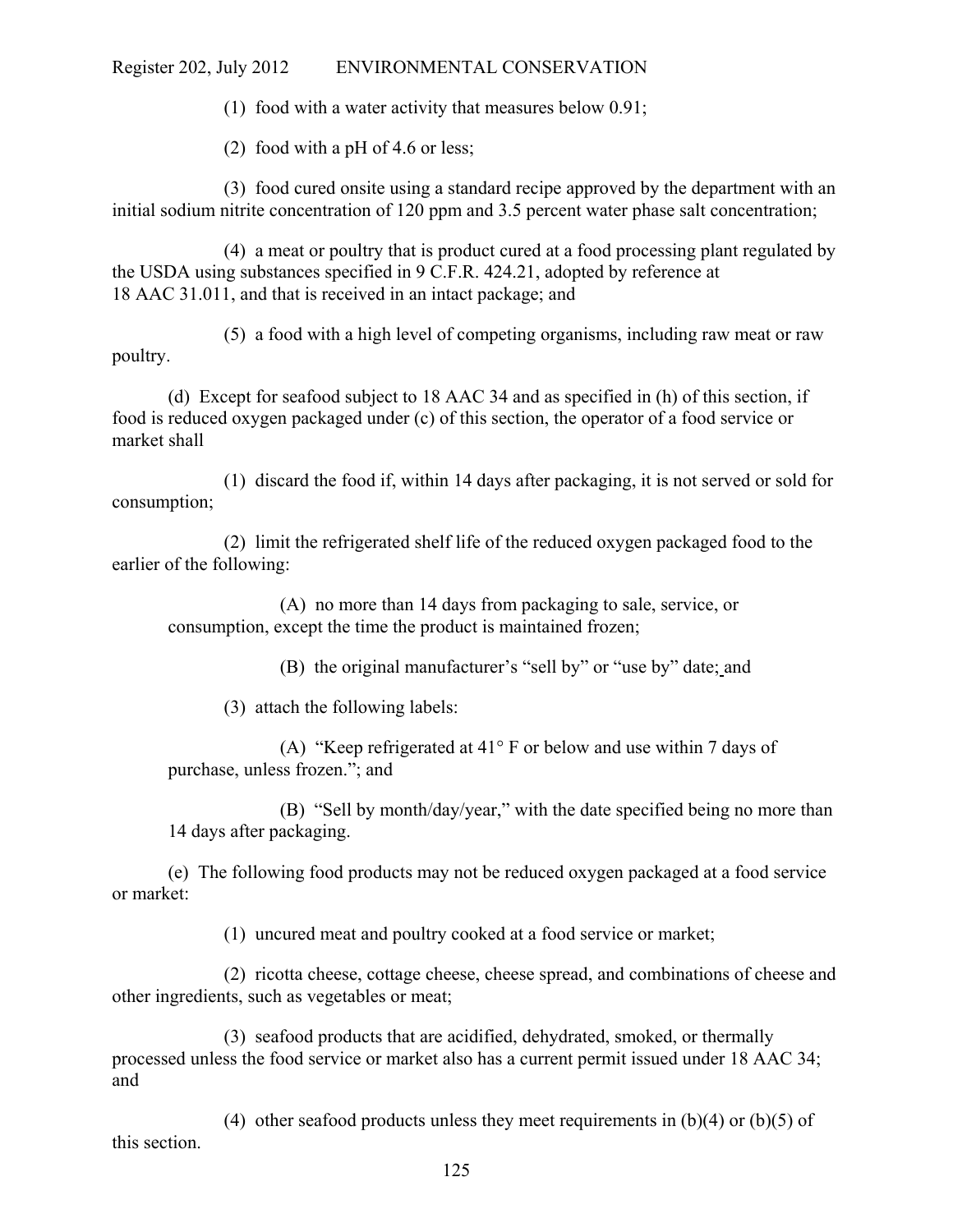(1) food with a water activity that measures below 0.91;

(2) food with a pH of 4.6 or less;

(3) food cured onsite using a standard recipe approved by the department with an initial sodium nitrite concentration of 120 ppm and 3.5 percent water phase salt concentration;

(4) a meat or poultry that is product cured at a food processing plant regulated by the USDA using substances specified in 9 C.F.R. 424.21, adopted by reference at 18 AAC 31.011, and that is received in an intact package; and

(5) a food with a high level of competing organisms, including raw meat or raw poultry.

(d) Except for seafood subject to 18 AAC 34 and as specified in (h) of this section, if food is reduced oxygen packaged under (c) of this section, the operator of a food service or market shall

(1) discard the food if, within 14 days after packaging, it is not served or sold for consumption;

(2) limit the refrigerated shelf life of the reduced oxygen packaged food to the earlier of the following:

(A) no more than 14 days from packaging to sale, service, or consumption, except the time the product is maintained frozen;

(B) the original manufacturer's "sell by" or "use by" date; and

(3) attach the following labels:

(A) "Keep refrigerated at 41° F or below and use within 7 days of purchase, unless frozen."; and

(B) "Sell by month/day/year," with the date specified being no more than 14 days after packaging.

(e) The following food products may not be reduced oxygen packaged at a food service or market:

(1) uncured meat and poultry cooked at a food service or market;

(2) ricotta cheese, cottage cheese, cheese spread, and combinations of cheese and other ingredients, such as vegetables or meat;

(3) seafood products that are acidified, dehydrated, smoked, or thermally processed unless the food service or market also has a current permit issued under 18 AAC 34; and

(4) other seafood products unless they meet requirements in (b)(4) or (b)(5) of this section.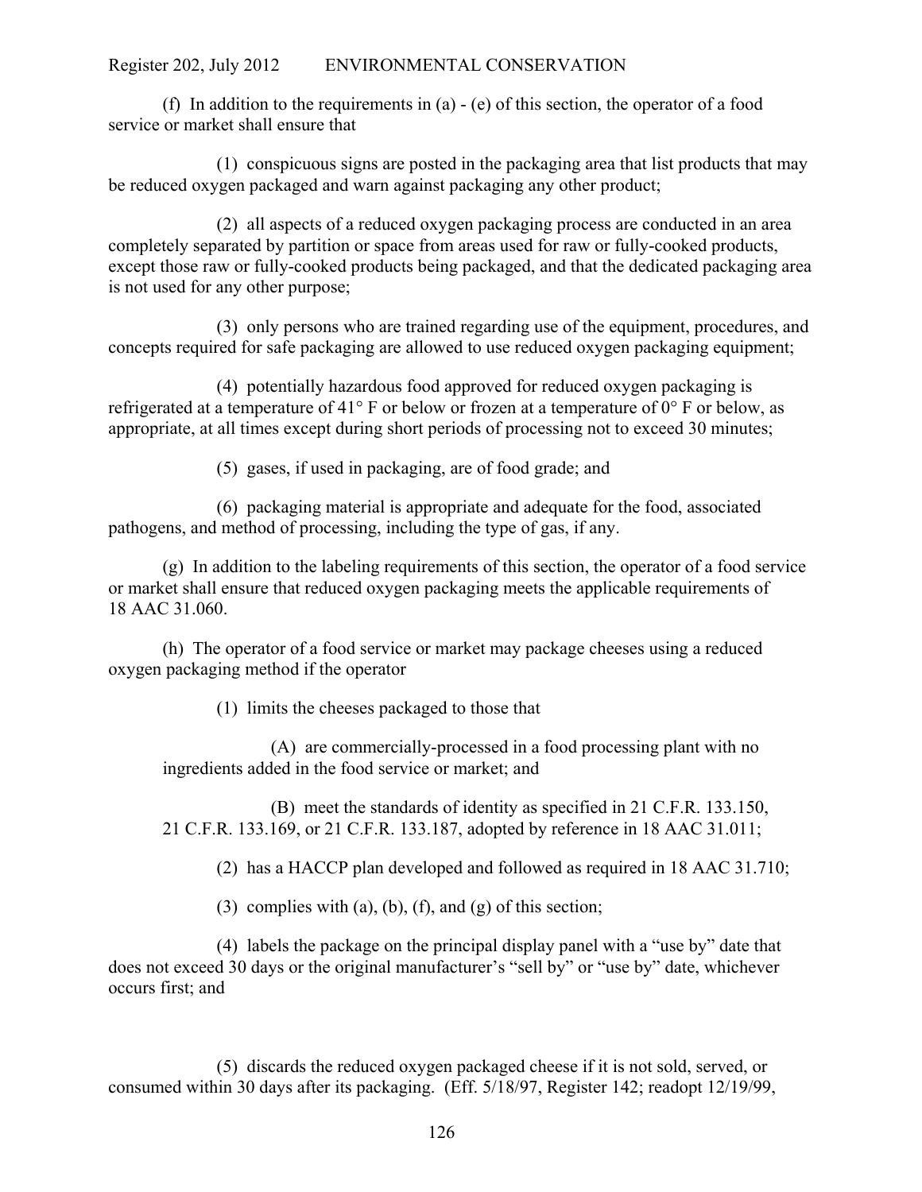(f) In addition to the requirements in (a) - (e) of this section, the operator of a food service or market shall ensure that

(1) conspicuous signs are posted in the packaging area that list products that may be reduced oxygen packaged and warn against packaging any other product;

(2) all aspects of a reduced oxygen packaging process are conducted in an area completely separated by partition or space from areas used for raw or fully-cooked products, except those raw or fully-cooked products being packaged, and that the dedicated packaging area is not used for any other purpose;

(3) only persons who are trained regarding use of the equipment, procedures, and concepts required for safe packaging are allowed to use reduced oxygen packaging equipment;

(4) potentially hazardous food approved for reduced oxygen packaging is refrigerated at a temperature of 41° F or below or frozen at a temperature of 0° F or below, as appropriate, at all times except during short periods of processing not to exceed 30 minutes;

(5) gases, if used in packaging, are of food grade; and

(6) packaging material is appropriate and adequate for the food, associated pathogens, and method of processing, including the type of gas, if any.

(g) In addition to the labeling requirements of this section, the operator of a food service or market shall ensure that reduced oxygen packaging meets the applicable requirements of 18 AAC 31.060.

(h) The operator of a food service or market may package cheeses using a reduced oxygen packaging method if the operator

(1) limits the cheeses packaged to those that

(A) are commercially-processed in a food processing plant with no ingredients added in the food service or market; and

(B) meet the standards of identity as specified in 21 C.F.R. 133.150, 21 C.F.R. 133.169, or 21 C.F.R. 133.187, adopted by reference in 18 AAC 31.011;

(2) has a HACCP plan developed and followed as required in 18 AAC 31.710;

(3) complies with (a), (b), (f), and (g) of this section;

(4) labels the package on the principal display panel with a "use by" date that does not exceed 30 days or the original manufacturer's "sell by" or "use by" date, whichever occurs first; and

(5) discards the reduced oxygen packaged cheese if it is not sold, served, or consumed within 30 days after its packaging. (Eff. 5/18/97, Register 142; readopt 12/19/99,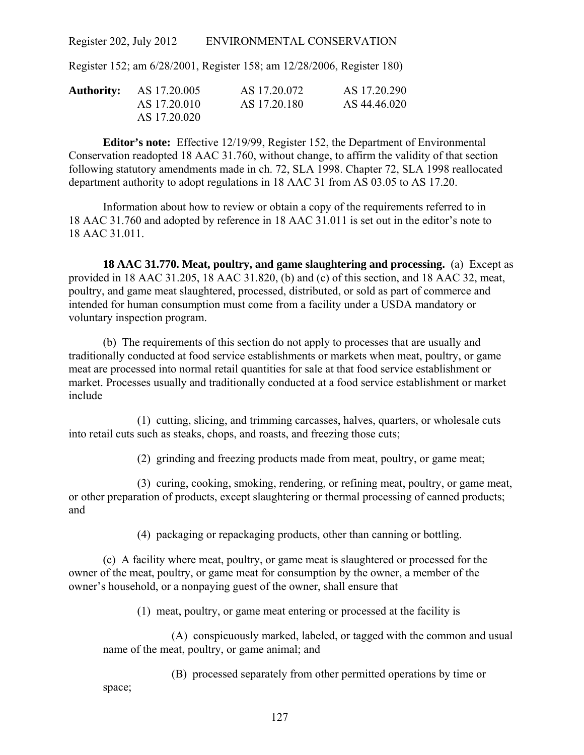Register 152; am 6/28/2001, Register 158; am 12/28/2006, Register 180)

| **Authority:** | AS 17.20.005 | AS 17.20.072 | AS 17.20.290 |
|---|---|---|---|
| | AS 17.20.010 | AS 17.20.180 | AS 44.46.020 |
| | AS 17.20.020 | | |

**Editor's note:** Effective 12/19/99, Register 152, the Department of Environmental Conservation readopted 18 AAC 31.760, without change, to affirm the validity of that section following statutory amendments made in ch. 72, SLA 1998. Chapter 72, SLA 1998 reallocated department authority to adopt regulations in 18 AAC 31 from AS 03.05 to AS 17.20.

Information about how to review or obtain a copy of the requirements referred to in 18 AAC 31.760 and adopted by reference in 18 AAC 31.011 is set out in the editor's note to 18 AAC 31.011.

**18 AAC 31.770. Meat, poultry, and game slaughtering and processing.** (a) Except as provided in 18 AAC 31.205, 18 AAC 31.820, (b) and (c) of this section, and 18 AAC 32, meat, poultry, and game meat slaughtered, processed, distributed, or sold as part of commerce and intended for human consumption must come from a facility under a USDA mandatory or voluntary inspection program.

(b) The requirements of this section do not apply to processes that are usually and traditionally conducted at food service establishments or markets when meat, poultry, or game meat are processed into normal retail quantities for sale at that food service establishment or market. Processes usually and traditionally conducted at a food service establishment or market include

(1) cutting, slicing, and trimming carcasses, halves, quarters, or wholesale cuts into retail cuts such as steaks, chops, and roasts, and freezing those cuts;

(2) grinding and freezing products made from meat, poultry, or game meat;

(3) curing, cooking, smoking, rendering, or refining meat, poultry, or game meat, or other preparation of products, except slaughtering or thermal processing of canned products; and

(4) packaging or repackaging products, other than canning or bottling.

(c) A facility where meat, poultry, or game meat is slaughtered or processed for the owner of the meat, poultry, or game meat for consumption by the owner, a member of the owner's household, or a nonpaying guest of the owner, shall ensure that

(1) meat, poultry, or game meat entering or processed at the facility is

(A) conspicuously marked, labeled, or tagged with the common and usual name of the meat, poultry, or game animal; and

(B) processed separately from other permitted operations by time or space;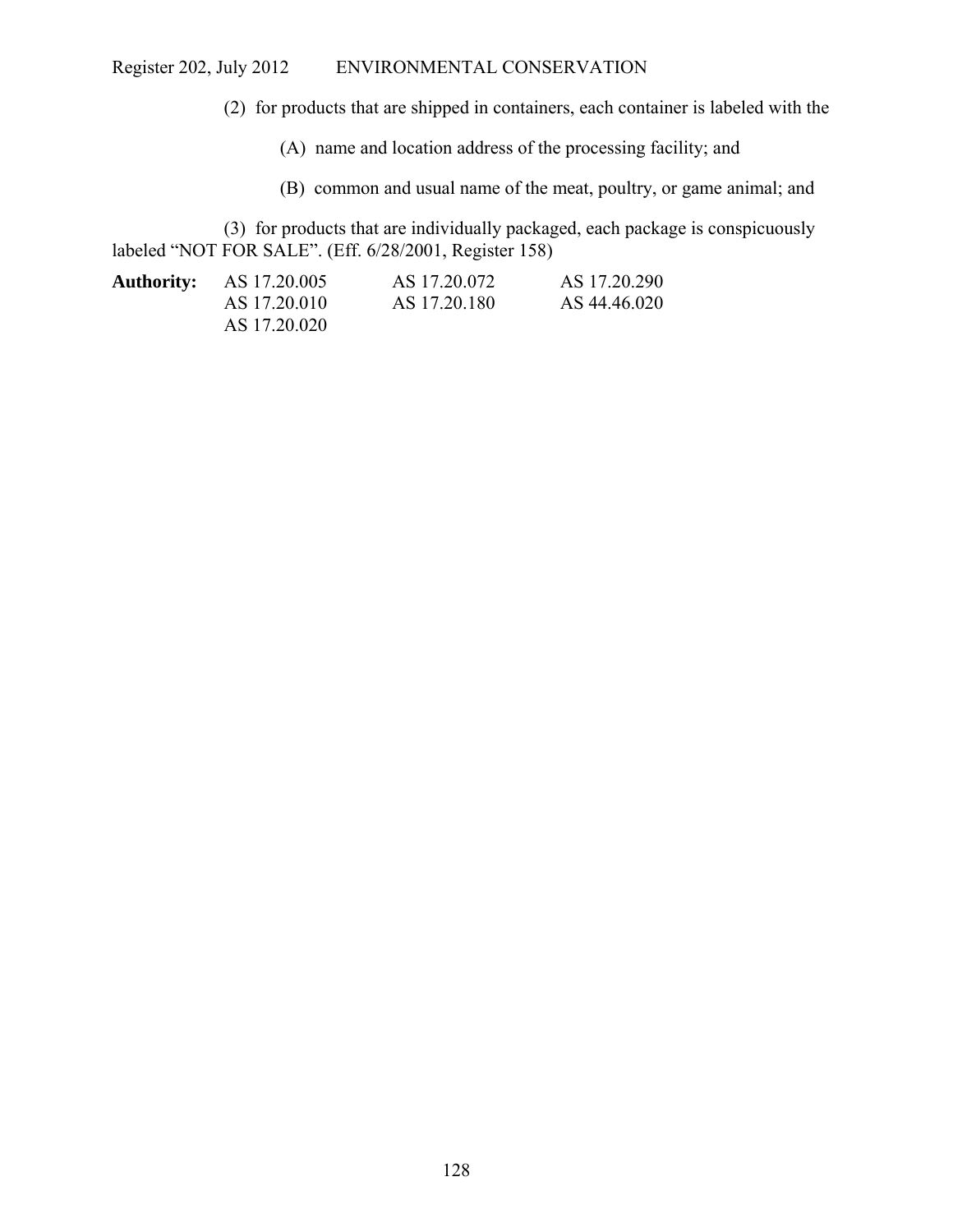(2) for products that are shipped in containers, each container is labeled with the

(A) name and location address of the processing facility; and

(B) common and usual name of the meat, poultry, or game animal; and

(3) for products that are individually packaged, each package is conspicuously labeled "NOT FOR SALE". (Eff. 6/28/2001, Register 158)

| **Authority:** | AS 17.20.005 | AS 17.20.072 | AS 17.20.290 |
|---|---|---|---|
| | AS 17.20.010 | AS 17.20.180 | AS 44.46.020 |
| | AS 17.20.020 | | |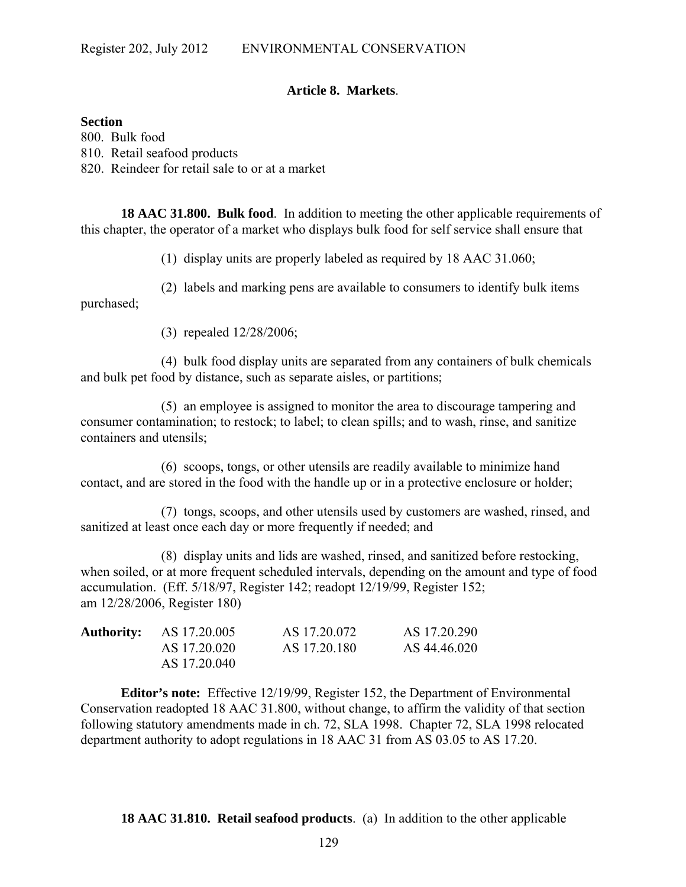## Article 8. Markets.

**Section**
800. Bulk food
810. Retail seafood products
820. Reindeer for retail sale to or at a market

**18 AAC 31.800. Bulk food**. In addition to meeting the other applicable requirements of this chapter, the operator of a market who displays bulk food for self service shall ensure that

(1) display units are properly labeled as required by 18 AAC 31.060;

(2) labels and marking pens are available to consumers to identify bulk items purchased;

(3) repealed 12/28/2006;

(4) bulk food display units are separated from any containers of bulk chemicals and bulk pet food by distance, such as separate aisles, or partitions;

(5) an employee is assigned to monitor the area to discourage tampering and consumer contamination; to restock; to label; to clean spills; and to wash, rinse, and sanitize containers and utensils;

(6) scoops, tongs, or other utensils are readily available to minimize hand contact, and are stored in the food with the handle up or in a protective enclosure or holder;

(7) tongs, scoops, and other utensils used by customers are washed, rinsed, and sanitized at least once each day or more frequently if needed; and

(8) display units and lids are washed, rinsed, and sanitized before restocking, when soiled, or at more frequent scheduled intervals, depending on the amount and type of food accumulation. (Eff. 5/18/97, Register 142; readopt 12/19/99, Register 152; am 12/28/2006, Register 180)

| **Authority:** | AS 17.20.005 | AS 17.20.072 | AS 17.20.290 |
|---|---|---|---|
| | AS 17.20.020 | AS 17.20.180 | AS 44.46.020 |
| | AS 17.20.040 | | |

**Editor's note:** Effective 12/19/99, Register 152, the Department of Environmental Conservation readopted 18 AAC 31.800, without change, to affirm the validity of that section following statutory amendments made in ch. 72, SLA 1998. Chapter 72, SLA 1998 relocated department authority to adopt regulations in 18 AAC 31 from AS 03.05 to AS 17.20.

**18 AAC 31.810. Retail seafood products**. (a) In addition to the other applicable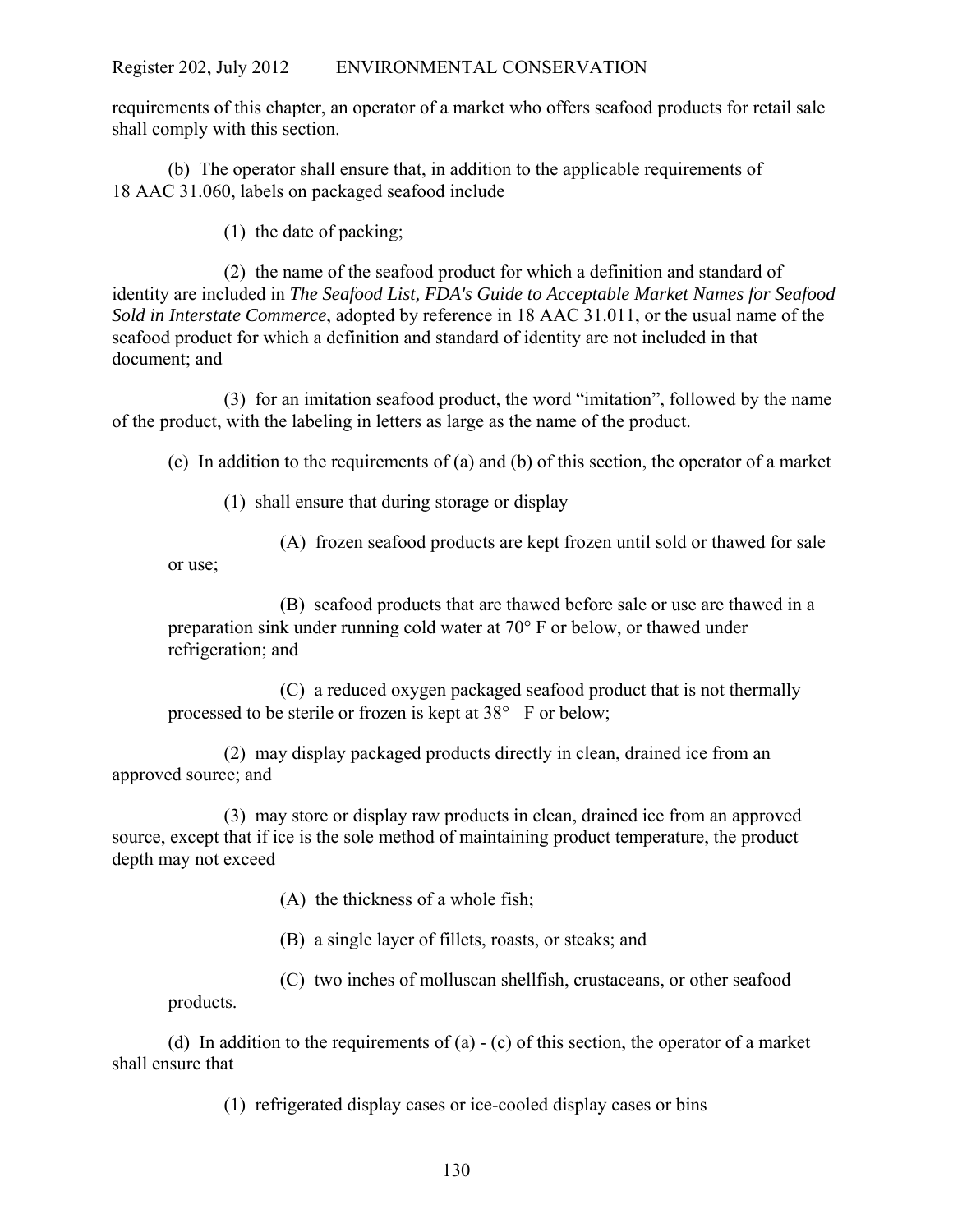requirements of this chapter, an operator of a market who offers seafood products for retail sale shall comply with this section.

(b) The operator shall ensure that, in addition to the applicable requirements of 18 AAC 31.060, labels on packaged seafood include

(1) the date of packing;

(2) the name of the seafood product for which a definition and standard of identity are included in *The Seafood List, FDA's Guide to Acceptable Market Names for Seafood Sold in Interstate Commerce*, adopted by reference in 18 AAC 31.011, or the usual name of the seafood product for which a definition and standard of identity are not included in that document; and

(3) for an imitation seafood product, the word "imitation", followed by the name of the product, with the labeling in letters as large as the name of the product.

(c) In addition to the requirements of (a) and (b) of this section, the operator of a market

(1) shall ensure that during storage or display

(A) frozen seafood products are kept frozen until sold or thawed for sale or use;

(B) seafood products that are thawed before sale or use are thawed in a preparation sink under running cold water at 70° F or below, or thawed under refrigeration; and

(C) a reduced oxygen packaged seafood product that is not thermally processed to be sterile or frozen is kept at 38° F or below;

(2) may display packaged products directly in clean, drained ice from an approved source; and

(3) may store or display raw products in clean, drained ice from an approved source, except that if ice is the sole method of maintaining product temperature, the product depth may not exceed

(A) the thickness of a whole fish;

(B) a single layer of fillets, roasts, or steaks; and

(C) two inches of molluscan shellfish, crustaceans, or other seafood products.

(d) In addition to the requirements of (a) - (c) of this section, the operator of a market shall ensure that

(1) refrigerated display cases or ice-cooled display cases or bins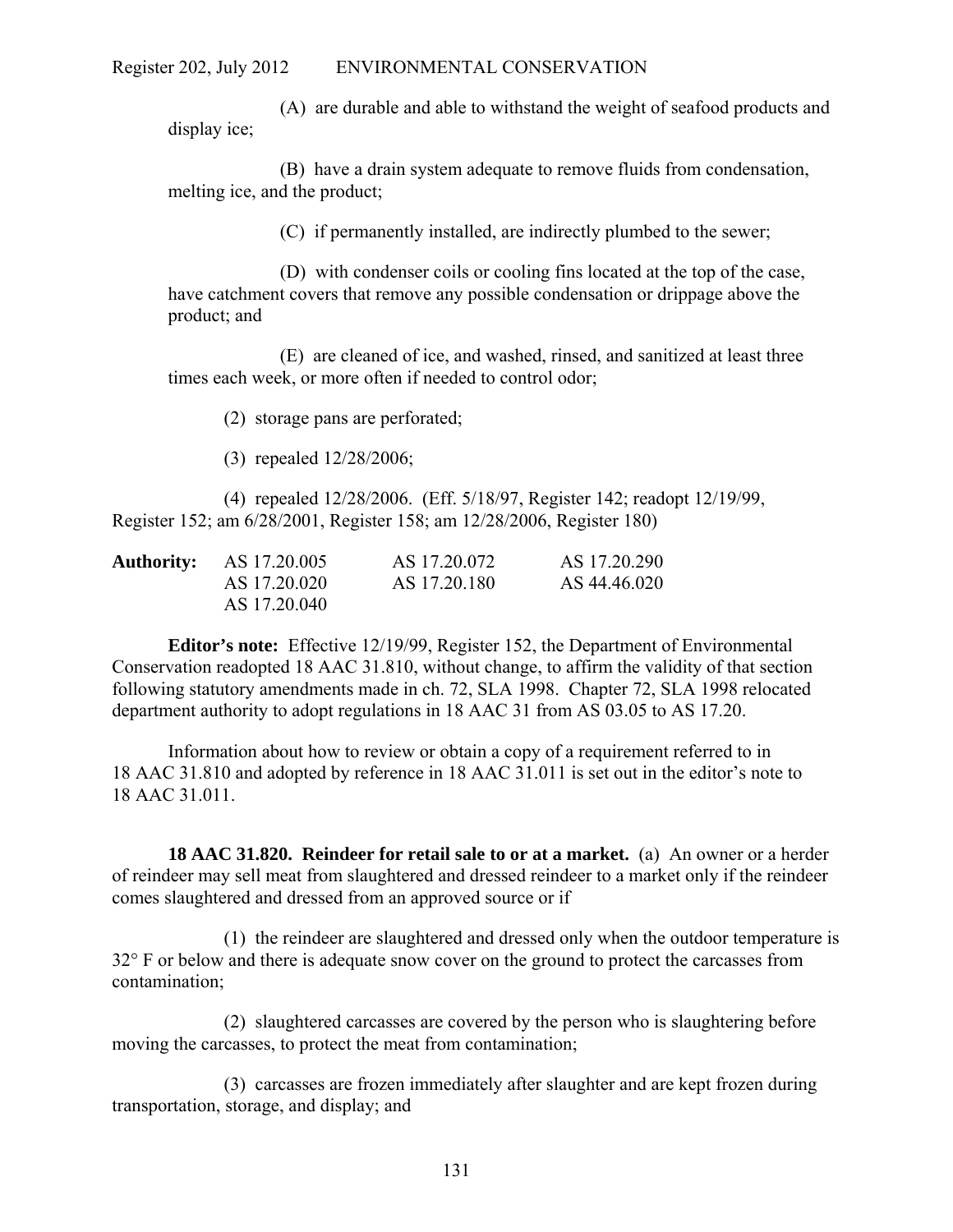(A) are durable and able to withstand the weight of seafood products and display ice;

(B) have a drain system adequate to remove fluids from condensation, melting ice, and the product;

(C) if permanently installed, are indirectly plumbed to the sewer;

(D) with condenser coils or cooling fins located at the top of the case, have catchment covers that remove any possible condensation or drippage above the product; and

(E) are cleaned of ice, and washed, rinsed, and sanitized at least three times each week, or more often if needed to control odor;

(2) storage pans are perforated;

(3) repealed 12/28/2006;

(4) repealed 12/28/2006. (Eff. 5/18/97, Register 142; readopt 12/19/99, Register 152; am 6/28/2001, Register 158; am 12/28/2006, Register 180)

| **Authority:** | AS 17.20.005 | AS 17.20.072 | AS 17.20.290 |
|---|---|---|---|
| | AS 17.20.020 | AS 17.20.180 | AS 44.46.020 |
| | AS 17.20.040 | | |

**Editor's note:** Effective 12/19/99, Register 152, the Department of Environmental Conservation readopted 18 AAC 31.810, without change, to affirm the validity of that section following statutory amendments made in ch. 72, SLA 1998. Chapter 72, SLA 1998 relocated department authority to adopt regulations in 18 AAC 31 from AS 03.05 to AS 17.20.

Information about how to review or obtain a copy of a requirement referred to in 18 AAC 31.810 and adopted by reference in 18 AAC 31.011 is set out in the editor's note to 18 AAC 31.011.

**18 AAC 31.820. Reindeer for retail sale to or at a market.** (a) An owner or a herder of reindeer may sell meat from slaughtered and dressed reindeer to a market only if the reindeer comes slaughtered and dressed from an approved source or if

(1) the reindeer are slaughtered and dressed only when the outdoor temperature is 32° F or below and there is adequate snow cover on the ground to protect the carcasses from contamination;

(2) slaughtered carcasses are covered by the person who is slaughtering before moving the carcasses, to protect the meat from contamination;

(3) carcasses are frozen immediately after slaughter and are kept frozen during transportation, storage, and display; and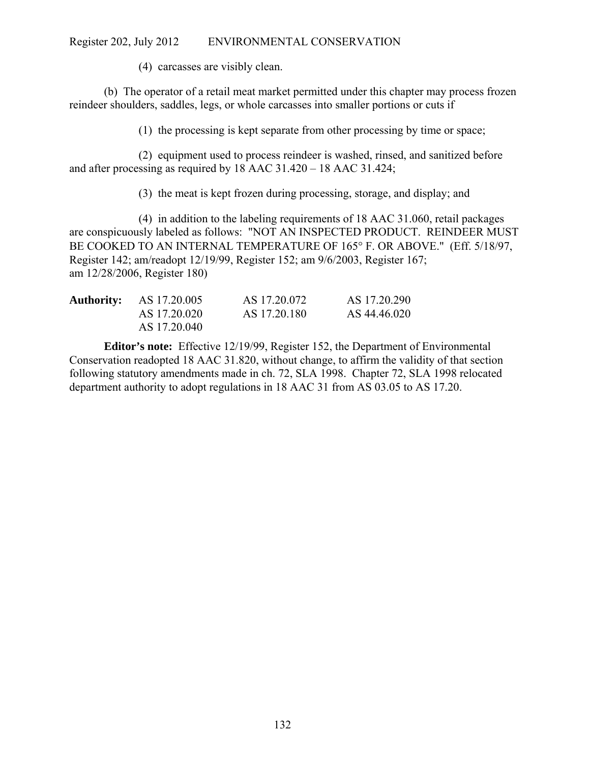(4) carcasses are visibly clean.

(b) The operator of a retail meat market permitted under this chapter may process frozen reindeer shoulders, saddles, legs, or whole carcasses into smaller portions or cuts if

(1) the processing is kept separate from other processing by time or space;

(2) equipment used to process reindeer is washed, rinsed, and sanitized before and after processing as required by 18 AAC 31.420 – 18 AAC 31.424;

(3) the meat is kept frozen during processing, storage, and display; and

(4) in addition to the labeling requirements of 18 AAC 31.060, retail packages are conspicuously labeled as follows: "NOT AN INSPECTED PRODUCT. REINDEER MUST BE COOKED TO AN INTERNAL TEMPERATURE OF 165° F. OR ABOVE." (Eff. 5/18/97, Register 142; am/readopt 12/19/99, Register 152; am 9/6/2003, Register 167; am 12/28/2006, Register 180)

| **Authority:** | AS 17.20.005 | AS 17.20.072 | AS 17.20.290 |
|---|---|---|---|
| | AS 17.20.020 | AS 17.20.180 | AS 44.46.020 |
| | AS 17.20.040 | | |

**Editor's note:** Effective 12/19/99, Register 152, the Department of Environmental Conservation readopted 18 AAC 31.820, without change, to affirm the validity of that section following statutory amendments made in ch. 72, SLA 1998. Chapter 72, SLA 1998 relocated department authority to adopt regulations in 18 AAC 31 from AS 03.05 to AS 17.20.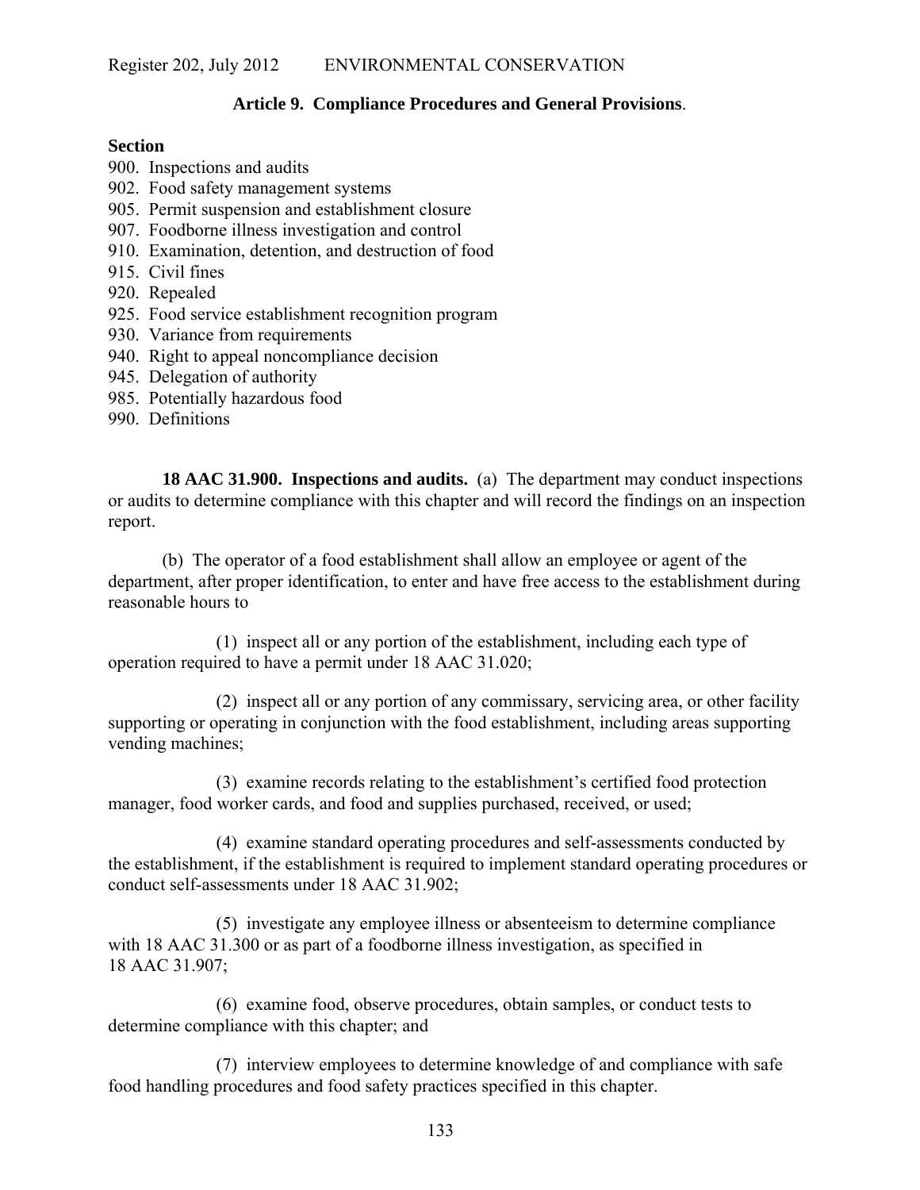### Article 9. Compliance Procedures and General Provisions.

**Section**

900. Inspections and audits
902. Food safety management systems
905. Permit suspension and establishment closure
907. Foodborne illness investigation and control
910. Examination, detention, and destruction of food
915. Civil fines
920. Repealed
925. Food service establishment recognition program
930. Variance from requirements
940. Right to appeal noncompliance decision
945. Delegation of authority
985. Potentially hazardous food
990. Definitions

**18 AAC 31.900. Inspections and audits.** (a) The department may conduct inspections or audits to determine compliance with this chapter and will record the findings on an inspection report.

(b) The operator of a food establishment shall allow an employee or agent of the department, after proper identification, to enter and have free access to the establishment during reasonable hours to

(1) inspect all or any portion of the establishment, including each type of operation required to have a permit under 18 AAC 31.020;

(2) inspect all or any portion of any commissary, servicing area, or other facility supporting or operating in conjunction with the food establishment, including areas supporting vending machines;

(3) examine records relating to the establishment's certified food protection manager, food worker cards, and food and supplies purchased, received, or used;

(4) examine standard operating procedures and self-assessments conducted by the establishment, if the establishment is required to implement standard operating procedures or conduct self-assessments under 18 AAC 31.902;

(5) investigate any employee illness or absenteeism to determine compliance with 18 AAC 31.300 or as part of a foodborne illness investigation, as specified in 18 AAC 31.907;

(6) examine food, observe procedures, obtain samples, or conduct tests to determine compliance with this chapter; and

(7) interview employees to determine knowledge of and compliance with safe food handling procedures and food safety practices specified in this chapter.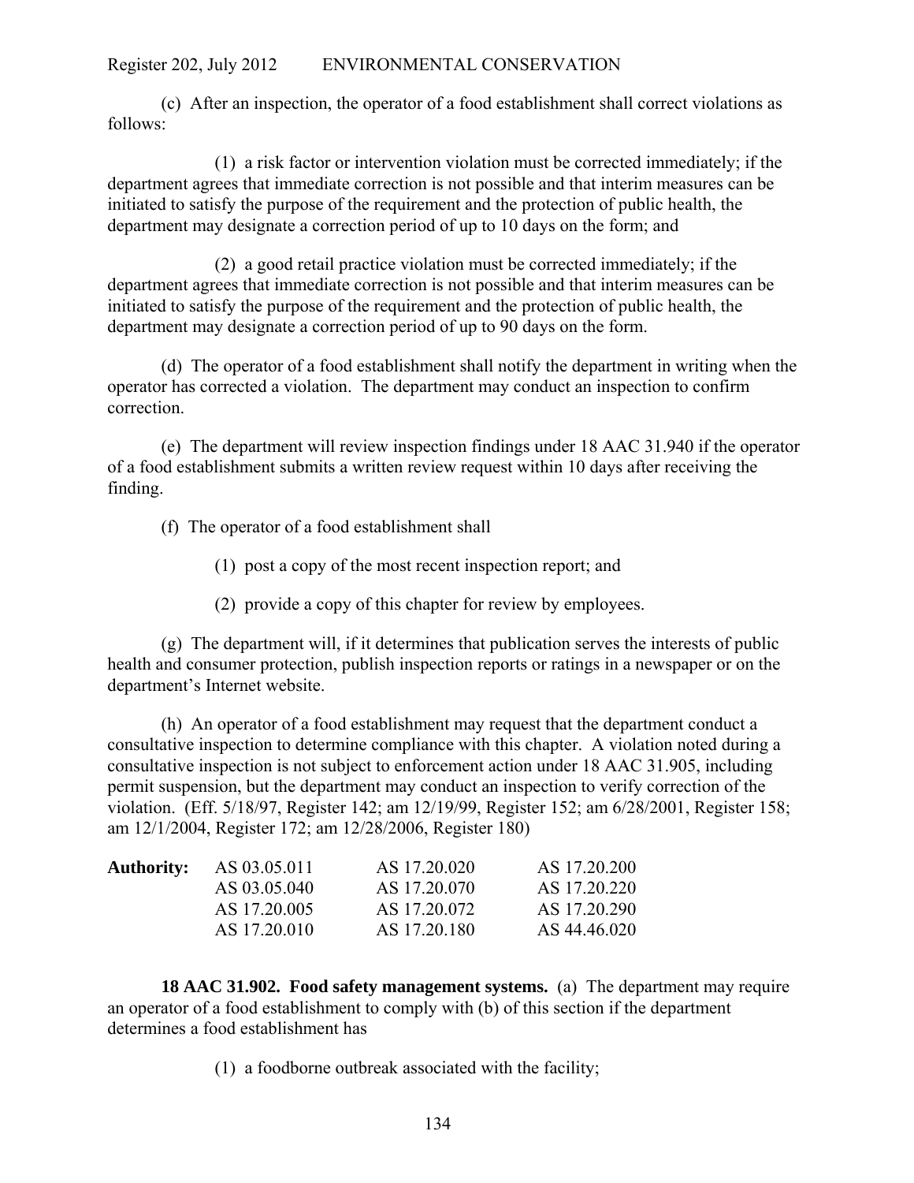(c) After an inspection, the operator of a food establishment shall correct violations as follows:

(1) a risk factor or intervention violation must be corrected immediately; if the department agrees that immediate correction is not possible and that interim measures can be initiated to satisfy the purpose of the requirement and the protection of public health, the department may designate a correction period of up to 10 days on the form; and

(2) a good retail practice violation must be corrected immediately; if the department agrees that immediate correction is not possible and that interim measures can be initiated to satisfy the purpose of the requirement and the protection of public health, the department may designate a correction period of up to 90 days on the form.

(d) The operator of a food establishment shall notify the department in writing when the operator has corrected a violation. The department may conduct an inspection to confirm correction.

(e) The department will review inspection findings under 18 AAC 31.940 if the operator of a food establishment submits a written review request within 10 days after receiving the finding.

(f) The operator of a food establishment shall

(1) post a copy of the most recent inspection report; and

(2) provide a copy of this chapter for review by employees.

(g) The department will, if it determines that publication serves the interests of public health and consumer protection, publish inspection reports or ratings in a newspaper or on the department's Internet website.

(h) An operator of a food establishment may request that the department conduct a consultative inspection to determine compliance with this chapter. A violation noted during a consultative inspection is not subject to enforcement action under 18 AAC 31.905, including permit suspension, but the department may conduct an inspection to verify correction of the violation. (Eff. 5/18/97, Register 142; am 12/19/99, Register 152; am 6/28/2001, Register 158; am 12/1/2004, Register 172; am 12/28/2006, Register 180)

| **Authority:** | AS 03.05.011 | AS 17.20.020 | AS 17.20.200 |
|---|---|---|---|
| | AS 03.05.040 | AS 17.20.070 | AS 17.20.220 |
| | AS 17.20.005 | AS 17.20.072 | AS 17.20.290 |
| | AS 17.20.010 | AS 17.20.180 | AS 44.46.020 |

**18 AAC 31.902. Food safety management systems.** (a) The department may require an operator of a food establishment to comply with (b) of this section if the department determines a food establishment has

(1) a foodborne outbreak associated with the facility;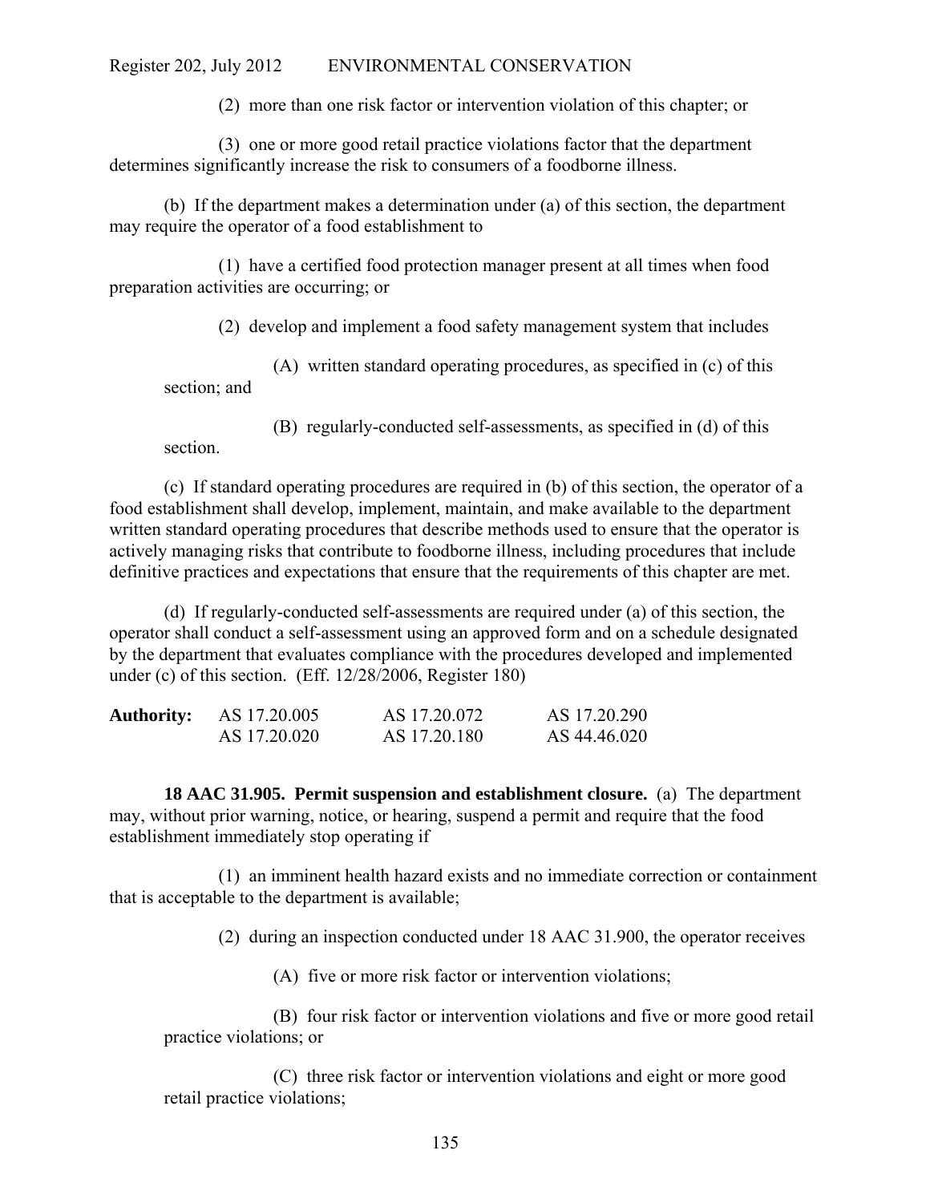(2) more than one risk factor or intervention violation of this chapter; or

(3) one or more good retail practice violations factor that the department determines significantly increase the risk to consumers of a foodborne illness.

(b) If the department makes a determination under (a) of this section, the department may require the operator of a food establishment to

(1) have a certified food protection manager present at all times when food preparation activities are occurring; or

(2) develop and implement a food safety management system that includes

(A) written standard operating procedures, as specified in (c) of this section; and

(B) regularly-conducted self-assessments, as specified in (d) of this section.

(c) If standard operating procedures are required in (b) of this section, the operator of a food establishment shall develop, implement, maintain, and make available to the department written standard operating procedures that describe methods used to ensure that the operator is actively managing risks that contribute to foodborne illness, including procedures that include definitive practices and expectations that ensure that the requirements of this chapter are met.

(d) If regularly-conducted self-assessments are required under (a) of this section, the operator shall conduct a self-assessment using an approved form and on a schedule designated by the department that evaluates compliance with the procedures developed and implemented under (c) of this section. (Eff. 12/28/2006, Register 180)

| **Authority:** | AS 17.20.005 | AS 17.20.072 | AS 17.20.290 |
|---|---|---|---|
| | AS 17.20.020 | AS 17.20.180 | AS 44.46.020 |

**18 AAC 31.905. Permit suspension and establishment closure.** (a) The department may, without prior warning, notice, or hearing, suspend a permit and require that the food establishment immediately stop operating if

(1) an imminent health hazard exists and no immediate correction or containment that is acceptable to the department is available;

(2) during an inspection conducted under 18 AAC 31.900, the operator receives

(A) five or more risk factor or intervention violations;

(B) four risk factor or intervention violations and five or more good retail practice violations; or

(C) three risk factor or intervention violations and eight or more good retail practice violations;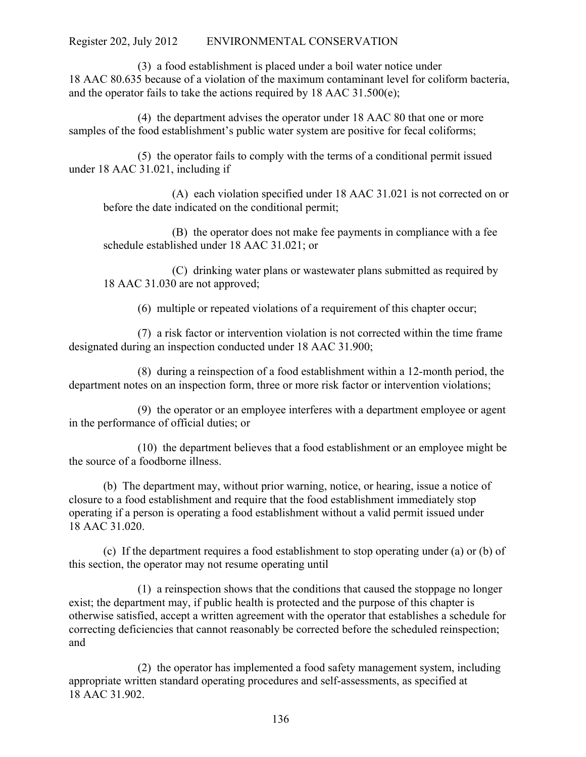(3) a food establishment is placed under a boil water notice under 18 AAC 80.635 because of a violation of the maximum contaminant level for coliform bacteria, and the operator fails to take the actions required by 18 AAC 31.500(e);

(4) the department advises the operator under 18 AAC 80 that one or more samples of the food establishment's public water system are positive for fecal coliforms;

(5) the operator fails to comply with the terms of a conditional permit issued under 18 AAC 31.021, including if

(A) each violation specified under 18 AAC 31.021 is not corrected on or before the date indicated on the conditional permit;

(B) the operator does not make fee payments in compliance with a fee schedule established under 18 AAC 31.021; or

(C) drinking water plans or wastewater plans submitted as required by 18 AAC 31.030 are not approved;

(6) multiple or repeated violations of a requirement of this chapter occur;

(7) a risk factor or intervention violation is not corrected within the time frame designated during an inspection conducted under 18 AAC 31.900;

(8) during a reinspection of a food establishment within a 12-month period, the department notes on an inspection form, three or more risk factor or intervention violations;

(9) the operator or an employee interferes with a department employee or agent in the performance of official duties; or

(10) the department believes that a food establishment or an employee might be the source of a foodborne illness.

(b) The department may, without prior warning, notice, or hearing, issue a notice of closure to a food establishment and require that the food establishment immediately stop operating if a person is operating a food establishment without a valid permit issued under 18 AAC 31.020.

(c) If the department requires a food establishment to stop operating under (a) or (b) of this section, the operator may not resume operating until

(1) a reinspection shows that the conditions that caused the stoppage no longer exist; the department may, if public health is protected and the purpose of this chapter is otherwise satisfied, accept a written agreement with the operator that establishes a schedule for correcting deficiencies that cannot reasonably be corrected before the scheduled reinspection; and

(2) the operator has implemented a food safety management system, including appropriate written standard operating procedures and self-assessments, as specified at 18 AAC 31.902.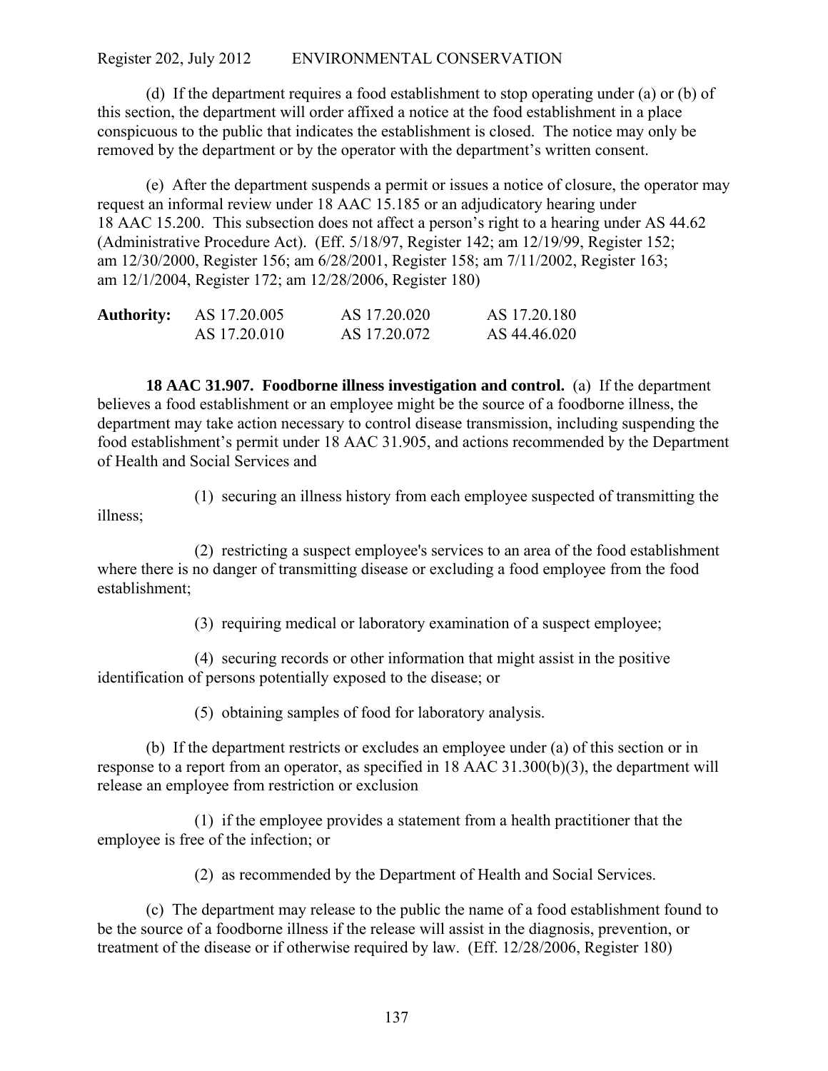(d) If the department requires a food establishment to stop operating under (a) or (b) of this section, the department will order affixed a notice at the food establishment in a place conspicuous to the public that indicates the establishment is closed. The notice may only be removed by the department or by the operator with the department's written consent.

(e) After the department suspends a permit or issues a notice of closure, the operator may request an informal review under 18 AAC 15.185 or an adjudicatory hearing under 18 AAC 15.200. This subsection does not affect a person's right to a hearing under AS 44.62 (Administrative Procedure Act). (Eff. 5/18/97, Register 142; am 12/19/99, Register 152; am 12/30/2000, Register 156; am 6/28/2001, Register 158; am 7/11/2002, Register 163; am 12/1/2004, Register 172; am 12/28/2006, Register 180)

| **Authority:** | AS 17.20.005 | AS 17.20.020 | AS 17.20.180 |
|---|---|---|---|
| | AS 17.20.010 | AS 17.20.072 | AS 44.46.020 |

**18 AAC 31.907. Foodborne illness investigation and control.** (a) If the department believes a food establishment or an employee might be the source of a foodborne illness, the department may take action necessary to control disease transmission, including suspending the food establishment's permit under 18 AAC 31.905, and actions recommended by the Department of Health and Social Services and

(1) securing an illness history from each employee suspected of transmitting the illness;

(2) restricting a suspect employee's services to an area of the food establishment where there is no danger of transmitting disease or excluding a food employee from the food establishment;

(3) requiring medical or laboratory examination of a suspect employee;

(4) securing records or other information that might assist in the positive identification of persons potentially exposed to the disease; or

(5) obtaining samples of food for laboratory analysis.

(b) If the department restricts or excludes an employee under (a) of this section or in response to a report from an operator, as specified in 18 AAC 31.300(b)(3), the department will release an employee from restriction or exclusion

(1) if the employee provides a statement from a health practitioner that the employee is free of the infection; or

(2) as recommended by the Department of Health and Social Services.

(c) The department may release to the public the name of a food establishment found to be the source of a foodborne illness if the release will assist in the diagnosis, prevention, or treatment of the disease or if otherwise required by law. (Eff. 12/28/2006, Register 180)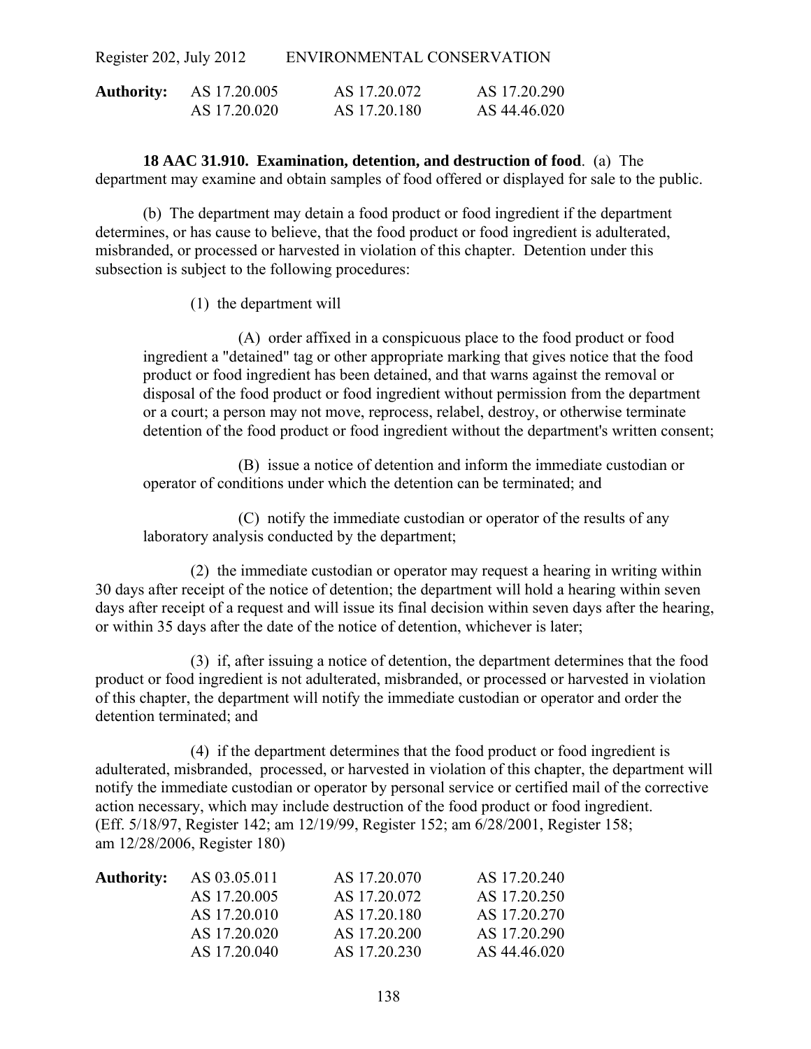| **Authority:** | AS 17.20.005 | AS 17.20.072 | AS 17.20.290 |
|---|---|---|---|
| | AS 17.20.020 | AS 17.20.180 | AS 44.46.020 |

**18 AAC 31.910. Examination, detention, and destruction of food**. (a) The department may examine and obtain samples of food offered or displayed for sale to the public.

(b) The department may detain a food product or food ingredient if the department determines, or has cause to believe, that the food product or food ingredient is adulterated, misbranded, or processed or harvested in violation of this chapter. Detention under this subsection is subject to the following procedures:

(1) the department will

(A) order affixed in a conspicuous place to the food product or food ingredient a "detained" tag or other appropriate marking that gives notice that the food product or food ingredient has been detained, and that warns against the removal or disposal of the food product or food ingredient without permission from the department or a court; a person may not move, reprocess, relabel, destroy, or otherwise terminate detention of the food product or food ingredient without the department's written consent;

(B) issue a notice of detention and inform the immediate custodian or operator of conditions under which the detention can be terminated; and

(C) notify the immediate custodian or operator of the results of any laboratory analysis conducted by the department;

(2) the immediate custodian or operator may request a hearing in writing within 30 days after receipt of the notice of detention; the department will hold a hearing within seven days after receipt of a request and will issue its final decision within seven days after the hearing, or within 35 days after the date of the notice of detention, whichever is later;

(3) if, after issuing a notice of detention, the department determines that the food product or food ingredient is not adulterated, misbranded, or processed or harvested in violation of this chapter, the department will notify the immediate custodian or operator and order the detention terminated; and

(4) if the department determines that the food product or food ingredient is adulterated, misbranded, processed, or harvested in violation of this chapter, the department will notify the immediate custodian or operator by personal service or certified mail of the corrective action necessary, which may include destruction of the food product or food ingredient.
(Eff. 5/18/97, Register 142; am 12/19/99, Register 152; am 6/28/2001, Register 158; am 12/28/2006, Register 180)

| **Authority:** | AS 03.05.011 | AS 17.20.070 | AS 17.20.240 |
|---|---|---|---|
| | AS 17.20.005 | AS 17.20.072 | AS 17.20.250 |
| | AS 17.20.010 | AS 17.20.180 | AS 17.20.270 |
| | AS 17.20.020 | AS 17.20.200 | AS 17.20.290 |
| | AS 17.20.040 | AS 17.20.230 | AS 44.46.020 |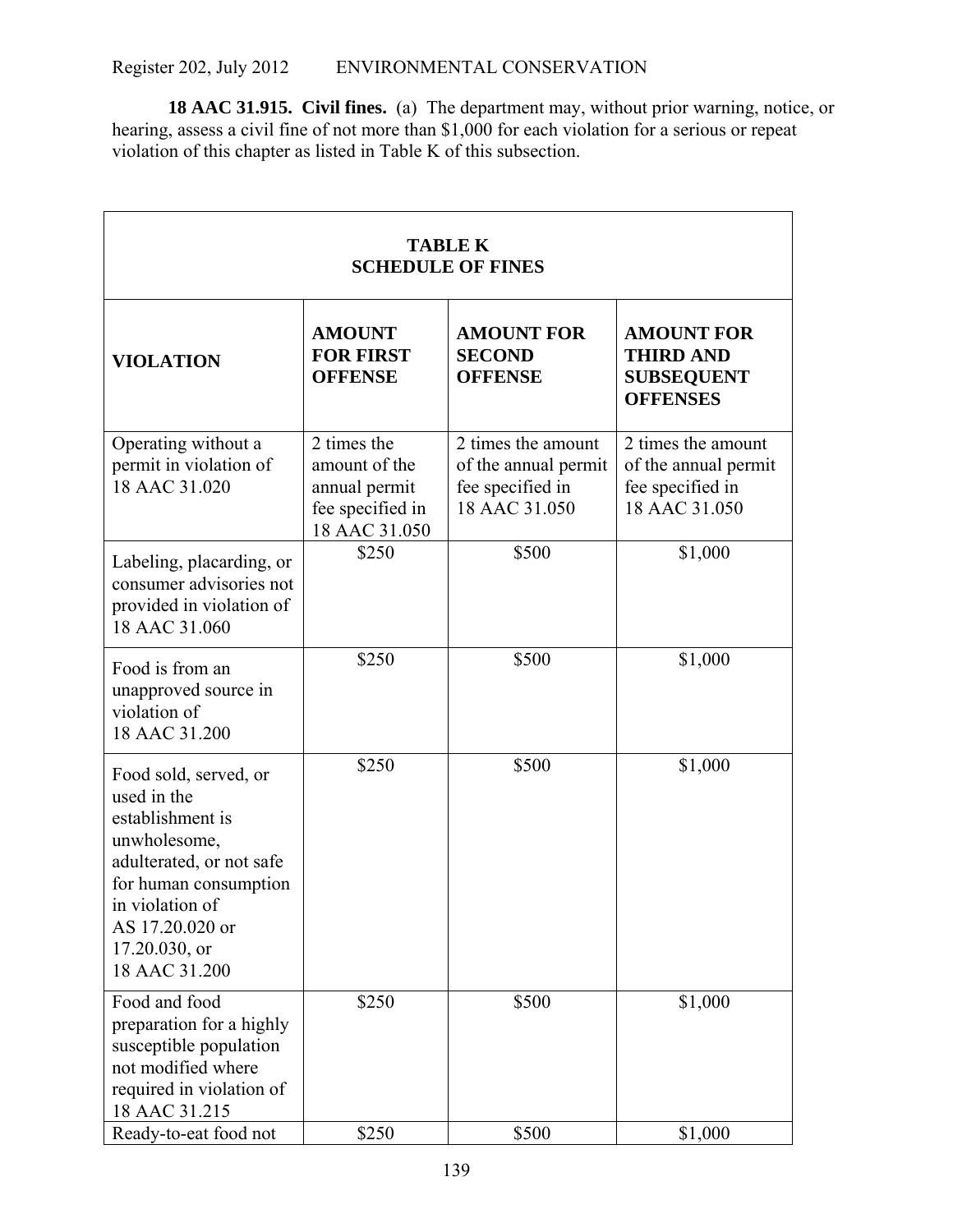**18 AAC 31.915. Civil fines.** (a) The department may, without prior warning, notice, or hearing, assess a civil fine of not more than $1,000 for each violation for a serious or repeat violation of this chapter as listed in Table K of this subsection.

| **TABLE K SCHEDULE OF FINES** | | | |
|---|---|---|---|
| **VIOLATION** | **AMOUNT FOR FIRST OFFENSE** | **AMOUNT FOR SECOND OFFENSE** | **AMOUNT FOR THIRD AND SUBSEQUENT OFFENSES** |
| Operating without a permit in violation of 18 AAC 31.020 | 2 times the amount of the annual permit fee specified in 18 AAC 31.050 | 2 times the amount of the annual permit fee specified in 18 AAC 31.050 | 2 times the amount of the annual permit fee specified in 18 AAC 31.050 |
| Labeling, placarding, or consumer advisories not provided in violation of 18 AAC 31.060 | $250 | $500 | $1,000 |
| Food is from an unapproved source in violation of 18 AAC 31.200 | $250 | $500 | $1,000 |
| Food sold, served, or used in the establishment is unwholesome, adulterated, or not safe for human consumption in violation of AS 17.20.020 or 17.20.030, or 18 AAC 31.200 | $250 | $500 | $1,000 |
| Food and food preparation for a highly susceptible population not modified where required in violation of 18 AAC 31.215 | $250 | $500 | $1,000 |
| Ready-to-eat food not | $250 | $500 | $1,000 |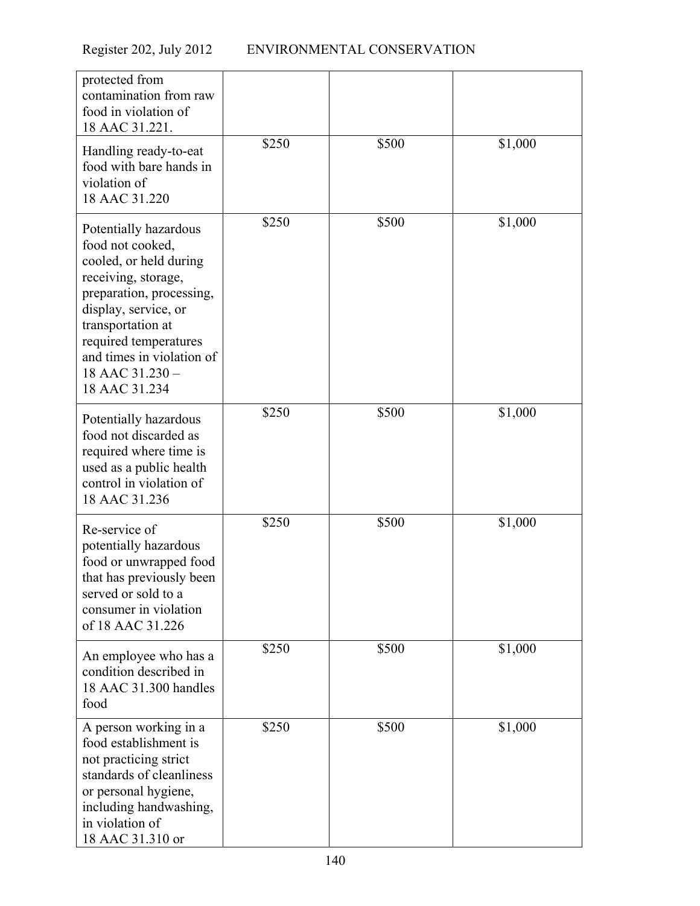| | | | |
|---|---|---|---|
| protected from contamination from raw food in violation of 18 AAC 31.221. | | | |
| Handling ready-to-eat food with bare hands in violation of 18 AAC 31.220 | $250 | $500 | $1,000 |
| Potentially hazardous food not cooked, cooled, or held during receiving, storage, preparation, processing, display, service, or transportation at required temperatures and times in violation of 18 AAC 31.230 – 18 AAC 31.234 | $250 | $500 | $1,000 |
| Potentially hazardous food not discarded as required where time is used as a public health control in violation of 18 AAC 31.236 | $250 | $500 | $1,000 |
| Re-service of potentially hazardous food or unwrapped food that has previously been served or sold to a consumer in violation of 18 AAC 31.226 | $250 | $500 | $1,000 |
| An employee who has a condition described in 18 AAC 31.300 handles food | $250 | $500 | $1,000 |
| A person working in a food establishment is not practicing strict standards of cleanliness or personal hygiene, including handwashing, in violation of 18 AAC 31.310 or | $250 | $500 | $1,000 |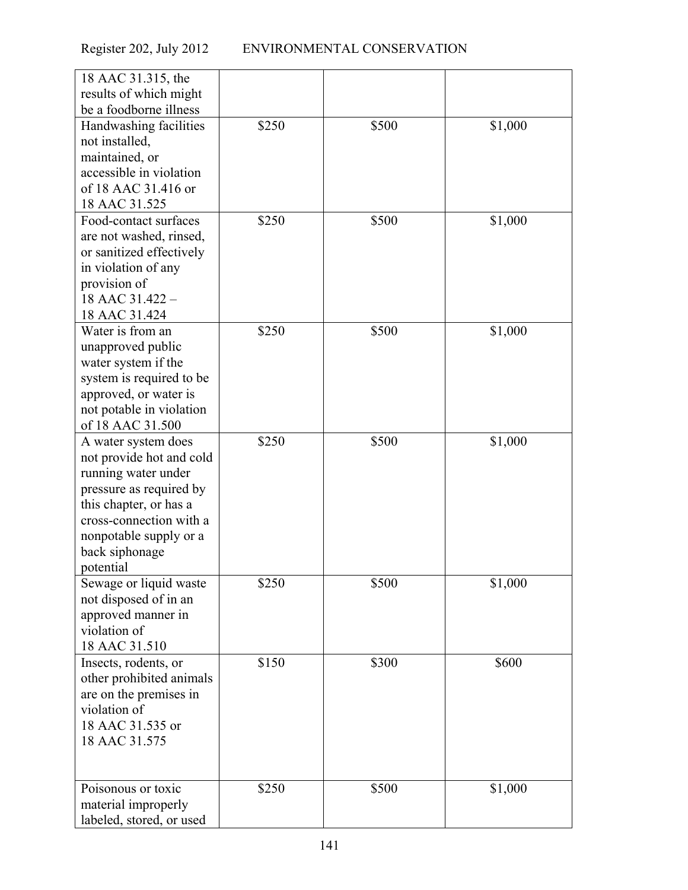| | | | |
|---|---|---|---|
| 18 AAC 31.315, the results of which might be a foodborne illness | | | |
| Handwashing facilities not installed, maintained, or accessible in violation of 18 AAC 31.416 or 18 AAC 31.525 | $250 | $500 | $1,000 |
| Food-contact surfaces are not washed, rinsed, or sanitized effectively in violation of any provision of 18 AAC 31.422 – 18 AAC 31.424 | $250 | $500 | $1,000 |
| Water is from an unapproved public water system if the system is required to be approved, or water is not potable in violation of 18 AAC 31.500 | $250 | $500 | $1,000 |
| A water system does not provide hot and cold running water under pressure as required by this chapter, or has a cross-connection with a nonpotable supply or a back siphonage potential | $250 | $500 | $1,000 |
| Sewage or liquid waste not disposed of in an approved manner in violation of 18 AAC 31.510 | $250 | $500 | $1,000 |
| Insects, rodents, or other prohibited animals are on the premises in violation of 18 AAC 31.535 or 18 AAC 31.575 | $150 | $300 | $600 |
| Poisonous or toxic material improperly labeled, stored, or used | $250 | $500 | $1,000 |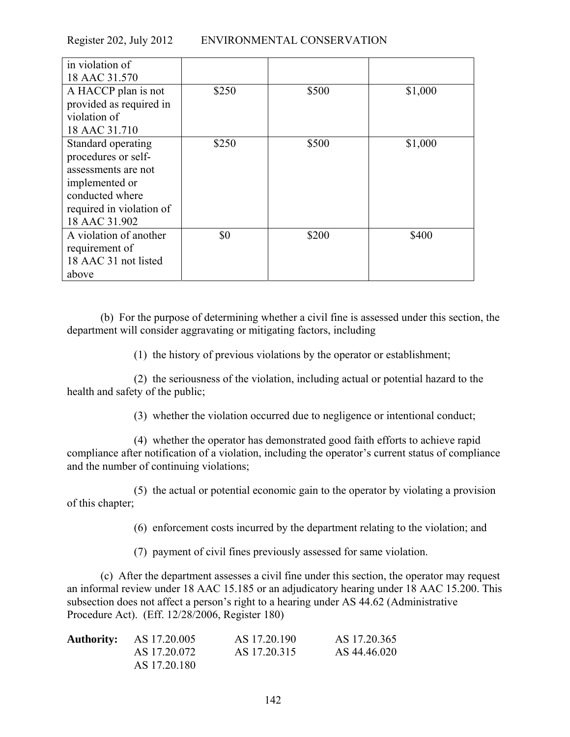| | | | |
|---|---|---|---|
| in violation of 18 AAC 31.570 | | | |
| A HACCP plan is not provided as required in violation of 18 AAC 31.710 | $250 | $500 | $1,000 |
| Standard operating procedures or self-assessments are not implemented or conducted where required in violation of 18 AAC 31.902 | $250 | $500 | $1,000 |
| A violation of another requirement of 18 AAC 31 not listed above | $0 | $200 | $400 |

(b) For the purpose of determining whether a civil fine is assessed under this section, the department will consider aggravating or mitigating factors, including

(1) the history of previous violations by the operator or establishment;

(2) the seriousness of the violation, including actual or potential hazard to the health and safety of the public;

(3) whether the violation occurred due to negligence or intentional conduct;

(4) whether the operator has demonstrated good faith efforts to achieve rapid compliance after notification of a violation, including the operator's current status of compliance and the number of continuing violations;

(5) the actual or potential economic gain to the operator by violating a provision of this chapter;

(6) enforcement costs incurred by the department relating to the violation; and

(7) payment of civil fines previously assessed for same violation.

(c) After the department assesses a civil fine under this section, the operator may request an informal review under 18 AAC 15.185 or an adjudicatory hearing under 18 AAC 15.200. This subsection does not affect a person's right to a hearing under AS 44.62 (Administrative Procedure Act). (Eff. 12/28/2006, Register 180)

| **Authority:** | AS 17.20.005 | AS 17.20.190 | AS 17.20.365 |
|---|---|---|---|
| | AS 17.20.072 | AS 17.20.315 | AS 44.46.020 |
| | AS 17.20.180 | | |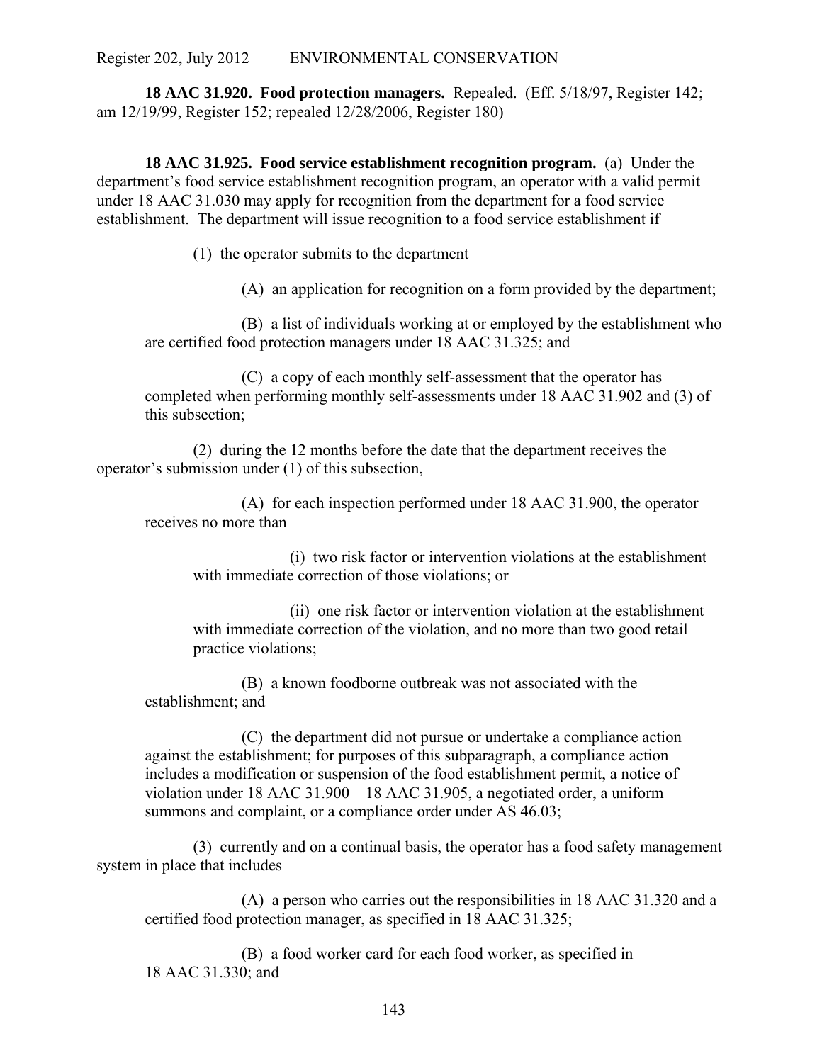**18 AAC 31.920. Food protection managers.** Repealed. (Eff. 5/18/97, Register 142; am 12/19/99, Register 152; repealed 12/28/2006, Register 180)

**18 AAC 31.925. Food service establishment recognition program.** (a) Under the department's food service establishment recognition program, an operator with a valid permit under 18 AAC 31.030 may apply for recognition from the department for a food service establishment. The department will issue recognition to a food service establishment if

(1) the operator submits to the department

(A) an application for recognition on a form provided by the department;

(B) a list of individuals working at or employed by the establishment who are certified food protection managers under 18 AAC 31.325; and

(C) a copy of each monthly self-assessment that the operator has completed when performing monthly self-assessments under 18 AAC 31.902 and (3) of this subsection;

(2) during the 12 months before the date that the department receives the operator's submission under (1) of this subsection,

(A) for each inspection performed under 18 AAC 31.900, the operator receives no more than

(i) two risk factor or intervention violations at the establishment with immediate correction of those violations; or

(ii) one risk factor or intervention violation at the establishment with immediate correction of the violation, and no more than two good retail practice violations;

(B) a known foodborne outbreak was not associated with the establishment; and

(C) the department did not pursue or undertake a compliance action against the establishment; for purposes of this subparagraph, a compliance action includes a modification or suspension of the food establishment permit, a notice of violation under 18 AAC 31.900 – 18 AAC 31.905, a negotiated order, a uniform summons and complaint, or a compliance order under AS 46.03;

(3) currently and on a continual basis, the operator has a food safety management system in place that includes

(A) a person who carries out the responsibilities in 18 AAC 31.320 and a certified food protection manager, as specified in 18 AAC 31.325;

(B) a food worker card for each food worker, as specified in 18 AAC 31.330; and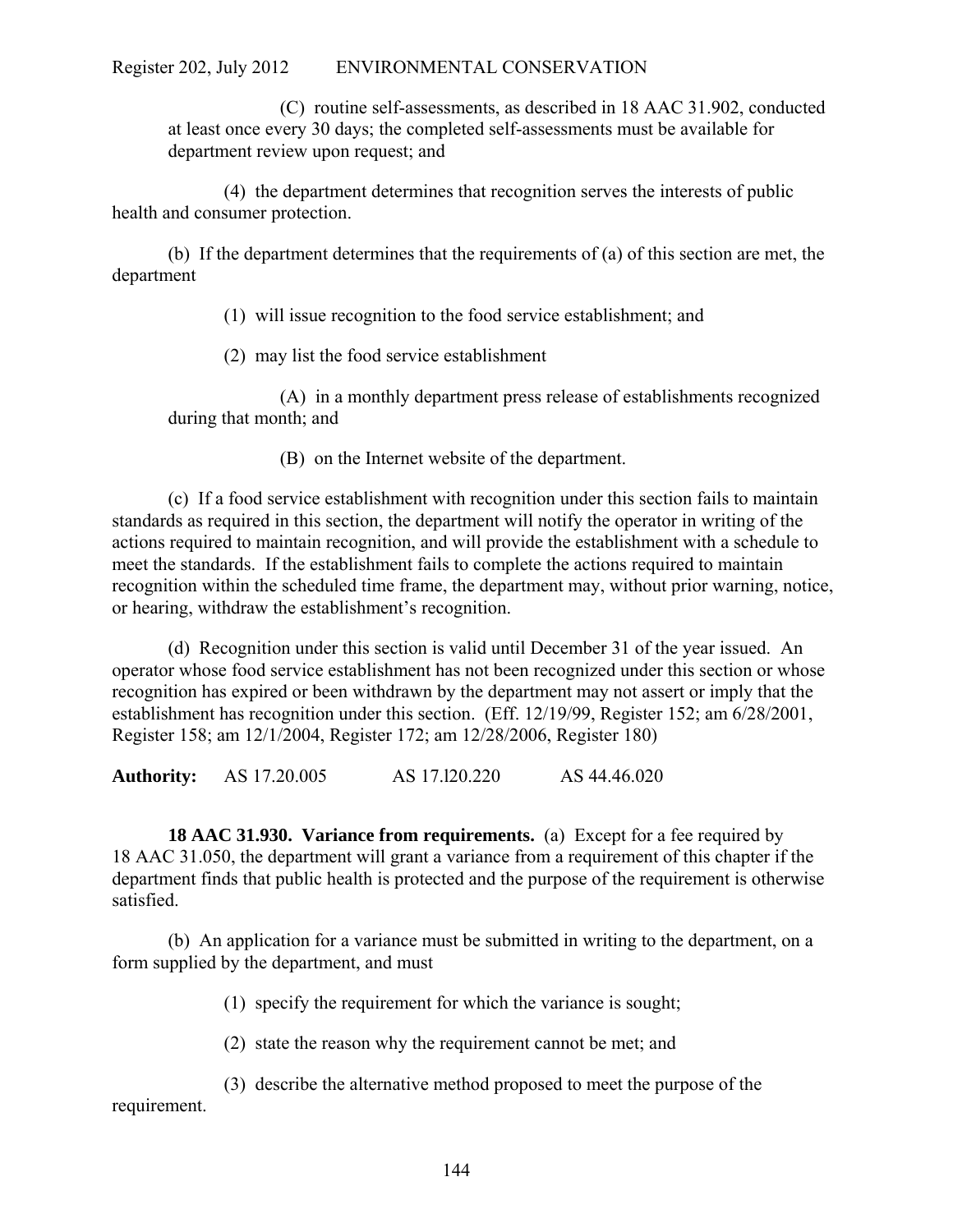(C) routine self-assessments, as described in 18 AAC 31.902, conducted at least once every 30 days; the completed self-assessments must be available for department review upon request; and

(4) the department determines that recognition serves the interests of public health and consumer protection.

(b) If the department determines that the requirements of (a) of this section are met, the department

(1) will issue recognition to the food service establishment; and

(2) may list the food service establishment

(A) in a monthly department press release of establishments recognized during that month; and

(B) on the Internet website of the department.

(c) If a food service establishment with recognition under this section fails to maintain standards as required in this section, the department will notify the operator in writing of the actions required to maintain recognition, and will provide the establishment with a schedule to meet the standards. If the establishment fails to complete the actions required to maintain recognition within the scheduled time frame, the department may, without prior warning, notice, or hearing, withdraw the establishment's recognition.

(d) Recognition under this section is valid until December 31 of the year issued. An operator whose food service establishment has not been recognized under this section or whose recognition has expired or been withdrawn by the department may not assert or imply that the establishment has recognition under this section. (Eff. 12/19/99, Register 152; am 6/28/2001, Register 158; am 12/1/2004, Register 172; am 12/28/2006, Register 180)

**Authority:** AS 17.20.005 AS 17.l20.220 AS 44.46.020

**18 AAC 31.930. Variance from requirements.** (a) Except for a fee required by 18 AAC 31.050, the department will grant a variance from a requirement of this chapter if the department finds that public health is protected and the purpose of the requirement is otherwise satisfied.

(b) An application for a variance must be submitted in writing to the department, on a form supplied by the department, and must

(1) specify the requirement for which the variance is sought;

(2) state the reason why the requirement cannot be met; and

(3) describe the alternative method proposed to meet the purpose of the requirement.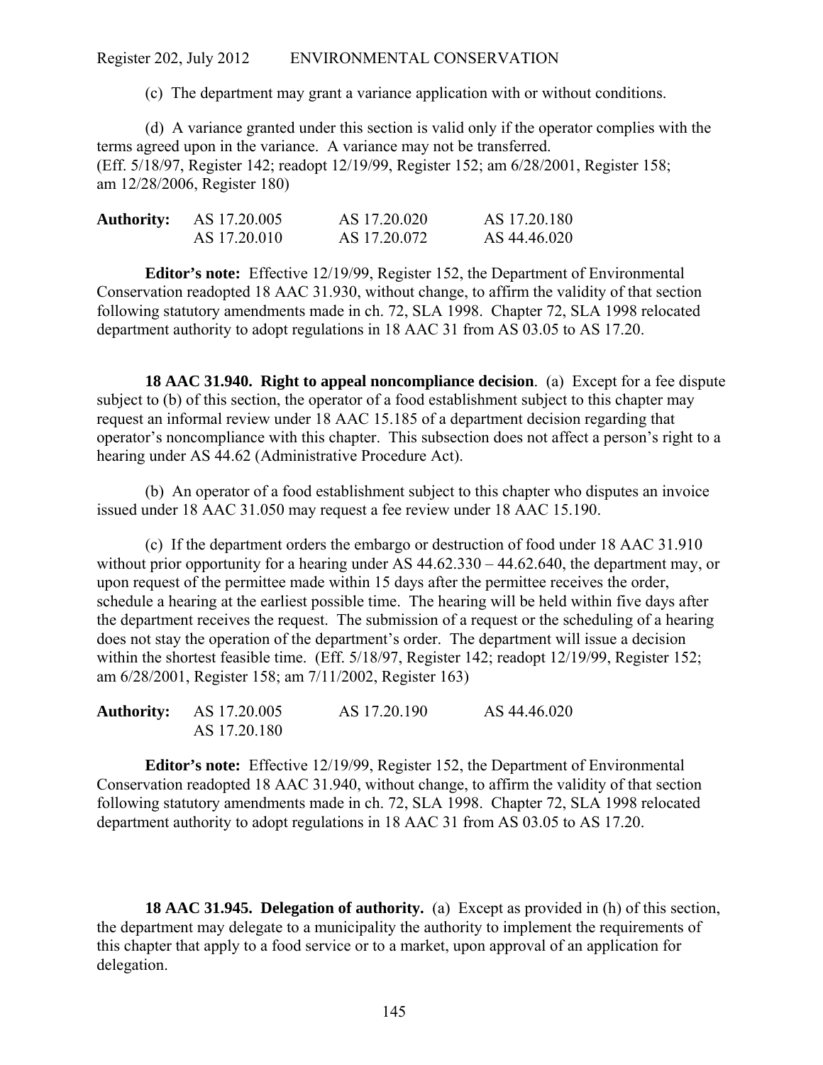(c) The department may grant a variance application with or without conditions.

(d) A variance granted under this section is valid only if the operator complies with the terms agreed upon in the variance. A variance may not be transferred. (Eff. 5/18/97, Register 142; readopt 12/19/99, Register 152; am 6/28/2001, Register 158; am 12/28/2006, Register 180)

| **Authority:** | AS 17.20.005 | AS 17.20.020 | AS 17.20.180 |
|---|---|---|---|
| | AS 17.20.010 | AS 17.20.072 | AS 44.46.020 |

**Editor's note:** Effective 12/19/99, Register 152, the Department of Environmental Conservation readopted 18 AAC 31.930, without change, to affirm the validity of that section following statutory amendments made in ch. 72, SLA 1998. Chapter 72, SLA 1998 relocated department authority to adopt regulations in 18 AAC 31 from AS 03.05 to AS 17.20.

**18 AAC 31.940. Right to appeal noncompliance decision**. (a) Except for a fee dispute subject to (b) of this section, the operator of a food establishment subject to this chapter may request an informal review under 18 AAC 15.185 of a department decision regarding that operator's noncompliance with this chapter. This subsection does not affect a person's right to a hearing under AS 44.62 (Administrative Procedure Act).

(b) An operator of a food establishment subject to this chapter who disputes an invoice issued under 18 AAC 31.050 may request a fee review under 18 AAC 15.190.

(c) If the department orders the embargo or destruction of food under 18 AAC 31.910 without prior opportunity for a hearing under AS 44.62.330 – 44.62.640, the department may, or upon request of the permittee made within 15 days after the permittee receives the order, schedule a hearing at the earliest possible time. The hearing will be held within five days after the department receives the request. The submission of a request or the scheduling of a hearing does not stay the operation of the department's order. The department will issue a decision within the shortest feasible time. (Eff. 5/18/97, Register 142; readopt 12/19/99, Register 152; am 6/28/2001, Register 158; am 7/11/2002, Register 163)

| **Authority:** | AS 17.20.005 | AS 17.20.190 | AS 44.46.020 |
|---|---|---|---|
| | AS 17.20.180 | | |

**Editor's note:** Effective 12/19/99, Register 152, the Department of Environmental Conservation readopted 18 AAC 31.940, without change, to affirm the validity of that section following statutory amendments made in ch. 72, SLA 1998. Chapter 72, SLA 1998 relocated department authority to adopt regulations in 18 AAC 31 from AS 03.05 to AS 17.20.

**18 AAC 31.945. Delegation of authority.** (a) Except as provided in (h) of this section, the department may delegate to a municipality the authority to implement the requirements of this chapter that apply to a food service or to a market, upon approval of an application for delegation.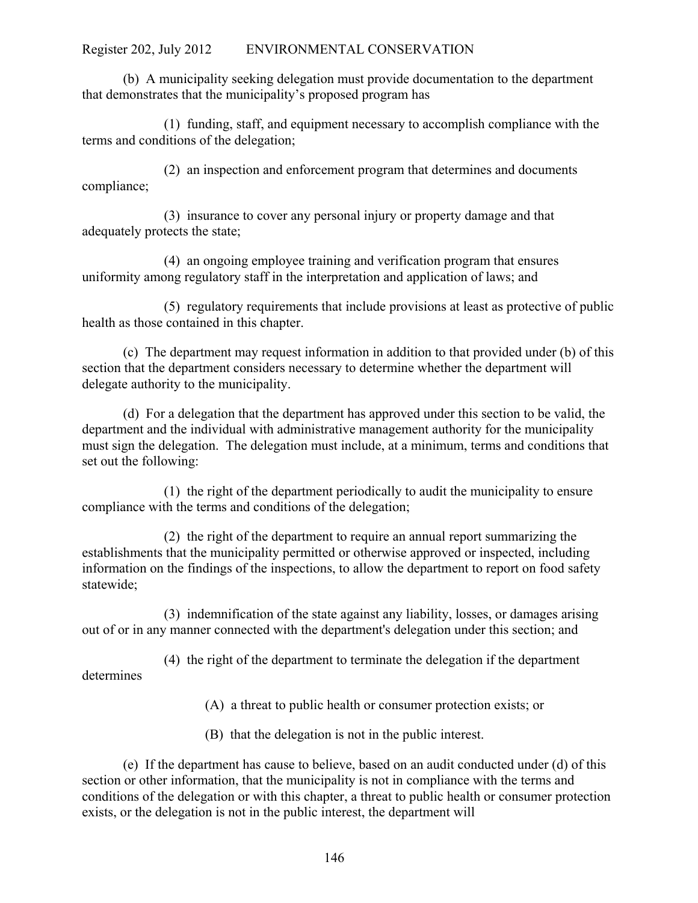(b) A municipality seeking delegation must provide documentation to the department that demonstrates that the municipality's proposed program has

(1) funding, staff, and equipment necessary to accomplish compliance with the terms and conditions of the delegation;

(2) an inspection and enforcement program that determines and documents compliance;

(3) insurance to cover any personal injury or property damage and that adequately protects the state;

(4) an ongoing employee training and verification program that ensures uniformity among regulatory staff in the interpretation and application of laws; and

(5) regulatory requirements that include provisions at least as protective of public health as those contained in this chapter.

(c) The department may request information in addition to that provided under (b) of this section that the department considers necessary to determine whether the department will delegate authority to the municipality.

(d) For a delegation that the department has approved under this section to be valid, the department and the individual with administrative management authority for the municipality must sign the delegation. The delegation must include, at a minimum, terms and conditions that set out the following:

(1) the right of the department periodically to audit the municipality to ensure compliance with the terms and conditions of the delegation;

(2) the right of the department to require an annual report summarizing the establishments that the municipality permitted or otherwise approved or inspected, including information on the findings of the inspections, to allow the department to report on food safety statewide;

(3) indemnification of the state against any liability, losses, or damages arising out of or in any manner connected with the department's delegation under this section; and

(4) the right of the department to terminate the delegation if the department determines

(A) a threat to public health or consumer protection exists; or

(B) that the delegation is not in the public interest.

(e) If the department has cause to believe, based on an audit conducted under (d) of this section or other information, that the municipality is not in compliance with the terms and conditions of the delegation or with this chapter, a threat to public health or consumer protection exists, or the delegation is not in the public interest, the department will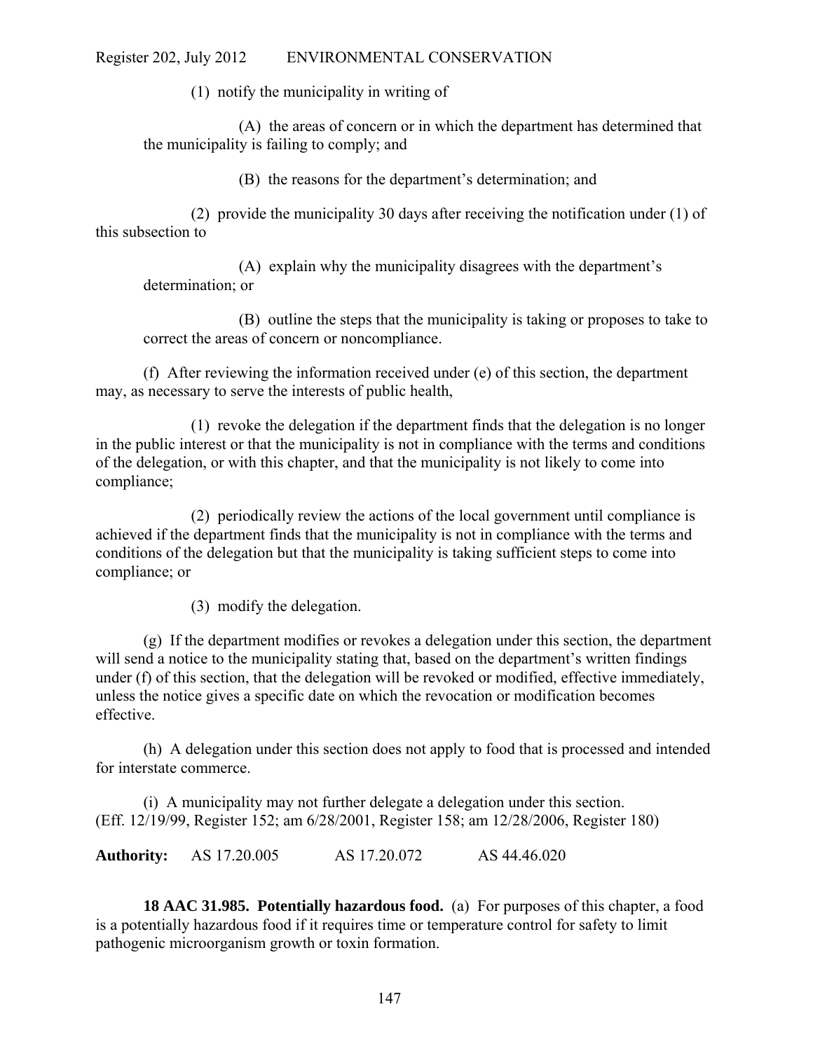(1) notify the municipality in writing of

(A) the areas of concern or in which the department has determined that the municipality is failing to comply; and

(B) the reasons for the department's determination; and

(2) provide the municipality 30 days after receiving the notification under (1) of this subsection to

(A) explain why the municipality disagrees with the department's determination; or

(B) outline the steps that the municipality is taking or proposes to take to correct the areas of concern or noncompliance.

(f) After reviewing the information received under (e) of this section, the department may, as necessary to serve the interests of public health,

(1) revoke the delegation if the department finds that the delegation is no longer in the public interest or that the municipality is not in compliance with the terms and conditions of the delegation, or with this chapter, and that the municipality is not likely to come into compliance;

(2) periodically review the actions of the local government until compliance is achieved if the department finds that the municipality is not in compliance with the terms and conditions of the delegation but that the municipality is taking sufficient steps to come into compliance; or

(3) modify the delegation.

(g) If the department modifies or revokes a delegation under this section, the department will send a notice to the municipality stating that, based on the department's written findings under (f) of this section, that the delegation will be revoked or modified, effective immediately, unless the notice gives a specific date on which the revocation or modification becomes effective.

(h) A delegation under this section does not apply to food that is processed and intended for interstate commerce.

(i) A municipality may not further delegate a delegation under this section.
(Eff. 12/19/99, Register 152; am 6/28/2001, Register 158; am 12/28/2006, Register 180)

**Authority:** AS 17.20.005 AS 17.20.072 AS 44.46.020

**18 AAC 31.985. Potentially hazardous food.** (a) For purposes of this chapter, a food is a potentially hazardous food if it requires time or temperature control for safety to limit pathogenic microorganism growth or toxin formation.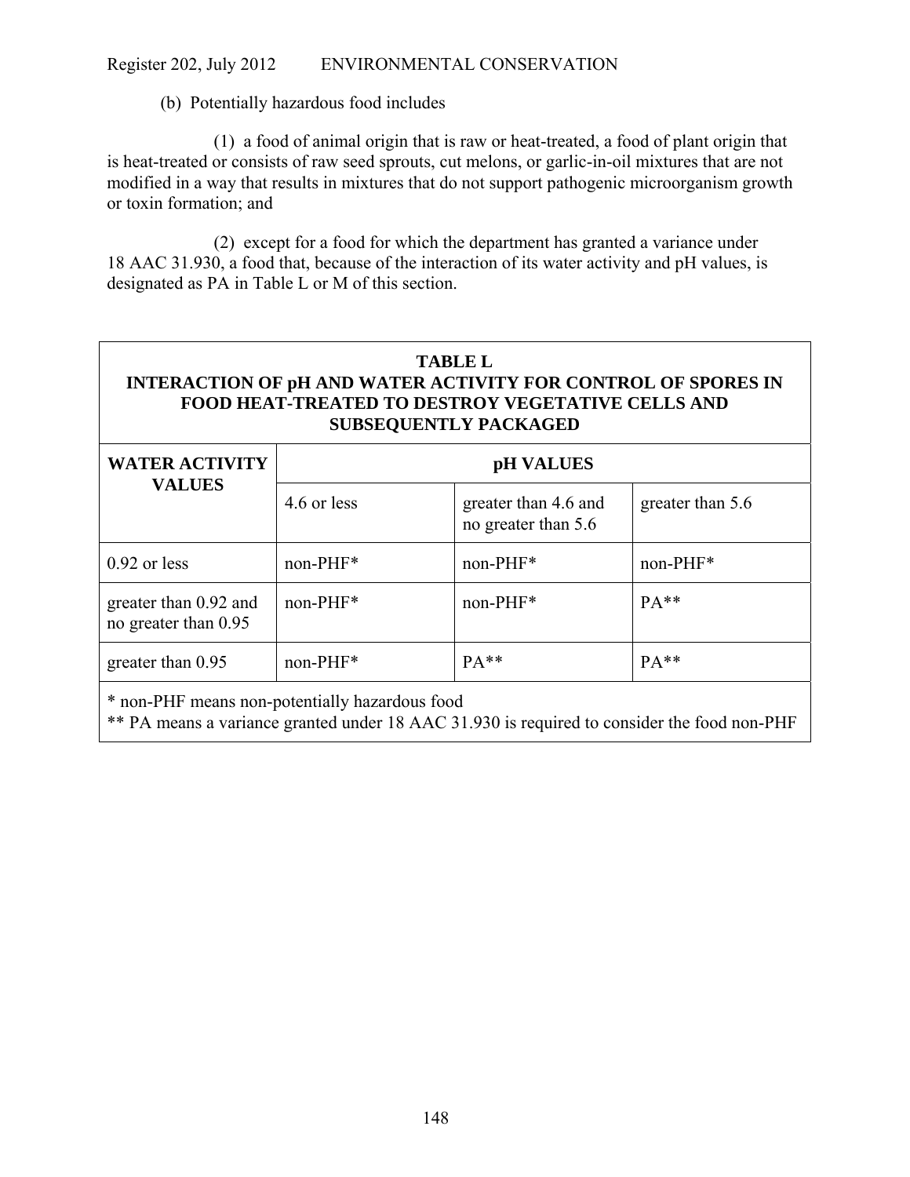(b) Potentially hazardous food includes

(1) a food of animal origin that is raw or heat-treated, a food of plant origin that is heat-treated or consists of raw seed sprouts, cut melons, or garlic-in-oil mixtures that are not modified in a way that results in mixtures that do not support pathogenic microorganism growth or toxin formation; and

(2) except for a food for which the department has granted a variance under 18 AAC 31.930, a food that, because of the interaction of its water activity and pH values, is designated as PA in Table L or M of this section.

**TABLE L**
**INTERACTION OF pH AND WATER ACTIVITY FOR CONTROL OF SPORES IN FOOD HEAT-TREATED TO DESTROY VEGETATIVE CELLS AND SUBSEQUENTLY PACKAGED**

| WATER ACTIVITY VALUES | pH VALUES | | |
|---|---|---|---|
| | 4.6 or less | greater than 4.6 and no greater than 5.6 | greater than 5.6 |
| 0.92 or less | non-PHF* | non-PHF* | non-PHF* |
| greater than 0.92 and no greater than 0.95 | non-PHF* | non-PHF* | PA** |
| greater than 0.95 | non-PHF* | PA** | PA** |

* non-PHF means non-potentially hazardous food
** PA means a variance granted under 18 AAC 31.930 is required to consider the food non-PHF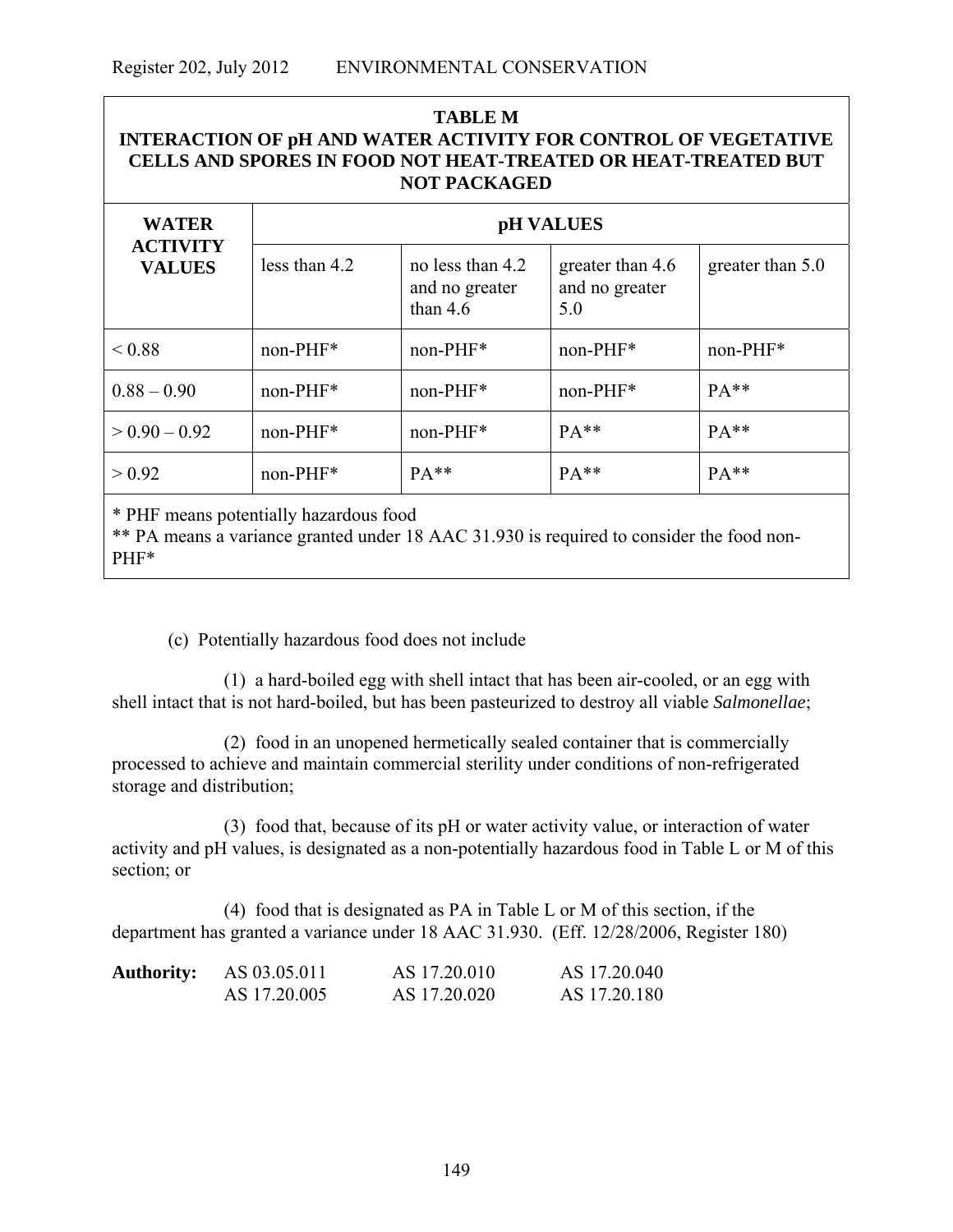**TABLE M**
**INTERACTION OF pH AND WATER ACTIVITY FOR CONTROL OF VEGETATIVE CELLS AND SPORES IN FOOD NOT HEAT-TREATED OR HEAT-TREATED BUT NOT PACKAGED**

| WATER ACTIVITY VALUES | pH VALUES | | | |
|---|---|---|---|---|
| | less than 4.2 | no less than 4.2 and no greater than 4.6 | greater than 4.6 and no greater 5.0 | greater than 5.0 |
| < 0.88 | non-PHF* | non-PHF* | non-PHF* | non-PHF* |
| 0.88 – 0.90 | non-PHF* | non-PHF* | non-PHF* | PA** |
| > 0.90 – 0.92 | non-PHF* | non-PHF* | PA** | PA** |
| > 0.92 | non-PHF* | PA** | PA** | PA** |

* PHF means potentially hazardous food
** PA means a variance granted under 18 AAC 31.930 is required to consider the food non-PHF*

(c) Potentially hazardous food does not include

(1) a hard-boiled egg with shell intact that has been air-cooled, or an egg with shell intact that is not hard-boiled, but has been pasteurized to destroy all viable *Salmonellae*;

(2) food in an unopened hermetically sealed container that is commercially processed to achieve and maintain commercial sterility under conditions of non-refrigerated storage and distribution;

(3) food that, because of its pH or water activity value, or interaction of water activity and pH values, is designated as a non-potentially hazardous food in Table L or M of this section; or

(4) food that is designated as PA in Table L or M of this section, if the department has granted a variance under 18 AAC 31.930. (Eff. 12/28/2006, Register 180)

| **Authority:** | AS 03.05.011 | AS 17.20.010 | AS 17.20.040 |
|---|---|---|---|
| | AS 17.20.005 | AS 17.20.020 | AS 17.20.180 |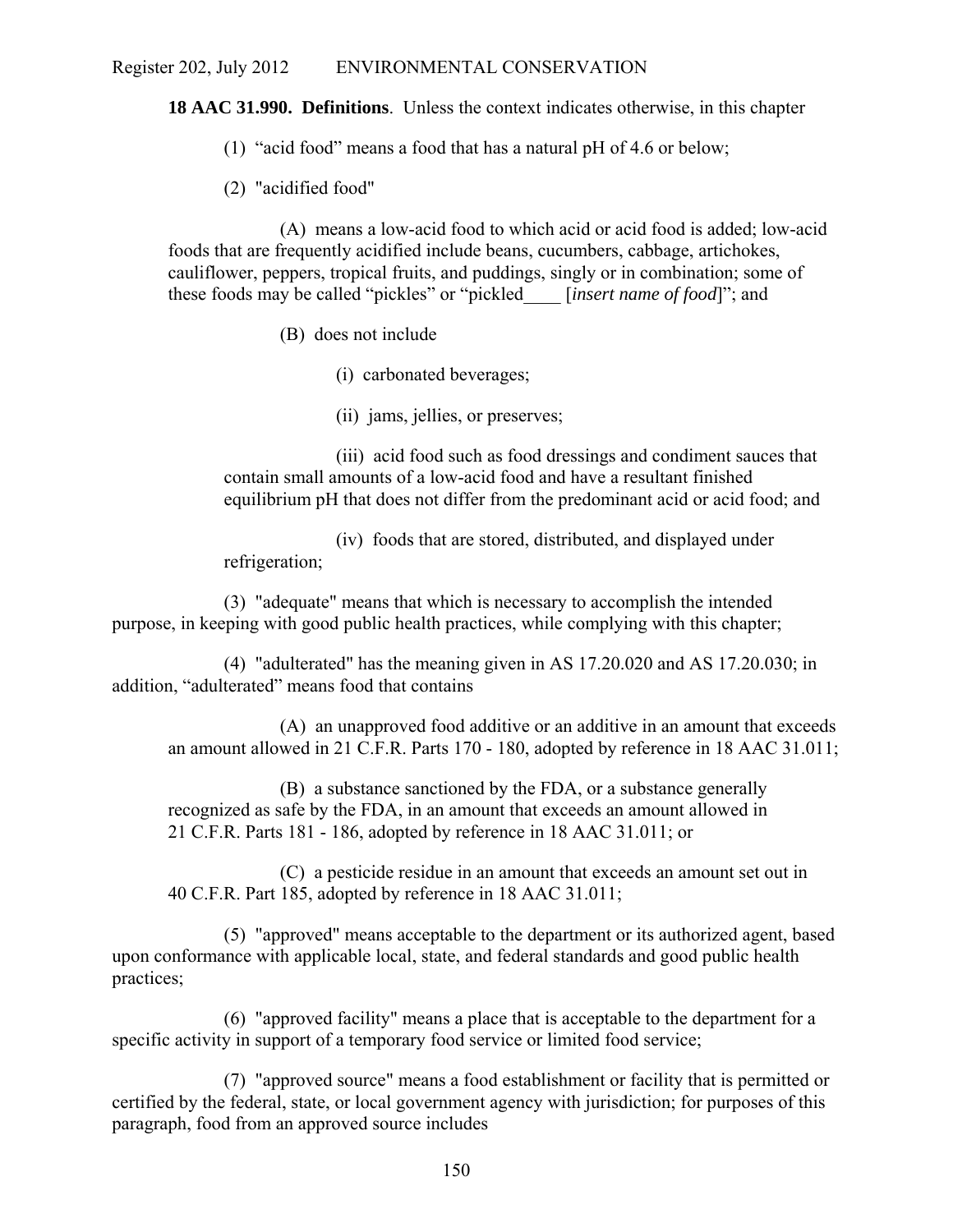**18 AAC 31.990. Definitions**. Unless the context indicates otherwise, in this chapter

(1) "acid food" means a food that has a natural pH of 4.6 or below;

(2) "acidified food"

(A) means a low-acid food to which acid or acid food is added; low-acid foods that are frequently acidified include beans, cucumbers, cabbage, artichokes, cauliflower, peppers, tropical fruits, and puddings, singly or in combination; some of these foods may be called "pickles" or "pickled____ [*insert name of food*]"; and

(B) does not include

(i) carbonated beverages;

(ii) jams, jellies, or preserves;

(iii) acid food such as food dressings and condiment sauces that contain small amounts of a low-acid food and have a resultant finished equilibrium pH that does not differ from the predominant acid or acid food; and

(iv) foods that are stored, distributed, and displayed under refrigeration;

(3) "adequate" means that which is necessary to accomplish the intended purpose, in keeping with good public health practices, while complying with this chapter;

(4) "adulterated" has the meaning given in AS 17.20.020 and AS 17.20.030; in addition, "adulterated" means food that contains

(A) an unapproved food additive or an additive in an amount that exceeds an amount allowed in 21 C.F.R. Parts 170 - 180, adopted by reference in 18 AAC 31.011;

(B) a substance sanctioned by the FDA, or a substance generally recognized as safe by the FDA, in an amount that exceeds an amount allowed in 21 C.F.R. Parts 181 - 186, adopted by reference in 18 AAC 31.011; or

(C) a pesticide residue in an amount that exceeds an amount set out in 40 C.F.R. Part 185, adopted by reference in 18 AAC 31.011;

(5) "approved" means acceptable to the department or its authorized agent, based upon conformance with applicable local, state, and federal standards and good public health practices;

(6) "approved facility" means a place that is acceptable to the department for a specific activity in support of a temporary food service or limited food service;

(7) "approved source" means a food establishment or facility that is permitted or certified by the federal, state, or local government agency with jurisdiction; for purposes of this paragraph, food from an approved source includes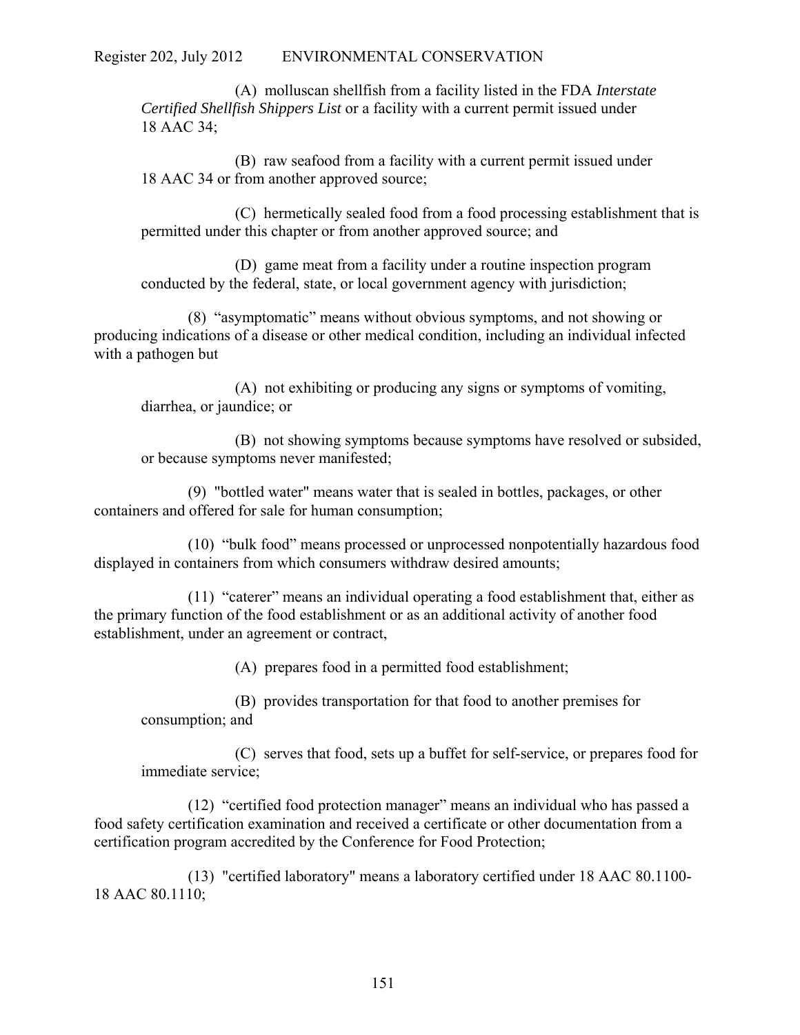(A) molluscan shellfish from a facility listed in the FDA *Interstate Certified Shellfish Shippers List* or a facility with a current permit issued under 18 AAC 34;

(B) raw seafood from a facility with a current permit issued under 18 AAC 34 or from another approved source;

(C) hermetically sealed food from a food processing establishment that is permitted under this chapter or from another approved source; and

(D) game meat from a facility under a routine inspection program conducted by the federal, state, or local government agency with jurisdiction;

(8) "asymptomatic" means without obvious symptoms, and not showing or producing indications of a disease or other medical condition, including an individual infected with a pathogen but

(A) not exhibiting or producing any signs or symptoms of vomiting, diarrhea, or jaundice; or

(B) not showing symptoms because symptoms have resolved or subsided, or because symptoms never manifested;

(9) "bottled water" means water that is sealed in bottles, packages, or other containers and offered for sale for human consumption;

(10) "bulk food" means processed or unprocessed nonpotentially hazardous food displayed in containers from which consumers withdraw desired amounts;

(11) "caterer" means an individual operating a food establishment that, either as the primary function of the food establishment or as an additional activity of another food establishment, under an agreement or contract,

(A) prepares food in a permitted food establishment;

(B) provides transportation for that food to another premises for consumption; and

(C) serves that food, sets up a buffet for self-service, or prepares food for immediate service;

(12) "certified food protection manager" means an individual who has passed a food safety certification examination and received a certificate or other documentation from a certification program accredited by the Conference for Food Protection;

(13) "certified laboratory" means a laboratory certified under 18 AAC 80.1100-18 AAC 80.1110;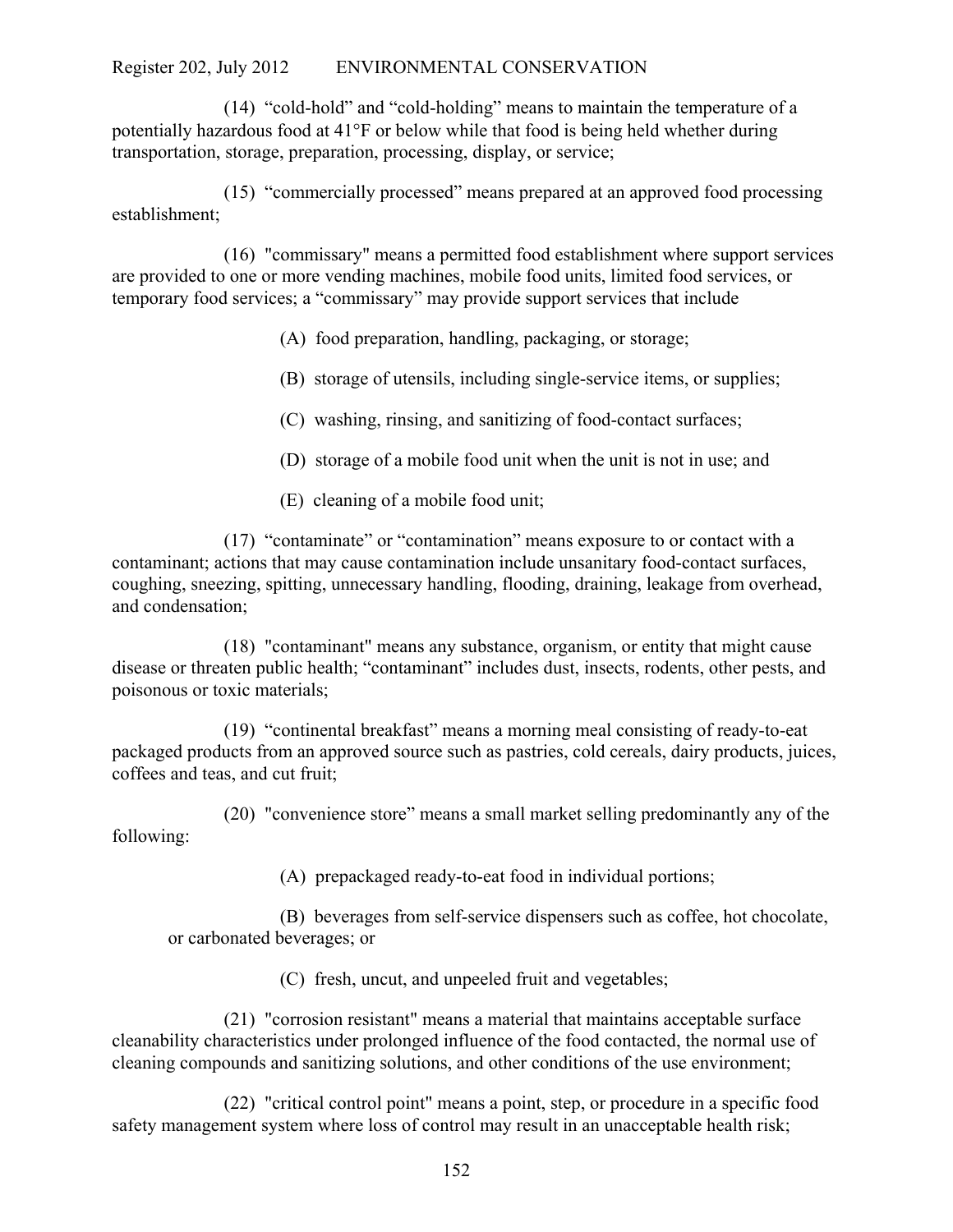(14) "cold-hold" and "cold-holding" means to maintain the temperature of a potentially hazardous food at 41°F or below while that food is being held whether during transportation, storage, preparation, processing, display, or service;

(15) "commercially processed" means prepared at an approved food processing establishment;

(16) "commissary" means a permitted food establishment where support services are provided to one or more vending machines, mobile food units, limited food services, or temporary food services; a "commissary" may provide support services that include

(A) food preparation, handling, packaging, or storage;

(B) storage of utensils, including single-service items, or supplies;

(C) washing, rinsing, and sanitizing of food-contact surfaces;

(D) storage of a mobile food unit when the unit is not in use; and

(E) cleaning of a mobile food unit;

(17) "contaminate" or "contamination" means exposure to or contact with a contaminant; actions that may cause contamination include unsanitary food-contact surfaces, coughing, sneezing, spitting, unnecessary handling, flooding, draining, leakage from overhead, and condensation;

(18) "contaminant" means any substance, organism, or entity that might cause disease or threaten public health; "contaminant" includes dust, insects, rodents, other pests, and poisonous or toxic materials;

(19) "continental breakfast" means a morning meal consisting of ready-to-eat packaged products from an approved source such as pastries, cold cereals, dairy products, juices, coffees and teas, and cut fruit;

(20) "convenience store" means a small market selling predominantly any of the following:

(A) prepackaged ready-to-eat food in individual portions;

(B) beverages from self-service dispensers such as coffee, hot chocolate, or carbonated beverages; or

(C) fresh, uncut, and unpeeled fruit and vegetables;

(21) "corrosion resistant" means a material that maintains acceptable surface cleanability characteristics under prolonged influence of the food contacted, the normal use of cleaning compounds and sanitizing solutions, and other conditions of the use environment;

(22) "critical control point" means a point, step, or procedure in a specific food safety management system where loss of control may result in an unacceptable health risk;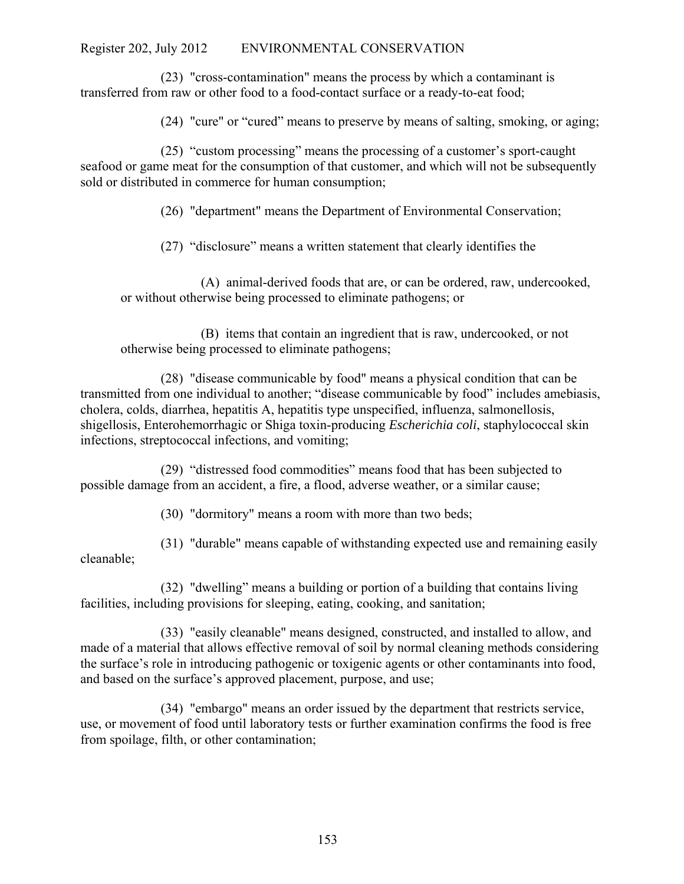(23) "cross-contamination" means the process by which a contaminant is transferred from raw or other food to a food-contact surface or a ready-to-eat food;

(24) "cure" or “cured” means to preserve by means of salting, smoking, or aging;

(25) “custom processing” means the processing of a customer’s sport-caught seafood or game meat for the consumption of that customer, and which will not be subsequently sold or distributed in commerce for human consumption;

(26) "department" means the Department of Environmental Conservation;

(27) “disclosure” means a written statement that clearly identifies the

(A) animal-derived foods that are, or can be ordered, raw, undercooked, or without otherwise being processed to eliminate pathogens; or

(B) items that contain an ingredient that is raw, undercooked, or not otherwise being processed to eliminate pathogens;

(28) "disease communicable by food" means a physical condition that can be transmitted from one individual to another; “disease communicable by food” includes amebiasis, cholera, colds, diarrhea, hepatitis A, hepatitis type unspecified, influenza, salmonellosis, shigellosis, Enterohemorrhagic or Shiga toxin-producing *Escherichia coli*, staphylococcal skin infections, streptococcal infections, and vomiting;

(29) “distressed food commodities” means food that has been subjected to possible damage from an accident, a fire, a flood, adverse weather, or a similar cause;

(30) "dormitory" means a room with more than two beds;

(31) "durable" means capable of withstanding expected use and remaining easily cleanable;

(32) "dwelling” means a building or portion of a building that contains living facilities, including provisions for sleeping, eating, cooking, and sanitation;

(33) "easily cleanable" means designed, constructed, and installed to allow, and made of a material that allows effective removal of soil by normal cleaning methods considering the surface’s role in introducing pathogenic or toxigenic agents or other contaminants into food, and based on the surface’s approved placement, purpose, and use;

(34) "embargo" means an order issued by the department that restricts service, use, or movement of food until laboratory tests or further examination confirms the food is free from spoilage, filth, or other contamination;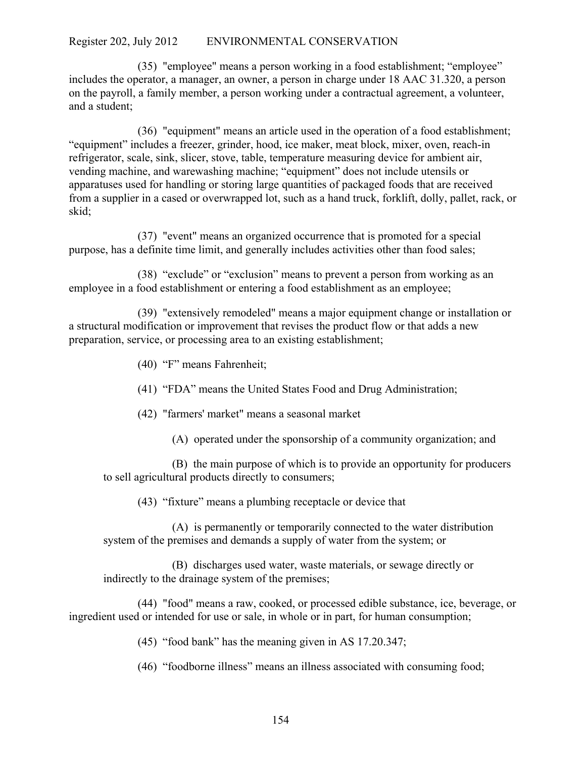(35) "employee" means a person working in a food establishment; "employee" includes the operator, a manager, an owner, a person in charge under 18 AAC 31.320, a person on the payroll, a family member, a person working under a contractual agreement, a volunteer, and a student;

(36) "equipment" means an article used in the operation of a food establishment; "equipment" includes a freezer, grinder, hood, ice maker, meat block, mixer, oven, reach-in refrigerator, scale, sink, slicer, stove, table, temperature measuring device for ambient air, vending machine, and warewashing machine; "equipment" does not include utensils or apparatuses used for handling or storing large quantities of packaged foods that are received from a supplier in a cased or overwrapped lot, such as a hand truck, forklift, dolly, pallet, rack, or skid;

(37) "event" means an organized occurrence that is promoted for a special purpose, has a definite time limit, and generally includes activities other than food sales;

(38) "exclude" or "exclusion" means to prevent a person from working as an employee in a food establishment or entering a food establishment as an employee;

(39) "extensively remodeled" means a major equipment change or installation or a structural modification or improvement that revises the product flow or that adds a new preparation, service, or processing area to an existing establishment;

(40) "F" means Fahrenheit;

(41) "FDA" means the United States Food and Drug Administration;

(42) "farmers' market" means a seasonal market

(A) operated under the sponsorship of a community organization; and

(B) the main purpose of which is to provide an opportunity for producers to sell agricultural products directly to consumers;

(43) "fixture" means a plumbing receptacle or device that

(A) is permanently or temporarily connected to the water distribution system of the premises and demands a supply of water from the system; or

(B) discharges used water, waste materials, or sewage directly or indirectly to the drainage system of the premises;

(44) "food" means a raw, cooked, or processed edible substance, ice, beverage, or ingredient used or intended for use or sale, in whole or in part, for human consumption;

(45) "food bank" has the meaning given in AS 17.20.347;

(46) "foodborne illness" means an illness associated with consuming food;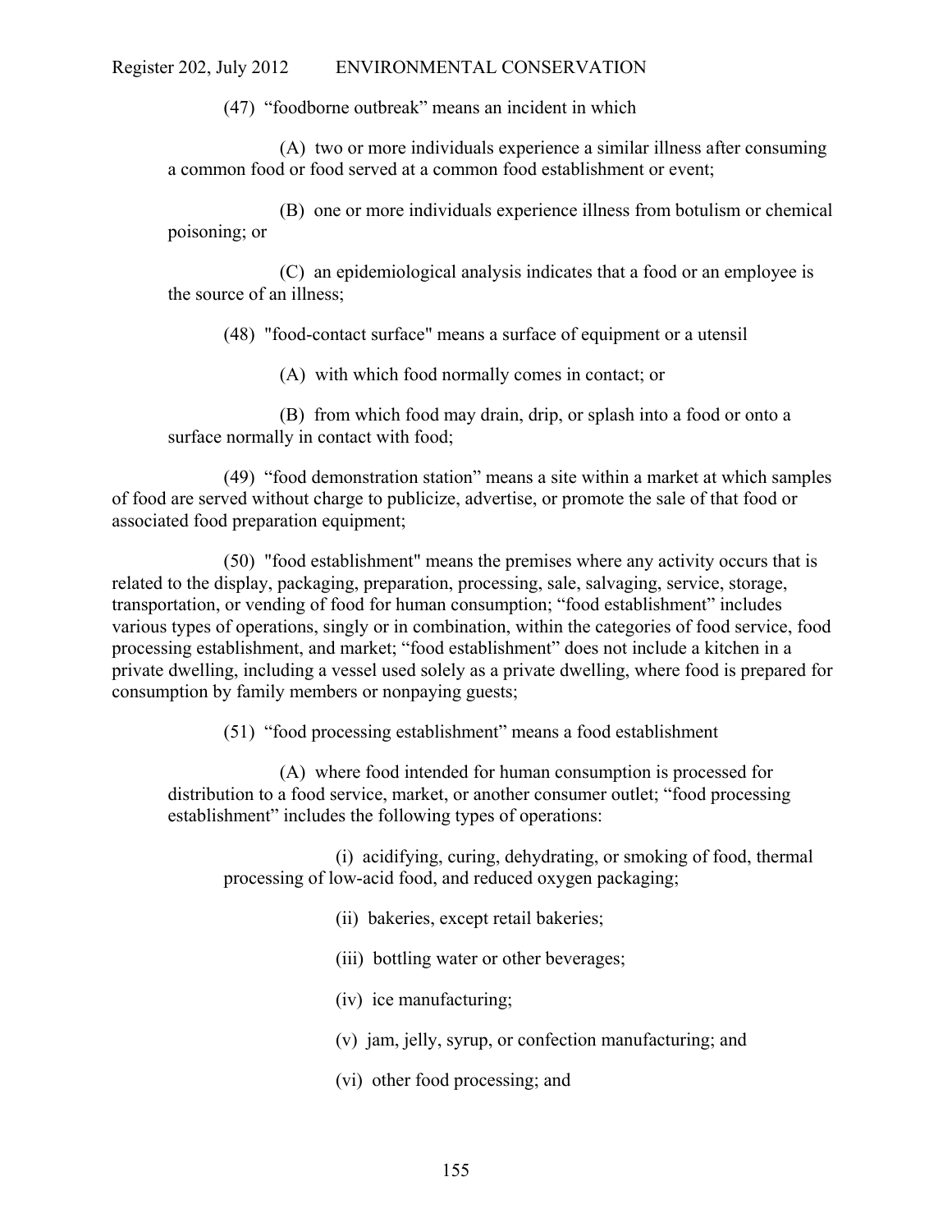(47) “foodborne outbreak” means an incident in which

(A) two or more individuals experience a similar illness after consuming a common food or food served at a common food establishment or event;

(B) one or more individuals experience illness from botulism or chemical poisoning; or

(C) an epidemiological analysis indicates that a food or an employee is the source of an illness;

(48) "food-contact surface" means a surface of equipment or a utensil

(A) with which food normally comes in contact; or

(B) from which food may drain, drip, or splash into a food or onto a surface normally in contact with food;

(49) “food demonstration station” means a site within a market at which samples of food are served without charge to publicize, advertise, or promote the sale of that food or associated food preparation equipment;

(50) "food establishment" means the premises where any activity occurs that is related to the display, packaging, preparation, processing, sale, salvaging, service, storage, transportation, or vending of food for human consumption; “food establishment” includes various types of operations, singly or in combination, within the categories of food service, food processing establishment, and market; “food establishment” does not include a kitchen in a private dwelling, including a vessel used solely as a private dwelling, where food is prepared for consumption by family members or nonpaying guests;

(51) “food processing establishment” means a food establishment

(A) where food intended for human consumption is processed for distribution to a food service, market, or another consumer outlet; “food processing establishment” includes the following types of operations:

(i) acidifying, curing, dehydrating, or smoking of food, thermal processing of low-acid food, and reduced oxygen packaging;

(ii) bakeries, except retail bakeries;

(iii) bottling water or other beverages;

(iv) ice manufacturing;

(v) jam, jelly, syrup, or confection manufacturing; and

(vi) other food processing; and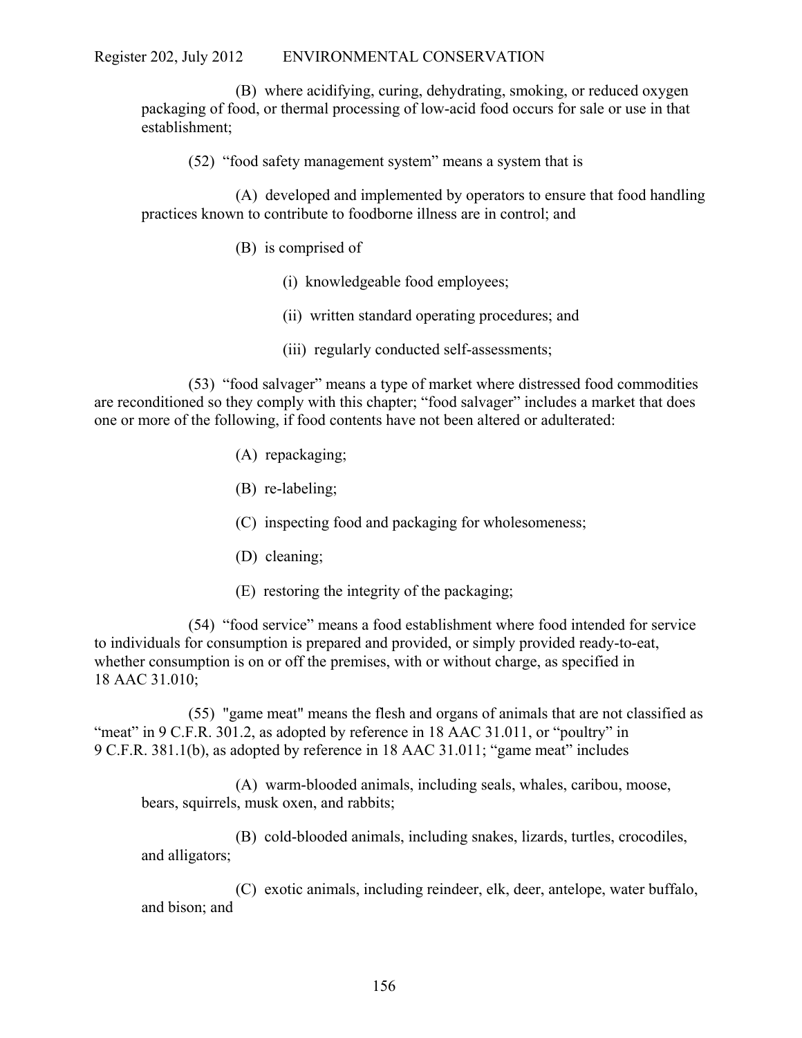(B) where acidifying, curing, dehydrating, smoking, or reduced oxygen packaging of food, or thermal processing of low-acid food occurs for sale or use in that establishment;

(52) "food safety management system" means a system that is

(A) developed and implemented by operators to ensure that food handling practices known to contribute to foodborne illness are in control; and

(B) is comprised of

(i) knowledgeable food employees;

(ii) written standard operating procedures; and

(iii) regularly conducted self-assessments;

(53) "food salvager" means a type of market where distressed food commodities are reconditioned so they comply with this chapter; "food salvager" includes a market that does one or more of the following, if food contents have not been altered or adulterated:

(A) repackaging;

(B) re-labeling;

(C) inspecting food and packaging for wholesomeness;

(D) cleaning;

(E) restoring the integrity of the packaging;

(54) "food service" means a food establishment where food intended for service to individuals for consumption is prepared and provided, or simply provided ready-to-eat, whether consumption is on or off the premises, with or without charge, as specified in 18 AAC 31.010;

(55) "game meat" means the flesh and organs of animals that are not classified as "meat" in 9 C.F.R. 301.2, as adopted by reference in 18 AAC 31.011, or "poultry" in 9 C.F.R. 381.1(b), as adopted by reference in 18 AAC 31.011; "game meat" includes

(A) warm-blooded animals, including seals, whales, caribou, moose, bears, squirrels, musk oxen, and rabbits;

(B) cold-blooded animals, including snakes, lizards, turtles, crocodiles, and alligators;

(C) exotic animals, including reindeer, elk, deer, antelope, water buffalo, and bison; and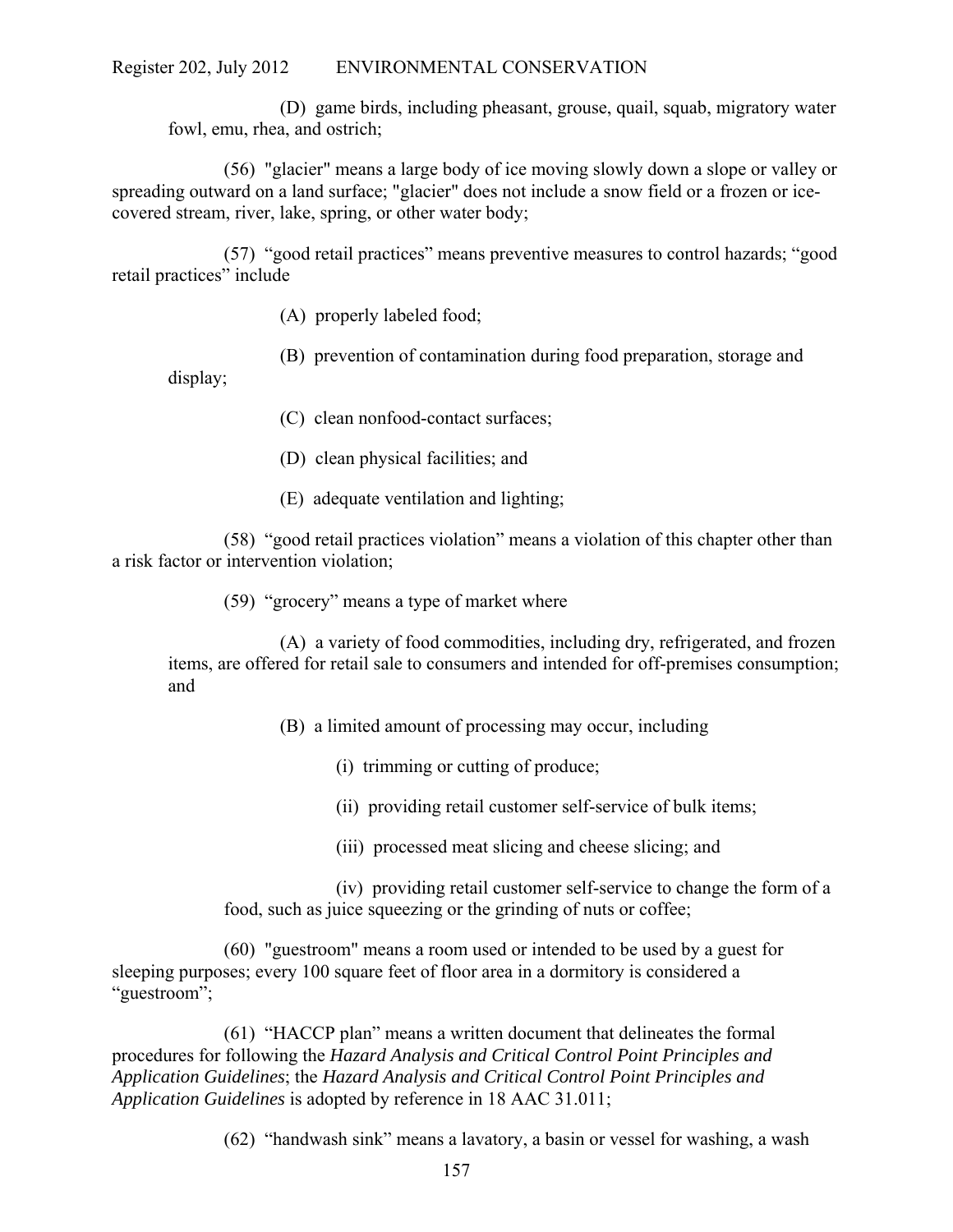(D) game birds, including pheasant, grouse, quail, squab, migratory water fowl, emu, rhea, and ostrich;

(56) "glacier" means a large body of ice moving slowly down a slope or valley or spreading outward on a land surface; "glacier" does not include a snow field or a frozen or ice-covered stream, river, lake, spring, or other water body;

(57) "good retail practices" means preventive measures to control hazards; "good retail practices" include

(A) properly labeled food;

(B) prevention of contamination during food preparation, storage and display;

(C) clean nonfood-contact surfaces;

(D) clean physical facilities; and

(E) adequate ventilation and lighting;

(58) "good retail practices violation" means a violation of this chapter other than a risk factor or intervention violation;

(59) "grocery" means a type of market where

(A) a variety of food commodities, including dry, refrigerated, and frozen items, are offered for retail sale to consumers and intended for off-premises consumption; and

(B) a limited amount of processing may occur, including

(i) trimming or cutting of produce;

(ii) providing retail customer self-service of bulk items;

(iii) processed meat slicing and cheese slicing; and

(iv) providing retail customer self-service to change the form of a food, such as juice squeezing or the grinding of nuts or coffee;

(60) "guestroom" means a room used or intended to be used by a guest for sleeping purposes; every 100 square feet of floor area in a dormitory is considered a "guestroom";

(61) "HACCP plan" means a written document that delineates the formal procedures for following the *Hazard Analysis and Critical Control Point Principles and Application Guidelines*; the *Hazard Analysis and Critical Control Point Principles and Application Guidelines* is adopted by reference in 18 AAC 31.011;

(62) "handwash sink" means a lavatory, a basin or vessel for washing, a wash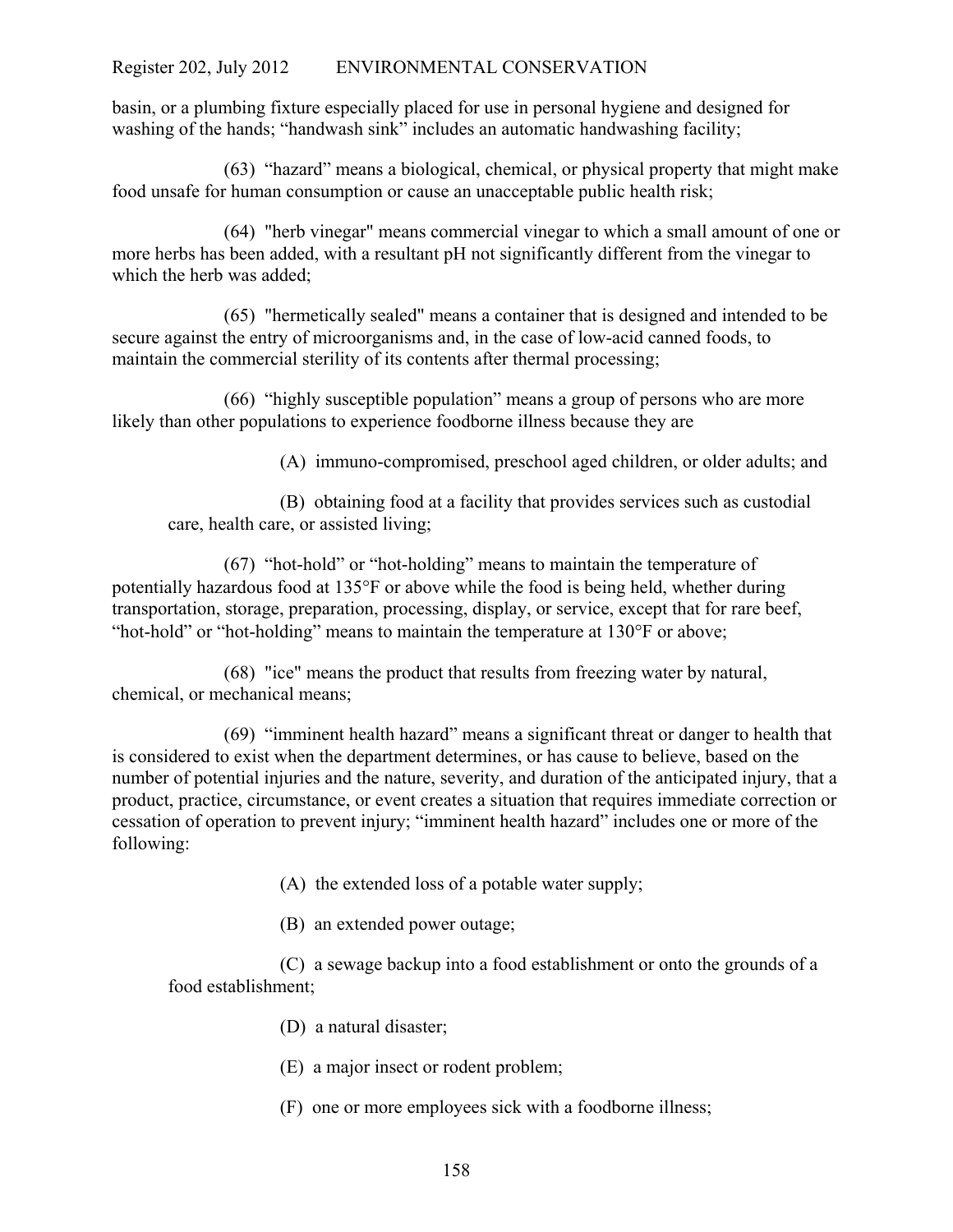basin, or a plumbing fixture especially placed for use in personal hygiene and designed for washing of the hands; "handwash sink" includes an automatic handwashing facility;

(63) "hazard" means a biological, chemical, or physical property that might make food unsafe for human consumption or cause an unacceptable public health risk;

(64) "herb vinegar" means commercial vinegar to which a small amount of one or more herbs has been added, with a resultant pH not significantly different from the vinegar to which the herb was added;

(65) "hermetically sealed" means a container that is designed and intended to be secure against the entry of microorganisms and, in the case of low-acid canned foods, to maintain the commercial sterility of its contents after thermal processing;

(66) "highly susceptible population" means a group of persons who are more likely than other populations to experience foodborne illness because they are

(A) immuno-compromised, preschool aged children, or older adults; and

(B) obtaining food at a facility that provides services such as custodial care, health care, or assisted living;

(67) "hot-hold" or "hot-holding" means to maintain the temperature of potentially hazardous food at 135°F or above while the food is being held, whether during transportation, storage, preparation, processing, display, or service, except that for rare beef, "hot-hold" or "hot-holding" means to maintain the temperature at 130°F or above;

(68) "ice" means the product that results from freezing water by natural, chemical, or mechanical means;

(69) "imminent health hazard" means a significant threat or danger to health that is considered to exist when the department determines, or has cause to believe, based on the number of potential injuries and the nature, severity, and duration of the anticipated injury, that a product, practice, circumstance, or event creates a situation that requires immediate correction or cessation of operation to prevent injury; "imminent health hazard" includes one or more of the following:

(A) the extended loss of a potable water supply;

(B) an extended power outage;

(C) a sewage backup into a food establishment or onto the grounds of a food establishment;

(D) a natural disaster;

(E) a major insect or rodent problem;

(F) one or more employees sick with a foodborne illness;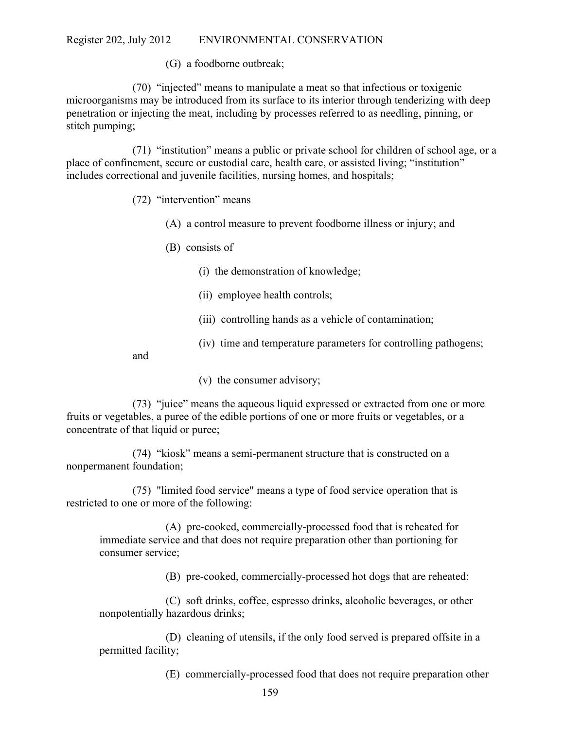(G) a foodborne outbreak;

(70) "injected" means to manipulate a meat so that infectious or toxigenic microorganisms may be introduced from its surface to its interior through tenderizing with deep penetration or injecting the meat, including by processes referred to as needling, pinning, or stitch pumping;

(71) "institution" means a public or private school for children of school age, or a place of confinement, secure or custodial care, health care, or assisted living; "institution" includes correctional and juvenile facilities, nursing homes, and hospitals;

(72) "intervention" means

(A) a control measure to prevent foodborne illness or injury; and

(B) consists of

(i) the demonstration of knowledge;

(ii) employee health controls;

(iii) controlling hands as a vehicle of contamination;

(iv) time and temperature parameters for controlling pathogens; and

(v) the consumer advisory;

(73) "juice" means the aqueous liquid expressed or extracted from one or more fruits or vegetables, a puree of the edible portions of one or more fruits or vegetables, or a concentrate of that liquid or puree;

(74) "kiosk" means a semi-permanent structure that is constructed on a nonpermanent foundation;

(75) "limited food service" means a type of food service operation that is restricted to one or more of the following:

(A) pre-cooked, commercially-processed food that is reheated for immediate service and that does not require preparation other than portioning for consumer service;

(B) pre-cooked, commercially-processed hot dogs that are reheated;

(C) soft drinks, coffee, espresso drinks, alcoholic beverages, or other nonpotentially hazardous drinks;

(D) cleaning of utensils, if the only food served is prepared offsite in a permitted facility;

(E) commercially-processed food that does not require preparation other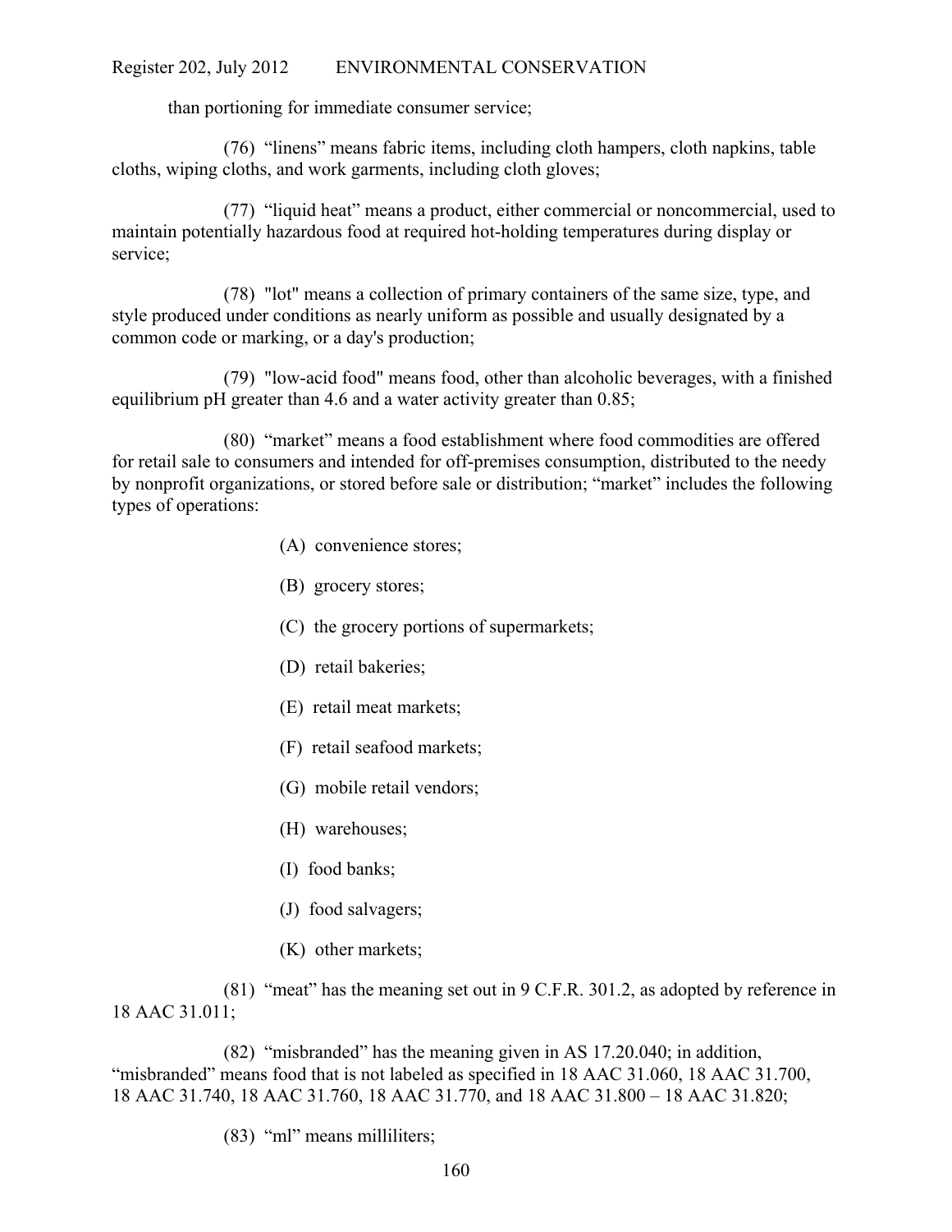than portioning for immediate consumer service;

(76) “linens” means fabric items, including cloth hampers, cloth napkins, table cloths, wiping cloths, and work garments, including cloth gloves;

(77) “liquid heat” means a product, either commercial or noncommercial, used to maintain potentially hazardous food at required hot-holding temperatures during display or service;

(78) "lot" means a collection of primary containers of the same size, type, and style produced under conditions as nearly uniform as possible and usually designated by a common code or marking, or a day's production;

(79) "low-acid food" means food, other than alcoholic beverages, with a finished equilibrium pH greater than 4.6 and a water activity greater than 0.85;

(80) “market” means a food establishment where food commodities are offered for retail sale to consumers and intended for off-premises consumption, distributed to the needy by nonprofit organizations, or stored before sale or distribution; “market” includes the following types of operations:

(A) convenience stores;

(B) grocery stores;

(C) the grocery portions of supermarkets;

(D) retail bakeries;

(E) retail meat markets;

(F) retail seafood markets;

(G) mobile retail vendors;

(H) warehouses;

(I) food banks;

(J) food salvagers;

(K) other markets;

(81) “meat” has the meaning set out in 9 C.F.R. 301.2, as adopted by reference in 18 AAC 31.011;

(82) “misbranded” has the meaning given in AS 17.20.040; in addition, “misbranded” means food that is not labeled as specified in 18 AAC 31.060, 18 AAC 31.700, 18 AAC 31.740, 18 AAC 31.760, 18 AAC 31.770, and 18 AAC 31.800 – 18 AAC 31.820;

(83) “ml” means milliliters;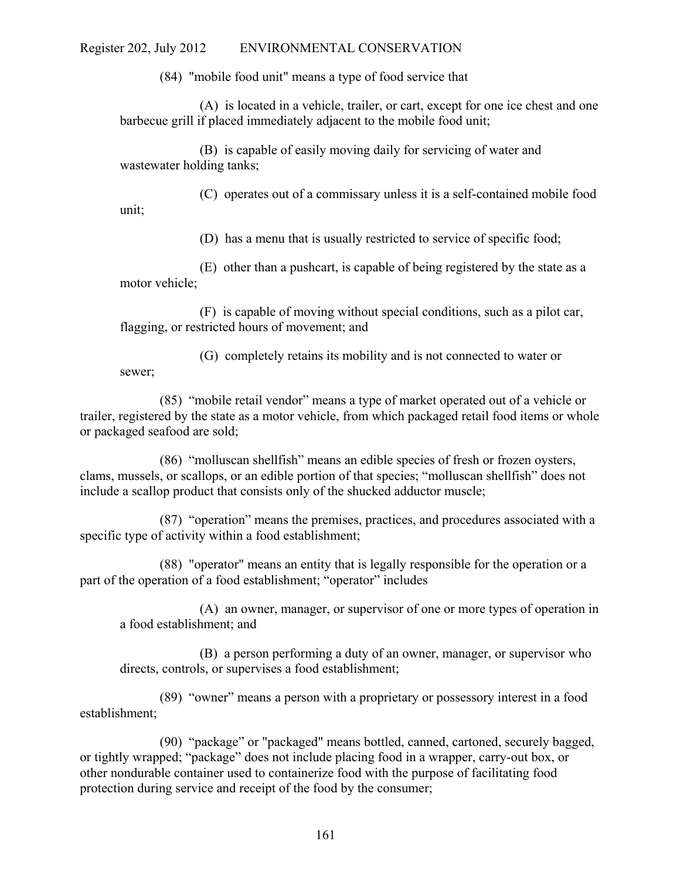(84) "mobile food unit" means a type of food service that

(A) is located in a vehicle, trailer, or cart, except for one ice chest and one barbecue grill if placed immediately adjacent to the mobile food unit;

(B) is capable of easily moving daily for servicing of water and wastewater holding tanks;

(C) operates out of a commissary unless it is a self-contained mobile food unit;

(D) has a menu that is usually restricted to service of specific food;

(E) other than a pushcart, is capable of being registered by the state as a motor vehicle;

(F) is capable of moving without special conditions, such as a pilot car, flagging, or restricted hours of movement; and

(G) completely retains its mobility and is not connected to water or sewer;

(85) "mobile retail vendor" means a type of market operated out of a vehicle or trailer, registered by the state as a motor vehicle, from which packaged retail food items or whole or packaged seafood are sold;

(86) "molluscan shellfish" means an edible species of fresh or frozen oysters, clams, mussels, or scallops, or an edible portion of that species; "molluscan shellfish" does not include a scallop product that consists only of the shucked adductor muscle;

(87) "operation" means the premises, practices, and procedures associated with a specific type of activity within a food establishment;

(88) "operator" means an entity that is legally responsible for the operation or a part of the operation of a food establishment; "operator" includes

(A) an owner, manager, or supervisor of one or more types of operation in a food establishment; and

(B) a person performing a duty of an owner, manager, or supervisor who directs, controls, or supervises a food establishment;

(89) "owner" means a person with a proprietary or possessory interest in a food establishment;

(90) "package" or "packaged" means bottled, canned, cartoned, securely bagged, or tightly wrapped; "package" does not include placing food in a wrapper, carry-out box, or other nondurable container used to containerize food with the purpose of facilitating food protection during service and receipt of the food by the consumer;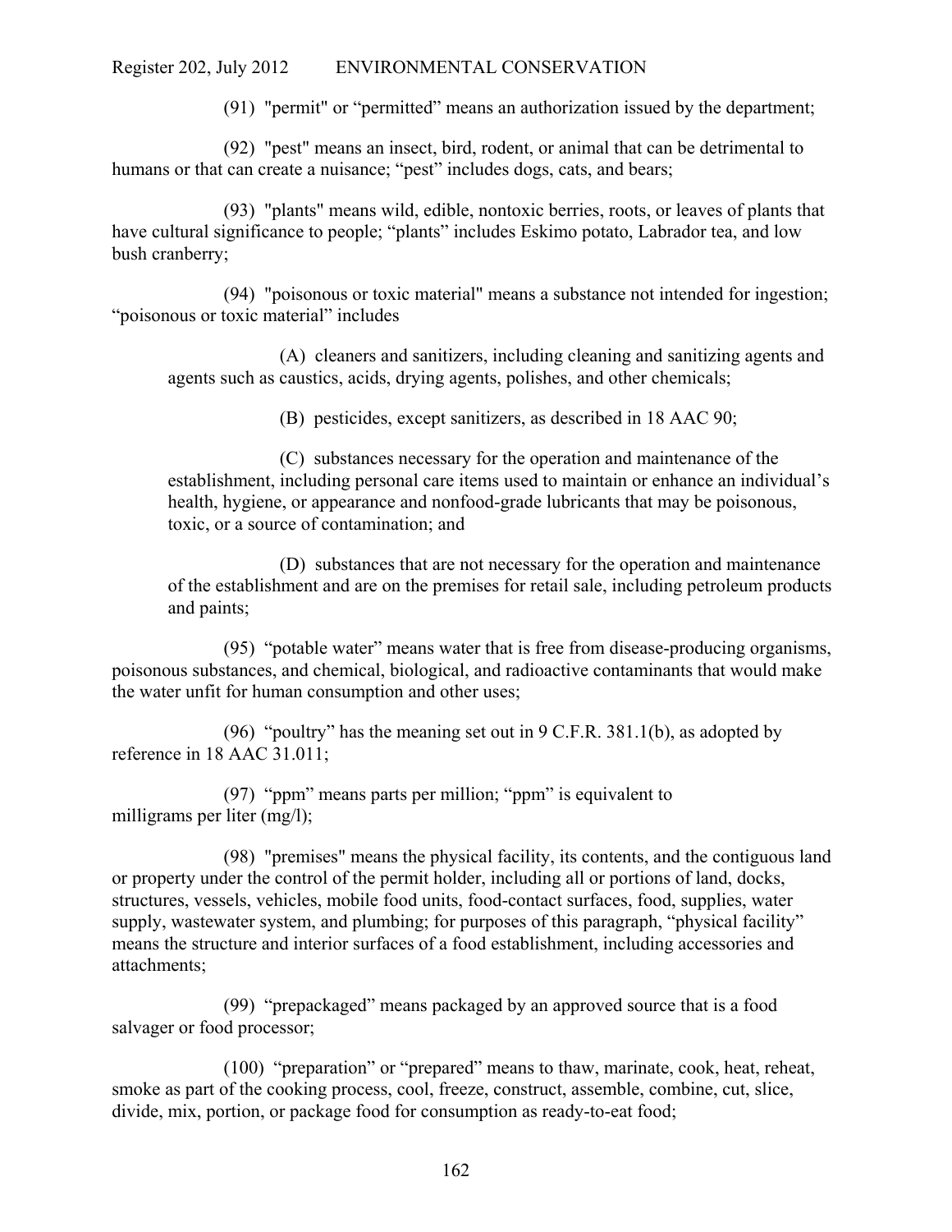(91) "permit" or "permitted" means an authorization issued by the department;

(92) "pest" means an insect, bird, rodent, or animal that can be detrimental to humans or that can create a nuisance; "pest" includes dogs, cats, and bears;

(93) "plants" means wild, edible, nontoxic berries, roots, or leaves of plants that have cultural significance to people; "plants" includes Eskimo potato, Labrador tea, and low bush cranberry;

(94) "poisonous or toxic material" means a substance not intended for ingestion; "poisonous or toxic material" includes

(A) cleaners and sanitizers, including cleaning and sanitizing agents and agents such as caustics, acids, drying agents, polishes, and other chemicals;

(B) pesticides, except sanitizers, as described in 18 AAC 90;

(C) substances necessary for the operation and maintenance of the establishment, including personal care items used to maintain or enhance an individual's health, hygiene, or appearance and nonfood-grade lubricants that may be poisonous, toxic, or a source of contamination; and

(D) substances that are not necessary for the operation and maintenance of the establishment and are on the premises for retail sale, including petroleum products and paints;

(95) "potable water" means water that is free from disease-producing organisms, poisonous substances, and chemical, biological, and radioactive contaminants that would make the water unfit for human consumption and other uses;

(96) "poultry" has the meaning set out in 9 C.F.R. 381.1(b), as adopted by reference in 18 AAC 31.011;

(97) "ppm" means parts per million; "ppm" is equivalent to milligrams per liter (mg/l);

(98) "premises" means the physical facility, its contents, and the contiguous land or property under the control of the permit holder, including all or portions of land, docks, structures, vessels, vehicles, mobile food units, food-contact surfaces, food, supplies, water supply, wastewater system, and plumbing; for purposes of this paragraph, "physical facility" means the structure and interior surfaces of a food establishment, including accessories and attachments;

(99) "prepackaged" means packaged by an approved source that is a food salvager or food processor;

(100) "preparation" or "prepared" means to thaw, marinate, cook, heat, reheat, smoke as part of the cooking process, cool, freeze, construct, assemble, combine, cut, slice, divide, mix, portion, or package food for consumption as ready-to-eat food;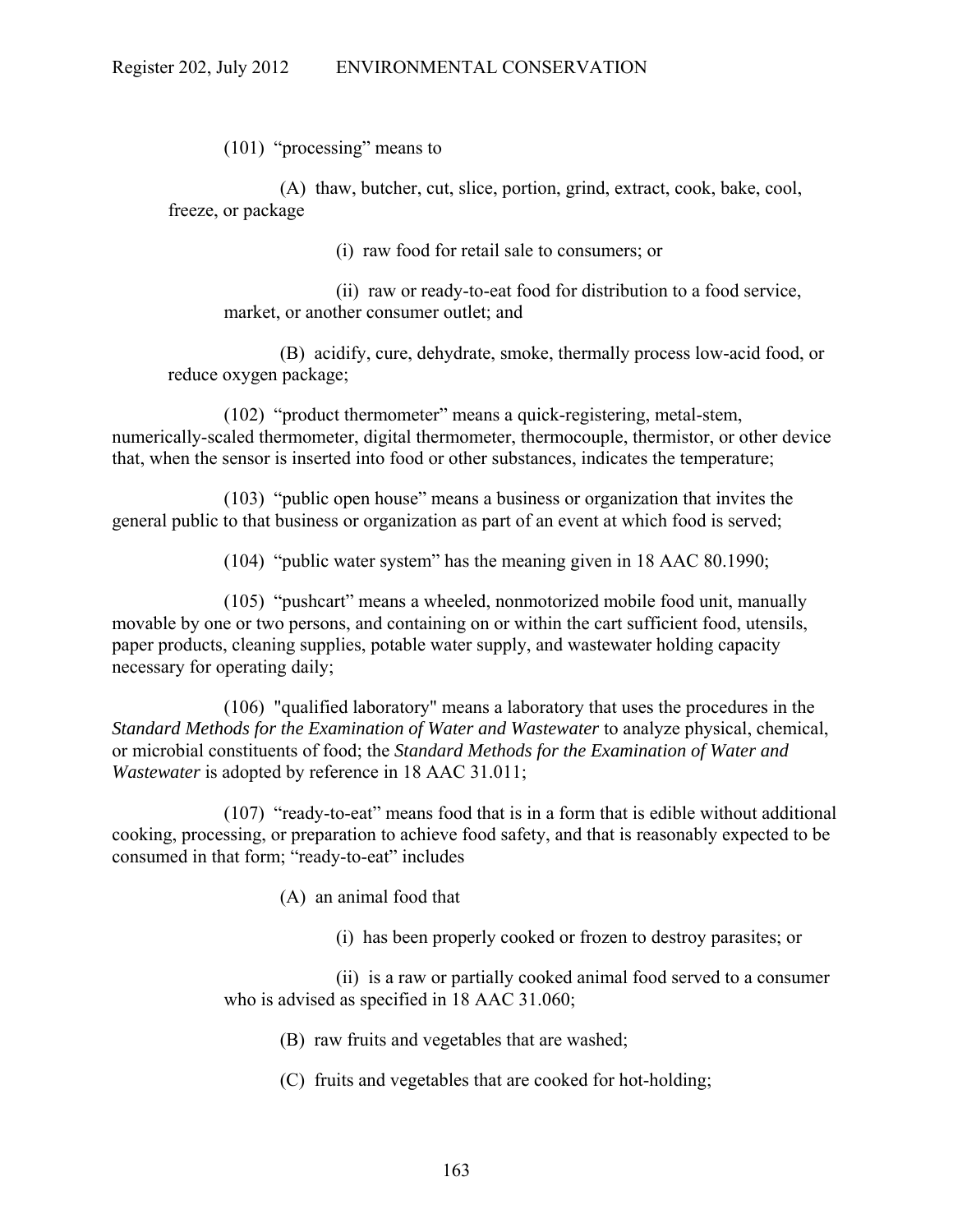(101) "processing" means to

(A) thaw, butcher, cut, slice, portion, grind, extract, cook, bake, cool, freeze, or package

(i) raw food for retail sale to consumers; or

(ii) raw or ready-to-eat food for distribution to a food service, market, or another consumer outlet; and

(B) acidify, cure, dehydrate, smoke, thermally process low-acid food, or reduce oxygen package;

(102) "product thermometer" means a quick-registering, metal-stem, numerically-scaled thermometer, digital thermometer, thermocouple, thermistor, or other device that, when the sensor is inserted into food or other substances, indicates the temperature;

(103) "public open house" means a business or organization that invites the general public to that business or organization as part of an event at which food is served;

(104) "public water system" has the meaning given in 18 AAC 80.1990;

(105) "pushcart" means a wheeled, nonmotorized mobile food unit, manually movable by one or two persons, and containing on or within the cart sufficient food, utensils, paper products, cleaning supplies, potable water supply, and wastewater holding capacity necessary for operating daily;

(106) "qualified laboratory" means a laboratory that uses the procedures in the *Standard Methods for the Examination of Water and Wastewater* to analyze physical, chemical, or microbial constituents of food; the *Standard Methods for the Examination of Water and Wastewater* is adopted by reference in 18 AAC 31.011;

(107) "ready-to-eat" means food that is in a form that is edible without additional cooking, processing, or preparation to achieve food safety, and that is reasonably expected to be consumed in that form; "ready-to-eat" includes

(A) an animal food that

(i) has been properly cooked or frozen to destroy parasites; or

(ii) is a raw or partially cooked animal food served to a consumer who is advised as specified in 18 AAC 31.060;

(B) raw fruits and vegetables that are washed;

(C) fruits and vegetables that are cooked for hot-holding;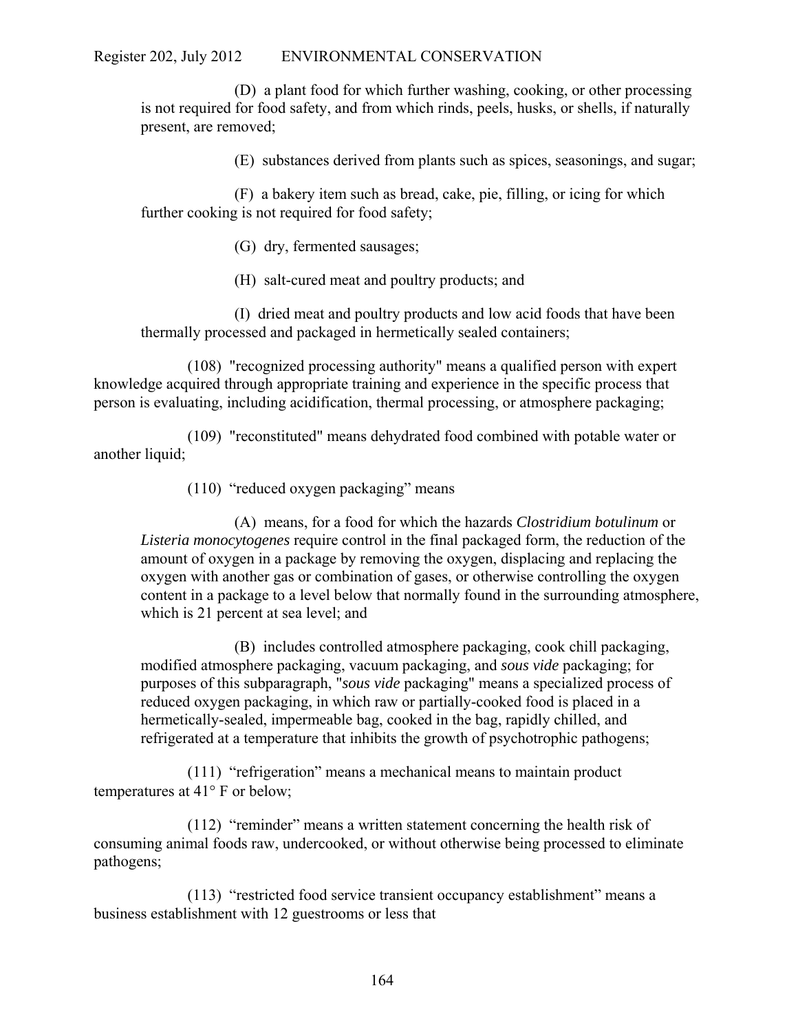(D) a plant food for which further washing, cooking, or other processing is not required for food safety, and from which rinds, peels, husks, or shells, if naturally present, are removed;

(E) substances derived from plants such as spices, seasonings, and sugar;

(F) a bakery item such as bread, cake, pie, filling, or icing for which further cooking is not required for food safety;

(G) dry, fermented sausages;

(H) salt-cured meat and poultry products; and

(I) dried meat and poultry products and low acid foods that have been thermally processed and packaged in hermetically sealed containers;

(108) "recognized processing authority" means a qualified person with expert knowledge acquired through appropriate training and experience in the specific process that person is evaluating, including acidification, thermal processing, or atmosphere packaging;

(109) "reconstituted" means dehydrated food combined with potable water or another liquid;

(110) "reduced oxygen packaging" means

(A) means, for a food for which the hazards *Clostridium botulinum* or *Listeria monocytogenes* require control in the final packaged form, the reduction of the amount of oxygen in a package by removing the oxygen, displacing and replacing the oxygen with another gas or combination of gases, or otherwise controlling the oxygen content in a package to a level below that normally found in the surrounding atmosphere, which is 21 percent at sea level; and

(B) includes controlled atmosphere packaging, cook chill packaging, modified atmosphere packaging, vacuum packaging, and *sous vide* packaging; for purposes of this subparagraph, "*sous vide* packaging" means a specialized process of reduced oxygen packaging, in which raw or partially-cooked food is placed in a hermetically-sealed, impermeable bag, cooked in the bag, rapidly chilled, and refrigerated at a temperature that inhibits the growth of psychotrophic pathogens;

(111) "refrigeration" means a mechanical means to maintain product temperatures at 41° F or below;

(112) "reminder" means a written statement concerning the health risk of consuming animal foods raw, undercooked, or without otherwise being processed to eliminate pathogens;

(113) "restricted food service transient occupancy establishment" means a business establishment with 12 guestrooms or less that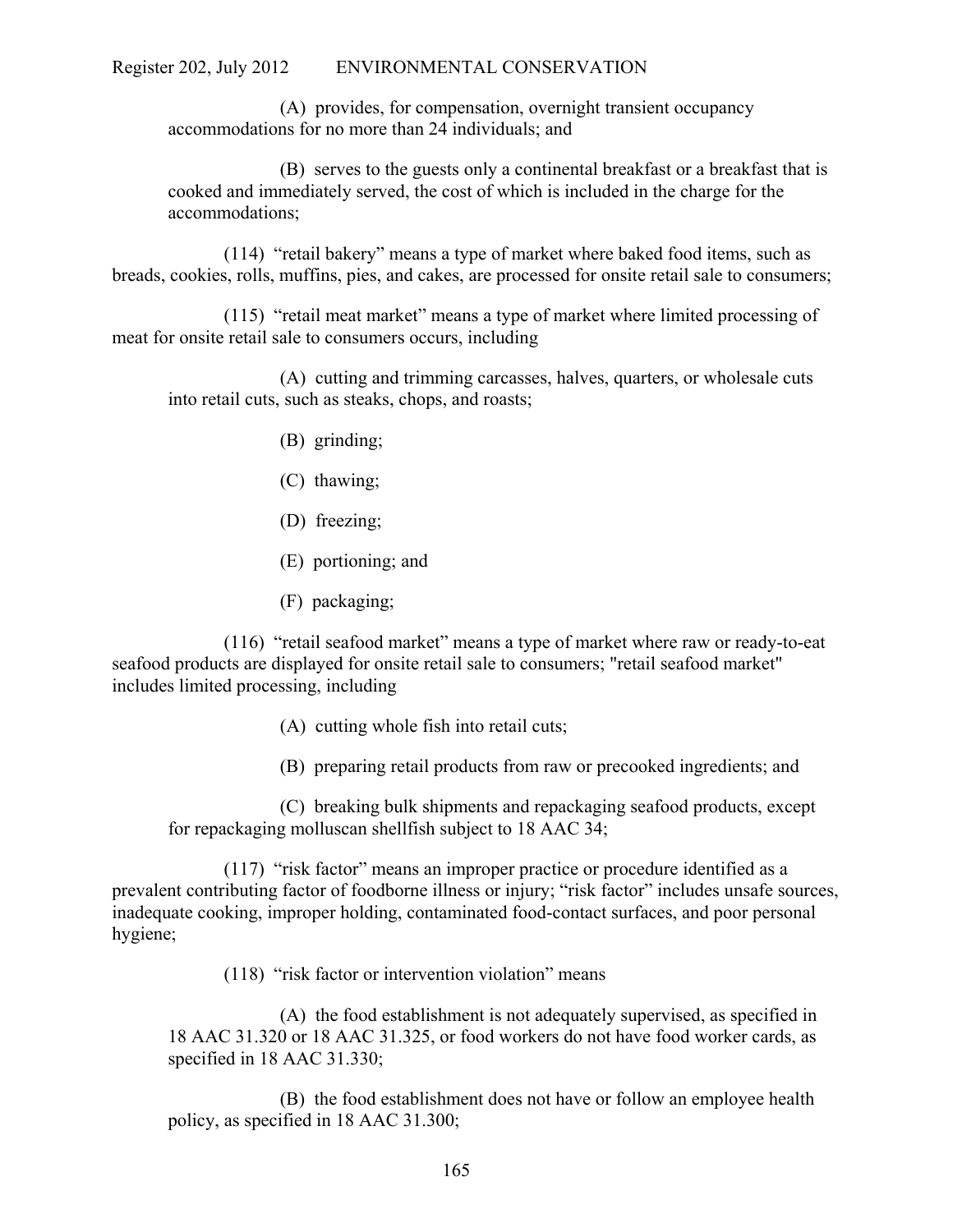(A) provides, for compensation, overnight transient occupancy accommodations for no more than 24 individuals; and

(B) serves to the guests only a continental breakfast or a breakfast that is cooked and immediately served, the cost of which is included in the charge for the accommodations;

(114) "retail bakery" means a type of market where baked food items, such as breads, cookies, rolls, muffins, pies, and cakes, are processed for onsite retail sale to consumers;

(115) "retail meat market" means a type of market where limited processing of meat for onsite retail sale to consumers occurs, including

(A) cutting and trimming carcasses, halves, quarters, or wholesale cuts into retail cuts, such as steaks, chops, and roasts;

(B) grinding;

(C) thawing;

(D) freezing;

(E) portioning; and

(F) packaging;

(116) "retail seafood market" means a type of market where raw or ready-to-eat seafood products are displayed for onsite retail sale to consumers; "retail seafood market" includes limited processing, including

(A) cutting whole fish into retail cuts;

(B) preparing retail products from raw or precooked ingredients; and

(C) breaking bulk shipments and repackaging seafood products, except for repackaging molluscan shellfish subject to 18 AAC 34;

(117) "risk factor" means an improper practice or procedure identified as a prevalent contributing factor of foodborne illness or injury; "risk factor" includes unsafe sources, inadequate cooking, improper holding, contaminated food-contact surfaces, and poor personal hygiene;

(118) "risk factor or intervention violation" means

(A) the food establishment is not adequately supervised, as specified in 18 AAC 31.320 or 18 AAC 31.325, or food workers do not have food worker cards, as specified in 18 AAC 31.330;

(B) the food establishment does not have or follow an employee health policy, as specified in 18 AAC 31.300;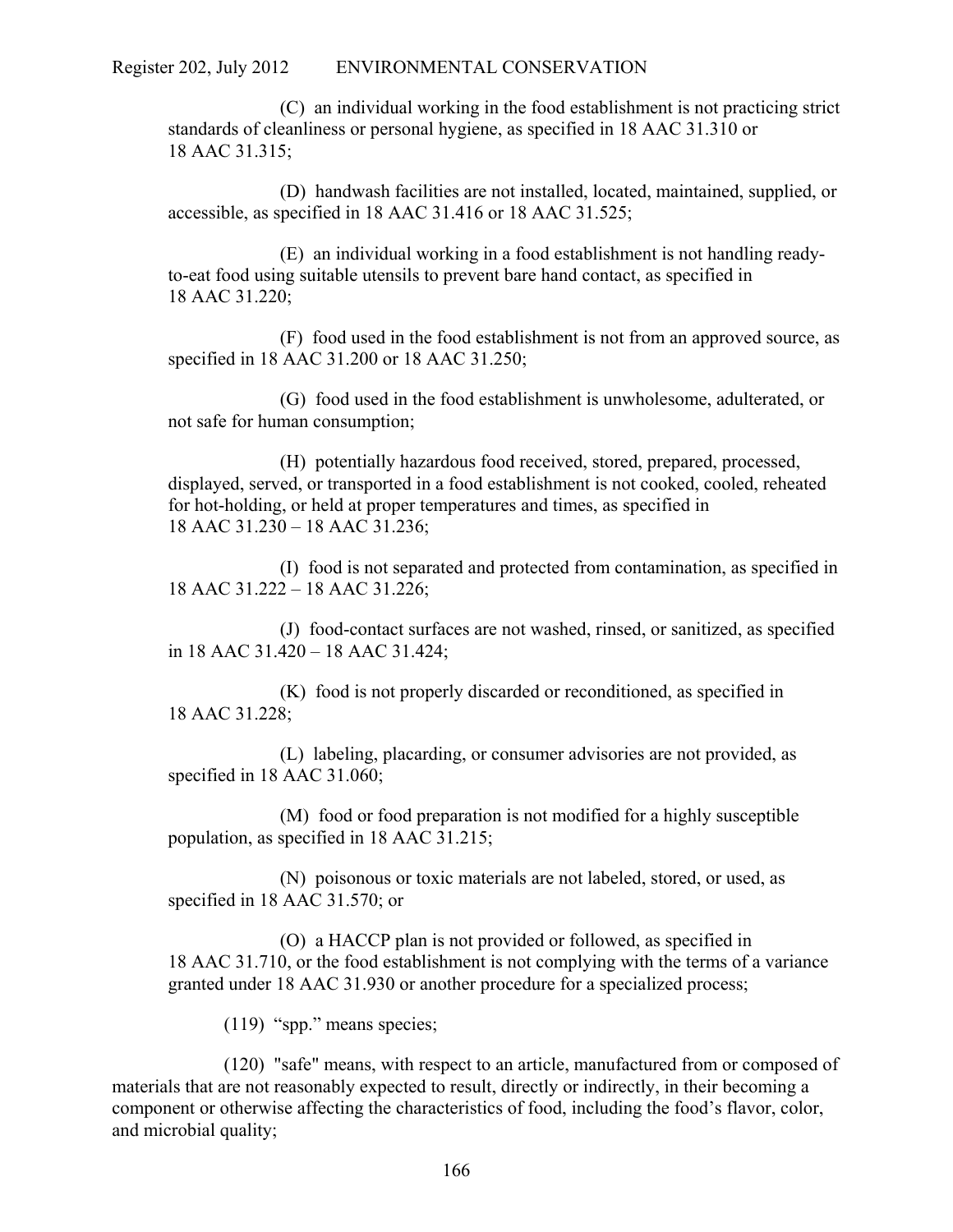(C) an individual working in the food establishment is not practicing strict standards of cleanliness or personal hygiene, as specified in 18 AAC 31.310 or 18 AAC 31.315;

(D) handwash facilities are not installed, located, maintained, supplied, or accessible, as specified in 18 AAC 31.416 or 18 AAC 31.525;

(E) an individual working in a food establishment is not handling ready-to-eat food using suitable utensils to prevent bare hand contact, as specified in 18 AAC 31.220;

(F) food used in the food establishment is not from an approved source, as specified in 18 AAC 31.200 or 18 AAC 31.250;

(G) food used in the food establishment is unwholesome, adulterated, or not safe for human consumption;

(H) potentially hazardous food received, stored, prepared, processed, displayed, served, or transported in a food establishment is not cooked, cooled, reheated for hot-holding, or held at proper temperatures and times, as specified in 18 AAC 31.230 – 18 AAC 31.236;

(I) food is not separated and protected from contamination, as specified in 18 AAC 31.222 – 18 AAC 31.226;

(J) food-contact surfaces are not washed, rinsed, or sanitized, as specified in 18 AAC 31.420 – 18 AAC 31.424;

(K) food is not properly discarded or reconditioned, as specified in 18 AAC 31.228;

(L) labeling, placarding, or consumer advisories are not provided, as specified in 18 AAC 31.060;

(M) food or food preparation is not modified for a highly susceptible population, as specified in 18 AAC 31.215;

(N) poisonous or toxic materials are not labeled, stored, or used, as specified in 18 AAC 31.570; or

(O) a HACCP plan is not provided or followed, as specified in 18 AAC 31.710, or the food establishment is not complying with the terms of a variance granted under 18 AAC 31.930 or another procedure for a specialized process;

(119) "spp." means species;

(120) "safe" means, with respect to an article, manufactured from or composed of materials that are not reasonably expected to result, directly or indirectly, in their becoming a component or otherwise affecting the characteristics of food, including the food's flavor, color, and microbial quality;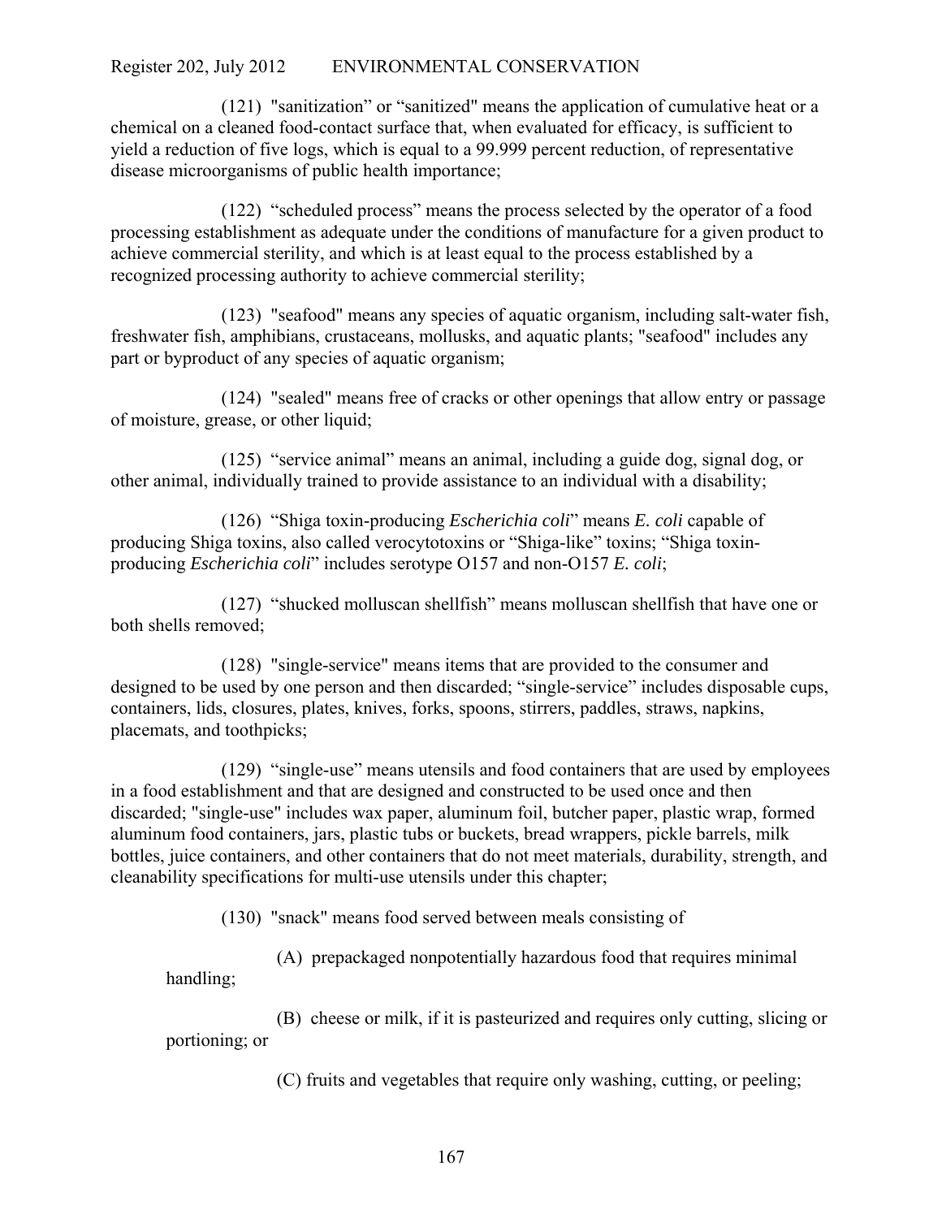(121) "sanitization" or "sanitized" means the application of cumulative heat or a chemical on a cleaned food-contact surface that, when evaluated for efficacy, is sufficient to yield a reduction of five logs, which is equal to a 99.999 percent reduction, of representative disease microorganisms of public health importance;

(122) "scheduled process" means the process selected by the operator of a food processing establishment as adequate under the conditions of manufacture for a given product to achieve commercial sterility, and which is at least equal to the process established by a recognized processing authority to achieve commercial sterility;

(123) "seafood" means any species of aquatic organism, including salt-water fish, freshwater fish, amphibians, crustaceans, mollusks, and aquatic plants; "seafood" includes any part or byproduct of any species of aquatic organism;

(124) "sealed" means free of cracks or other openings that allow entry or passage of moisture, grease, or other liquid;

(125) "service animal" means an animal, including a guide dog, signal dog, or other animal, individually trained to provide assistance to an individual with a disability;

(126) "Shiga toxin-producing *Escherichia coli*" means *E. coli* capable of producing Shiga toxins, also called verocytotoxins or "Shiga-like" toxins; "Shiga toxin-producing *Escherichia coli*" includes serotype O157 and non-O157 *E. coli*;

(127) "shucked molluscan shellfish" means molluscan shellfish that have one or both shells removed;

(128) "single-service" means items that are provided to the consumer and designed to be used by one person and then discarded; "single-service" includes disposable cups, containers, lids, closures, plates, knives, forks, spoons, stirrers, paddles, straws, napkins, placemats, and toothpicks;

(129) "single-use" means utensils and food containers that are used by employees in a food establishment and that are designed and constructed to be used once and then discarded; "single-use" includes wax paper, aluminum foil, butcher paper, plastic wrap, formed aluminum food containers, jars, plastic tubs or buckets, bread wrappers, pickle barrels, milk bottles, juice containers, and other containers that do not meet materials, durability, strength, and cleanability specifications for multi-use utensils under this chapter;

(130) "snack" means food served between meals consisting of

(A) prepackaged nonpotentially hazardous food that requires minimal handling;

(B) cheese or milk, if it is pasteurized and requires only cutting, slicing or portioning; or

(C) fruits and vegetables that require only washing, cutting, or peeling;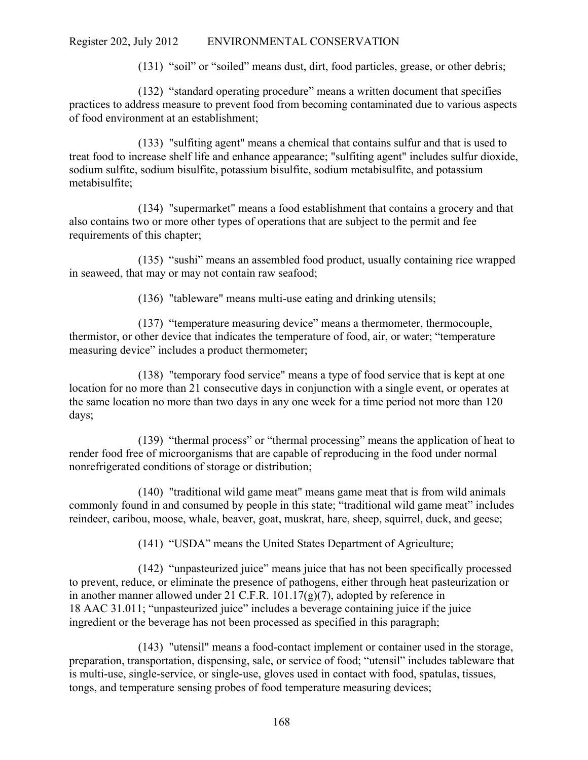(131) “soil” or “soiled” means dust, dirt, food particles, grease, or other debris;

(132) “standard operating procedure” means a written document that specifies practices to address measure to prevent food from becoming contaminated due to various aspects of food environment at an establishment;

(133) "sulfiting agent" means a chemical that contains sulfur and that is used to treat food to increase shelf life and enhance appearance; "sulfiting agent" includes sulfur dioxide, sodium sulfite, sodium bisulfite, potassium bisulfite, sodium metabisulfite, and potassium metabisulfite;

(134) "supermarket" means a food establishment that contains a grocery and that also contains two or more other types of operations that are subject to the permit and fee requirements of this chapter;

(135) “sushi” means an assembled food product, usually containing rice wrapped in seaweed, that may or may not contain raw seafood;

(136) "tableware" means multi-use eating and drinking utensils;

(137) “temperature measuring device” means a thermometer, thermocouple, thermistor, or other device that indicates the temperature of food, air, or water; “temperature measuring device” includes a product thermometer;

(138) "temporary food service" means a type of food service that is kept at one location for no more than 21 consecutive days in conjunction with a single event, or operates at the same location no more than two days in any one week for a time period not more than 120 days;

(139) “thermal process” or “thermal processing” means the application of heat to render food free of microorganisms that are capable of reproducing in the food under normal nonrefrigerated conditions of storage or distribution;

(140) "traditional wild game meat" means game meat that is from wild animals commonly found in and consumed by people in this state; “traditional wild game meat” includes reindeer, caribou, moose, whale, beaver, goat, muskrat, hare, sheep, squirrel, duck, and geese;

(141) “USDA” means the United States Department of Agriculture;

(142) “unpasteurized juice” means juice that has not been specifically processed to prevent, reduce, or eliminate the presence of pathogens, either through heat pasteurization or in another manner allowed under 21 C.F.R. 101.17(g)(7), adopted by reference in 18 AAC 31.011; “unpasteurized juice” includes a beverage containing juice if the juice ingredient or the beverage has not been processed as specified in this paragraph;

(143) "utensil" means a food-contact implement or container used in the storage, preparation, transportation, dispensing, sale, or service of food; “utensil” includes tableware that is multi-use, single-service, or single-use, gloves used in contact with food, spatulas, tissues, tongs, and temperature sensing probes of food temperature measuring devices;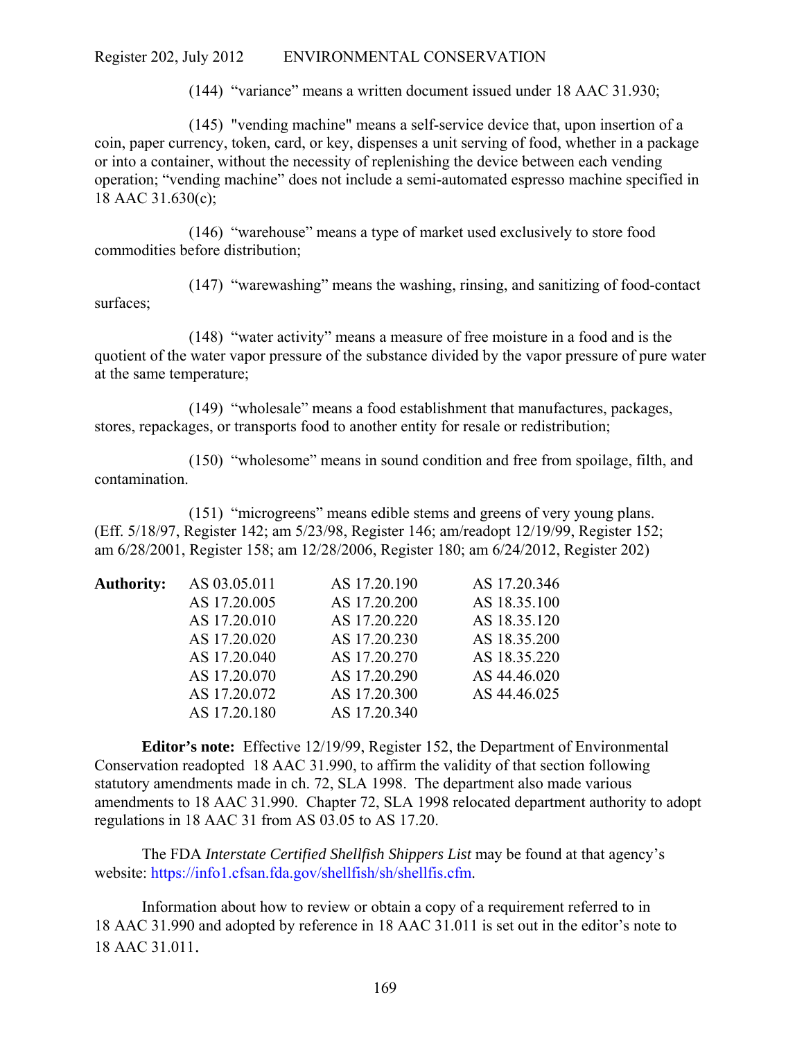(144) “variance” means a written document issued under 18 AAC 31.930;

(145) "vending machine" means a self-service device that, upon insertion of a coin, paper currency, token, card, or key, dispenses a unit serving of food, whether in a package or into a container, without the necessity of replenishing the device between each vending operation; “vending machine” does not include a semi-automated espresso machine specified in 18 AAC 31.630(c);

(146) “warehouse” means a type of market used exclusively to store food commodities before distribution;

(147) “warewashing” means the washing, rinsing, and sanitizing of food-contact surfaces;

(148) “water activity” means a measure of free moisture in a food and is the quotient of the water vapor pressure of the substance divided by the vapor pressure of pure water at the same temperature;

(149) “wholesale” means a food establishment that manufactures, packages, stores, repackages, or transports food to another entity for resale or redistribution;

(150) “wholesome” means in sound condition and free from spoilage, filth, and contamination.

(151) “microgreens” means edible stems and greens of very young plans.
(Eff. 5/18/97, Register 142; am 5/23/98, Register 146; am/readopt 12/19/99, Register 152; am 6/28/2001, Register 158; am 12/28/2006, Register 180; am 6/24/2012, Register 202)

| | | | |
|---|---|---|---|
| **Authority:** | AS 03.05.011 | AS 17.20.190 | AS 17.20.346 |
| | AS 17.20.005 | AS 17.20.200 | AS 18.35.100 |
| | AS 17.20.010 | AS 17.20.220 | AS 18.35.120 |
| | AS 17.20.020 | AS 17.20.230 | AS 18.35.200 |
| | AS 17.20.040 | AS 17.20.270 | AS 18.35.220 |
| | AS 17.20.070 | AS 17.20.290 | AS 44.46.020 |
| | AS 17.20.072 | AS 17.20.300 | AS 44.46.025 |
| | AS 17.20.180 | AS 17.20.340 | |

**Editor’s note:** Effective 12/19/99, Register 152, the Department of Environmental Conservation readopted 18 AAC 31.990, to affirm the validity of that section following statutory amendments made in ch. 72, SLA 1998. The department also made various amendments to 18 AAC 31.990. Chapter 72, SLA 1998 relocated department authority to adopt regulations in 18 AAC 31 from AS 03.05 to AS 17.20.

The FDA *Interstate Certified Shellfish Shippers List* may be found at that agency’s website: https://info1.cfsan.fda.gov/shellfish/sh/shellfis.cfm.

Information about how to review or obtain a copy of a requirement referred to in 18 AAC 31.990 and adopted by reference in 18 AAC 31.011 is set out in the editor’s note to 18 AAC 31.011.